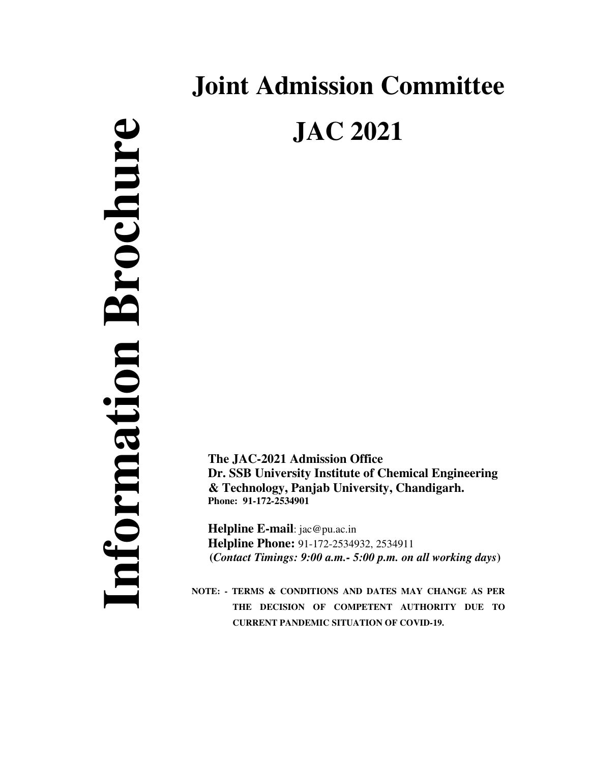# Information Brochure

# Joint Admission Committee

# JAC 2021

**The JAC-2021 Admission Office**
**Dr. SSB University Institute of Chemical Engineering & Technology, Panjab University, Chandigarh.**
**Phone: 91-172-2534901**

**Helpline E-mail**: jac@pu.ac.in
**Helpline Phone:** 91-172-2534932, 2534911
**(*Contact Timings: 9:00 a.m.- 5:00 p.m. on all working days*)**

**NOTE: - TERMS & CONDITIONS AND DATES MAY CHANGE AS PER THE DECISION OF COMPETENT AUTHORITY DUE TO CURRENT PANDEMIC SITUATION OF COVID-19.**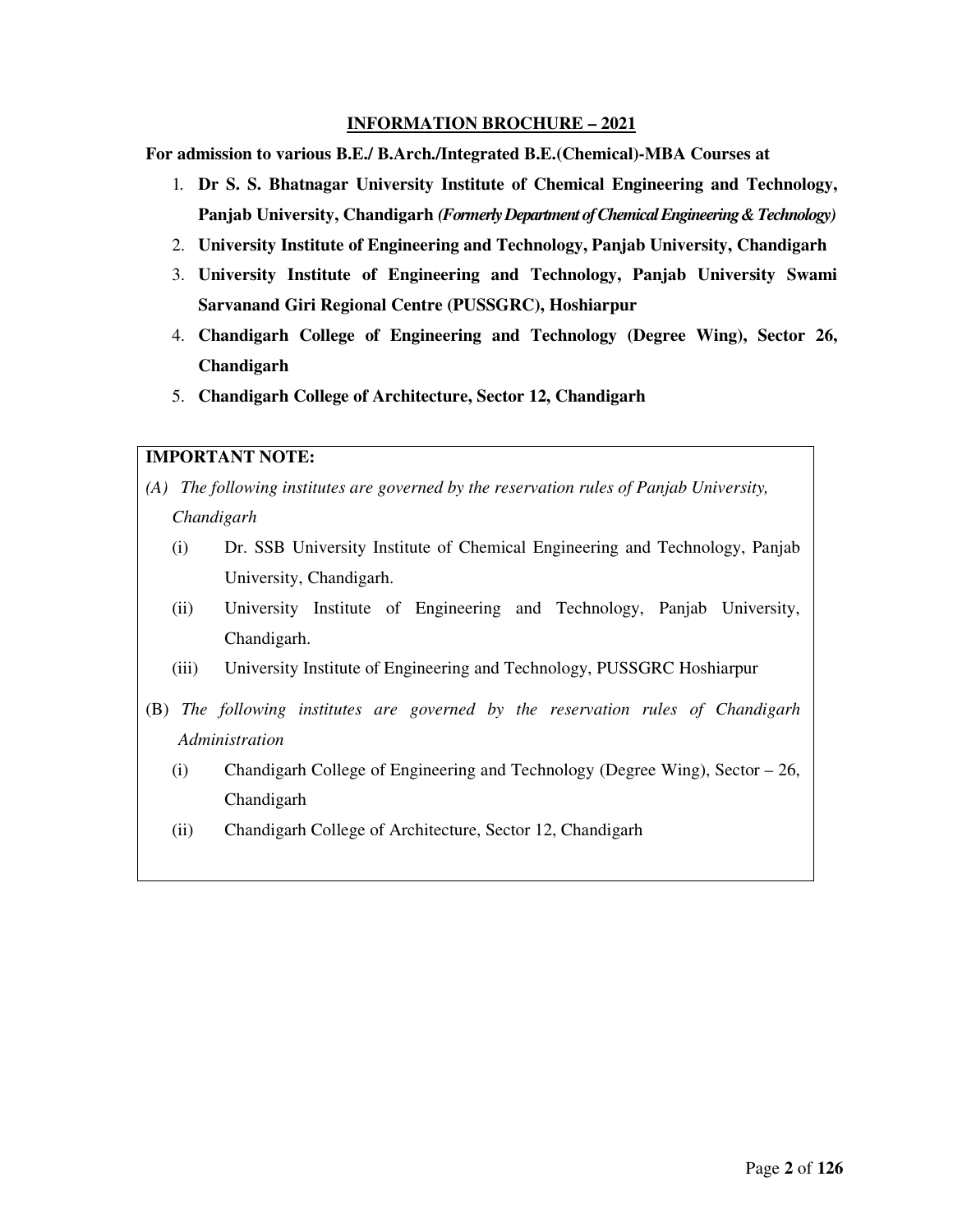## INFORMATION BROCHURE – 2021

**For admission to various B.E./ B.Arch./Integrated B.E.(Chemical)-MBA Courses at**

1. **Dr S. S. Bhatnagar University Institute of Chemical Engineering and Technology, Panjab University, Chandigarh** ***(Formerly Department of Chemical Engineering & Technology)***
2. **University Institute of Engineering and Technology, Panjab University, Chandigarh**
3. **University Institute of Engineering and Technology, Panjab University Swami Sarvanand Giri Regional Centre (PUSSGRC), Hoshiarpur**
4. **Chandigarh College of Engineering and Technology (Degree Wing), Sector 26, Chandigarh**
5. **Chandigarh College of Architecture, Sector 12, Chandigarh**

**IMPORTANT NOTE:**

*(A) The following institutes are governed by the reservation rules of Panjab University, Chandigarh*

- (i) Dr. SSB University Institute of Chemical Engineering and Technology, Panjab University, Chandigarh.
- (ii) University Institute of Engineering and Technology, Panjab University, Chandigarh.
- (iii) University Institute of Engineering and Technology, PUSSGRC Hoshiarpur

(B) *The following institutes are governed by the reservation rules of Chandigarh Administration*

- (i) Chandigarh College of Engineering and Technology (Degree Wing), Sector – 26, Chandigarh
- (ii) Chandigarh College of Architecture, Sector 12, Chandigarh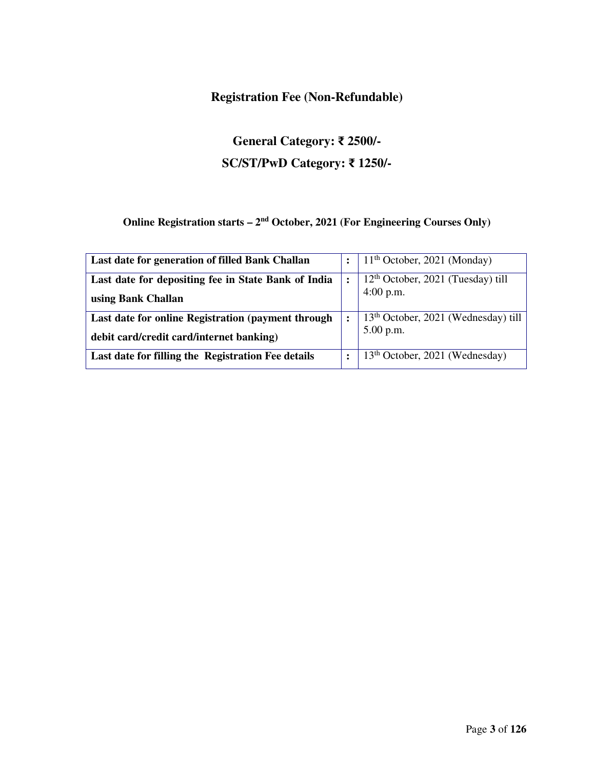## Registration Fee (Non-Refundable)

### General Category: ₹ 2500/-

### SC/ST/PwD Category: ₹ 1250/-

**Online Registration starts – 2nd October, 2021 (For Engineering Courses Only)**

| | | |
|---|---|---|
| **Last date for generation of filled Bank Challan** | **:** | 11th October, 2021 (Monday) |
| **Last date for depositing fee in State Bank of India using Bank Challan** | **:** | 12th October, 2021 (Tuesday) till 4:00 p.m. |
| **Last date for online Registration (payment through debit card/credit card/internet banking)** | **:** | 13th October, 2021 (Wednesday) till 5.00 p.m. |
| **Last date for filling the Registration Fee details** | **:** | 13th October, 2021 (Wednesday) |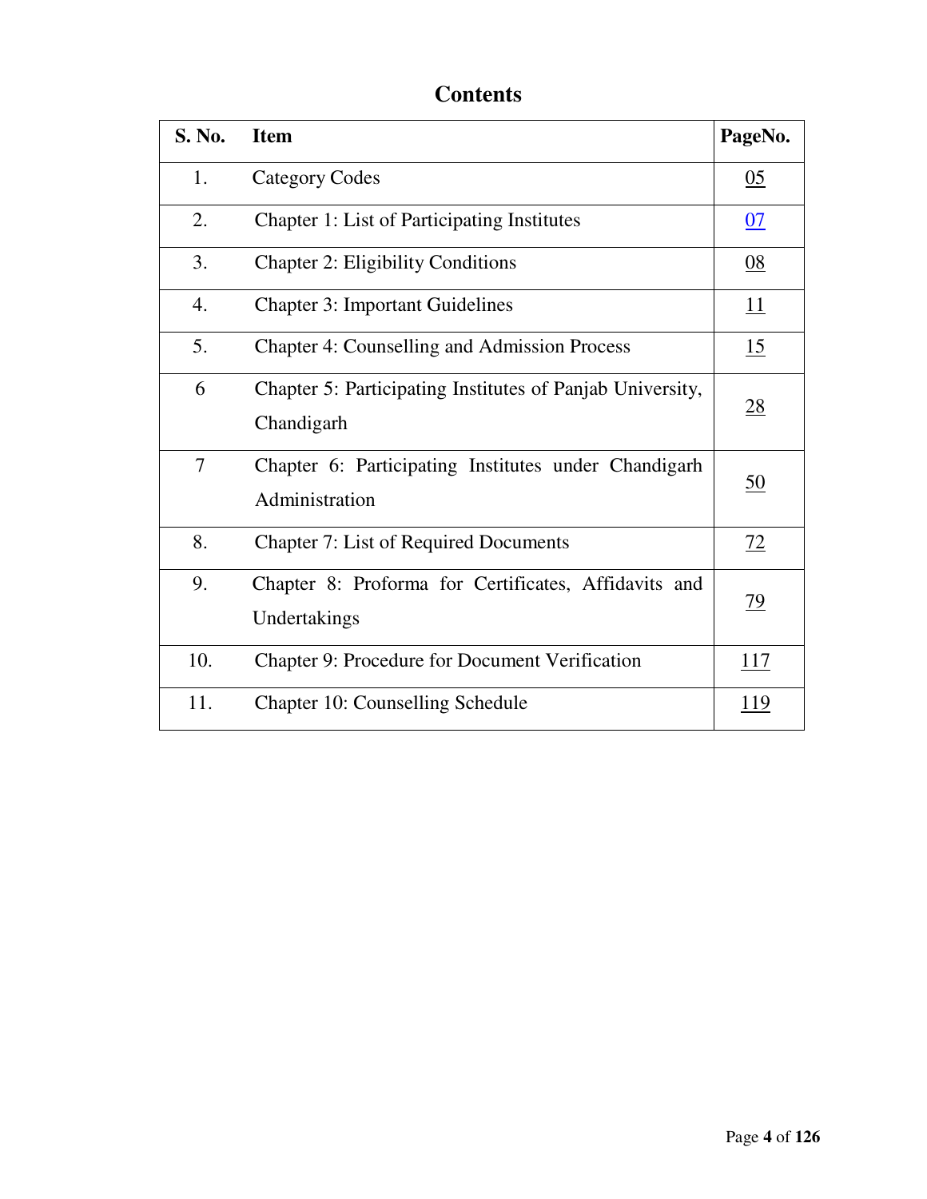# Contents

| S. No. | Item | PageNo. |
|---|---|---|
| 1. | Category Codes | 05 |
| 2. | Chapter 1: List of Participating Institutes | 07 |
| 3. | Chapter 2: Eligibility Conditions | 08 |
| 4. | Chapter 3: Important Guidelines | 11 |
| 5. | Chapter 4: Counselling and Admission Process | 15 |
| 6 | Chapter 5: Participating Institutes of Panjab University, Chandigarh | 28 |
| 7 | Chapter 6: Participating Institutes under Chandigarh Administration | 50 |
| 8. | Chapter 7: List of Required Documents | 72 |
| 9. | Chapter 8: Proforma for Certificates, Affidavits and Undertakings | 79 |
| 10. | Chapter 9: Procedure for Document Verification | 117 |
| 11. | Chapter 10: Counselling Schedule | 119 |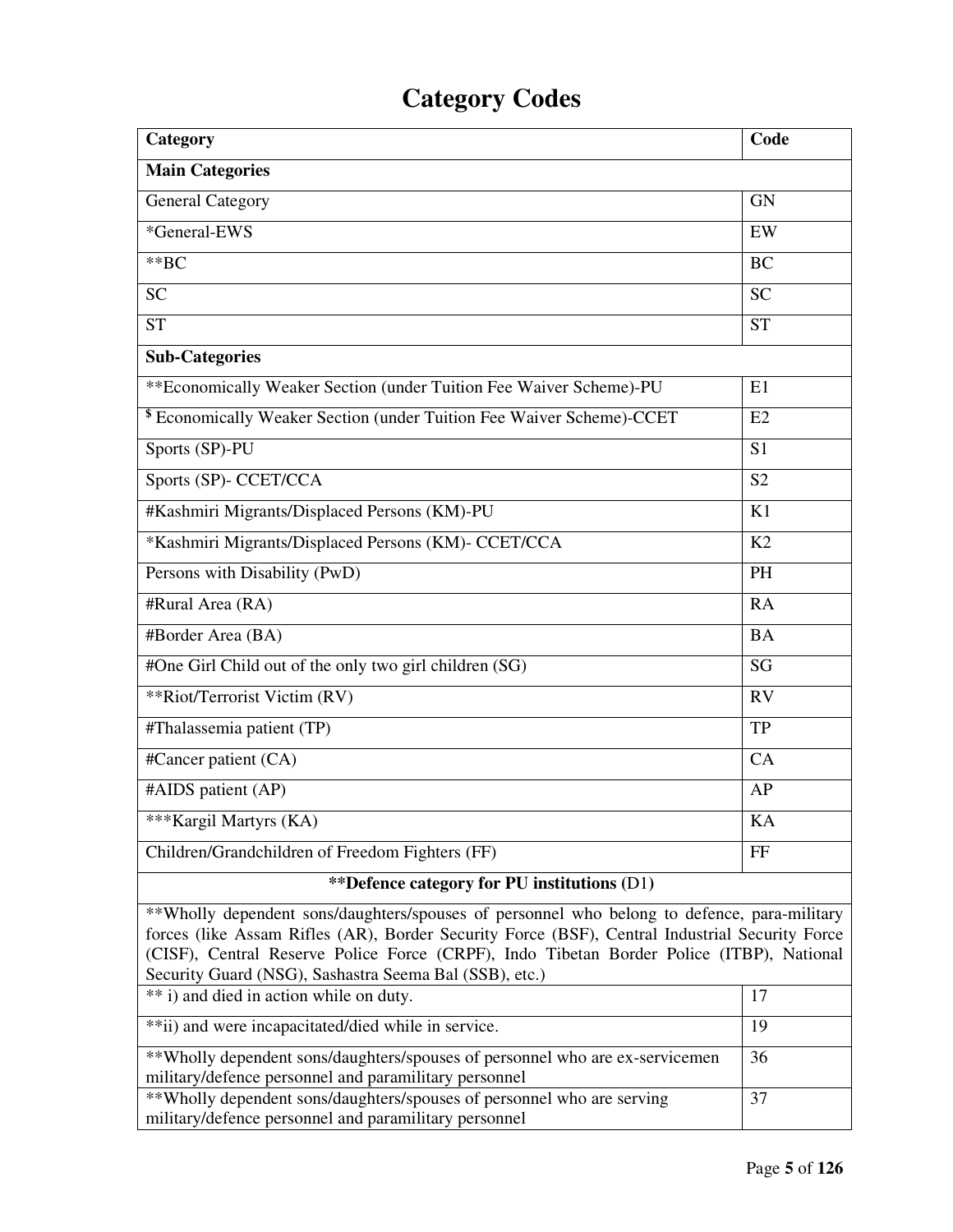# Category Codes

| Category | Code |
|---|---|
| **Main Categories** | |
| General Category | GN |
| *General-EWS | EW |
| **BC | BC |
| SC | SC |
| ST | ST |
| **Sub-Categories** | |
| **Economically Weaker Section (under Tuition Fee Waiver Scheme)-PU | E1 |
| $ Economically Weaker Section (under Tuition Fee Waiver Scheme)-CCET | E2 |
| Sports (SP)-PU | S1 |
| Sports (SP)- CCET/CCA | S2 |
| #Kashmiri Migrants/Displaced Persons (KM)-PU | K1 |
| *Kashmiri Migrants/Displaced Persons (KM)- CCET/CCA | K2 |
| Persons with Disability (PwD) | PH |
| #Rural Area (RA) | RA |
| #Border Area (BA) | BA |
| #One Girl Child out of the only two girl children (SG) | SG |
| **Riot/Terrorist Victim (RV) | RV |
| #Thalassemia patient (TP) | TP |
| #Cancer patient (CA) | CA |
| #AIDS patient (AP) | AP |
| ***Kargil Martyrs (KA) | KA |
| Children/Grandchildren of Freedom Fighters (FF) | FF |
| **\*\*Defence category for PU institutions** (D1) | |
| **Wholly dependent sons/daughters/spouses of personnel who belong to defence, para-military forces (like Assam Rifles (AR), Border Security Force (BSF), Central Industrial Security Force (CISF), Central Reserve Police Force (CRPF), Indo Tibetan Border Police (ITBP), National Security Guard (NSG), Sashastra Seema Bal (SSB), etc.) | |
| ** i) and died in action while on duty. | 17 |
| **ii) and were incapacitated/died while in service. | 19 |
| **Wholly dependent sons/daughters/spouses of personnel who are ex-servicemen military/defence personnel and paramilitary personnel | 36 |
| **Wholly dependent sons/daughters/spouses of personnel who are serving military/defence personnel and paramilitary personnel | 37 |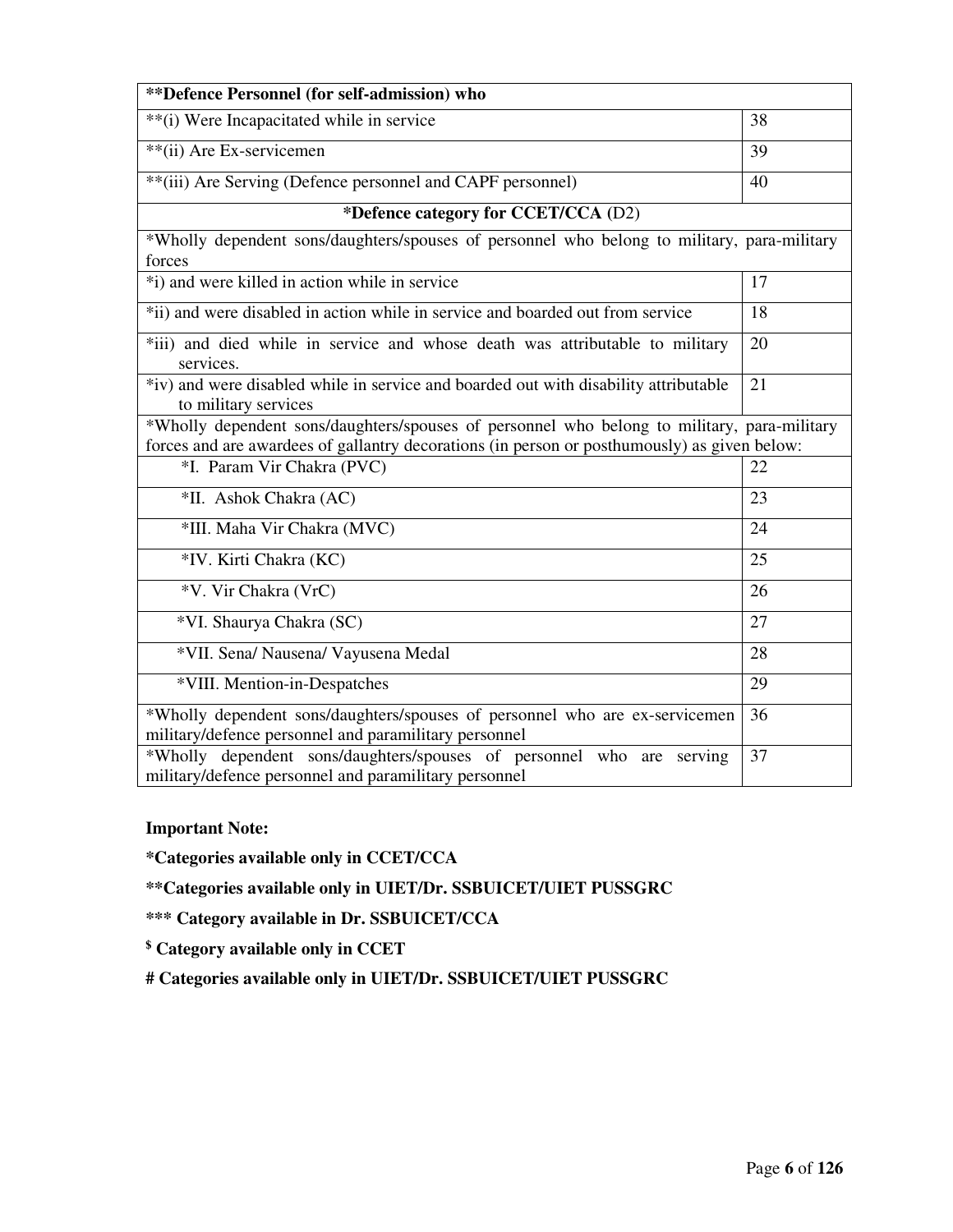| **\*\*Defence Personnel (for self-admission) who** | |
|---|---|
| \*\*(i) Were Incapacitated while in service | 38 |
| \*\*(ii) Are Ex-servicemen | 39 |
| \*\*(iii) Are Serving (Defence personnel and CAPF personnel) | 40 |
| **\*Defence category for CCET/CCA (**D2) | |
| \*Wholly dependent sons/daughters/spouses of personnel who belong to military, para-military forces | |
| \*i) and were killed in action while in service | 17 |
| \*ii) and were disabled in action while in service and boarded out from service | 18 |
| \*iii) and died while in service and whose death was attributable to military services. | 20 |
| \*iv) and were disabled while in service and boarded out with disability attributable to military services | 21 |
| \*Wholly dependent sons/daughters/spouses of personnel who belong to military, para-military forces and are awardees of gallantry decorations (in person or posthumously) as given below: | |
| \*I. Param Vir Chakra (PVC) | 22 |
| \*II. Ashok Chakra (AC) | 23 |
| \*III. Maha Vir Chakra (MVC) | 24 |
| \*IV. Kirti Chakra (KC) | 25 |
| \*V. Vir Chakra (VrC) | 26 |
| \*VI. Shaurya Chakra (SC) | 27 |
| \*VII. Sena/ Nausena/ Vayusena Medal | 28 |
| \*VIII. Mention-in-Despatches | 29 |
| \*Wholly dependent sons/daughters/spouses of personnel who are ex-servicemen military/defence personnel and paramilitary personnel | 36 |
| \*Wholly dependent sons/daughters/spouses of personnel who are serving military/defence personnel and paramilitary personnel | 37 |

**Important Note:**

**\*Categories available only in CCET/CCA**

**\*\*Categories available only in UIET/Dr. SSBUICET/UIET PUSSGRC**

**\*\*\* Category available in Dr. SSBUICET/CCA**

**$ Category available only in CCET**

**# Categories available only in UIET/Dr. SSBUICET/UIET PUSSGRC**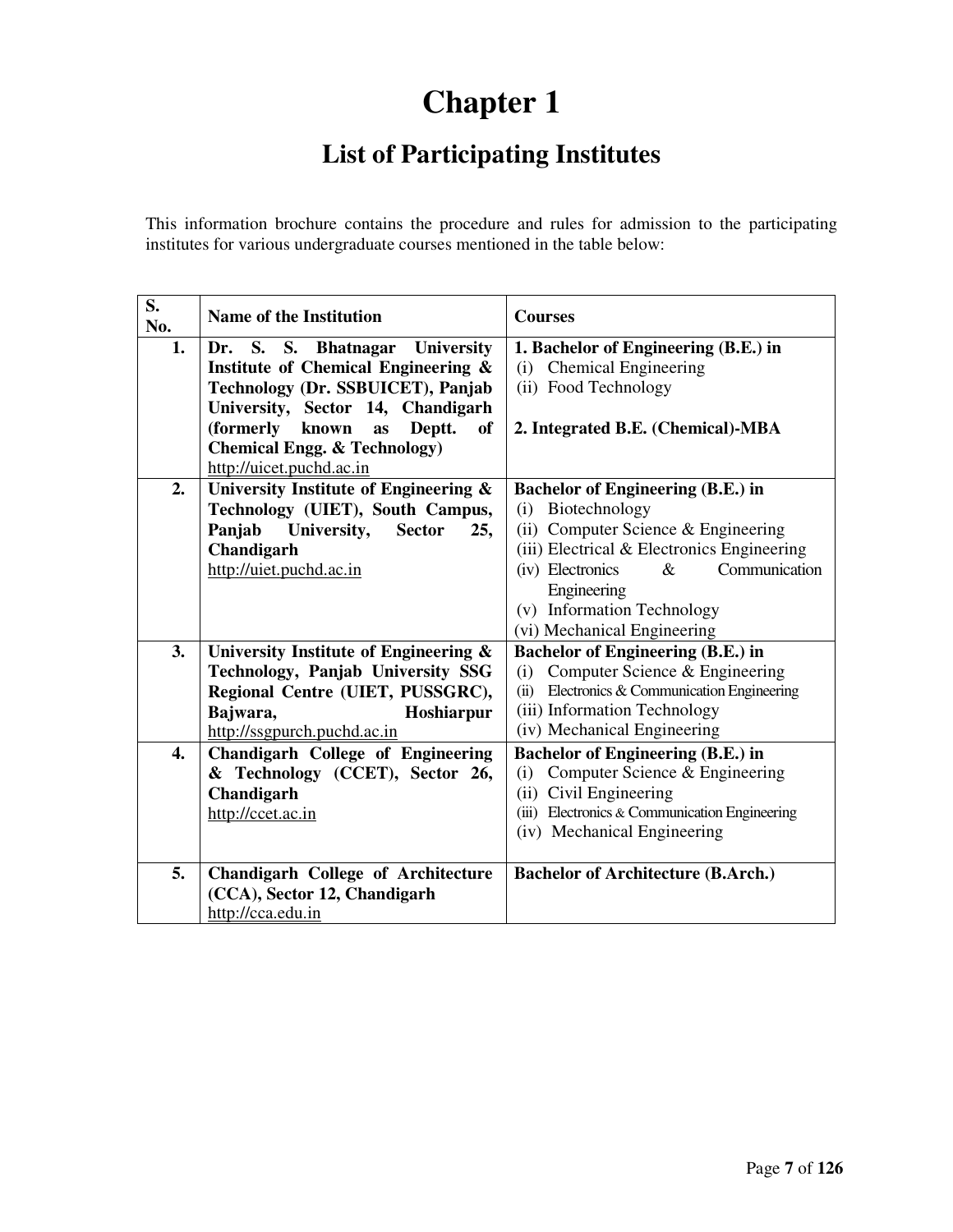# Chapter 1

## List of Participating Institutes

This information brochure contains the procedure and rules for admission to the participating institutes for various undergraduate courses mentioned in the table below:

| S. No. | Name of the Institution | Courses |
|---|---|---|
| 1. | **Dr. S. S. Bhatnagar University Institute of Chemical Engineering & Technology (Dr. SSBUICET), Panjab University, Sector 14, Chandigarh (formerly known as Deptt. of Chemical Engg. & Technology)** http://uicet.puchd.ac.in | **1. Bachelor of Engineering (B.E.) in**<br>(i) Chemical Engineering<br>(ii) Food Technology<br><br>**2. Integrated B.E. (Chemical)-MBA** |
| 2. | **University Institute of Engineering & Technology (UIET), South Campus, Panjab University, Sector 25, Chandigarh** http://uiet.puchd.ac.in | **Bachelor of Engineering (B.E.) in**<br>(i) Biotechnology<br>(ii) Computer Science & Engineering<br>(iii) Electrical & Electronics Engineering<br>(iv) Electronics & Communication Engineering<br>(v) Information Technology<br>(vi) Mechanical Engineering |
| 3. | **University Institute of Engineering & Technology, Panjab University SSG Regional Centre (UIET, PUSSGRC), Bajwara, Hoshiarpur** http://ssgpurch.puchd.ac.in | **Bachelor of Engineering (B.E.) in**<br>(i) Computer Science & Engineering<br>(ii) Electronics & Communication Engineering<br>(iii) Information Technology<br>(iv) Mechanical Engineering |
| 4. | **Chandigarh College of Engineering & Technology (CCET), Sector 26, Chandigarh** http://ccet.ac.in | **Bachelor of Engineering (B.E.) in**<br>(i) Computer Science & Engineering<br>(ii) Civil Engineering<br>(iii) Electronics & Communication Engineering<br>(iv) Mechanical Engineering |
| 5. | **Chandigarh College of Architecture (CCA), Sector 12, Chandigarh** http://cca.edu.in | **Bachelor of Architecture (B.Arch.)** |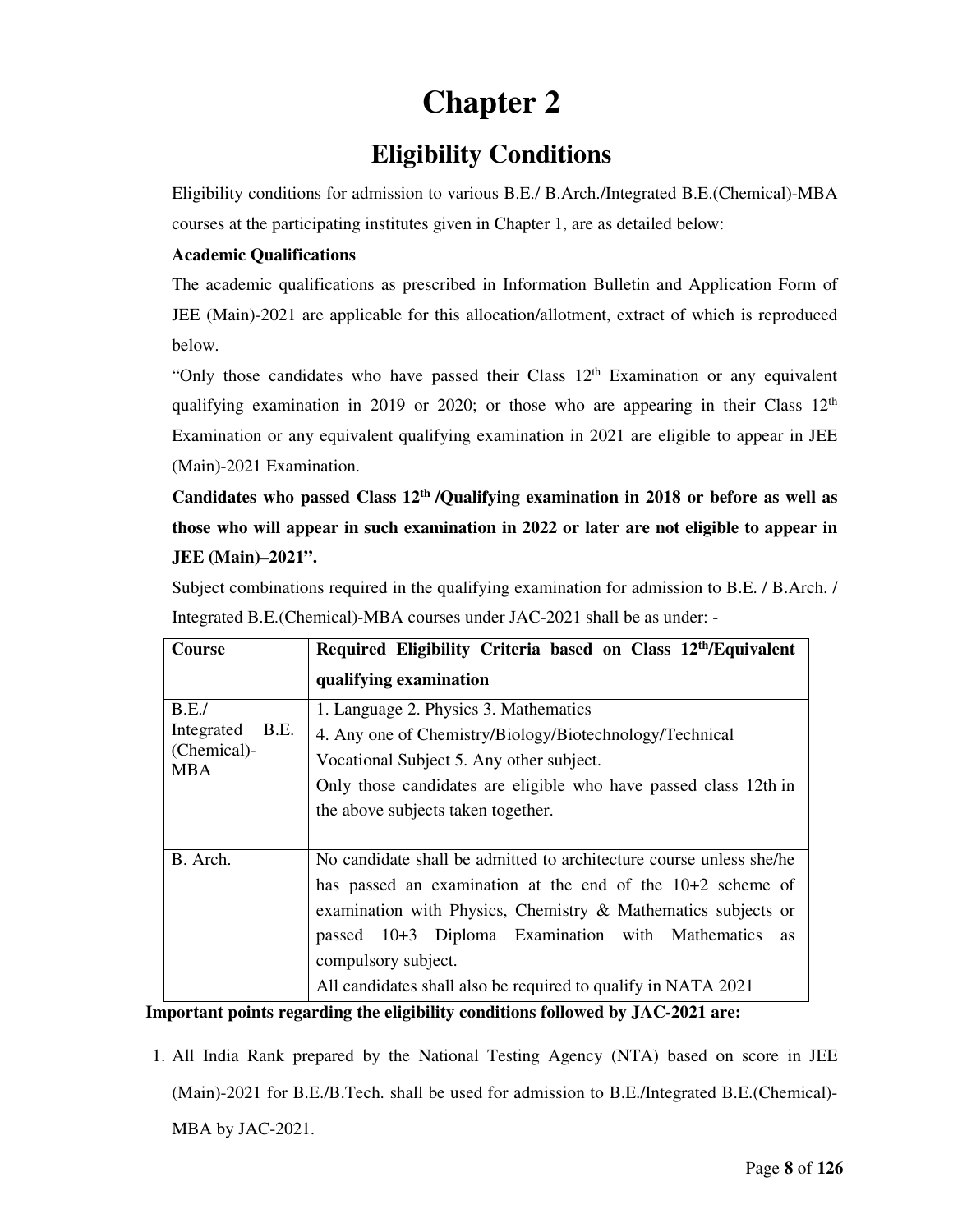# Chapter 2

## Eligibility Conditions

Eligibility conditions for admission to various B.E./ B.Arch./Integrated B.E.(Chemical)-MBA courses at the participating institutes given in Chapter 1, are as detailed below:

**Academic Qualifications**

The academic qualifications as prescribed in Information Bulletin and Application Form of JEE (Main)-2021 are applicable for this allocation/allotment, extract of which is reproduced below.

"Only those candidates who have passed their Class 12th Examination or any equivalent qualifying examination in 2019 or 2020; or those who are appearing in their Class 12th Examination or any equivalent qualifying examination in 2021 are eligible to appear in JEE (Main)-2021 Examination.

**Candidates who passed Class 12th /Qualifying examination in 2018 or before as well as those who will appear in such examination in 2022 or later are not eligible to appear in JEE (Main)–2021".**

Subject combinations required in the qualifying examination for admission to B.E. / B.Arch. / Integrated B.E.(Chemical)-MBA courses under JAC-2021 shall be as under: -

| Course | Required Eligibility Criteria based on Class 12th/Equivalent qualifying examination |
|---|---|
| B.E./ Integrated B.E. (Chemical)-MBA | 1. Language 2. Physics 3. Mathematics<br>4. Any one of Chemistry/Biology/Biotechnology/Technical Vocational Subject 5. Any other subject.<br>Only those candidates are eligible who have passed class 12th in the above subjects taken together. |
| B. Arch. | No candidate shall be admitted to architecture course unless she/he has passed an examination at the end of the 10+2 scheme of examination with Physics, Chemistry & Mathematics subjects or passed 10+3 Diploma Examination with Mathematics as compulsory subject.<br>All candidates shall also be required to qualify in NATA 2021 |

**Important points regarding the eligibility conditions followed by JAC-2021 are:**

1. All India Rank prepared by the National Testing Agency (NTA) based on score in JEE (Main)-2021 for B.E./B.Tech. shall be used for admission to B.E./Integrated B.E.(Chemical)-MBA by JAC-2021.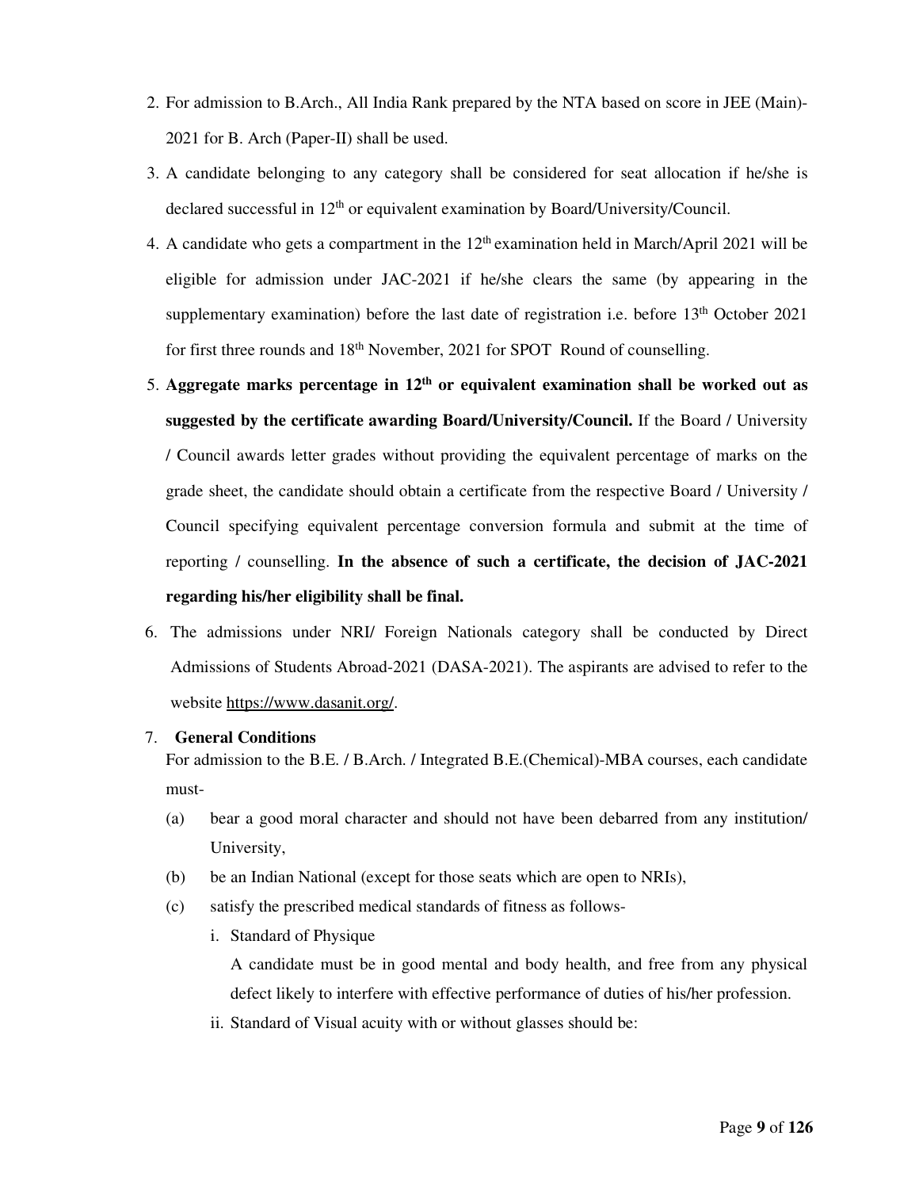2. For admission to B.Arch., All India Rank prepared by the NTA based on score in JEE (Main)-2021 for B. Arch (Paper-II) shall be used.
3. A candidate belonging to any category shall be considered for seat allocation if he/she is declared successful in 12th or equivalent examination by Board/University/Council.
4. A candidate who gets a compartment in the 12th examination held in March/April 2021 will be eligible for admission under JAC-2021 if he/she clears the same (by appearing in the supplementary examination) before the last date of registration i.e. before 13th October 2021 for first three rounds and 18th November, 2021 for SPOT Round of counselling.
5. **Aggregate marks percentage in 12th or equivalent examination shall be worked out as suggested by the certificate awarding Board/University/Council.** If the Board / University / Council awards letter grades without providing the equivalent percentage of marks on the grade sheet, the candidate should obtain a certificate from the respective Board / University / Council specifying equivalent percentage conversion formula and submit at the time of reporting / counselling. **In the absence of such a certificate, the decision of JAC-2021 regarding his/her eligibility shall be final.**
6. The admissions under NRI/ Foreign Nationals category shall be conducted by Direct Admissions of Students Abroad-2021 (DASA-2021). The aspirants are advised to refer to the website https://www.dasanit.org/.
7. **General Conditions**

   For admission to the B.E. / B.Arch. / Integrated B.E.(Chemical)-MBA courses, each candidate must-

   (a) bear a good moral character and should not have been debarred from any institution/ University,

   (b) be an Indian National (except for those seats which are open to NRIs),

   (c) satisfy the prescribed medical standards of fitness as follows-

   i. Standard of Physique

      A candidate must be in good mental and body health, and free from any physical defect likely to interfere with effective performance of duties of his/her profession.

   ii. Standard of Visual acuity with or without glasses should be: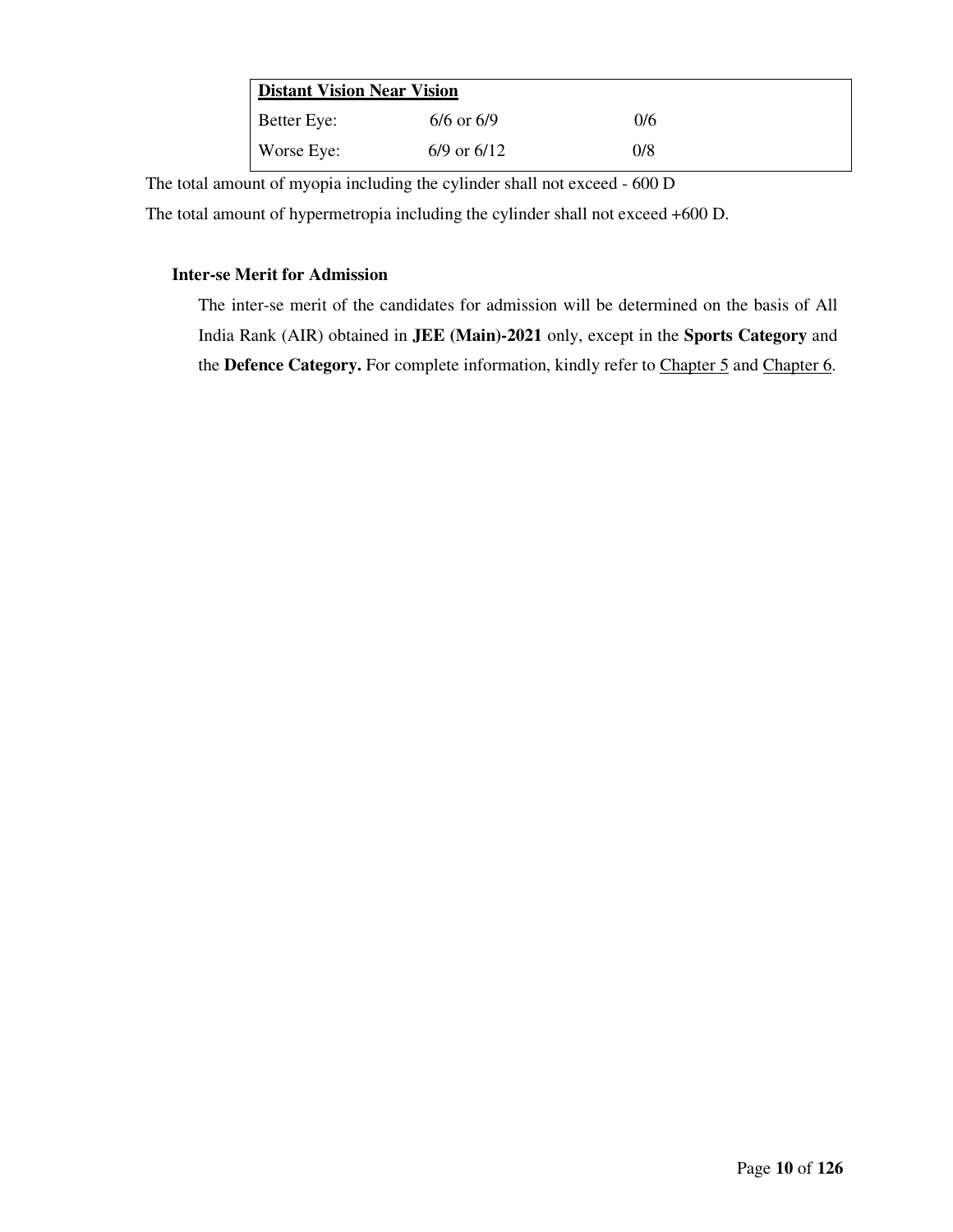| Distant Vision Near Vision | | |
|---|---|---|
| Better Eye: | 6/6 or 6/9 | 0/6 |
| Worse Eye: | 6/9 or 6/12 | 0/8 |

The total amount of myopia including the cylinder shall not exceed - 600 D

The total amount of hypermetropia including the cylinder shall not exceed +600 D.

**Inter-se Merit for Admission**

The inter-se merit of the candidates for admission will be determined on the basis of All India Rank (AIR) obtained in **JEE (Main)-2021** only, except in the **Sports Category** and the **Defence Category.** For complete information, kindly refer to Chapter 5 and Chapter 6.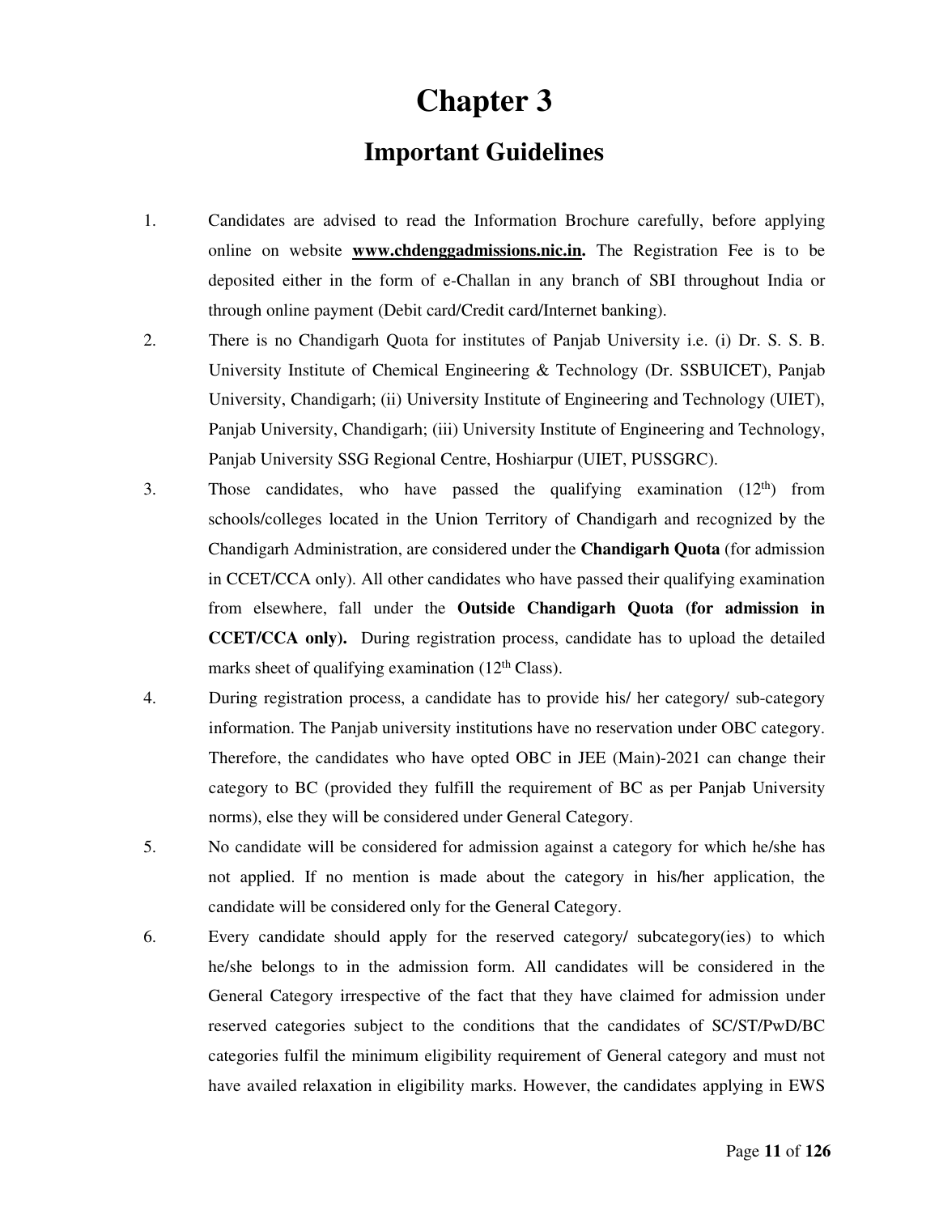# Chapter 3

## Important Guidelines

1. Candidates are advised to read the Information Brochure carefully, before applying online on website **www.chdenggadmissions.nic.in.** The Registration Fee is to be deposited either in the form of e-Challan in any branch of SBI throughout India or through online payment (Debit card/Credit card/Internet banking).
2. There is no Chandigarh Quota for institutes of Panjab University i.e. (i) Dr. S. S. B. University Institute of Chemical Engineering & Technology (Dr. SSBUICET), Panjab University, Chandigarh; (ii) University Institute of Engineering and Technology (UIET), Panjab University, Chandigarh; (iii) University Institute of Engineering and Technology, Panjab University SSG Regional Centre, Hoshiarpur (UIET, PUSSGRC).
3. Those candidates, who have passed the qualifying examination (12th) from schools/colleges located in the Union Territory of Chandigarh and recognized by the Chandigarh Administration, are considered under the **Chandigarh Quota** (for admission in CCET/CCA only). All other candidates who have passed their qualifying examination from elsewhere, fall under the **Outside Chandigarh Quota (for admission in CCET/CCA only).** During registration process, candidate has to upload the detailed marks sheet of qualifying examination (12th Class).
4. During registration process, a candidate has to provide his/ her category/ sub-category information. The Panjab university institutions have no reservation under OBC category. Therefore, the candidates who have opted OBC in JEE (Main)-2021 can change their category to BC (provided they fulfill the requirement of BC as per Panjab University norms), else they will be considered under General Category.
5. No candidate will be considered for admission against a category for which he/she has not applied. If no mention is made about the category in his/her application, the candidate will be considered only for the General Category.
6. Every candidate should apply for the reserved category/ subcategory(ies) to which he/she belongs to in the admission form. All candidates will be considered in the General Category irrespective of the fact that they have claimed for admission under reserved categories subject to the conditions that the candidates of SC/ST/PwD/BC categories fulfil the minimum eligibility requirement of General category and must not have availed relaxation in eligibility marks. However, the candidates applying in EWS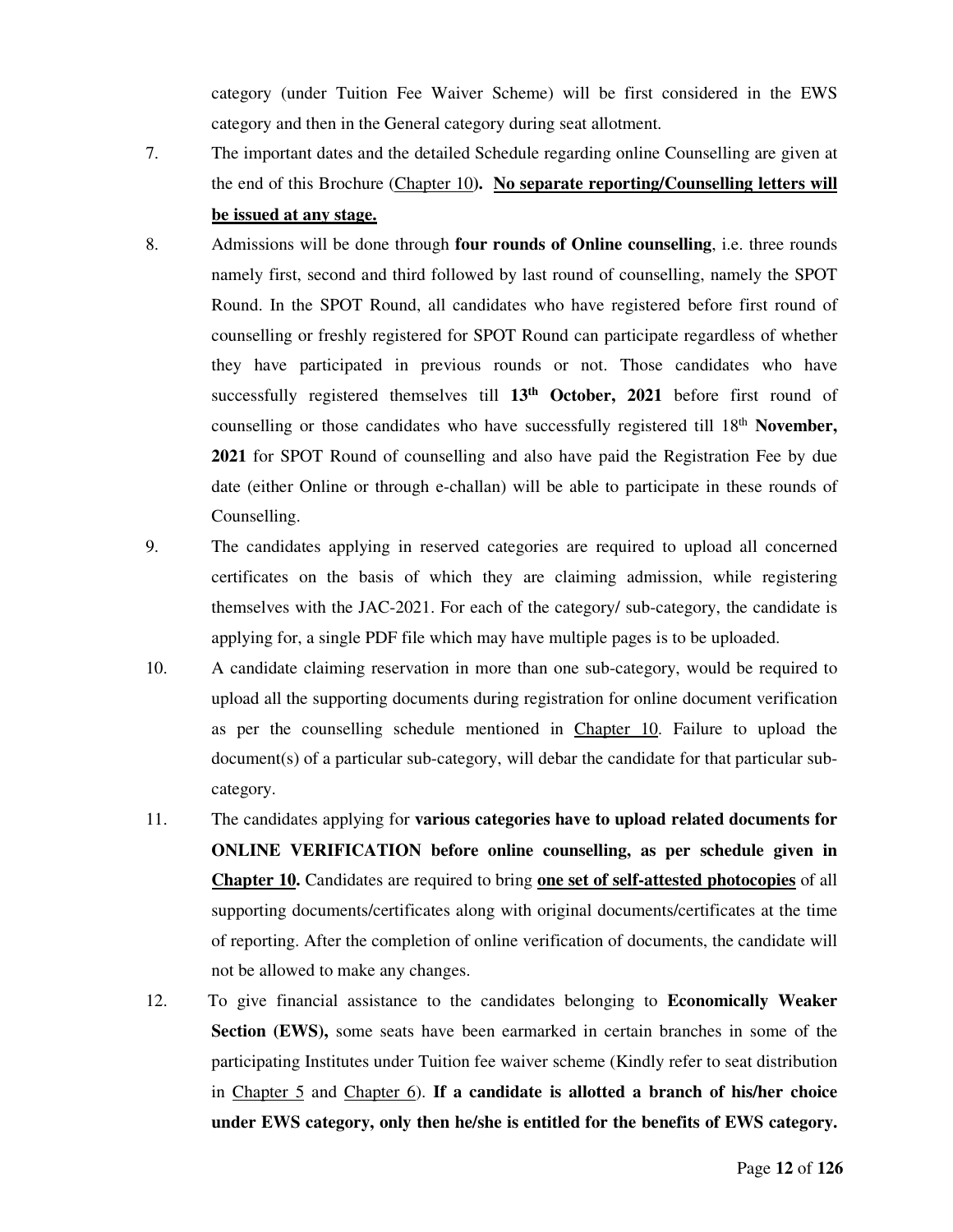category (under Tuition Fee Waiver Scheme) will be first considered in the EWS category and then in the General category during seat allotment.

7. The important dates and the detailed Schedule regarding online Counselling are given at the end of this Brochure (<u>Chapter 10</u>). **<u>No separate reporting/Counselling letters will be issued at any stage.</u>**

8. Admissions will be done through **four rounds of Online counselling**, i.e. three rounds namely first, second and third followed by last round of counselling, namely the SPOT Round. In the SPOT Round, all candidates who have registered before first round of counselling or freshly registered for SPOT Round can participate regardless of whether they have participated in previous rounds or not. Those candidates who have successfully registered themselves till **13th October, 2021** before first round of counselling or those candidates who have successfully registered till 18th **November, 2021** for SPOT Round of counselling and also have paid the Registration Fee by due date (either Online or through e-challan) will be able to participate in these rounds of Counselling.

9. The candidates applying in reserved categories are required to upload all concerned certificates on the basis of which they are claiming admission, while registering themselves with the JAC-2021. For each of the category/ sub-category, the candidate is applying for, a single PDF file which may have multiple pages is to be uploaded.

10. A candidate claiming reservation in more than one sub-category, would be required to upload all the supporting documents during registration for online document verification as per the counselling schedule mentioned in <u>Chapter 10</u>. Failure to upload the document(s) of a particular sub-category, will debar the candidate for that particular sub-category.

11. The candidates applying for **various categories have to upload related documents for ONLINE VERIFICATION before online counselling, as per schedule given in <u>Chapter 10</u>.** Candidates are required to bring **<u>one set of self-attested photocopies</u>** of all supporting documents/certificates along with original documents/certificates at the time of reporting. After the completion of online verification of documents, the candidate will not be allowed to make any changes.

12. To give financial assistance to the candidates belonging to **Economically Weaker Section (EWS),** some seats have been earmarked in certain branches in some of the participating Institutes under Tuition fee waiver scheme (Kindly refer to seat distribution in <u>Chapter 5</u> and <u>Chapter 6</u>). **If a candidate is allotted a branch of his/her choice under EWS category, only then he/she is entitled for the benefits of EWS category.**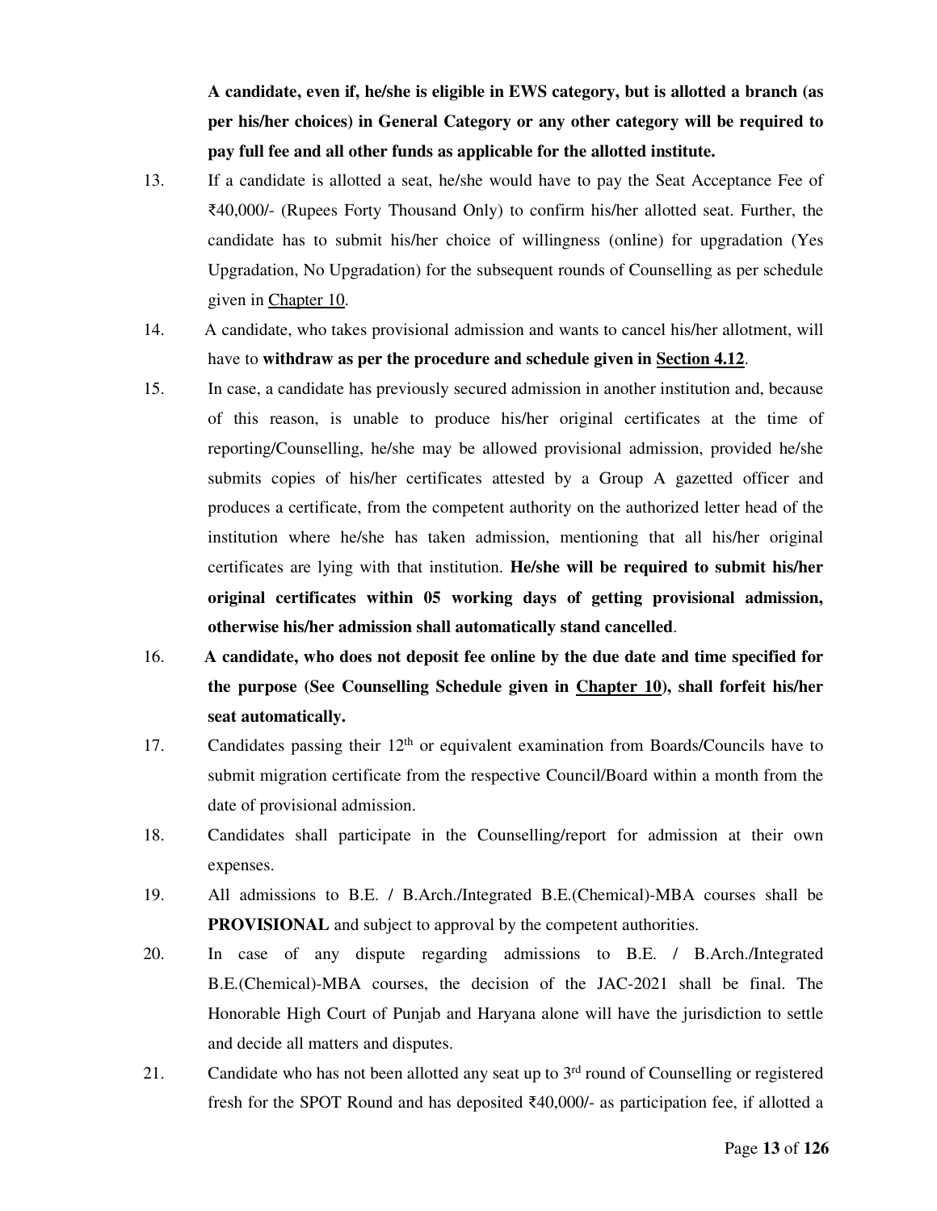**A candidate, even if, he/she is eligible in EWS category, but is allotted a branch (as per his/her choices) in General Category or any other category will be required to pay full fee and all other funds as applicable for the allotted institute.**

13. If a candidate is allotted a seat, he/she would have to pay the Seat Acceptance Fee of ₹40,000/- (Rupees Forty Thousand Only) to confirm his/her allotted seat. Further, the candidate has to submit his/her choice of willingness (online) for upgradation (Yes Upgradation, No Upgradation) for the subsequent rounds of Counselling as per schedule given in Chapter 10.

14. A candidate, who takes provisional admission and wants to cancel his/her allotment, will have to **withdraw as per the procedure and schedule given in Section 4.12**.

15. In case, a candidate has previously secured admission in another institution and, because of this reason, is unable to produce his/her original certificates at the time of reporting/Counselling, he/she may be allowed provisional admission, provided he/she submits copies of his/her certificates attested by a Group A gazetted officer and produces a certificate, from the competent authority on the authorized letter head of the institution where he/she has taken admission, mentioning that all his/her original certificates are lying with that institution. **He/she will be required to submit his/her original certificates within 05 working days of getting provisional admission, otherwise his/her admission shall automatically stand cancelled**.

16. **A candidate, who does not deposit fee online by the due date and time specified for the purpose (See Counselling Schedule given in Chapter 10), shall forfeit his/her seat automatically.**

17. Candidates passing their 12th or equivalent examination from Boards/Councils have to submit migration certificate from the respective Council/Board within a month from the date of provisional admission.

18. Candidates shall participate in the Counselling/report for admission at their own expenses.

19. All admissions to B.E. / B.Arch./Integrated B.E.(Chemical)-MBA courses shall be **PROVISIONAL** and subject to approval by the competent authorities.

20. In case of any dispute regarding admissions to B.E. / B.Arch./Integrated B.E.(Chemical)-MBA courses, the decision of the JAC-2021 shall be final. The Honorable High Court of Punjab and Haryana alone will have the jurisdiction to settle and decide all matters and disputes.

21. Candidate who has not been allotted any seat up to 3rd round of Counselling or registered fresh for the SPOT Round and has deposited ₹40,000/- as participation fee, if allotted a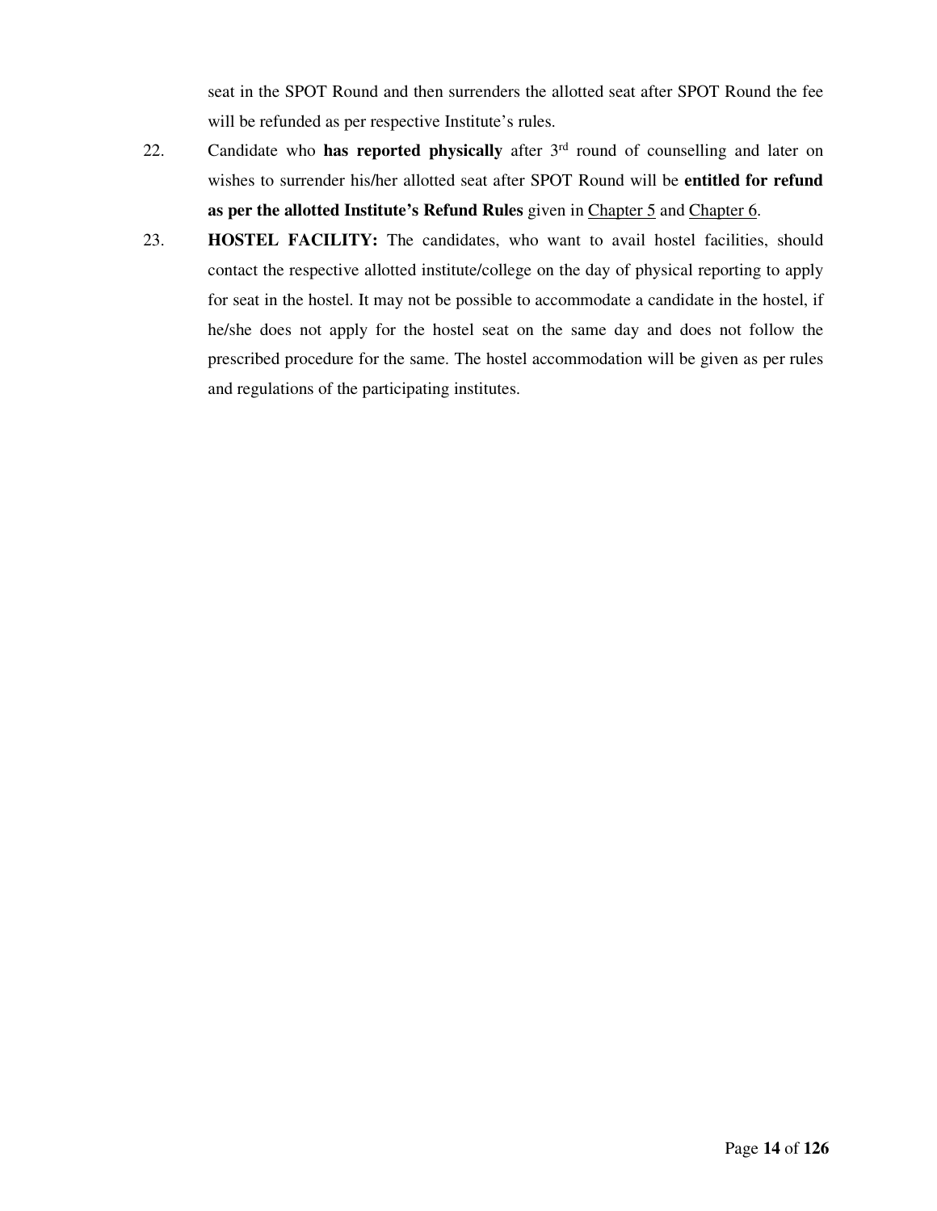seat in the SPOT Round and then surrenders the allotted seat after SPOT Round the fee will be refunded as per respective Institute's rules.

22. Candidate who **has reported physically** after 3rd round of counselling and later on wishes to surrender his/her allotted seat after SPOT Round will be **entitled for refund as per the allotted Institute's Refund Rules** given in Chapter 5 and Chapter 6.

23. **HOSTEL FACILITY:** The candidates, who want to avail hostel facilities, should contact the respective allotted institute/college on the day of physical reporting to apply for seat in the hostel. It may not be possible to accommodate a candidate in the hostel, if he/she does not apply for the hostel seat on the same day and does not follow the prescribed procedure for the same. The hostel accommodation will be given as per rules and regulations of the participating institutes.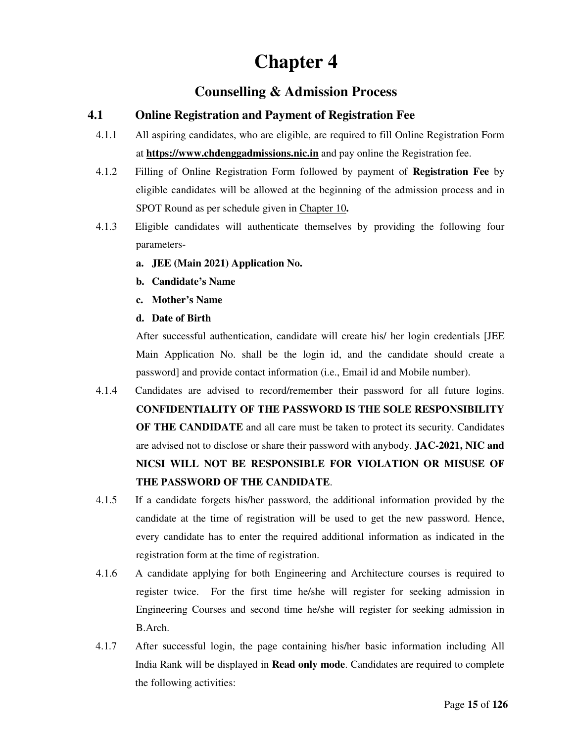# Chapter 4

## Counselling & Admission Process

### 4.1 Online Registration and Payment of Registration Fee

4.1.1 All aspiring candidates, who are eligible, are required to fill Online Registration Form at **https://www.chdenggadmissions.nic.in** and pay online the Registration fee.

4.1.2 Filling of Online Registration Form followed by payment of **Registration Fee** by eligible candidates will be allowed at the beginning of the admission process and in SPOT Round as per schedule given in Chapter 10**.**

4.1.3 Eligible candidates will authenticate themselves by providing the following four parameters-

**a. JEE (Main 2021) Application No.**

**b. Candidate's Name**

**c. Mother's Name**

**d. Date of Birth**

After successful authentication, candidate will create his/ her login credentials [JEE Main Application No. shall be the login id, and the candidate should create a password] and provide contact information (i.e., Email id and Mobile number).

4.1.4 Candidates are advised to record/remember their password for all future logins. **CONFIDENTIALITY OF THE PASSWORD IS THE SOLE RESPONSIBILITY OF THE CANDIDATE** and all care must be taken to protect its security. Candidates are advised not to disclose or share their password with anybody. **JAC-2021, NIC and NICSI WILL NOT BE RESPONSIBLE FOR VIOLATION OR MISUSE OF THE PASSWORD OF THE CANDIDATE**.

4.1.5 If a candidate forgets his/her password, the additional information provided by the candidate at the time of registration will be used to get the new password. Hence, every candidate has to enter the required additional information as indicated in the registration form at the time of registration.

4.1.6 A candidate applying for both Engineering and Architecture courses is required to register twice. For the first time he/she will register for seeking admission in Engineering Courses and second time he/she will register for seeking admission in B.Arch.

4.1.7 After successful login, the page containing his/her basic information including All India Rank will be displayed in **Read only mode**. Candidates are required to complete the following activities: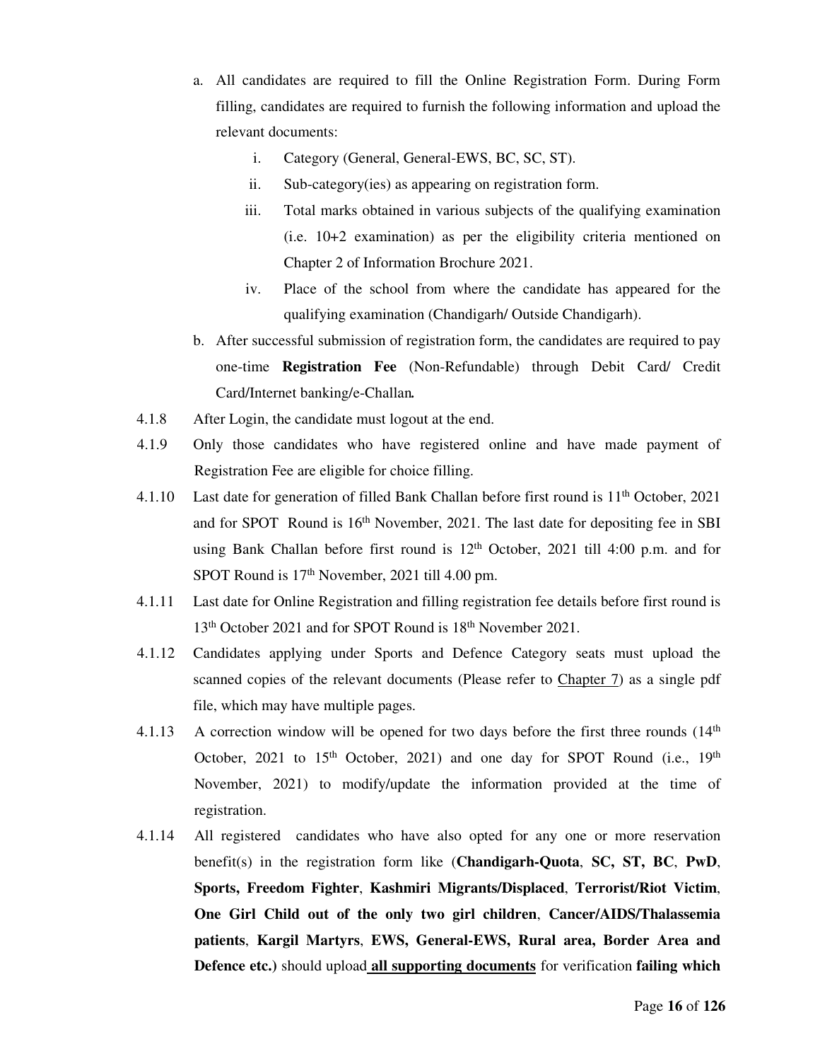a. All candidates are required to fill the Online Registration Form. During Form filling, candidates are required to furnish the following information and upload the relevant documents:

   i. Category (General, General-EWS, BC, SC, ST).

   ii. Sub-category(ies) as appearing on registration form.

   iii. Total marks obtained in various subjects of the qualifying examination (i.e. 10+2 examination) as per the eligibility criteria mentioned on Chapter 2 of Information Brochure 2021.

   iv. Place of the school from where the candidate has appeared for the qualifying examination (Chandigarh/ Outside Chandigarh).

b. After successful submission of registration form, the candidates are required to pay one-time **Registration Fee** (Non-Refundable) through Debit Card/ Credit Card/Internet banking/e-Challan**.**

4.1.8 After Login, the candidate must logout at the end.

4.1.9 Only those candidates who have registered online and have made payment of Registration Fee are eligible for choice filling.

4.1.10 Last date for generation of filled Bank Challan before first round is 11th October, 2021 and for SPOT Round is 16th November, 2021. The last date for depositing fee in SBI using Bank Challan before first round is 12th October, 2021 till 4:00 p.m. and for SPOT Round is 17th November, 2021 till 4.00 pm.

4.1.11 Last date for Online Registration and filling registration fee details before first round is 13th October 2021 and for SPOT Round is 18th November 2021.

4.1.12 Candidates applying under Sports and Defence Category seats must upload the scanned copies of the relevant documents (Please refer to Chapter 7) as a single pdf file, which may have multiple pages.

4.1.13 A correction window will be opened for two days before the first three rounds (14th October, 2021 to 15th October, 2021) and one day for SPOT Round (i.e., 19th November, 2021) to modify/update the information provided at the time of registration.

4.1.14 All registered candidates who have also opted for any one or more reservation benefit(s) in the registration form like (**Chandigarh-Quota**, **SC, ST, BC**, **PwD**, **Sports, Freedom Fighter**, **Kashmiri Migrants/Displaced**, **Terrorist/Riot Victim**, **One Girl Child out of the only two girl children**, **Cancer/AIDS/Thalassemia patients**, **Kargil Martyrs**, **EWS, General-EWS, Rural area, Border Area and Defence etc.**) should upload **all supporting documents** for verification **failing which**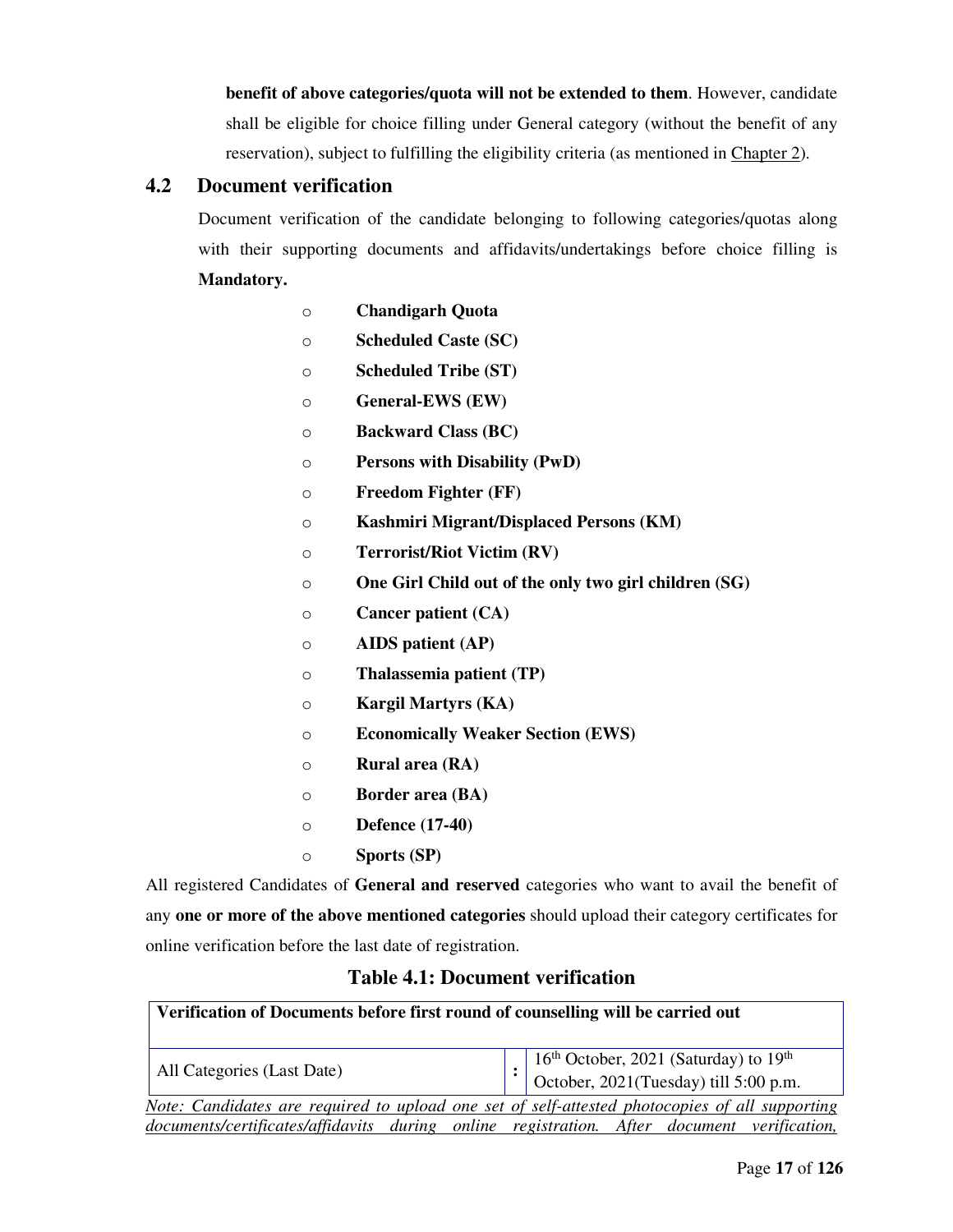**benefit of above categories/quota will not be extended to them**. However, candidate shall be eligible for choice filling under General category (without the benefit of any reservation), subject to fulfilling the eligibility criteria (as mentioned in Chapter 2).

## 4.2 Document verification

Document verification of the candidate belonging to following categories/quotas along with their supporting documents and affidavits/undertakings before choice filling is **Mandatory.**

- **Chandigarh Quota**
- **Scheduled Caste (SC)**
- **Scheduled Tribe (ST)**
- **General-EWS (EW)**
- **Backward Class (BC)**
- **Persons with Disability (PwD)**
- **Freedom Fighter (FF)**
- **Kashmiri Migrant/Displaced Persons (KM)**
- **Terrorist/Riot Victim (RV)**
- **One Girl Child out of the only two girl children (SG)**
- **Cancer patient (CA)**
- **AIDS patient (AP)**
- **Thalassemia patient (TP)**
- **Kargil Martyrs (KA)**
- **Economically Weaker Section (EWS)**
- **Rural area (RA)**
- **Border area (BA)**
- **Defence (17-40)**
- **Sports (SP)**

All registered Candidates of **General and reserved** categories who want to avail the benefit of any **one or more of the above mentioned categories** should upload their category certificates for online verification before the last date of registration.

**Table 4.1: Document verification**

| **Verification of Documents before first round of counselling will be carried out** | | |
|---|---|---|
| All Categories (Last Date) | **:** | 16th October, 2021 (Saturday) to 19th October, 2021(Tuesday) till 5:00 p.m. |

*Note: Candidates are required to upload one set of self-attested photocopies of all supporting documents/certificates/affidavits during online registration. After document verification,*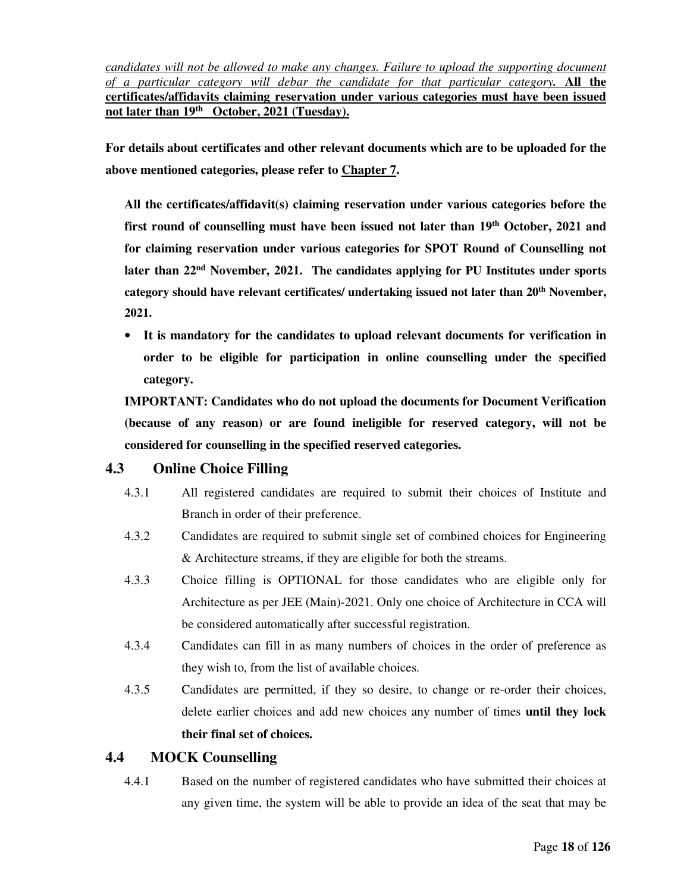*candidates will not be allowed to make any changes. Failure to upload the supporting document of a particular category will debar the candidate for that particular category.* **All the certificates/affidavits claiming reservation under various categories must have been issued not later than 19th October, 2021 (Tuesday).**

**For details about certificates and other relevant documents which are to be uploaded for the above mentioned categories, please refer to Chapter 7.**

**All the certificates/affidavit(s) claiming reservation under various categories before the first round of counselling must have been issued not later than 19th October, 2021 and for claiming reservation under various categories for SPOT Round of Counselling not later than 22nd November, 2021. The candidates applying for PU Institutes under sports category should have relevant certificates/ undertaking issued not later than 20th November, 2021.**

- **It is mandatory for the candidates to upload relevant documents for verification in order to be eligible for participation in online counselling under the specified category.**

**IMPORTANT: Candidates who do not upload the documents for Document Verification (because of any reason) or are found ineligible for reserved category, will not be considered for counselling in the specified reserved categories.**

## 4.3 Online Choice Filling

4.3.1 All registered candidates are required to submit their choices of Institute and Branch in order of their preference.

4.3.2 Candidates are required to submit single set of combined choices for Engineering & Architecture streams, if they are eligible for both the streams.

4.3.3 Choice filling is OPTIONAL for those candidates who are eligible only for Architecture as per JEE (Main)-2021. Only one choice of Architecture in CCA will be considered automatically after successful registration.

4.3.4 Candidates can fill in as many numbers of choices in the order of preference as they wish to, from the list of available choices.

4.3.5 Candidates are permitted, if they so desire, to change or re-order their choices, delete earlier choices and add new choices any number of times **until they lock their final set of choices.**

## 4.4 MOCK Counselling

4.4.1 Based on the number of registered candidates who have submitted their choices at any given time, the system will be able to provide an idea of the seat that may be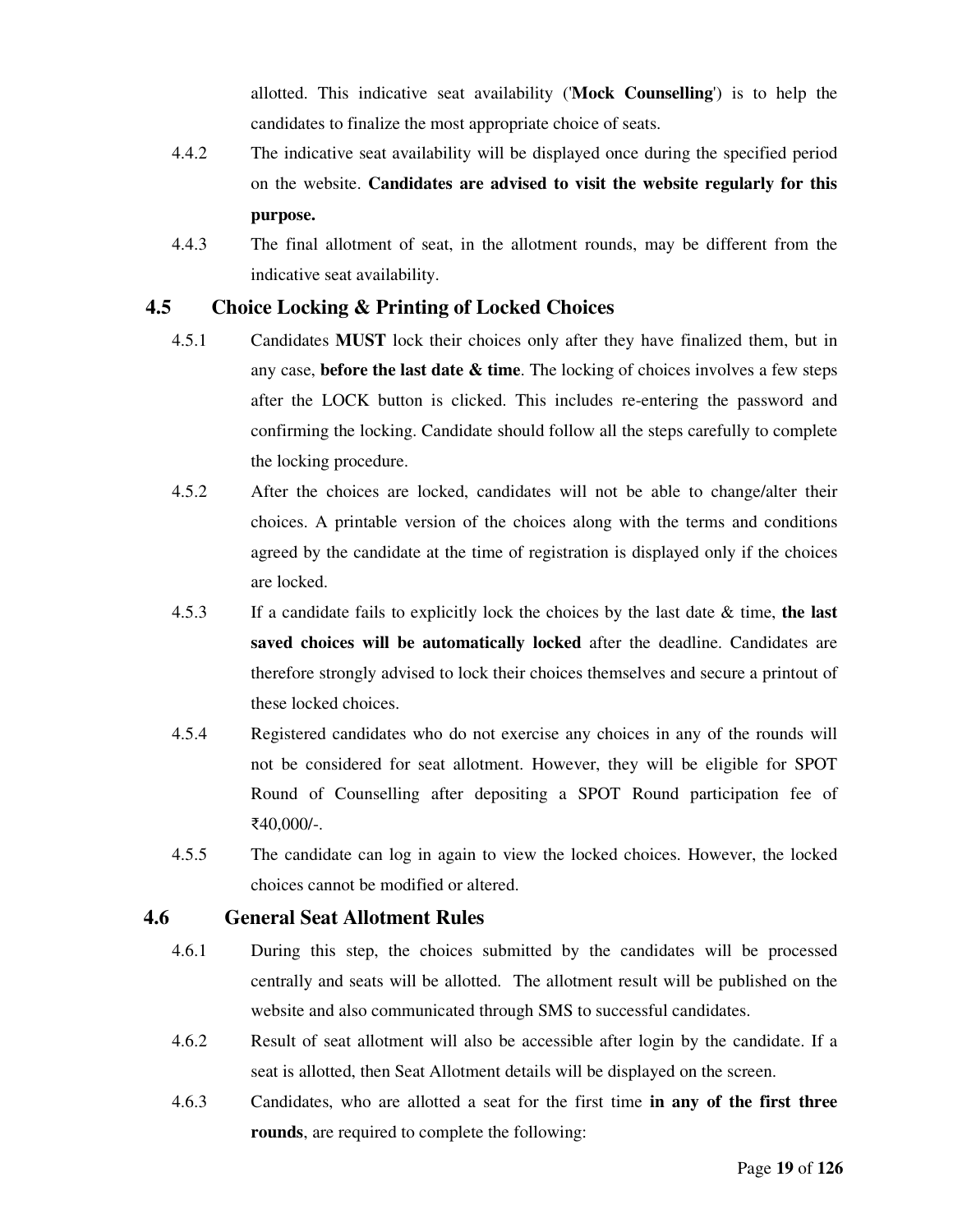allotted. This indicative seat availability ('**Mock Counselling**') is to help the candidates to finalize the most appropriate choice of seats.

4.4.2 The indicative seat availability will be displayed once during the specified period on the website. **Candidates are advised to visit the website regularly for this purpose.**

4.4.3 The final allotment of seat, in the allotment rounds, may be different from the indicative seat availability.

## 4.5 Choice Locking & Printing of Locked Choices

4.5.1 Candidates **MUST** lock their choices only after they have finalized them, but in any case, **before the last date & time**. The locking of choices involves a few steps after the LOCK button is clicked. This includes re-entering the password and confirming the locking. Candidate should follow all the steps carefully to complete the locking procedure.

4.5.2 After the choices are locked, candidates will not be able to change/alter their choices. A printable version of the choices along with the terms and conditions agreed by the candidate at the time of registration is displayed only if the choices are locked.

4.5.3 If a candidate fails to explicitly lock the choices by the last date & time, **the last saved choices will be automatically locked** after the deadline. Candidates are therefore strongly advised to lock their choices themselves and secure a printout of these locked choices.

4.5.4 Registered candidates who do not exercise any choices in any of the rounds will not be considered for seat allotment. However, they will be eligible for SPOT Round of Counselling after depositing a SPOT Round participation fee of ₹40,000/-.

4.5.5 The candidate can log in again to view the locked choices. However, the locked choices cannot be modified or altered.

## 4.6 General Seat Allotment Rules

4.6.1 During this step, the choices submitted by the candidates will be processed centrally and seats will be allotted. The allotment result will be published on the website and also communicated through SMS to successful candidates.

4.6.2 Result of seat allotment will also be accessible after login by the candidate. If a seat is allotted, then Seat Allotment details will be displayed on the screen.

4.6.3 Candidates, who are allotted a seat for the first time **in any of the first three rounds**, are required to complete the following: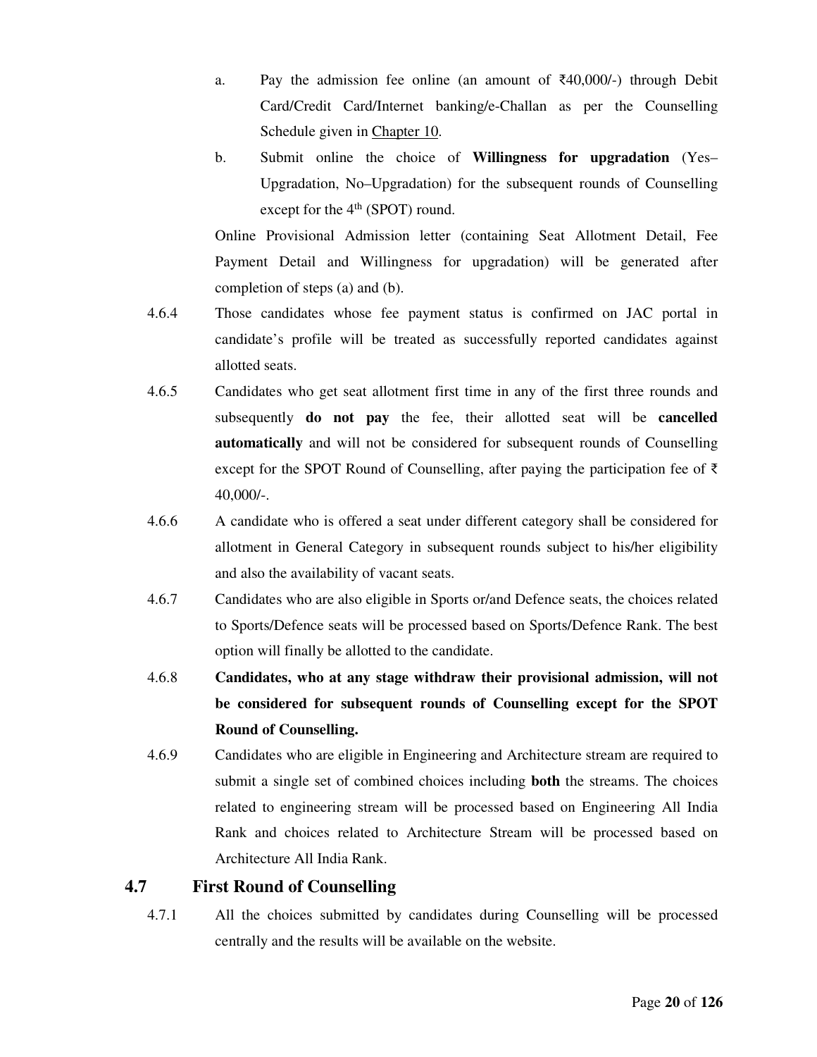a. Pay the admission fee online (an amount of ₹40,000/-) through Debit Card/Credit Card/Internet banking/e-Challan as per the Counselling Schedule given in Chapter 10.

b. Submit online the choice of **Willingness for upgradation** (Yes–Upgradation, No–Upgradation) for the subsequent rounds of Counselling except for the 4th (SPOT) round.

Online Provisional Admission letter (containing Seat Allotment Detail, Fee Payment Detail and Willingness for upgradation) will be generated after completion of steps (a) and (b).

4.6.4 Those candidates whose fee payment status is confirmed on JAC portal in candidate's profile will be treated as successfully reported candidates against allotted seats.

4.6.5 Candidates who get seat allotment first time in any of the first three rounds and subsequently **do not pay** the fee, their allotted seat will be **cancelled automatically** and will not be considered for subsequent rounds of Counselling except for the SPOT Round of Counselling, after paying the participation fee of ₹ 40,000/-.

4.6.6 A candidate who is offered a seat under different category shall be considered for allotment in General Category in subsequent rounds subject to his/her eligibility and also the availability of vacant seats.

4.6.7 Candidates who are also eligible in Sports or/and Defence seats, the choices related to Sports/Defence seats will be processed based on Sports/Defence Rank. The best option will finally be allotted to the candidate.

4.6.8 **Candidates, who at any stage withdraw their provisional admission, will not be considered for subsequent rounds of Counselling except for the SPOT Round of Counselling.**

4.6.9 Candidates who are eligible in Engineering and Architecture stream are required to submit a single set of combined choices including **both** the streams. The choices related to engineering stream will be processed based on Engineering All India Rank and choices related to Architecture Stream will be processed based on Architecture All India Rank.

## 4.7 First Round of Counselling

4.7.1 All the choices submitted by candidates during Counselling will be processed centrally and the results will be available on the website.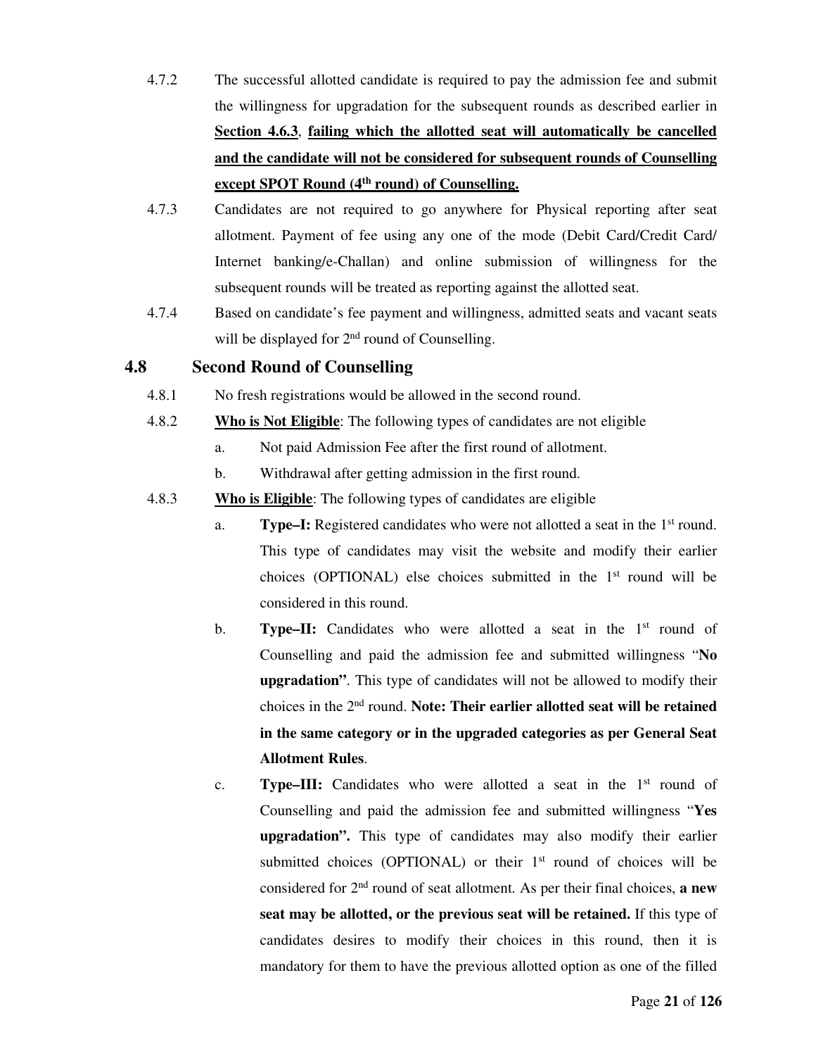4.7.2 The successful allotted candidate is required to pay the admission fee and submit the willingness for upgradation for the subsequent rounds as described earlier in **Section 4.6.3**, **failing which the allotted seat will automatically be cancelled and the candidate will not be considered for subsequent rounds of Counselling except SPOT Round (4th round) of Counselling.**

4.7.3 Candidates are not required to go anywhere for Physical reporting after seat allotment. Payment of fee using any one of the mode (Debit Card/Credit Card/ Internet banking/e-Challan) and online submission of willingness for the subsequent rounds will be treated as reporting against the allotted seat.

4.7.4 Based on candidate's fee payment and willingness, admitted seats and vacant seats will be displayed for 2nd round of Counselling.

## 4.8 Second Round of Counselling

4.8.1 No fresh registrations would be allowed in the second round.

4.8.2 **Who is Not Eligible**: The following types of candidates are not eligible

a. Not paid Admission Fee after the first round of allotment.

b. Withdrawal after getting admission in the first round.

4.8.3 **Who is Eligible**: The following types of candidates are eligible

a. **Type–I:** Registered candidates who were not allotted a seat in the 1st round. This type of candidates may visit the website and modify their earlier choices (OPTIONAL) else choices submitted in the 1st round will be considered in this round.

b. **Type–II:** Candidates who were allotted a seat in the 1st round of Counselling and paid the admission fee and submitted willingness "**No upgradation"**. This type of candidates will not be allowed to modify their choices in the 2nd round. **Note: Their earlier allotted seat will be retained in the same category or in the upgraded categories as per General Seat Allotment Rules**.

c. **Type–III:** Candidates who were allotted a seat in the 1st round of Counselling and paid the admission fee and submitted willingness "**Yes upgradation".** This type of candidates may also modify their earlier submitted choices (OPTIONAL) or their 1st round of choices will be considered for 2nd round of seat allotment. As per their final choices, **a new seat may be allotted, or the previous seat will be retained.** If this type of candidates desires to modify their choices in this round, then it is mandatory for them to have the previous allotted option as one of the filled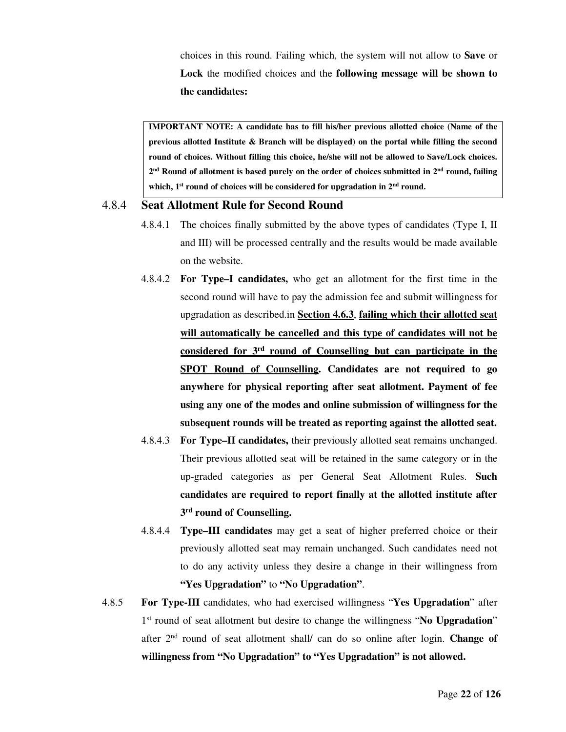choices in this round. Failing which, the system will not allow to **Save** or **Lock** the modified choices and the **following message will be shown to the candidates:**

> **IMPORTANT NOTE: A candidate has to fill his/her previous allotted choice (Name of the previous allotted Institute & Branch will be displayed) on the portal while filling the second round of choices. Without filling this choice, he/she will not be allowed to Save/Lock choices. 2nd Round of allotment is based purely on the order of choices submitted in 2nd round, failing which, 1st round of choices will be considered for upgradation in 2nd round.**

### 4.8.4 Seat Allotment Rule for Second Round

4.8.4.1 The choices finally submitted by the above types of candidates (Type I, II and III) will be processed centrally and the results would be made available on the website.

4.8.4.2 **For Type–I candidates,** who get an allotment for the first time in the second round will have to pay the admission fee and submit willingness for upgradation as described.in **Section 4.6.3**, **failing which their allotted seat will automatically be cancelled and this type of candidates will not be considered for 3rd round of Counselling but can participate in the SPOT Round of Counselling. Candidates are not required to go anywhere for physical reporting after seat allotment. Payment of fee using any one of the modes and online submission of willingness for the subsequent rounds will be treated as reporting against the allotted seat.**

4.8.4.3 **For Type–II candidates,** their previously allotted seat remains unchanged. Their previous allotted seat will be retained in the same category or in the up-graded categories as per General Seat Allotment Rules. **Such candidates are required to report finally at the allotted institute after 3rd round of Counselling.**

4.8.4.4 **Type–III candidates** may get a seat of higher preferred choice or their previously allotted seat may remain unchanged. Such candidates need not to do any activity unless they desire a change in their willingness from **"Yes Upgradation"** to **"No Upgradation"**.

4.8.5 **For Type-III** candidates, who had exercised willingness "**Yes Upgradation**" after 1st round of seat allotment but desire to change the willingness "**No Upgradation**" after 2nd round of seat allotment shall/ can do so online after login. **Change of willingness from "No Upgradation" to "Yes Upgradation" is not allowed.**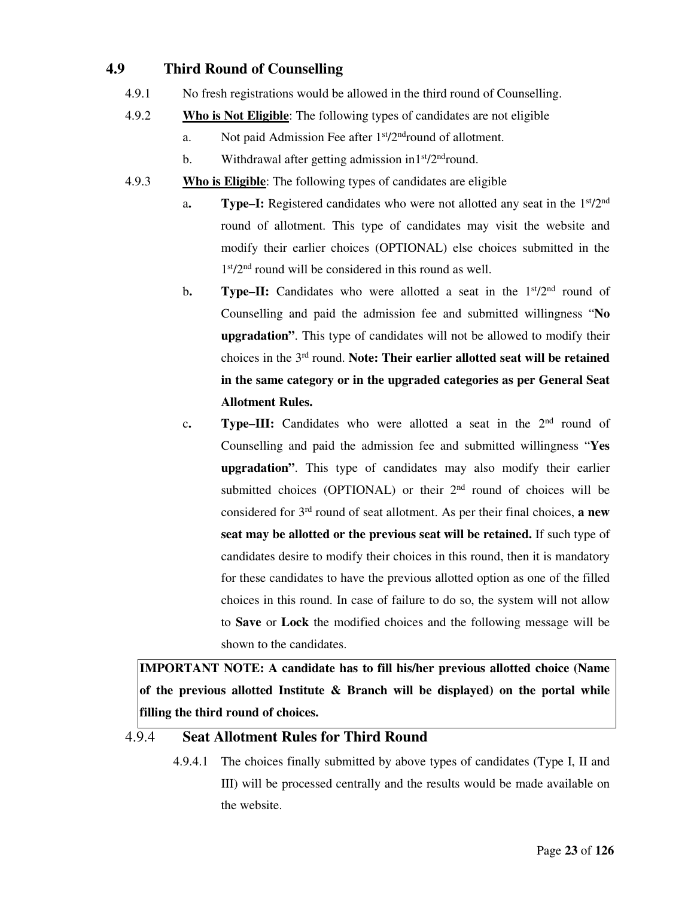## 4.9 Third Round of Counselling

4.9.1 No fresh registrations would be allowed in the third round of Counselling.

4.9.2 **Who is Not Eligible**: The following types of candidates are not eligible

- a. Not paid Admission Fee after 1st/2nd round of allotment.
- b. Withdrawal after getting admission in 1st/2nd round.

4.9.3 **Who is Eligible**: The following types of candidates are eligible

- a. **Type–I:** Registered candidates who were not allotted any seat in the 1st/2nd round of allotment. This type of candidates may visit the website and modify their earlier choices (OPTIONAL) else choices submitted in the 1st/2nd round will be considered in this round as well.
- b. **Type–II:** Candidates who were allotted a seat in the 1st/2nd round of Counselling and paid the admission fee and submitted willingness "**No upgradation"**. This type of candidates will not be allowed to modify their choices in the 3rd round. **Note: Their earlier allotted seat will be retained in the same category or in the upgraded categories as per General Seat Allotment Rules.**
- c. **Type–III:** Candidates who were allotted a seat in the 2nd round of Counselling and paid the admission fee and submitted willingness "**Yes upgradation"**. This type of candidates may also modify their earlier submitted choices (OPTIONAL) or their 2nd round of choices will be considered for 3rd round of seat allotment. As per their final choices, **a new seat may be allotted or the previous seat will be retained.** If such type of candidates desire to modify their choices in this round, then it is mandatory for these candidates to have the previous allotted option as one of the filled choices in this round. In case of failure to do so, the system will not allow to **Save** or **Lock** the modified choices and the following message will be shown to the candidates.

**IMPORTANT NOTE: A candidate has to fill his/her previous allotted choice (Name of the previous allotted Institute & Branch will be displayed) on the portal while filling the third round of choices.**

### 4.9.4 Seat Allotment Rules for Third Round

4.9.4.1 The choices finally submitted by above types of candidates (Type I, II and III) will be processed centrally and the results would be made available on the website.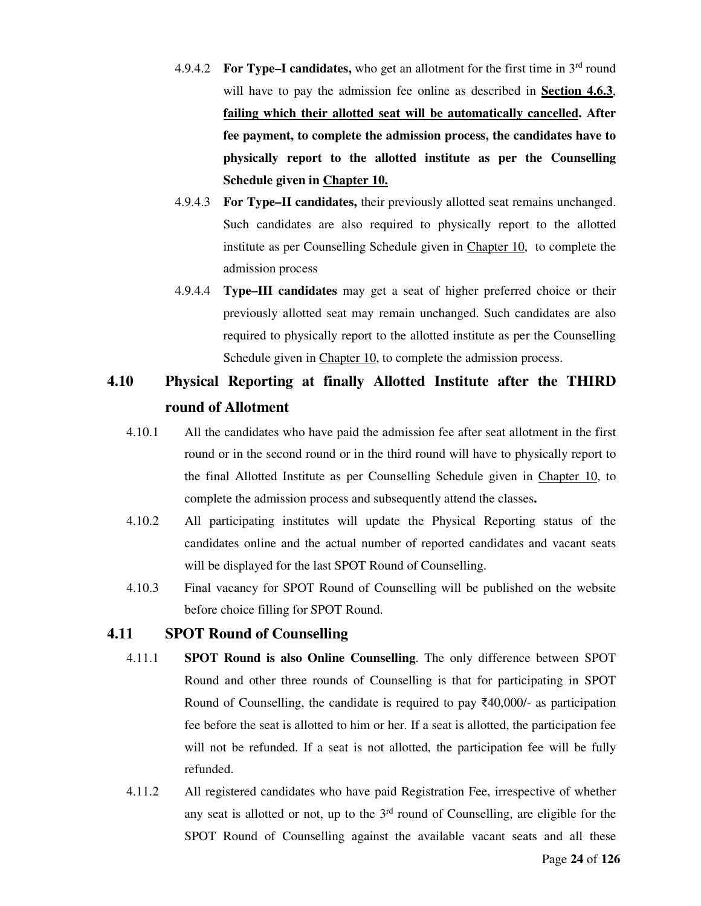4.9.4.2 **For Type–I candidates,** who get an allotment for the first time in 3rd round will have to pay the admission fee online as described in **Section 4.6.3**, **failing which their allotted seat will be automatically cancelled. After fee payment, to complete the admission process, the candidates have to physically report to the allotted institute as per the Counselling Schedule given in Chapter 10.**

4.9.4.3 **For Type–II candidates,** their previously allotted seat remains unchanged. Such candidates are also required to physically report to the allotted institute as per Counselling Schedule given in Chapter 10, to complete the admission process

4.9.4.4 **Type–III candidates** may get a seat of higher preferred choice or their previously allotted seat may remain unchanged. Such candidates are also required to physically report to the allotted institute as per the Counselling Schedule given in Chapter 10, to complete the admission process.

## 4.10 Physical Reporting at finally Allotted Institute after the THIRD round of Allotment

4.10.1 All the candidates who have paid the admission fee after seat allotment in the first round or in the second round or in the third round will have to physically report to the final Allotted Institute as per Counselling Schedule given in Chapter 10, to complete the admission process and subsequently attend the classes**.**

4.10.2 All participating institutes will update the Physical Reporting status of the candidates online and the actual number of reported candidates and vacant seats will be displayed for the last SPOT Round of Counselling.

4.10.3 Final vacancy for SPOT Round of Counselling will be published on the website before choice filling for SPOT Round.

## 4.11 SPOT Round of Counselling

4.11.1 **SPOT Round is also Online Counselling**. The only difference between SPOT Round and other three rounds of Counselling is that for participating in SPOT Round of Counselling, the candidate is required to pay ₹40,000/- as participation fee before the seat is allotted to him or her. If a seat is allotted, the participation fee will not be refunded. If a seat is not allotted, the participation fee will be fully refunded.

4.11.2 All registered candidates who have paid Registration Fee, irrespective of whether any seat is allotted or not, up to the 3rd round of Counselling, are eligible for the SPOT Round of Counselling against the available vacant seats and all these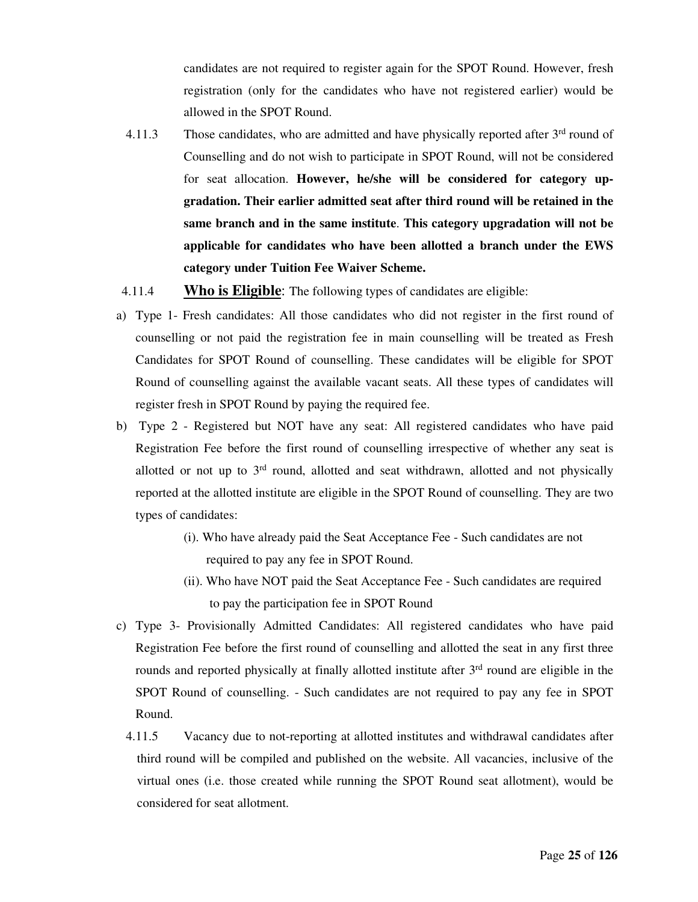candidates are not required to register again for the SPOT Round. However, fresh registration (only for the candidates who have not registered earlier) would be allowed in the SPOT Round.

4.11.3 Those candidates, who are admitted and have physically reported after 3rd round of Counselling and do not wish to participate in SPOT Round, will not be considered for seat allocation. **However, he/she will be considered for category up-gradation. Their earlier admitted seat after third round will be retained in the same branch and in the same institute**. **This category upgradation will not be applicable for candidates who have been allotted a branch under the EWS category under Tuition Fee Waiver Scheme.**

4.11.4 **<u>Who is Eligible</u>**: The following types of candidates are eligible:

a) Type 1- Fresh candidates: All those candidates who did not register in the first round of counselling or not paid the registration fee in main counselling will be treated as Fresh Candidates for SPOT Round of counselling. These candidates will be eligible for SPOT Round of counselling against the available vacant seats. All these types of candidates will register fresh in SPOT Round by paying the required fee.

b) Type 2 - Registered but NOT have any seat: All registered candidates who have paid Registration Fee before the first round of counselling irrespective of whether any seat is allotted or not up to 3rd round, allotted and seat withdrawn, allotted and not physically reported at the allotted institute are eligible in the SPOT Round of counselling. They are two types of candidates:

   (i). Who have already paid the Seat Acceptance Fee - Such candidates are not required to pay any fee in SPOT Round.

   (ii). Who have NOT paid the Seat Acceptance Fee - Such candidates are required to pay the participation fee in SPOT Round

c) Type 3- Provisionally Admitted Candidates: All registered candidates who have paid Registration Fee before the first round of counselling and allotted the seat in any first three rounds and reported physically at finally allotted institute after 3rd round are eligible in the SPOT Round of counselling. - Such candidates are not required to pay any fee in SPOT Round.

4.11.5 Vacancy due to not-reporting at allotted institutes and withdrawal candidates after third round will be compiled and published on the website. All vacancies, inclusive of the virtual ones (i.e. those created while running the SPOT Round seat allotment), would be considered for seat allotment.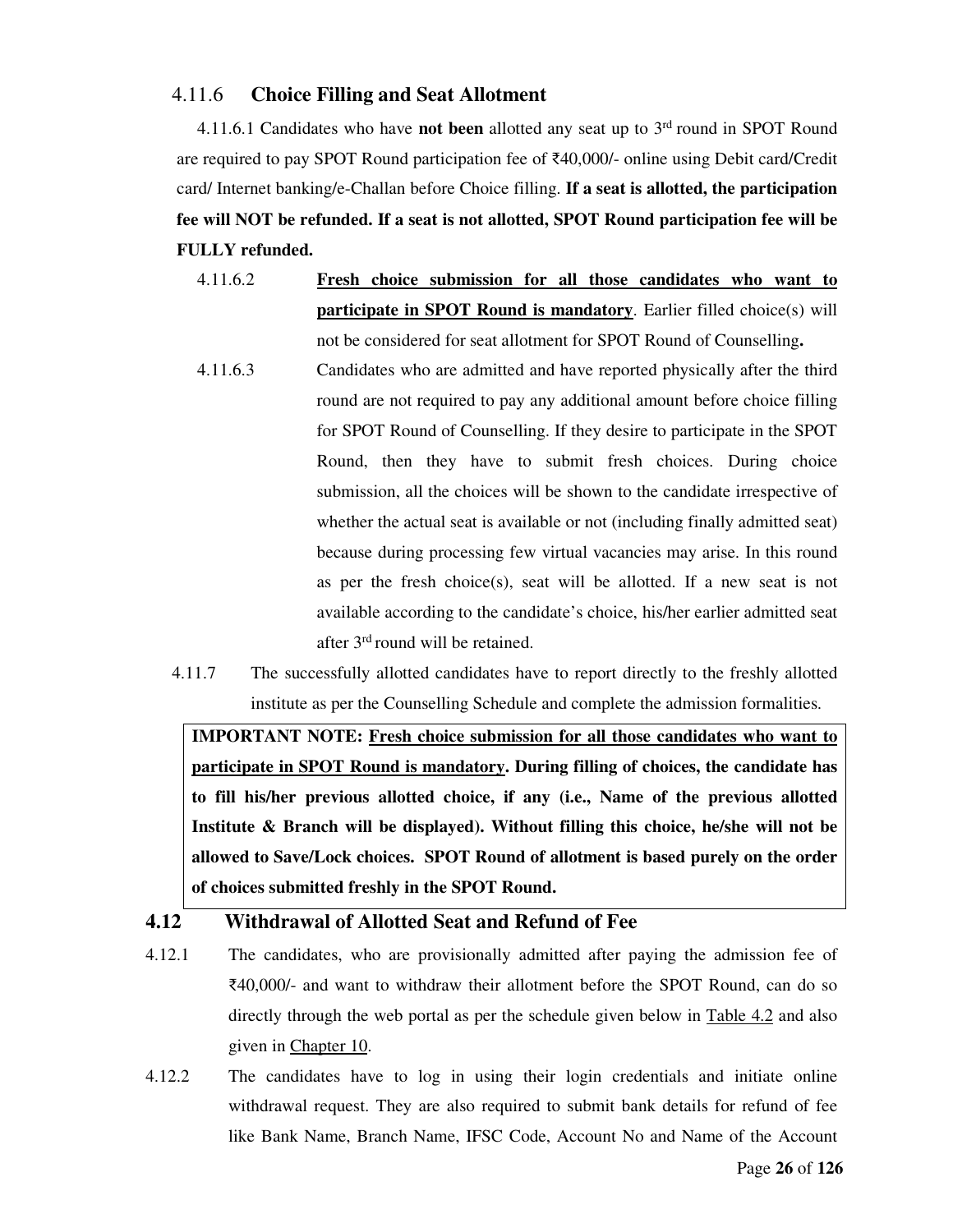### 4.11.6 **Choice Filling and Seat Allotment**

4.11.6.1 Candidates who have **not been** allotted any seat up to 3rd round in SPOT Round are required to pay SPOT Round participation fee of ₹40,000/- online using Debit card/Credit card/ Internet banking/e-Challan before Choice filling. **If a seat is allotted, the participation fee will NOT be refunded. If a seat is not allotted, SPOT Round participation fee will be FULLY refunded.**

4.11.6.2 <u>**Fresh choice submission for all those candidates who want to participate in SPOT Round is mandatory**</u>. Earlier filled choice(s) will not be considered for seat allotment for SPOT Round of Counselling**.**

4.11.6.3 Candidates who are admitted and have reported physically after the third round are not required to pay any additional amount before choice filling for SPOT Round of Counselling. If they desire to participate in the SPOT Round, then they have to submit fresh choices. During choice submission, all the choices will be shown to the candidate irrespective of whether the actual seat is available or not (including finally admitted seat) because during processing few virtual vacancies may arise. In this round as per the fresh choice(s), seat will be allotted. If a new seat is not available according to the candidate's choice, his/her earlier admitted seat after 3rd round will be retained.

4.11.7 The successfully allotted candidates have to report directly to the freshly allotted institute as per the Counselling Schedule and complete the admission formalities.

**IMPORTANT NOTE: <u>Fresh choice submission for all those candidates who want to participate in SPOT Round is mandatory</u>. During filling of choices, the candidate has to fill his/her previous allotted choice, if any (i.e., Name of the previous allotted Institute & Branch will be displayed). Without filling this choice, he/she will not be allowed to Save/Lock choices. SPOT Round of allotment is based purely on the order of choices submitted freshly in the SPOT Round.**

## 4.12 Withdrawal of Allotted Seat and Refund of Fee

4.12.1 The candidates, who are provisionally admitted after paying the admission fee of ₹40,000/- and want to withdraw their allotment before the SPOT Round, can do so directly through the web portal as per the schedule given below in <u>Table 4.2</u> and also given in <u>Chapter 10</u>.

4.12.2 The candidates have to log in using their login credentials and initiate online withdrawal request. They are also required to submit bank details for refund of fee like Bank Name, Branch Name, IFSC Code, Account No and Name of the Account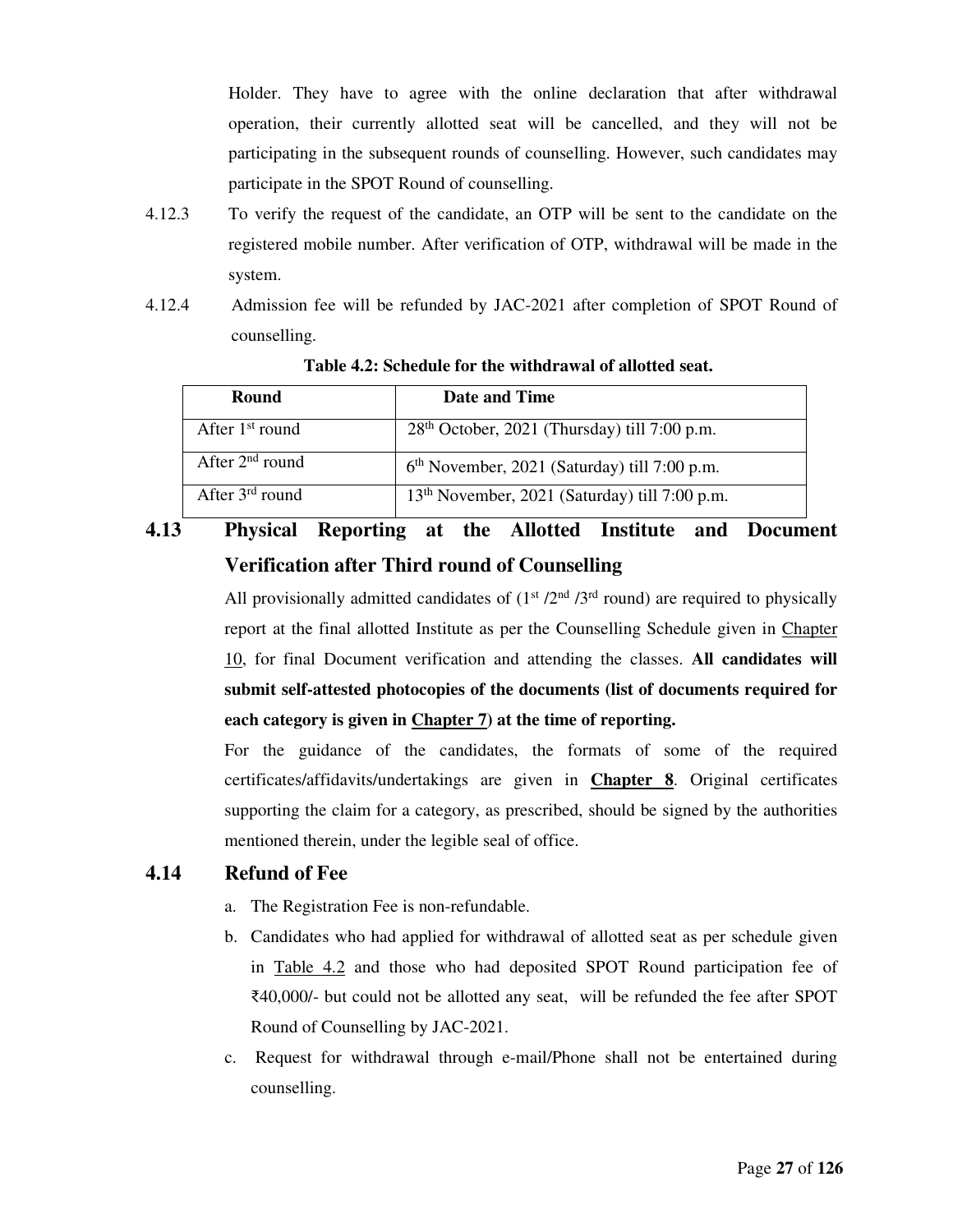Holder. They have to agree with the online declaration that after withdrawal operation, their currently allotted seat will be cancelled, and they will not be participating in the subsequent rounds of counselling. However, such candidates may participate in the SPOT Round of counselling.

4.12.3 To verify the request of the candidate, an OTP will be sent to the candidate on the registered mobile number. After verification of OTP, withdrawal will be made in the system.

4.12.4 Admission fee will be refunded by JAC-2021 after completion of SPOT Round of counselling.

**Table 4.2: Schedule for the withdrawal of allotted seat.**

| Round | Date and Time |
|---|---|
| After 1st round | 28th October, 2021 (Thursday) till 7:00 p.m. |
| After 2nd round | 6th November, 2021 (Saturday) till 7:00 p.m. |
| After 3rd round | 13th November, 2021 (Saturday) till 7:00 p.m. |

## 4.13 Physical Reporting at the Allotted Institute and Document Verification after Third round of Counselling

All provisionally admitted candidates of (1st /2nd /3rd round) are required to physically report at the final allotted Institute as per the Counselling Schedule given in Chapter 10, for final Document verification and attending the classes. **All candidates will submit self-attested photocopies of the documents (list of documents required for each category is given in Chapter 7) at the time of reporting.**

For the guidance of the candidates, the formats of some of the required certificates/affidavits/undertakings are given in **Chapter 8**. Original certificates supporting the claim for a category, as prescribed, should be signed by the authorities mentioned therein, under the legible seal of office.

## 4.14 Refund of Fee

a. The Registration Fee is non-refundable.

b. Candidates who had applied for withdrawal of allotted seat as per schedule given in Table 4.2 and those who had deposited SPOT Round participation fee of ₹40,000/- but could not be allotted any seat, will be refunded the fee after SPOT Round of Counselling by JAC-2021.

c. Request for withdrawal through e-mail/Phone shall not be entertained during counselling.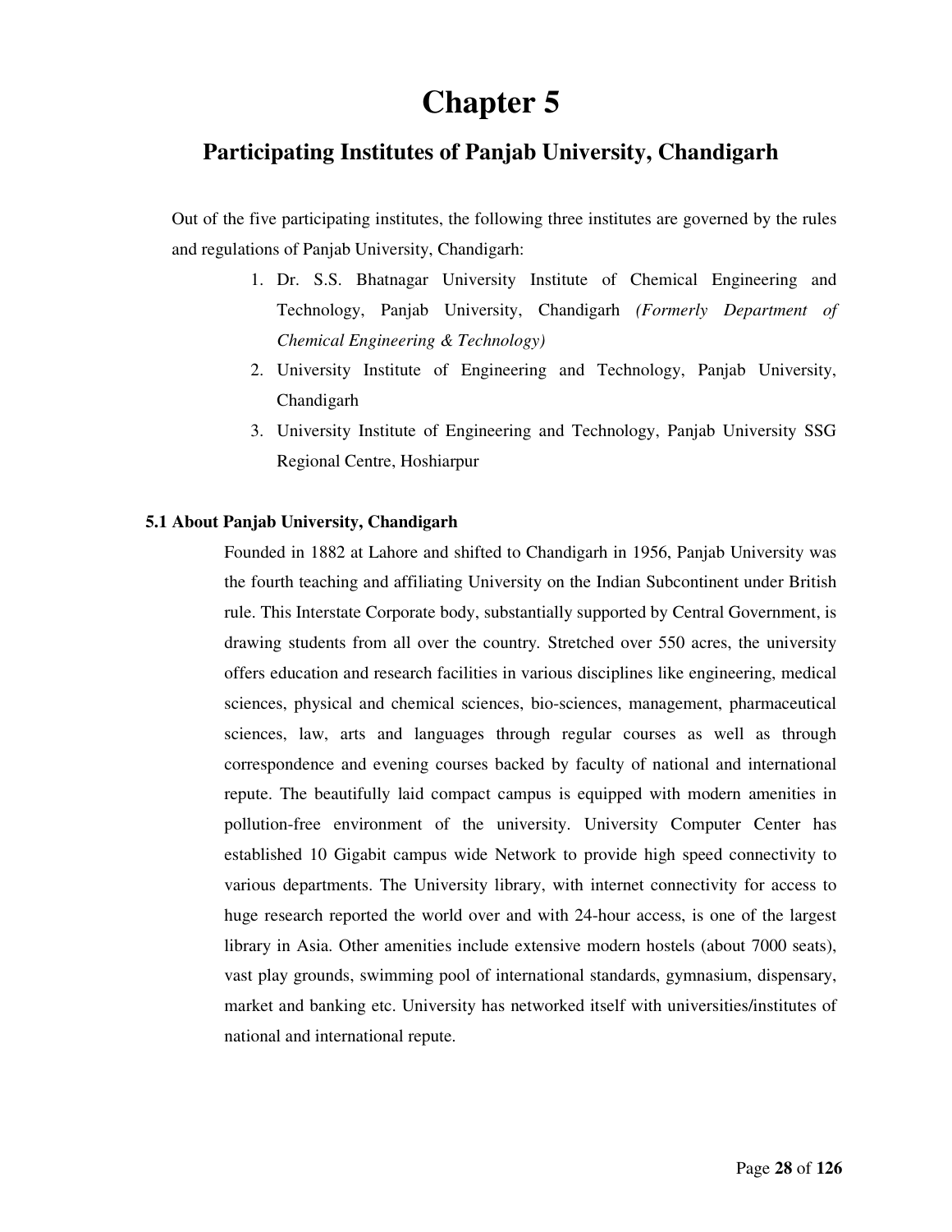# Chapter 5

## Participating Institutes of Panjab University, Chandigarh

Out of the five participating institutes, the following three institutes are governed by the rules and regulations of Panjab University, Chandigarh:

1. Dr. S.S. Bhatnagar University Institute of Chemical Engineering and Technology, Panjab University, Chandigarh *(Formerly Department of Chemical Engineering & Technology)*
2. University Institute of Engineering and Technology, Panjab University, Chandigarh
3. University Institute of Engineering and Technology, Panjab University SSG Regional Centre, Hoshiarpur

### 5.1 About Panjab University, Chandigarh

Founded in 1882 at Lahore and shifted to Chandigarh in 1956, Panjab University was the fourth teaching and affiliating University on the Indian Subcontinent under British rule. This Interstate Corporate body, substantially supported by Central Government, is drawing students from all over the country. Stretched over 550 acres, the university offers education and research facilities in various disciplines like engineering, medical sciences, physical and chemical sciences, bio-sciences, management, pharmaceutical sciences, law, arts and languages through regular courses as well as through correspondence and evening courses backed by faculty of national and international repute. The beautifully laid compact campus is equipped with modern amenities in pollution-free environment of the university. University Computer Center has established 10 Gigabit campus wide Network to provide high speed connectivity to various departments. The University library, with internet connectivity for access to huge research reported the world over and with 24-hour access, is one of the largest library in Asia. Other amenities include extensive modern hostels (about 7000 seats), vast play grounds, swimming pool of international standards, gymnasium, dispensary, market and banking etc. University has networked itself with universities/institutes of national and international repute.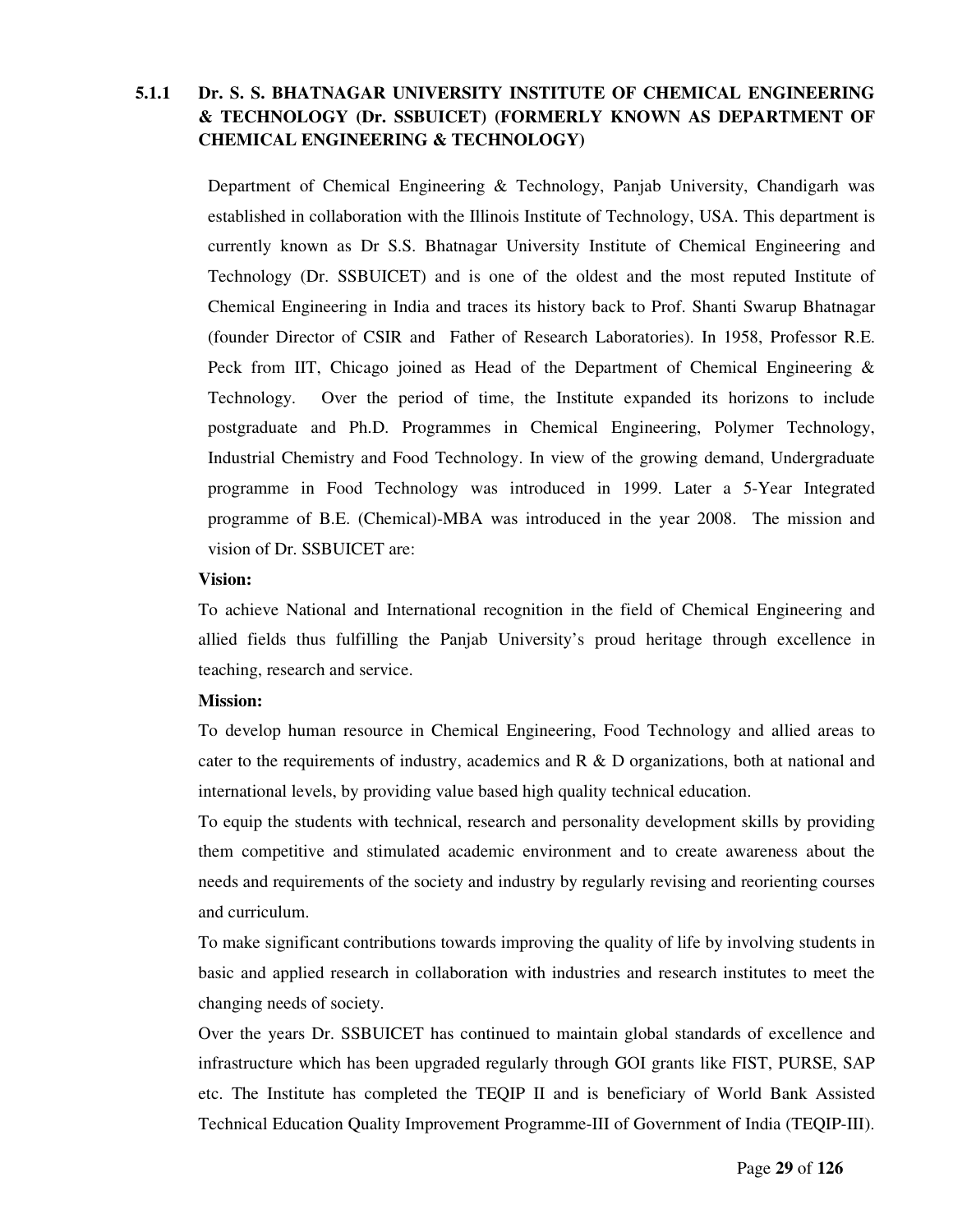### 5.1.1 Dr. S. S. BHATNAGAR UNIVERSITY INSTITUTE OF CHEMICAL ENGINEERING & TECHNOLOGY (Dr. SSBUICET) (FORMERLY KNOWN AS DEPARTMENT OF CHEMICAL ENGINEERING & TECHNOLOGY)

Department of Chemical Engineering & Technology, Panjab University, Chandigarh was established in collaboration with the Illinois Institute of Technology, USA. This department is currently known as Dr S.S. Bhatnagar University Institute of Chemical Engineering and Technology (Dr. SSBUICET) and is one of the oldest and the most reputed Institute of Chemical Engineering in India and traces its history back to Prof. Shanti Swarup Bhatnagar (founder Director of CSIR and Father of Research Laboratories). In 1958, Professor R.E. Peck from IIT, Chicago joined as Head of the Department of Chemical Engineering & Technology. Over the period of time, the Institute expanded its horizons to include postgraduate and Ph.D. Programmes in Chemical Engineering, Polymer Technology, Industrial Chemistry and Food Technology. In view of the growing demand, Undergraduate programme in Food Technology was introduced in 1999. Later a 5-Year Integrated programme of B.E. (Chemical)-MBA was introduced in the year 2008. The mission and vision of Dr. SSBUICET are:

**Vision:**

To achieve National and International recognition in the field of Chemical Engineering and allied fields thus fulfilling the Panjab University's proud heritage through excellence in teaching, research and service.

**Mission:**

To develop human resource in Chemical Engineering, Food Technology and allied areas to cater to the requirements of industry, academics and R & D organizations, both at national and international levels, by providing value based high quality technical education.

To equip the students with technical, research and personality development skills by providing them competitive and stimulated academic environment and to create awareness about the needs and requirements of the society and industry by regularly revising and reorienting courses and curriculum.

To make significant contributions towards improving the quality of life by involving students in basic and applied research in collaboration with industries and research institutes to meet the changing needs of society.

Over the years Dr. SSBUICET has continued to maintain global standards of excellence and infrastructure which has been upgraded regularly through GOI grants like FIST, PURSE, SAP etc. The Institute has completed the TEQIP II and is beneficiary of World Bank Assisted Technical Education Quality Improvement Programme-III of Government of India (TEQIP-III).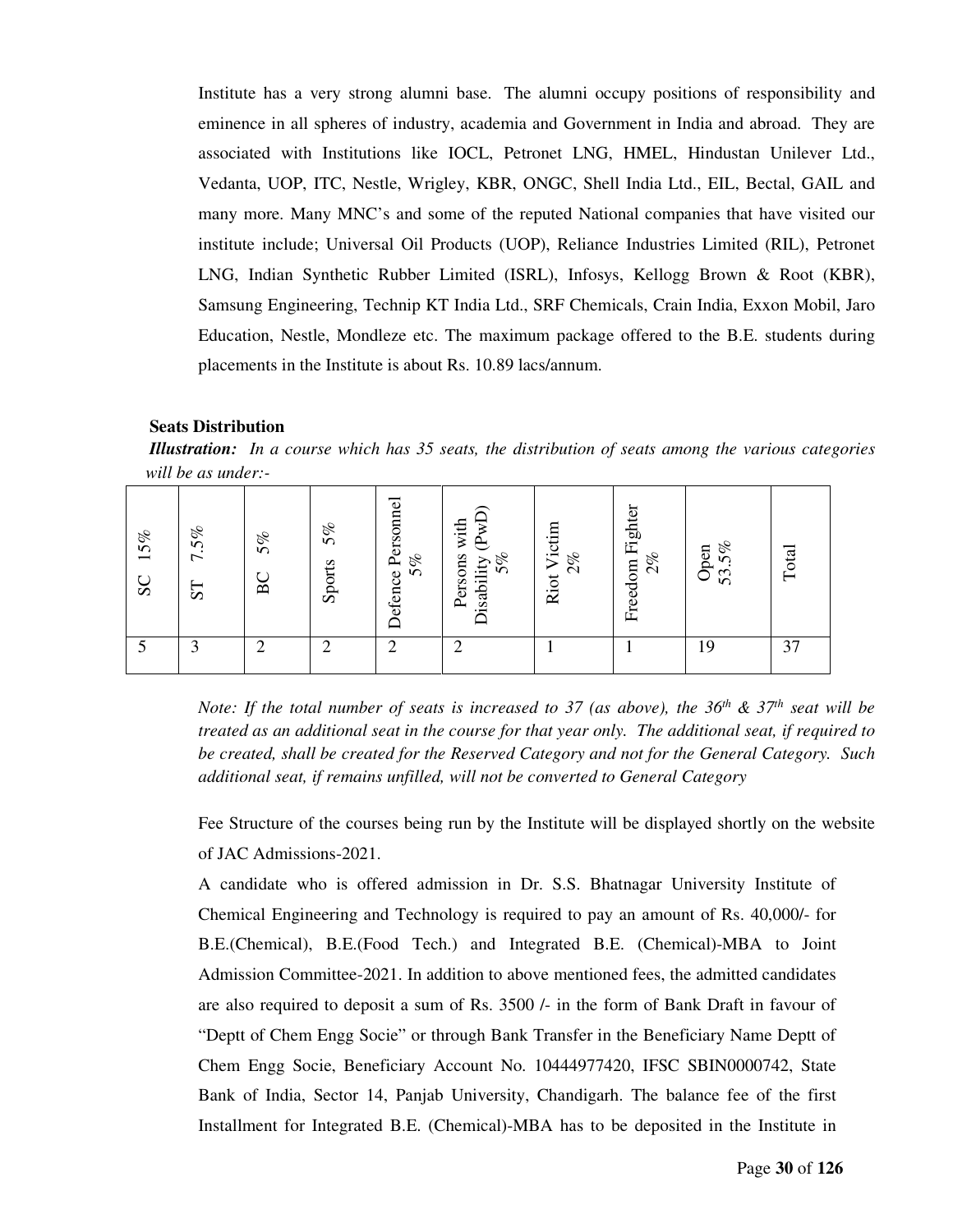Institute has a very strong alumni base. The alumni occupy positions of responsibility and eminence in all spheres of industry, academia and Government in India and abroad. They are associated with Institutions like IOCL, Petronet LNG, HMEL, Hindustan Unilever Ltd., Vedanta, UOP, ITC, Nestle, Wrigley, KBR, ONGC, Shell India Ltd., EIL, Bectal, GAIL and many more. Many MNC's and some of the reputed National companies that have visited our institute include; Universal Oil Products (UOP), Reliance Industries Limited (RIL), Petronet LNG, Indian Synthetic Rubber Limited (ISRL), Infosys, Kellogg Brown & Root (KBR), Samsung Engineering, Technip KT India Ltd., SRF Chemicals, Crain India, Exxon Mobil, Jaro Education, Nestle, Mondleze etc. The maximum package offered to the B.E. students during placements in the Institute is about Rs. 10.89 lacs/annum.

**Seats Distribution**

***Illustration:*** *In a course which has 35 seats, the distribution of seats among the various categories will be as under:-*

| SC 15% | ST 7.5% | BC 5% | Sports 5% | Defence Personnel 5% | Persons with Disability (PwD) 5% | Riot Victim 2% | Freedom Fighter 2% | Open 53.5% | Total |
|---|---|---|---|---|---|---|---|---|---|
| 5 | 3 | 2 | 2 | 2 | 2 | 1 | 1 | 19 | 37 |

*Note: If the total number of seats is increased to 37 (as above), the 36th & 37th seat will be treated as an additional seat in the course for that year only. The additional seat, if required to be created, shall be created for the Reserved Category and not for the General Category. Such additional seat, if remains unfilled, will not be converted to General Category*

Fee Structure of the courses being run by the Institute will be displayed shortly on the website of JAC Admissions-2021.

A candidate who is offered admission in Dr. S.S. Bhatnagar University Institute of Chemical Engineering and Technology is required to pay an amount of Rs. 40,000/- for B.E.(Chemical), B.E.(Food Tech.) and Integrated B.E. (Chemical)-MBA to Joint Admission Committee-2021. In addition to above mentioned fees, the admitted candidates are also required to deposit a sum of Rs. 3500 /- in the form of Bank Draft in favour of "Deptt of Chem Engg Socie" or through Bank Transfer in the Beneficiary Name Deptt of Chem Engg Socie, Beneficiary Account No. 10444977420, IFSC SBIN0000742, State Bank of India, Sector 14, Panjab University, Chandigarh. The balance fee of the first Installment for Integrated B.E. (Chemical)-MBA has to be deposited in the Institute in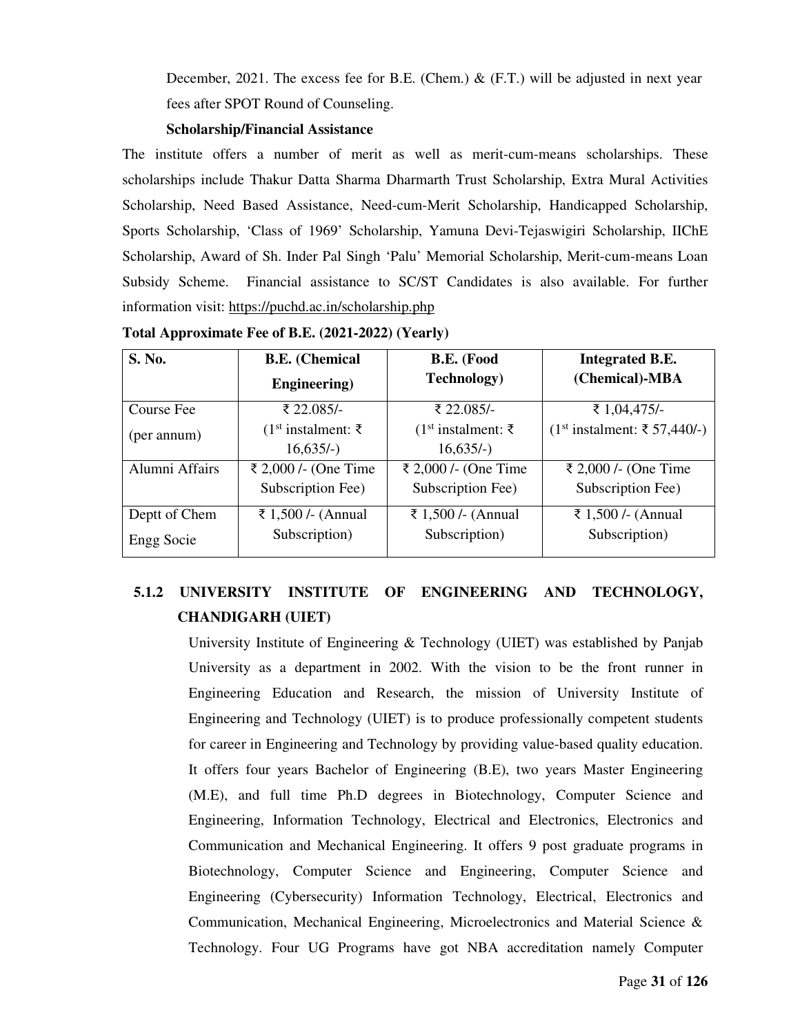December, 2021. The excess fee for B.E. (Chem.) & (F.T.) will be adjusted in next year fees after SPOT Round of Counseling.

**Scholarship/Financial Assistance**

The institute offers a number of merit as well as merit-cum-means scholarships. These scholarships include Thakur Datta Sharma Dharmarth Trust Scholarship, Extra Mural Activities Scholarship, Need Based Assistance, Need-cum-Merit Scholarship, Handicapped Scholarship, Sports Scholarship, 'Class of 1969' Scholarship, Yamuna Devi-Tejaswigiri Scholarship, IIChE Scholarship, Award of Sh. Inder Pal Singh 'Palu' Memorial Scholarship, Merit-cum-means Loan Subsidy Scheme. Financial assistance to SC/ST Candidates is also available. For further information visit: https://puchd.ac.in/scholarship.php

**Total Approximate Fee of B.E. (2021-2022) (Yearly)**

| S. No. | B.E. (Chemical Engineering) | B.E. (Food Technology) | Integrated B.E. (Chemical)-MBA |
|---|---|---|---|
| Course Fee (per annum) | ₹ 22.085/- (1st instalment: ₹ 16,635/-) | ₹ 22.085/- (1st instalment: ₹ 16,635/-) | ₹ 1,04,475/- (1st instalment: ₹ 57,440/-) |
| Alumni Affairs | ₹ 2,000 /- (One Time Subscription Fee) | ₹ 2,000 /- (One Time Subscription Fee) | ₹ 2,000 /- (One Time Subscription Fee) |
| Deptt of Chem Engg Socie | ₹ 1,500 /- (Annual Subscription) | ₹ 1,500 /- (Annual Subscription) | ₹ 1,500 /- (Annual Subscription) |

### 5.1.2 UNIVERSITY INSTITUTE OF ENGINEERING AND TECHNOLOGY, CHANDIGARH (UIET)

University Institute of Engineering & Technology (UIET) was established by Panjab University as a department in 2002. With the vision to be the front runner in Engineering Education and Research, the mission of University Institute of Engineering and Technology (UIET) is to produce professionally competent students for career in Engineering and Technology by providing value-based quality education. It offers four years Bachelor of Engineering (B.E), two years Master Engineering (M.E), and full time Ph.D degrees in Biotechnology, Computer Science and Engineering, Information Technology, Electrical and Electronics, Electronics and Communication and Mechanical Engineering. It offers 9 post graduate programs in Biotechnology, Computer Science and Engineering, Computer Science and Engineering (Cybersecurity) Information Technology, Electrical, Electronics and Communication, Mechanical Engineering, Microelectronics and Material Science & Technology. Four UG Programs have got NBA accreditation namely Computer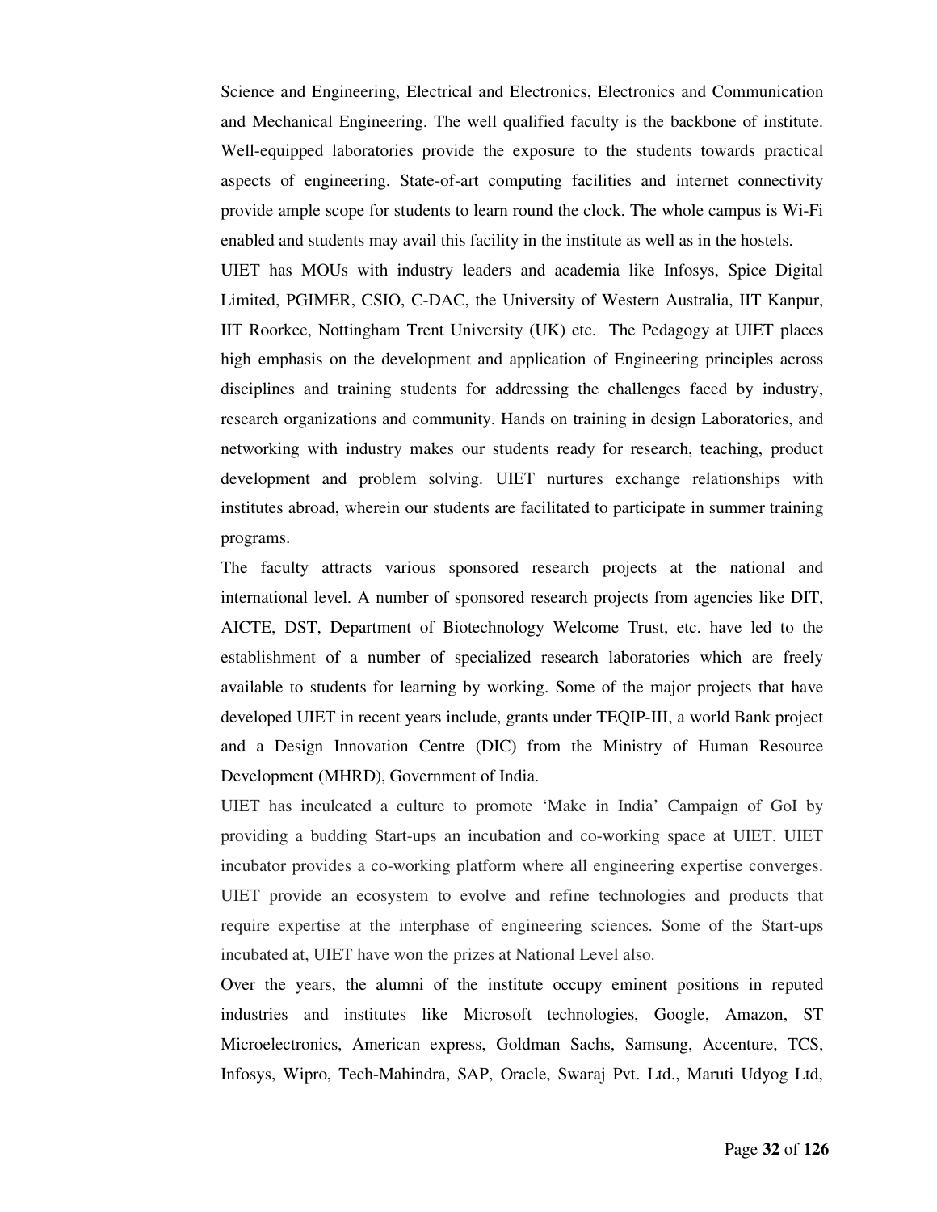Science and Engineering, Electrical and Electronics, Electronics and Communication and Mechanical Engineering. The well qualified faculty is the backbone of institute. Well-equipped laboratories provide the exposure to the students towards practical aspects of engineering. State-of-art computing facilities and internet connectivity provide ample scope for students to learn round the clock. The whole campus is Wi-Fi enabled and students may avail this facility in the institute as well as in the hostels.

UIET has MOUs with industry leaders and academia like Infosys, Spice Digital Limited, PGIMER, CSIO, C-DAC, the University of Western Australia, IIT Kanpur, IIT Roorkee, Nottingham Trent University (UK) etc. The Pedagogy at UIET places high emphasis on the development and application of Engineering principles across disciplines and training students for addressing the challenges faced by industry, research organizations and community. Hands on training in design Laboratories, and networking with industry makes our students ready for research, teaching, product development and problem solving. UIET nurtures exchange relationships with institutes abroad, wherein our students are facilitated to participate in summer training programs.

The faculty attracts various sponsored research projects at the national and international level. A number of sponsored research projects from agencies like DIT, AICTE, DST, Department of Biotechnology Welcome Trust, etc. have led to the establishment of a number of specialized research laboratories which are freely available to students for learning by working. Some of the major projects that have developed UIET in recent years include, grants under TEQIP-III, a world Bank project and a Design Innovation Centre (DIC) from the Ministry of Human Resource Development (MHRD), Government of India.

UIET has inculcated a culture to promote 'Make in India' Campaign of GoI by providing a budding Start-ups an incubation and co-working space at UIET. UIET incubator provides a co-working platform where all engineering expertise converges. UIET provide an ecosystem to evolve and refine technologies and products that require expertise at the interphase of engineering sciences. Some of the Start-ups incubated at, UIET have won the prizes at National Level also.

Over the years, the alumni of the institute occupy eminent positions in reputed industries and institutes like Microsoft technologies, Google, Amazon, ST Microelectronics, American express, Goldman Sachs, Samsung, Accenture, TCS, Infosys, Wipro, Tech-Mahindra, SAP, Oracle, Swaraj Pvt. Ltd., Maruti Udyog Ltd,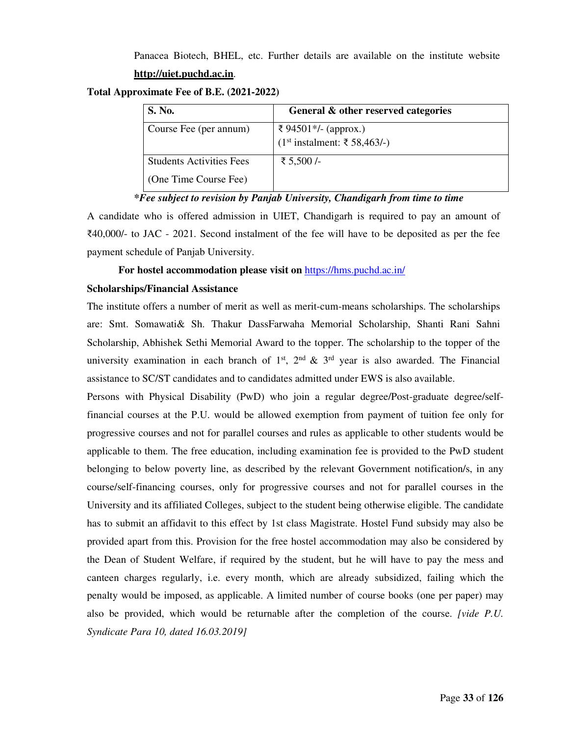Panacea Biotech, BHEL, etc. Further details are available on the institute website **http://uiet.puchd.ac.in**.

**Total Approximate Fee of B.E. (2021-2022)**

| S. No. | General & other reserved categories |
|---|---|
| Course Fee (per annum) | ₹ 94501*/- (approx.)<br>(1st instalment: ₹ 58,463/-) |
| Students Activities Fees<br>(One Time Course Fee) | ₹ 5,500 /- |

***Fee subject to revision by Panjab University, Chandigarh from time to time***

A candidate who is offered admission in UIET, Chandigarh is required to pay an amount of ₹40,000/- to JAC - 2021. Second instalment of the fee will have to be deposited as per the fee payment schedule of Panjab University.

**For hostel accommodation please visit on** https://hms.puchd.ac.in/

**Scholarships/Financial Assistance**

The institute offers a number of merit as well as merit-cum-means scholarships. The scholarships are: Smt. Somawati& Sh. Thakur DassFarwaha Memorial Scholarship, Shanti Rani Sahni Scholarship, Abhishek Sethi Memorial Award to the topper. The scholarship to the topper of the university examination in each branch of 1st, 2nd & 3rd year is also awarded. The Financial assistance to SC/ST candidates and to candidates admitted under EWS is also available.

Persons with Physical Disability (PwD) who join a regular degree/Post-graduate degree/self-financial courses at the P.U. would be allowed exemption from payment of tuition fee only for progressive courses and not for parallel courses and rules as applicable to other students would be applicable to them. The free education, including examination fee is provided to the PwD student belonging to below poverty line, as described by the relevant Government notification/s, in any course/self-financing courses, only for progressive courses and not for parallel courses in the University and its affiliated Colleges, subject to the student being otherwise eligible. The candidate has to submit an affidavit to this effect by 1st class Magistrate. Hostel Fund subsidy may also be provided apart from this. Provision for the free hostel accommodation may also be considered by the Dean of Student Welfare, if required by the student, but he will have to pay the mess and canteen charges regularly, i.e. every month, which are already subsidized, failing which the penalty would be imposed, as applicable. A limited number of course books (one per paper) may also be provided, which would be returnable after the completion of the course. *[vide P.U. Syndicate Para 10, dated 16.03.2019]*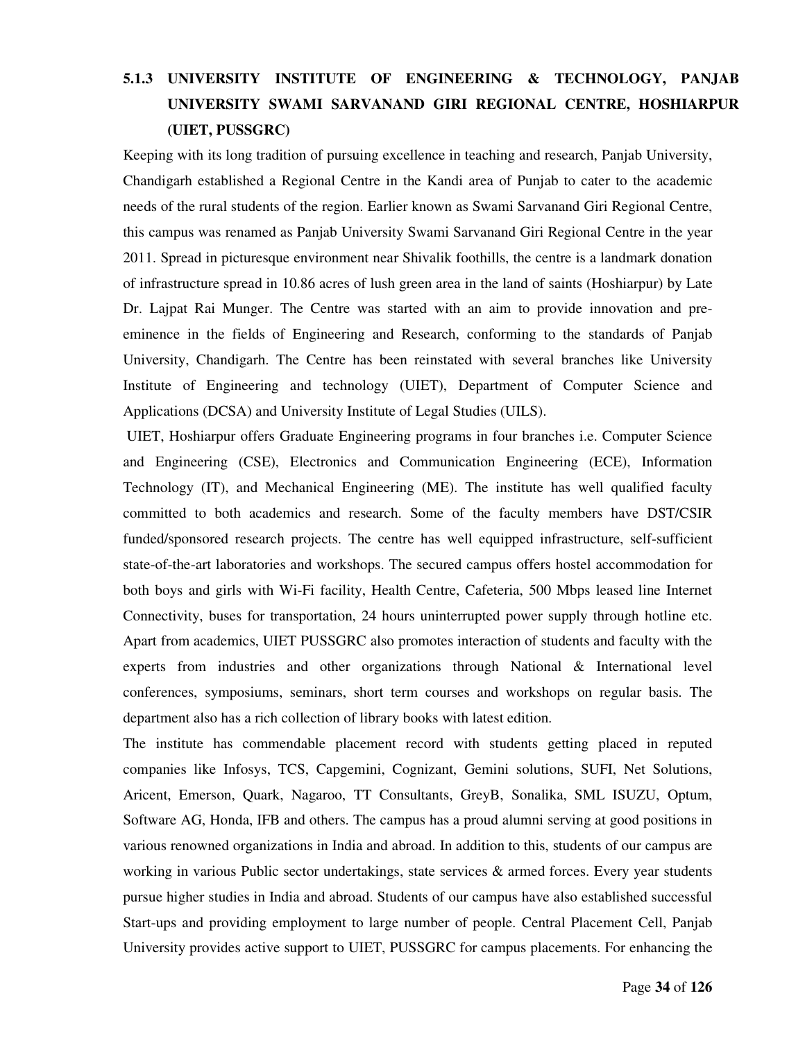### 5.1.3 UNIVERSITY INSTITUTE OF ENGINEERING & TECHNOLOGY, PANJAB UNIVERSITY SWAMI SARVANAND GIRI REGIONAL CENTRE, HOSHIARPUR (UIET, PUSSGRC)

Keeping with its long tradition of pursuing excellence in teaching and research, Panjab University, Chandigarh established a Regional Centre in the Kandi area of Punjab to cater to the academic needs of the rural students of the region. Earlier known as Swami Sarvanand Giri Regional Centre, this campus was renamed as Panjab University Swami Sarvanand Giri Regional Centre in the year 2011. Spread in picturesque environment near Shivalik foothills, the centre is a landmark donation of infrastructure spread in 10.86 acres of lush green area in the land of saints (Hoshiarpur) by Late Dr. Lajpat Rai Munger. The Centre was started with an aim to provide innovation and pre-eminence in the fields of Engineering and Research, conforming to the standards of Panjab University, Chandigarh. The Centre has been reinstated with several branches like University Institute of Engineering and technology (UIET), Department of Computer Science and Applications (DCSA) and University Institute of Legal Studies (UILS).

UIET, Hoshiarpur offers Graduate Engineering programs in four branches i.e. Computer Science and Engineering (CSE), Electronics and Communication Engineering (ECE), Information Technology (IT), and Mechanical Engineering (ME). The institute has well qualified faculty committed to both academics and research. Some of the faculty members have DST/CSIR funded/sponsored research projects. The centre has well equipped infrastructure, self-sufficient state-of-the-art laboratories and workshops. The secured campus offers hostel accommodation for both boys and girls with Wi-Fi facility, Health Centre, Cafeteria, 500 Mbps leased line Internet Connectivity, buses for transportation, 24 hours uninterrupted power supply through hotline etc. Apart from academics, UIET PUSSGRC also promotes interaction of students and faculty with the experts from industries and other organizations through National & International level conferences, symposiums, seminars, short term courses and workshops on regular basis. The department also has a rich collection of library books with latest edition.

The institute has commendable placement record with students getting placed in reputed companies like Infosys, TCS, Capgemini, Cognizant, Gemini solutions, SUFI, Net Solutions, Aricent, Emerson, Quark, Nagaroo, TT Consultants, GreyB, Sonalika, SML ISUZU, Optum, Software AG, Honda, IFB and others. The campus has a proud alumni serving at good positions in various renowned organizations in India and abroad. In addition to this, students of our campus are working in various Public sector undertakings, state services & armed forces. Every year students pursue higher studies in India and abroad. Students of our campus have also established successful Start-ups and providing employment to large number of people. Central Placement Cell, Panjab University provides active support to UIET, PUSSGRC for campus placements. For enhancing the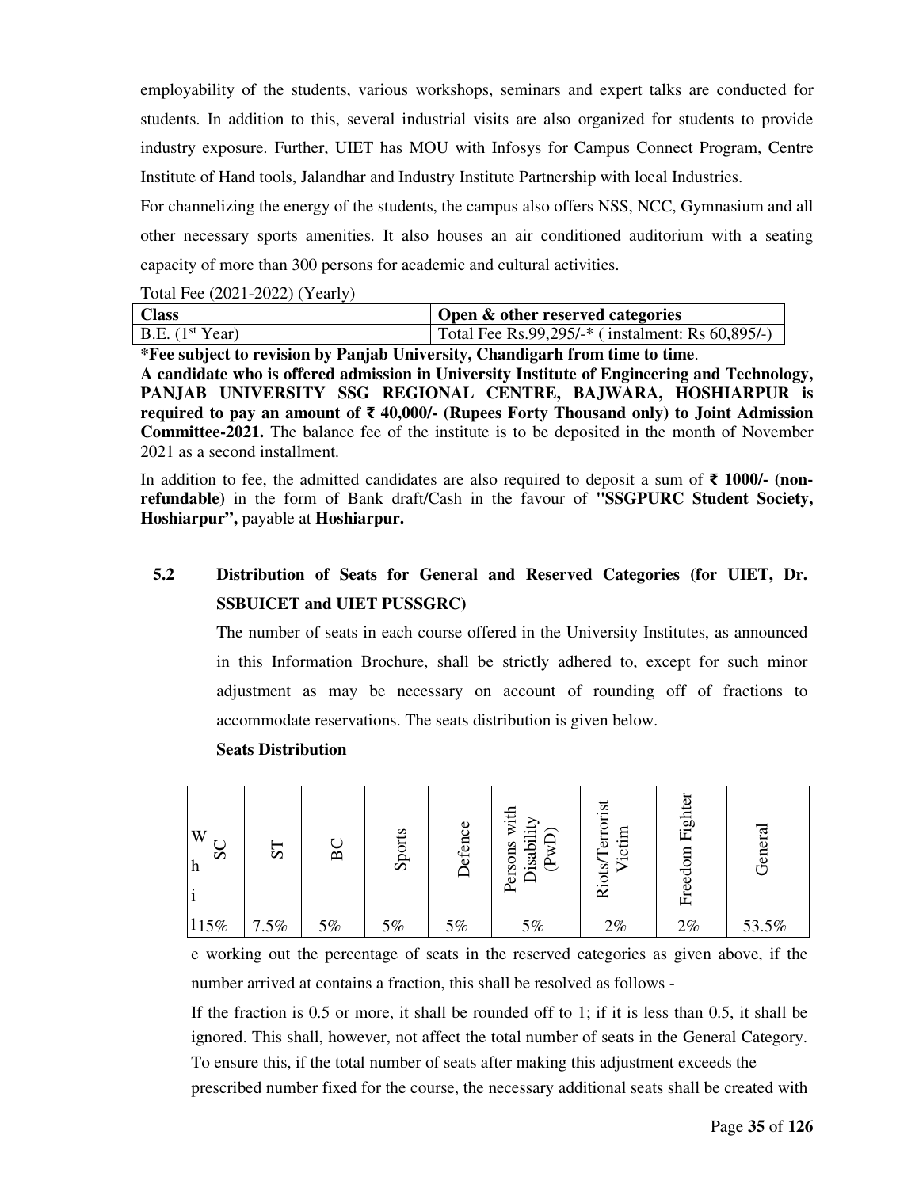employability of the students, various workshops, seminars and expert talks are conducted for students. In addition to this, several industrial visits are also organized for students to provide industry exposure. Further, UIET has MOU with Infosys for Campus Connect Program, Centre Institute of Hand tools, Jalandhar and Industry Institute Partnership with local Industries.

For channelizing the energy of the students, the campus also offers NSS, NCC, Gymnasium and all other necessary sports amenities. It also houses an air conditioned auditorium with a seating capacity of more than 300 persons for academic and cultural activities.

Total Fee (2021-2022) (Yearly)

| **Class** | **Open & other reserved categories** |
|---|---|
| B.E. (1st Year) | Total Fee Rs.99,295/-* ( instalment: Rs 60,895/-) |

**\*Fee subject to revision by Panjab University, Chandigarh from time to time**.

**A candidate who is offered admission in University Institute of Engineering and Technology, PANJAB UNIVERSITY SSG REGIONAL CENTRE, BAJWARA, HOSHIARPUR is required to pay an amount of ₹ 40,000/- (Rupees Forty Thousand only) to Joint Admission Committee-2021.** The balance fee of the institute is to be deposited in the month of November 2021 as a second installment.

In addition to fee, the admitted candidates are also required to deposit a sum of **₹ 1000/- (non-refundable)** in the form of Bank draft/Cash in the favour of **"SSGPURC Student Society, Hoshiarpur",** payable at **Hoshiarpur.**

## 5.2 Distribution of Seats for General and Reserved Categories (for UIET, Dr. SSBUICET and UIET PUSSGRC)

The number of seats in each course offered in the University Institutes, as announced in this Information Brochure, shall be strictly adhered to, except for such minor adjustment as may be necessary on account of rounding off of fractions to accommodate reservations. The seats distribution is given below.

**Seats Distribution**

| SC | ST | BC | Sports | Defence | Persons with Disability (PwD) | Riots/Terrorist Victim | Freedom Fighter | General |
|---|---|---|---|---|---|---|---|---|
| 15% | 7.5% | 5% | 5% | 5% | 5% | 2% | 2% | 53.5% |

While working out the percentage of seats in the reserved categories as given above, if the number arrived at contains a fraction, this shall be resolved as follows -

If the fraction is 0.5 or more, it shall be rounded off to 1; if it is less than 0.5, it shall be ignored. This shall, however, not affect the total number of seats in the General Category. To ensure this, if the total number of seats after making this adjustment exceeds the prescribed number fixed for the course, the necessary additional seats shall be created with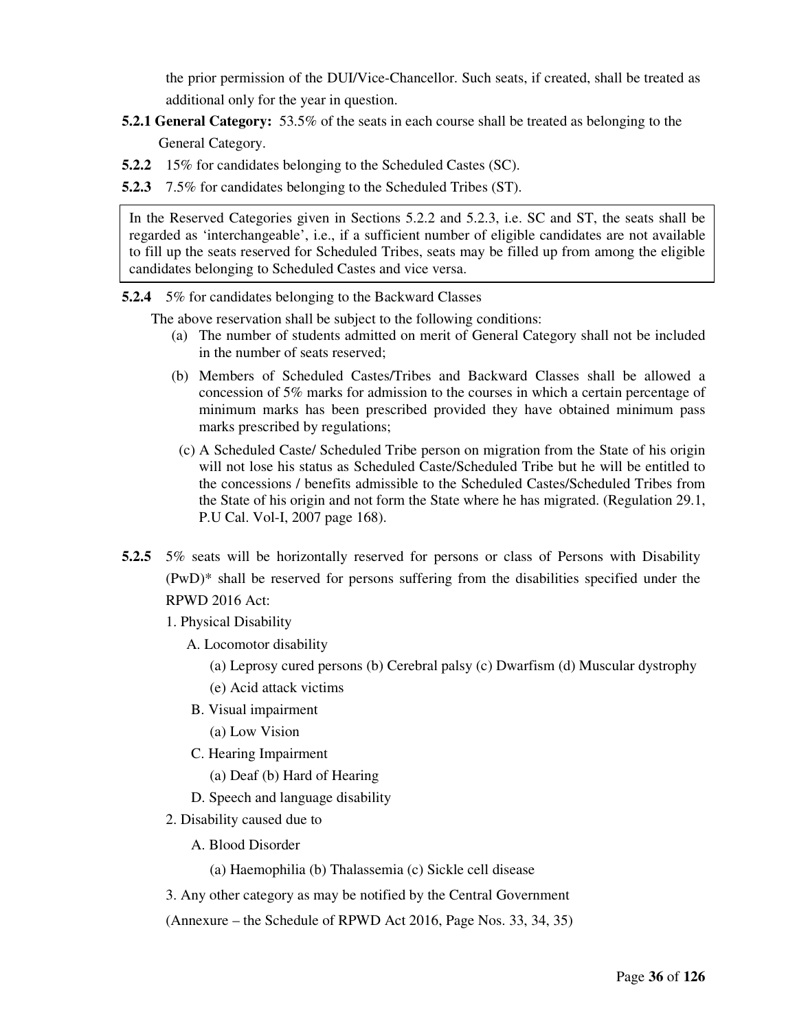the prior permission of the DUI/Vice-Chancellor. Such seats, if created, shall be treated as additional only for the year in question.

**5.2.1 General Category:** 53.5% of the seats in each course shall be treated as belonging to the General Category.

**5.2.2** 15% for candidates belonging to the Scheduled Castes (SC).

**5.2.3** 7.5% for candidates belonging to the Scheduled Tribes (ST).

> In the Reserved Categories given in Sections 5.2.2 and 5.2.3, i.e. SC and ST, the seats shall be regarded as 'interchangeable', i.e., if a sufficient number of eligible candidates are not available to fill up the seats reserved for Scheduled Tribes, seats may be filled up from among the eligible candidates belonging to Scheduled Castes and vice versa.

**5.2.4** 5% for candidates belonging to the Backward Classes

The above reservation shall be subject to the following conditions:

(a) The number of students admitted on merit of General Category shall not be included in the number of seats reserved;

(b) Members of Scheduled Castes/Tribes and Backward Classes shall be allowed a concession of 5% marks for admission to the courses in which a certain percentage of minimum marks has been prescribed provided they have obtained minimum pass marks prescribed by regulations;

(c) A Scheduled Caste/ Scheduled Tribe person on migration from the State of his origin will not lose his status as Scheduled Caste/Scheduled Tribe but he will be entitled to the concessions / benefits admissible to the Scheduled Castes/Scheduled Tribes from the State of his origin and not form the State where he has migrated. (Regulation 29.1, P.U Cal. Vol-I, 2007 page 168).

**5.2.5** 5% seats will be horizontally reserved for persons or class of Persons with Disability (PwD)* shall be reserved for persons suffering from the disabilities specified under the RPWD 2016 Act:

1. Physical Disability
   - A. Locomotor disability
     - (a) Leprosy cured persons (b) Cerebral palsy (c) Dwarfism (d) Muscular dystrophy
     - (e) Acid attack victims
   - B. Visual impairment
     - (a) Low Vision
   - C. Hearing Impairment
     - (a) Deaf (b) Hard of Hearing
   - D. Speech and language disability
2. Disability caused due to
   - A. Blood Disorder
     - (a) Haemophilia (b) Thalassemia (c) Sickle cell disease
3. Any other category as may be notified by the Central Government

(Annexure – the Schedule of RPWD Act 2016, Page Nos. 33, 34, 35)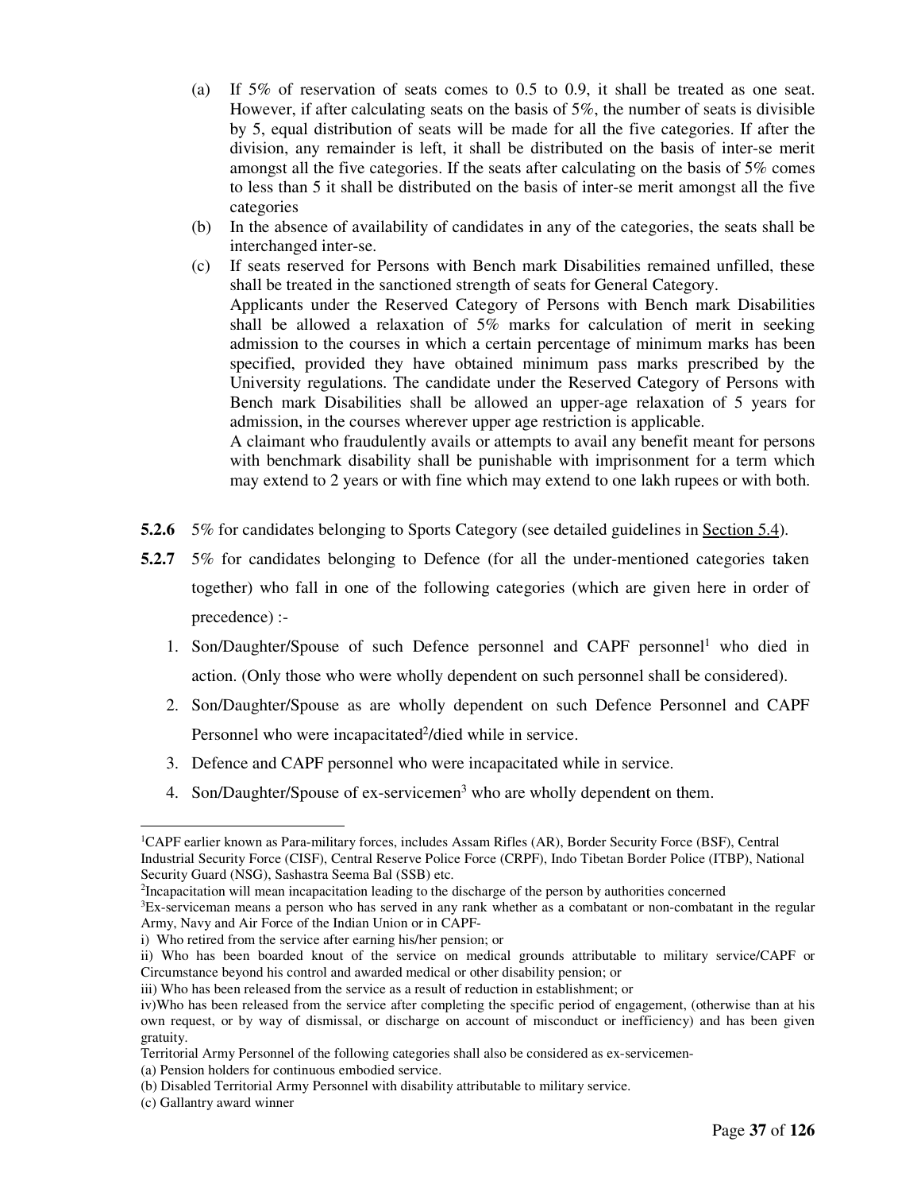(a) If 5% of reservation of seats comes to 0.5 to 0.9, it shall be treated as one seat. However, if after calculating seats on the basis of 5%, the number of seats is divisible by 5, equal distribution of seats will be made for all the five categories. If after the division, any remainder is left, it shall be distributed on the basis of inter-se merit amongst all the five categories. If the seats after calculating on the basis of 5% comes to less than 5 it shall be distributed on the basis of inter-se merit amongst all the five categories

(b) In the absence of availability of candidates in any of the categories, the seats shall be interchanged inter-se.

(c) If seats reserved for Persons with Bench mark Disabilities remained unfilled, these shall be treated in the sanctioned strength of seats for General Category.

Applicants under the Reserved Category of Persons with Bench mark Disabilities shall be allowed a relaxation of 5% marks for calculation of merit in seeking admission to the courses in which a certain percentage of minimum marks has been specified, provided they have obtained minimum pass marks prescribed by the University regulations. The candidate under the Reserved Category of Persons with Bench mark Disabilities shall be allowed an upper-age relaxation of 5 years for admission, in the courses wherever upper age restriction is applicable.

A claimant who fraudulently avails or attempts to avail any benefit meant for persons with benchmark disability shall be punishable with imprisonment for a term which may extend to 2 years or with fine which may extend to one lakh rupees or with both.

**5.2.6** 5% for candidates belonging to Sports Category (see detailed guidelines in Section 5.4).

**5.2.7** 5% for candidates belonging to Defence (for all the under-mentioned categories taken together) who fall in one of the following categories (which are given here in order of precedence) :-

1. Son/Daughter/Spouse of such Defence personnel and CAPF personnel[1] who died in action. (Only those who were wholly dependent on such personnel shall be considered).
2. Son/Daughter/Spouse as are wholly dependent on such Defence Personnel and CAPF Personnel who were incapacitated[2]/died while in service.
3. Defence and CAPF personnel who were incapacitated while in service.
4. Son/Daughter/Spouse of ex-servicemen[3] who are wholly dependent on them.

---

[1]CAPF earlier known as Para-military forces, includes Assam Rifles (AR), Border Security Force (BSF), Central Industrial Security Force (CISF), Central Reserve Police Force (CRPF), Indo Tibetan Border Police (ITBP), National Security Guard (NSG), Sashastra Seema Bal (SSB) etc.

[2]Incapacitation will mean incapacitation leading to the discharge of the person by authorities concerned

[3]Ex-serviceman means a person who has served in any rank whether as a combatant or non-combatant in the regular Army, Navy and Air Force of the Indian Union or in CAPF-

i) Who retired from the service after earning his/her pension; or

ii) Who has been boarded knout of the service on medical grounds attributable to military service/CAPF or Circumstance beyond his control and awarded medical or other disability pension; or

iii) Who has been released from the service as a result of reduction in establishment; or

iv)Who has been released from the service after completing the specific period of engagement, (otherwise than at his own request, or by way of dismissal, or discharge on account of misconduct or inefficiency) and has been given gratuity.

Territorial Army Personnel of the following categories shall also be considered as ex-servicemen-

(a) Pension holders for continuous embodied service.

(b) Disabled Territorial Army Personnel with disability attributable to military service.

(c) Gallantry award winner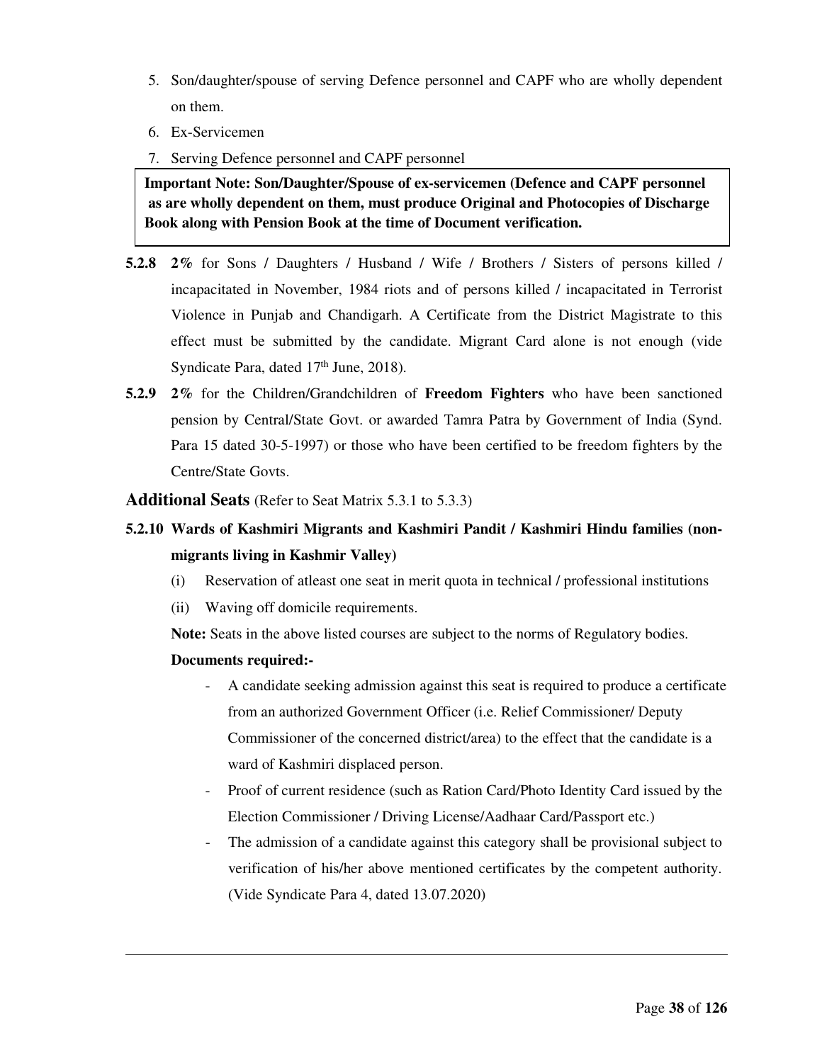5. Son/daughter/spouse of serving Defence personnel and CAPF who are wholly dependent on them.
6. Ex-Servicemen
7. Serving Defence personnel and CAPF personnel

**Important Note: Son/Daughter/Spouse of ex-servicemen (Defence and CAPF personnel as are wholly dependent on them, must produce Original and Photocopies of Discharge Book along with Pension Book at the time of Document verification.**

**5.2.8** **2%** for Sons / Daughters / Husband / Wife / Brothers / Sisters of persons killed / incapacitated in November, 1984 riots and of persons killed / incapacitated in Terrorist Violence in Punjab and Chandigarh. A Certificate from the District Magistrate to this effect must be submitted by the candidate. Migrant Card alone is not enough (vide Syndicate Para, dated 17th June, 2018).

**5.2.9** **2%** for the Children/Grandchildren of **Freedom Fighters** who have been sanctioned pension by Central/State Govt. or awarded Tamra Patra by Government of India (Synd. Para 15 dated 30-5-1997) or those who have been certified to be freedom fighters by the Centre/State Govts.

## Additional Seats (Refer to Seat Matrix 5.3.1 to 5.3.3)

### 5.2.10 Wards of Kashmiri Migrants and Kashmiri Pandit / Kashmiri Hindu families (non-migrants living in Kashmir Valley)

(i) Reservation of atleast one seat in merit quota in technical / professional institutions

(ii) Waving off domicile requirements.

**Note:** Seats in the above listed courses are subject to the norms of Regulatory bodies.

**Documents required:-**

- A candidate seeking admission against this seat is required to produce a certificate from an authorized Government Officer (i.e. Relief Commissioner/ Deputy Commissioner of the concerned district/area) to the effect that the candidate is a ward of Kashmiri displaced person.
- Proof of current residence (such as Ration Card/Photo Identity Card issued by the Election Commissioner / Driving License/Aadhaar Card/Passport etc.)
- The admission of a candidate against this category shall be provisional subject to verification of his/her above mentioned certificates by the competent authority. (Vide Syndicate Para 4, dated 13.07.2020)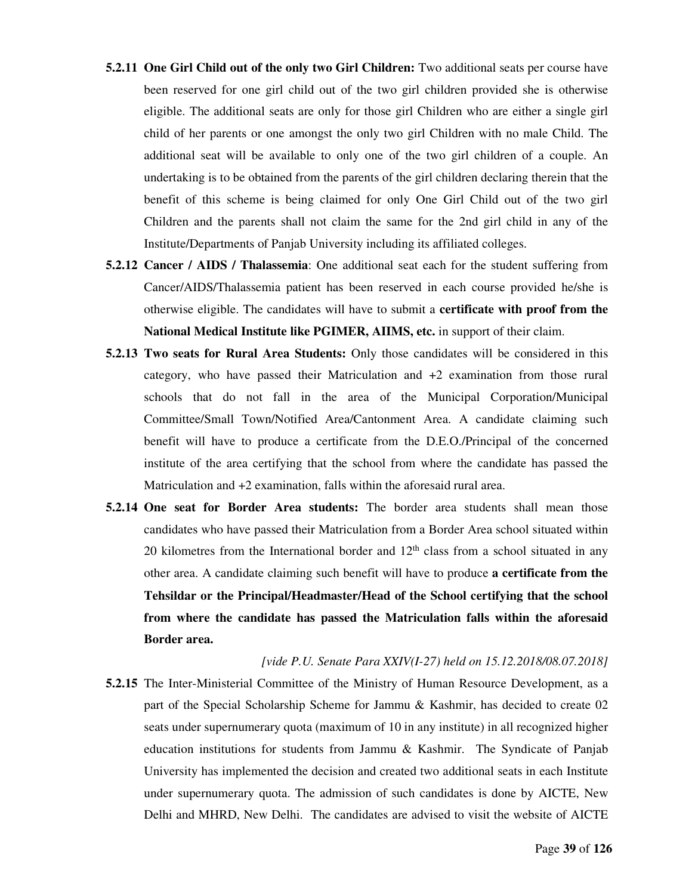**5.2.11 One Girl Child out of the only two Girl Children:** Two additional seats per course have been reserved for one girl child out of the two girl children provided she is otherwise eligible. The additional seats are only for those girl Children who are either a single girl child of her parents or one amongst the only two girl Children with no male Child. The additional seat will be available to only one of the two girl children of a couple. An undertaking is to be obtained from the parents of the girl children declaring therein that the benefit of this scheme is being claimed for only One Girl Child out of the two girl Children and the parents shall not claim the same for the 2nd girl child in any of the Institute/Departments of Panjab University including its affiliated colleges.

**5.2.12 Cancer / AIDS / Thalassemia**: One additional seat each for the student suffering from Cancer/AIDS/Thalassemia patient has been reserved in each course provided he/she is otherwise eligible. The candidates will have to submit a **certificate with proof from the National Medical Institute like PGIMER, AIIMS, etc.** in support of their claim.

**5.2.13 Two seats for Rural Area Students:** Only those candidates will be considered in this category, who have passed their Matriculation and +2 examination from those rural schools that do not fall in the area of the Municipal Corporation/Municipal Committee/Small Town/Notified Area/Cantonment Area. A candidate claiming such benefit will have to produce a certificate from the D.E.O./Principal of the concerned institute of the area certifying that the school from where the candidate has passed the Matriculation and +2 examination, falls within the aforesaid rural area.

**5.2.14 One seat for Border Area students:** The border area students shall mean those candidates who have passed their Matriculation from a Border Area school situated within 20 kilometres from the International border and 12th class from a school situated in any other area. A candidate claiming such benefit will have to produce **a certificate from the Tehsildar or the Principal/Headmaster/Head of the School certifying that the school from where the candidate has passed the Matriculation falls within the aforesaid Border area.**

*[vide P.U. Senate Para XXIV(I-27) held on 15.12.2018/08.07.2018]*

**5.2.15** The Inter-Ministerial Committee of the Ministry of Human Resource Development, as a part of the Special Scholarship Scheme for Jammu & Kashmir, has decided to create 02 seats under supernumerary quota (maximum of 10 in any institute) in all recognized higher education institutions for students from Jammu & Kashmir. The Syndicate of Panjab University has implemented the decision and created two additional seats in each Institute under supernumerary quota. The admission of such candidates is done by AICTE, New Delhi and MHRD, New Delhi. The candidates are advised to visit the website of AICTE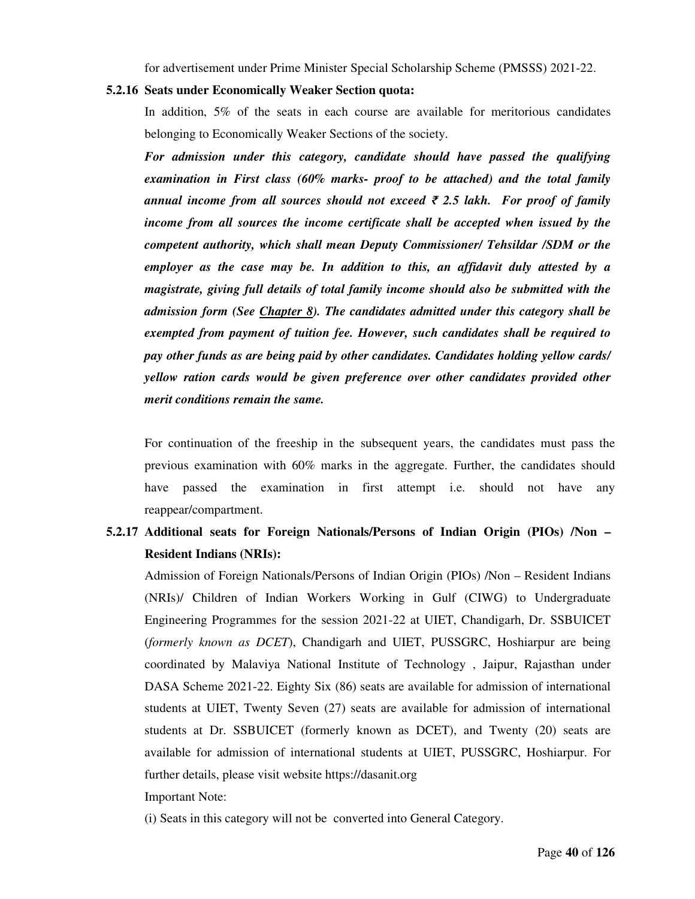for advertisement under Prime Minister Special Scholarship Scheme (PMSSS) 2021-22.

### 5.2.16 Seats under Economically Weaker Section quota:

In addition, 5% of the seats in each course are available for meritorious candidates belonging to Economically Weaker Sections of the society.

***For admission under this category, candidate should have passed the qualifying examination in First class (60% marks- proof to be attached) and the total family annual income from all sources should not exceed ₹ 2.5 lakh. For proof of family income from all sources the income certificate shall be accepted when issued by the competent authority, which shall mean Deputy Commissioner/ Tehsildar /SDM or the employer as the case may be. In addition to this, an affidavit duly attested by a magistrate, giving full details of total family income should also be submitted with the admission form (See Chapter 8). The candidates admitted under this category shall be exempted from payment of tuition fee. However, such candidates shall be required to pay other funds as are being paid by other candidates. Candidates holding yellow cards/ yellow ration cards would be given preference over other candidates provided other merit conditions remain the same.***

For continuation of the freeship in the subsequent years, the candidates must pass the previous examination with 60% marks in the aggregate. Further, the candidates should have passed the examination in first attempt i.e. should not have any reappear/compartment.

### 5.2.17 Additional seats for Foreign Nationals/Persons of Indian Origin (PIOs) /Non – Resident Indians (NRIs):

Admission of Foreign Nationals/Persons of Indian Origin (PIOs) /Non – Resident Indians (NRIs)/ Children of Indian Workers Working in Gulf (CIWG) to Undergraduate Engineering Programmes for the session 2021-22 at UIET, Chandigarh, Dr. SSBUICET (*formerly known as DCET*), Chandigarh and UIET, PUSSGRC, Hoshiarpur are being coordinated by Malaviya National Institute of Technology , Jaipur, Rajasthan under DASA Scheme 2021-22. Eighty Six (86) seats are available for admission of international students at UIET, Twenty Seven (27) seats are available for admission of international students at Dr. SSBUICET (formerly known as DCET), and Twenty (20) seats are available for admission of international students at UIET, PUSSGRC, Hoshiarpur. For further details, please visit website https://dasanit.org

Important Note:

(i) Seats in this category will not be converted into General Category.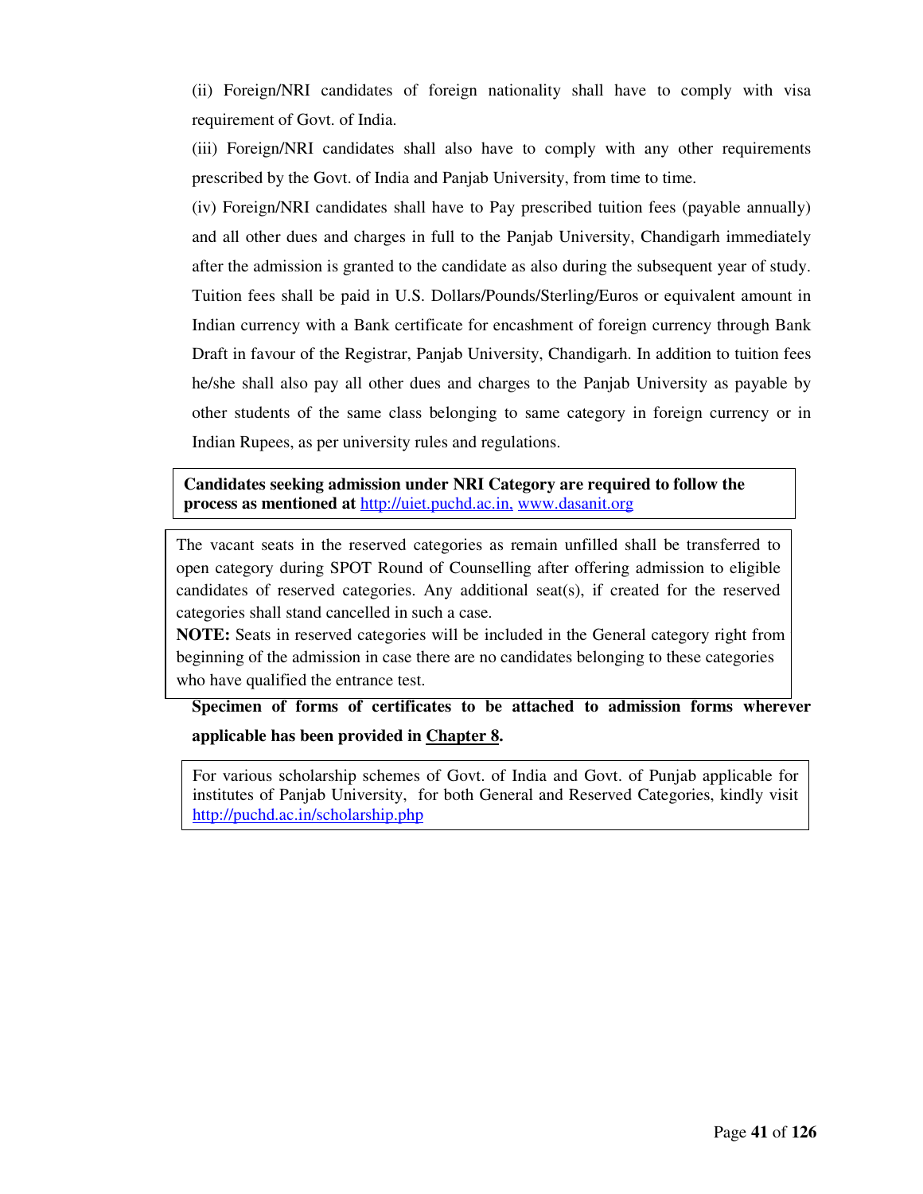(ii) Foreign/NRI candidates of foreign nationality shall have to comply with visa requirement of Govt. of India.

(iii) Foreign/NRI candidates shall also have to comply with any other requirements prescribed by the Govt. of India and Panjab University, from time to time.

(iv) Foreign/NRI candidates shall have to Pay prescribed tuition fees (payable annually) and all other dues and charges in full to the Panjab University, Chandigarh immediately after the admission is granted to the candidate as also during the subsequent year of study. Tuition fees shall be paid in U.S. Dollars/Pounds/Sterling/Euros or equivalent amount in Indian currency with a Bank certificate for encashment of foreign currency through Bank Draft in favour of the Registrar, Panjab University, Chandigarh. In addition to tuition fees he/she shall also pay all other dues and charges to the Panjab University as payable by other students of the same class belonging to same category in foreign currency or in Indian Rupees, as per university rules and regulations.

**Candidates seeking admission under NRI Category are required to follow the process as mentioned at** http://uiet.puchd.ac.in, www.dasanit.org

The vacant seats in the reserved categories as remain unfilled shall be transferred to open category during SPOT Round of Counselling after offering admission to eligible candidates of reserved categories. Any additional seat(s), if created for the reserved categories shall stand cancelled in such a case.

**NOTE:** Seats in reserved categories will be included in the General category right from beginning of the admission in case there are no candidates belonging to these categories who have qualified the entrance test.

**Specimen of forms of certificates to be attached to admission forms wherever applicable has been provided in Chapter 8.**

For various scholarship schemes of Govt. of India and Govt. of Punjab applicable for institutes of Panjab University, for both General and Reserved Categories, kindly visit http://puchd.ac.in/scholarship.php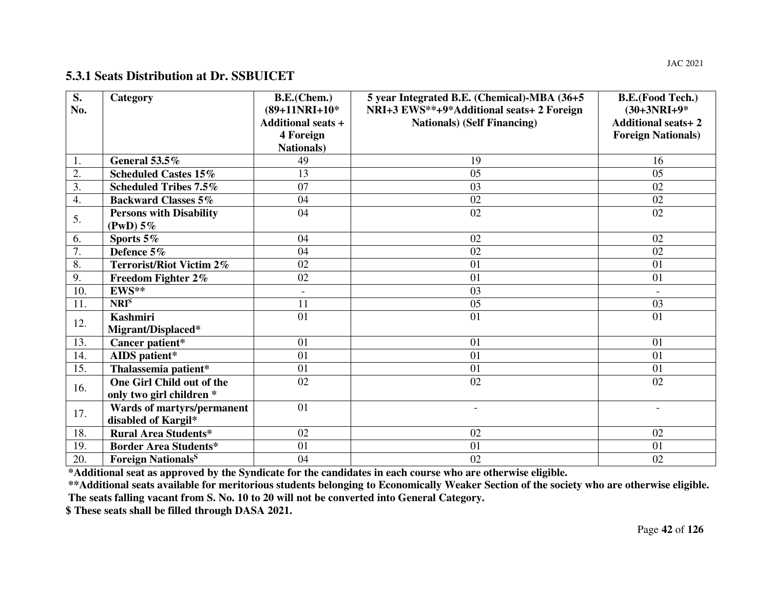### 5.3.1 Seats Distribution at Dr. SSBUICET

| S. No. | Category | B.E.(Chem.) (89+11NRI+10* Additional seats + 4 Foreign Nationals) | 5 year Integrated B.E. (Chemical)-MBA (36+5 NRI+3 EWS**+9*Additional seats+ 2 Foreign Nationals) (Self Financing) | B.E.(Food Tech.) (30+3NRI+9* Additional seats+ 2 Foreign Nationals) |
|---|---|---|---|---|
| 1. | **General 53.5%** | 49 | 19 | 16 |
| 2. | **Scheduled Castes 15%** | 13 | 05 | 05 |
| 3. | **Scheduled Tribes 7.5%** | 07 | 03 | 02 |
| 4. | **Backward Classes 5%** | 04 | 02 | 02 |
| 5. | **Persons with Disability (PwD) 5%** | 04 | 02 | 02 |
| 6. | **Sports 5%** | 04 | 02 | 02 |
| 7. | **Defence 5%** | 04 | 02 | 02 |
| 8. | **Terrorist/Riot Victim 2%** | 02 | 01 | 01 |
| 9. | **Freedom Fighter 2%** | 02 | 01 | 01 |
| 10. | **EWS**** | - | 03 | - |
| 11. | **NRI$** | 11 | 05 | 03 |
| 12. | **Kashmiri Migrant/Displaced*** | 01 | 01 | 01 |
| 13. | **Cancer patient*** | 01 | 01 | 01 |
| 14. | **AIDS patient*** | 01 | 01 | 01 |
| 15. | **Thalassemia patient*** | 01 | 01 | 01 |
| 16. | **One Girl Child out of the only two girl children *** | 02 | 02 | 02 |
| 17. | **Wards of martyrs/permanent disabled of Kargil*** | 01 | - | - |
| 18. | **Rural Area Students*** | 02 | 02 | 02 |
| 19. | **Border Area Students*** | 01 | 01 | 01 |
| 20. | **Foreign Nationals$** | 04 | 02 | 02 |

**\*Additional seat as approved by the Syndicate for the candidates in each course who are otherwise eligible.**

**\*\*Additional seats available for meritorious students belonging to Economically Weaker Section of the society who are otherwise eligible.**

**The seats falling vacant from S. No. 10 to 20 will not be converted into General Category.**

**$ These seats shall be filled through DASA 2021.**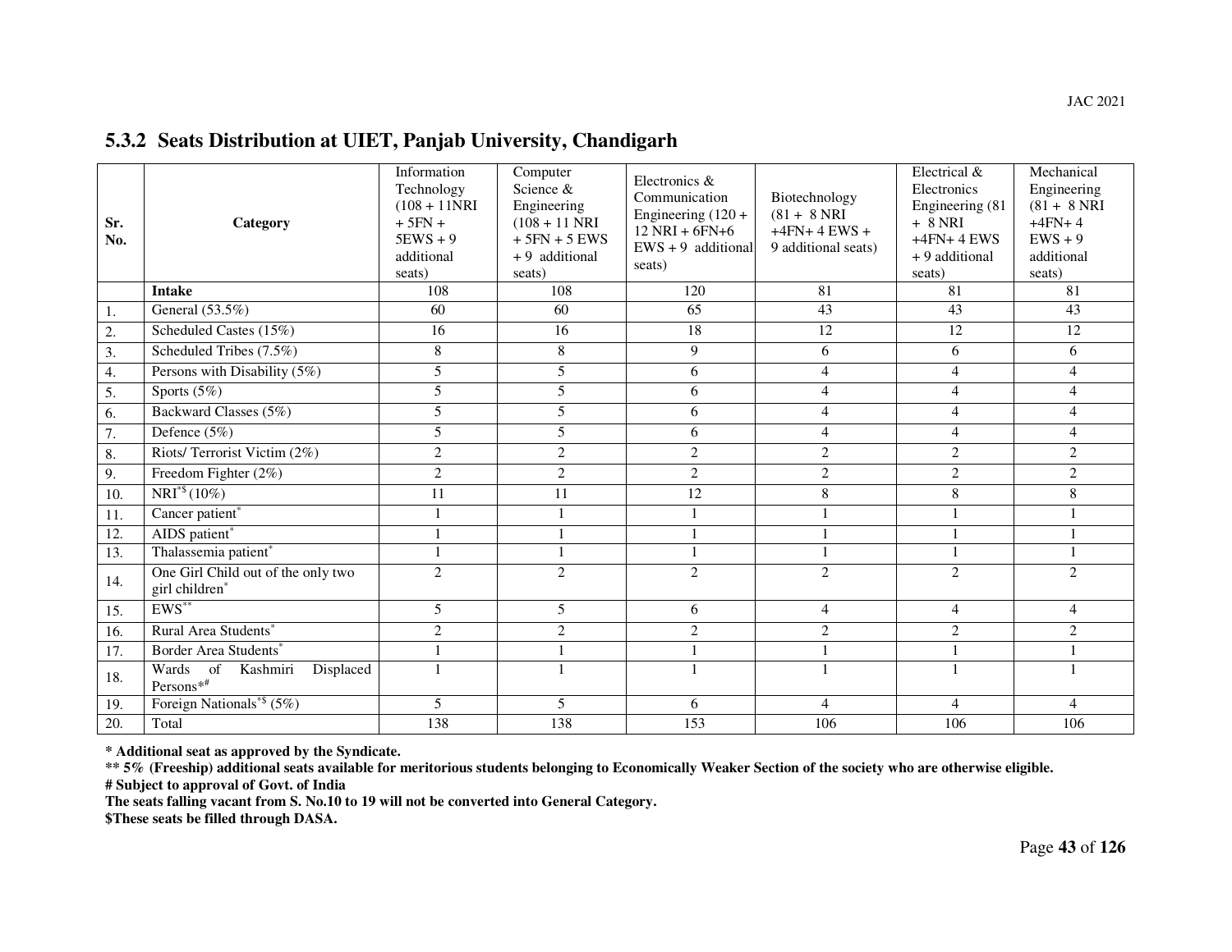## 5.3.2 Seats Distribution at UIET, Panjab University, Chandigarh

| Sr. No. | Category | Information Technology (108 + 11NRI + 5FN + 5EWS + 9 additional seats) | Computer Science & Engineering (108 + 11 NRI + 5FN + 5 EWS + 9 additional seats) | Electronics & Communication Engineering (120 + 12 NRI + 6FN+6 EWS + 9 additional seats) | Biotechnology (81 + 8 NRI +4FN+ 4 EWS + 9 additional seats) | Electrical & Electronics Engineering (81 + 8 NRI +4FN+ 4 EWS + 9 additional seats) | Mechanical Engineering (81 + 8 NRI +4FN+ 4 EWS + 9 additional seats) |
|---|---|---|---|---|---|---|---|
| | **Intake** | 108 | 108 | 120 | 81 | 81 | 81 |
| 1. | General (53.5%) | 60 | 60 | 65 | 43 | 43 | 43 |
| 2. | Scheduled Castes (15%) | 16 | 16 | 18 | 12 | 12 | 12 |
| 3. | Scheduled Tribes (7.5%) | 8 | 8 | 9 | 6 | 6 | 6 |
| 4. | Persons with Disability (5%) | 5 | 5 | 6 | 4 | 4 | 4 |
| 5. | Sports (5%) | 5 | 5 | 6 | 4 | 4 | 4 |
| 6. | Backward Classes (5%) | 5 | 5 | 6 | 4 | 4 | 4 |
| 7. | Defence (5%) | 5 | 5 | 6 | 4 | 4 | 4 |
| 8. | Riots/ Terrorist Victim (2%) | 2 | 2 | 2 | 2 | 2 | 2 |
| 9. | Freedom Fighter (2%) | 2 | 2 | 2 | 2 | 2 | 2 |
| 10. | NRI*$ (10%) | 11 | 11 | 12 | 8 | 8 | 8 |
| 11. | Cancer patient* | 1 | 1 | 1 | 1 | 1 | 1 |
| 12. | AIDS patient* | 1 | 1 | 1 | 1 | 1 | 1 |
| 13. | Thalassemia patient* | 1 | 1 | 1 | 1 | 1 | 1 |
| 14. | One Girl Child out of the only two girl children* | 2 | 2 | 2 | 2 | 2 | 2 |
| 15. | EWS** | 5 | 5 | 6 | 4 | 4 | 4 |
| 16. | Rural Area Students* | 2 | 2 | 2 | 2 | 2 | 2 |
| 17. | Border Area Students* | 1 | 1 | 1 | 1 | 1 | 1 |
| 18. | Wards of Kashmiri Displaced Persons*# | 1 | 1 | 1 | 1 | 1 | 1 |
| 19. | Foreign Nationals*$ (5%) | 5 | 5 | 6 | 4 | 4 | 4 |
| 20. | Total | 138 | 138 | 153 | 106 | 106 | 106 |

**\* Additional seat as approved by the Syndicate.**

**\*\* 5% (Freeship) additional seats available for meritorious students belonging to Economically Weaker Section of the society who are otherwise eligible.**

**# Subject to approval of Govt. of India**

**The seats falling vacant from S. No.10 to 19 will not be converted into General Category.**

**$These seats be filled through DASA.**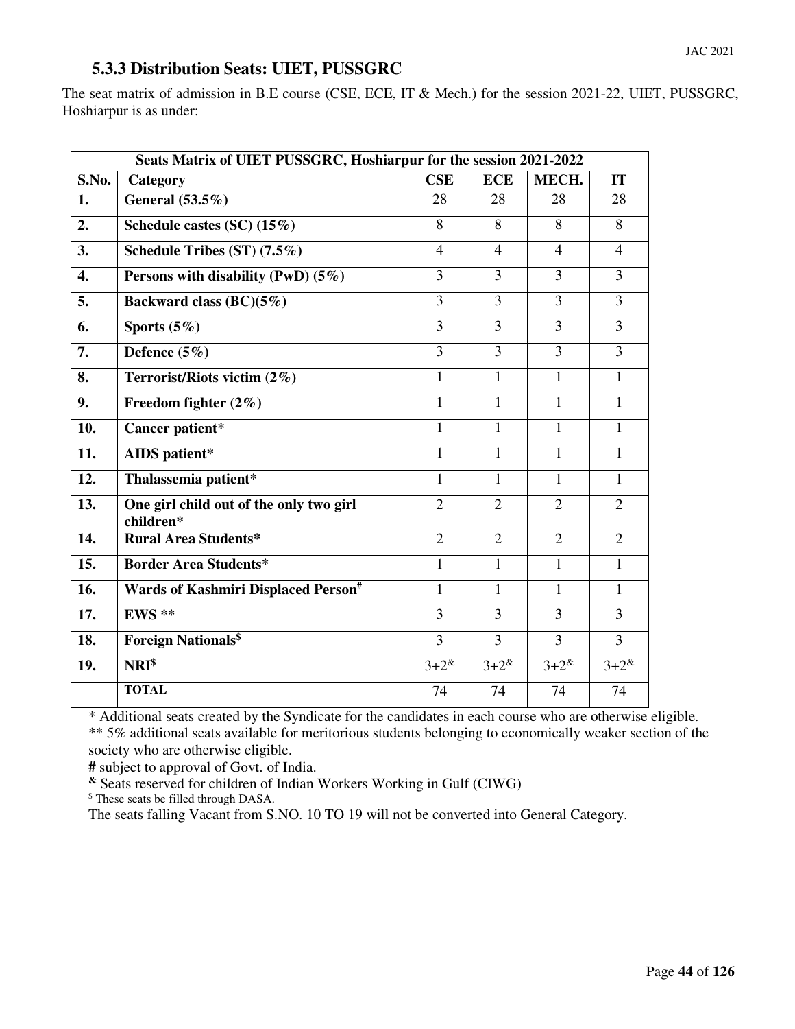### 5.3.3 Distribution Seats: UIET, PUSSGRC

The seat matrix of admission in B.E course (CSE, ECE, IT & Mech.) for the session 2021-22, UIET, PUSSGRC, Hoshiarpur is as under:

| Seats Matrix of UIET PUSSGRC, Hoshiarpur for the session 2021-2022 | | | | | |
|---|---|---|---|---|---|
| **S.No.** | **Category** | **CSE** | **ECE** | **MECH.** | **IT** |
| **1.** | **General (53.5%)** | 28 | 28 | 28 | 28 |
| **2.** | **Schedule castes (SC) (15%)** | 8 | 8 | 8 | 8 |
| **3.** | **Schedule Tribes (ST) (7.5%)** | 4 | 4 | 4 | 4 |
| **4.** | **Persons with disability (PwD) (5%)** | 3 | 3 | 3 | 3 |
| **5.** | **Backward class (BC)(5%)** | 3 | 3 | 3 | 3 |
| **6.** | **Sports (5%)** | 3 | 3 | 3 | 3 |
| **7.** | **Defence (5%)** | 3 | 3 | 3 | 3 |
| **8.** | **Terrorist/Riots victim (2%)** | 1 | 1 | 1 | 1 |
| **9.** | **Freedom fighter (2%)** | 1 | 1 | 1 | 1 |
| **10.** | **Cancer patient*** | 1 | 1 | 1 | 1 |
| **11.** | **AIDS patient*** | 1 | 1 | 1 | 1 |
| **12.** | **Thalassemia patient*** | 1 | 1 | 1 | 1 |
| **13.** | **One girl child out of the only two girl children*** | 2 | 2 | 2 | 2 |
| **14.** | **Rural Area Students*** | 2 | 2 | 2 | 2 |
| **15.** | **Border Area Students*** | 1 | 1 | 1 | 1 |
| **16.** | **Wards of Kashmiri Displaced Person#** | 1 | 1 | 1 | 1 |
| **17.** | **EWS **** | 3 | 3 | 3 | 3 |
| **18.** | **Foreign Nationals$** | 3 | 3 | 3 | 3 |
| **19.** | **NRI$** | 3+2& | 3+2& | 3+2& | 3+2& |
| | **TOTAL** | 74 | 74 | 74 | 74 |

* Additional seats created by the Syndicate for the candidates in each course who are otherwise eligible.

** 5% additional seats available for meritorious students belonging to economically weaker section of the society who are otherwise eligible.

**#** subject to approval of Govt. of India.

**&** Seats reserved for children of Indian Workers Working in Gulf (CIWG)

$ These seats be filled through DASA.

The seats falling Vacant from S.NO. 10 TO 19 will not be converted into General Category.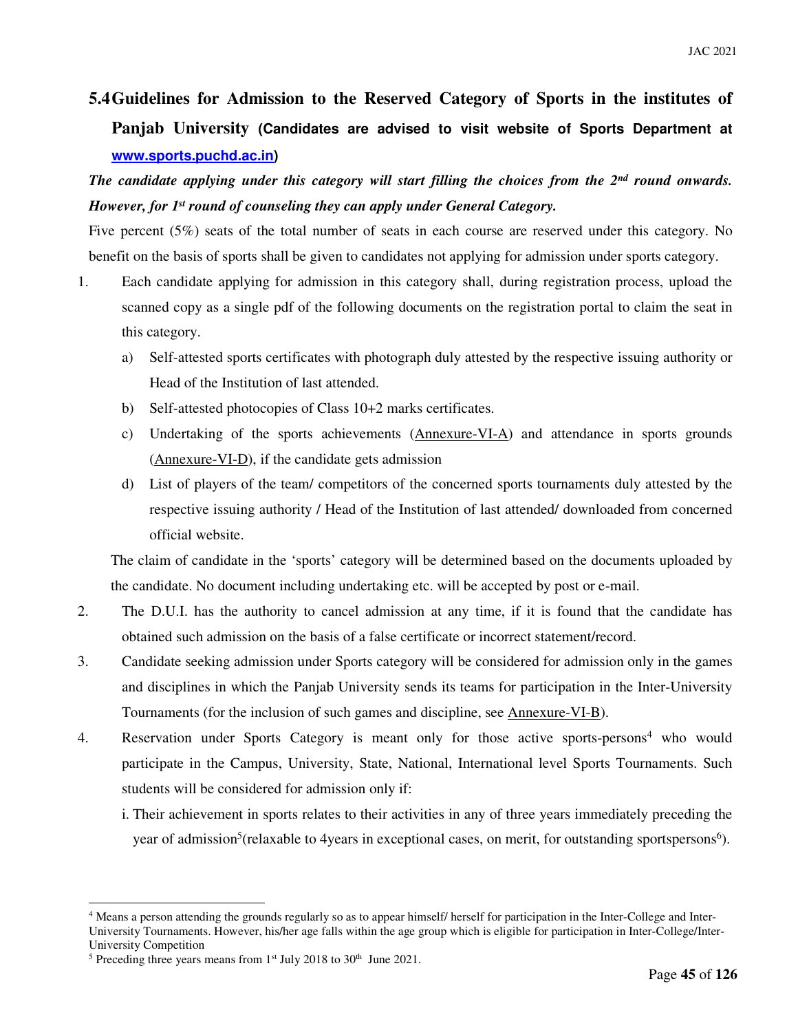## 5.4 Guidelines for Admission to the Reserved Category of Sports in the institutes of Panjab University (Candidates are advised to visit website of Sports Department at www.sports.puchd.ac.in)

***The candidate applying under this category will start filling the choices from the 2nd round onwards. However, for 1st round of counseling they can apply under General Category.***

Five percent (5%) seats of the total number of seats in each course are reserved under this category. No benefit on the basis of sports shall be given to candidates not applying for admission under sports category.

1. Each candidate applying for admission in this category shall, during registration process, upload the scanned copy as a single pdf of the following documents on the registration portal to claim the seat in this category.
   a) Self-attested sports certificates with photograph duly attested by the respective issuing authority or Head of the Institution of last attended.
   b) Self-attested photocopies of Class 10+2 marks certificates.
   c) Undertaking of the sports achievements (Annexure-VI-A) and attendance in sports grounds (Annexure-VI-D), if the candidate gets admission
   d) List of players of the team/ competitors of the concerned sports tournaments duly attested by the respective issuing authority / Head of the Institution of last attended/ downloaded from concerned official website.

   The claim of candidate in the 'sports' category will be determined based on the documents uploaded by the candidate. No document including undertaking etc. will be accepted by post or e-mail.

2. The D.U.I. has the authority to cancel admission at any time, if it is found that the candidate has obtained such admission on the basis of a false certificate or incorrect statement/record.
3. Candidate seeking admission under Sports category will be considered for admission only in the games and disciplines in which the Panjab University sends its teams for participation in the Inter-University Tournaments (for the inclusion of such games and discipline, see Annexure-VI-B).
4. Reservation under Sports Category is meant only for those active sports-persons[4] who would participate in the Campus, University, State, National, International level Sports Tournaments. Such students will be considered for admission only if:
   i. Their achievement in sports relates to their activities in any of three years immediately preceding the year of admission[5](relaxable to 4years in exceptional cases, on merit, for outstanding sportspersons[6]).

---

[4] Means a person attending the grounds regularly so as to appear himself/ herself for participation in the Inter-College and Inter-University Tournaments. However, his/her age falls within the age group which is eligible for participation in Inter-College/Inter-University Competition

[5] Preceding three years means from 1st July 2018 to 30th June 2021.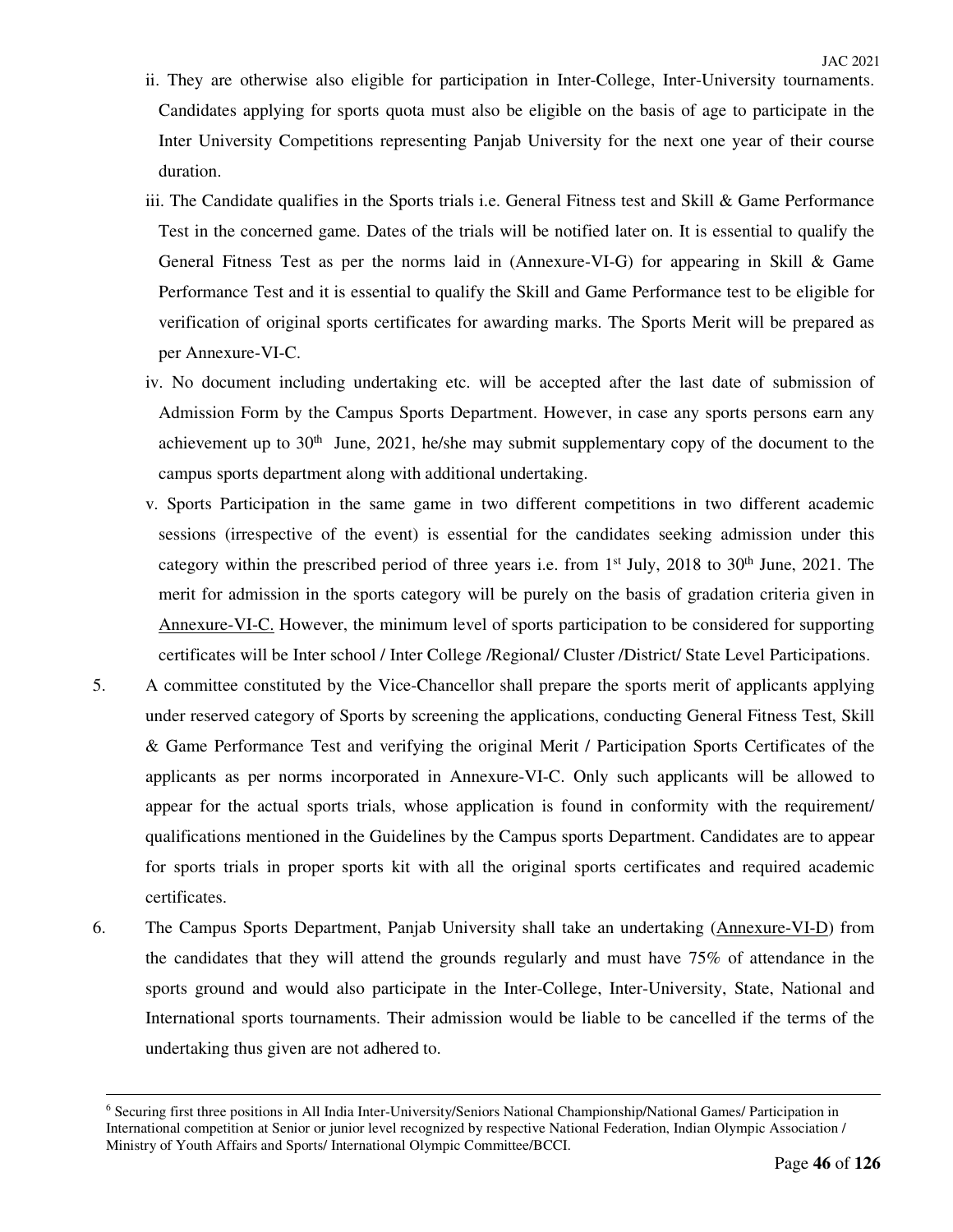ii. They are otherwise also eligible for participation in Inter-College, Inter-University tournaments. Candidates applying for sports quota must also be eligible on the basis of age to participate in the Inter University Competitions representing Panjab University for the next one year of their course duration.

iii. The Candidate qualifies in the Sports trials i.e. General Fitness test and Skill & Game Performance Test in the concerned game. Dates of the trials will be notified later on. It is essential to qualify the General Fitness Test as per the norms laid in (Annexure-VI-G) for appearing in Skill & Game Performance Test and it is essential to qualify the Skill and Game Performance test to be eligible for verification of original sports certificates for awarding marks. The Sports Merit will be prepared as per Annexure-VI-C.

iv. No document including undertaking etc. will be accepted after the last date of submission of Admission Form by the Campus Sports Department. However, in case any sports persons earn any achievement up to 30th June, 2021, he/she may submit supplementary copy of the document to the campus sports department along with additional undertaking.

v. Sports Participation in the same game in two different competitions in two different academic sessions (irrespective of the event) is essential for the candidates seeking admission under this category within the prescribed period of three years i.e. from 1st July, 2018 to 30th June, 2021. The merit for admission in the sports category will be purely on the basis of gradation criteria given in Annexure-VI-C. However, the minimum level of sports participation to be considered for supporting certificates will be Inter school / Inter College /Regional/ Cluster /District/ State Level Participations.

5. A committee constituted by the Vice-Chancellor shall prepare the sports merit of applicants applying under reserved category of Sports by screening the applications, conducting General Fitness Test, Skill & Game Performance Test and verifying the original Merit / Participation Sports Certificates of the applicants as per norms incorporated in Annexure-VI-C. Only such applicants will be allowed to appear for the actual sports trials, whose application is found in conformity with the requirement/ qualifications mentioned in the Guidelines by the Campus sports Department. Candidates are to appear for sports trials in proper sports kit with all the original sports certificates and required academic certificates.

6. The Campus Sports Department, Panjab University shall take an undertaking (Annexure-VI-D) from the candidates that they will attend the grounds regularly and must have 75% of attendance in the sports ground and would also participate in the Inter-College, Inter-University, State, National and International sports tournaments. Their admission would be liable to be cancelled if the terms of the undertaking thus given are not adhered to.

---

[6] Securing first three positions in All India Inter-University/Seniors National Championship/National Games/ Participation in International competition at Senior or junior level recognized by respective National Federation, Indian Olympic Association / Ministry of Youth Affairs and Sports/ International Olympic Committee/BCCI.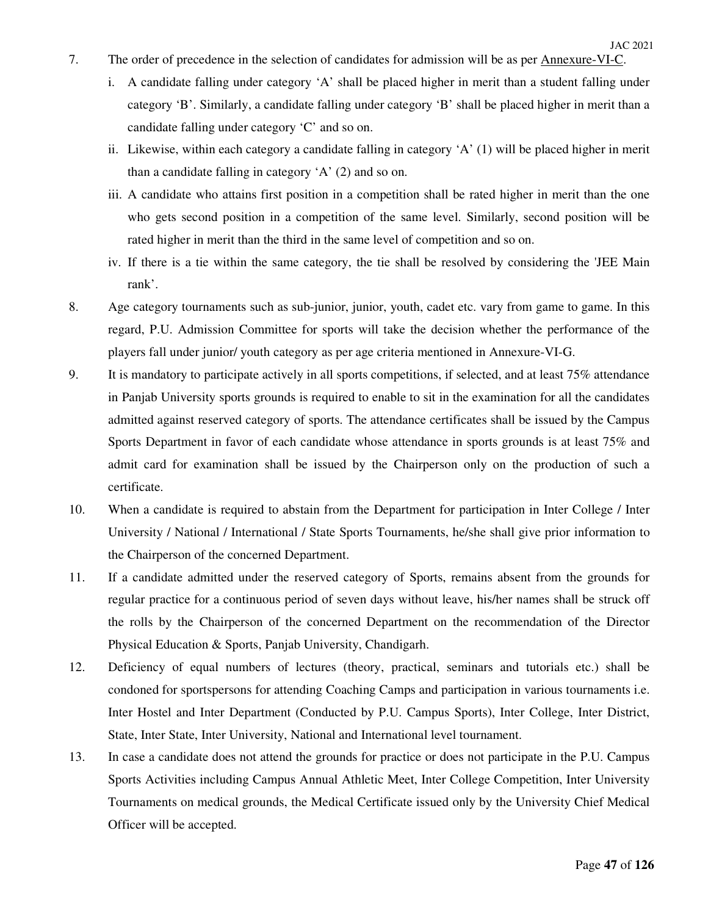7. The order of precedence in the selection of candidates for admission will be as per Annexure-VI-C.
   - i. A candidate falling under category 'A' shall be placed higher in merit than a student falling under category 'B'. Similarly, a candidate falling under category 'B' shall be placed higher in merit than a candidate falling under category 'C' and so on.
   - ii. Likewise, within each category a candidate falling in category 'A' (1) will be placed higher in merit than a candidate falling in category 'A' (2) and so on.
   - iii. A candidate who attains first position in a competition shall be rated higher in merit than the one who gets second position in a competition of the same level. Similarly, second position will be rated higher in merit than the third in the same level of competition and so on.
   - iv. If there is a tie within the same category, the tie shall be resolved by considering the 'JEE Main rank'.
8. Age category tournaments such as sub-junior, junior, youth, cadet etc. vary from game to game. In this regard, P.U. Admission Committee for sports will take the decision whether the performance of the players fall under junior/ youth category as per age criteria mentioned in Annexure-VI-G.
9. It is mandatory to participate actively in all sports competitions, if selected, and at least 75% attendance in Panjab University sports grounds is required to enable to sit in the examination for all the candidates admitted against reserved category of sports. The attendance certificates shall be issued by the Campus Sports Department in favor of each candidate whose attendance in sports grounds is at least 75% and admit card for examination shall be issued by the Chairperson only on the production of such a certificate.
10. When a candidate is required to abstain from the Department for participation in Inter College / Inter University / National / International / State Sports Tournaments, he/she shall give prior information to the Chairperson of the concerned Department.
11. If a candidate admitted under the reserved category of Sports, remains absent from the grounds for regular practice for a continuous period of seven days without leave, his/her names shall be struck off the rolls by the Chairperson of the concerned Department on the recommendation of the Director Physical Education & Sports, Panjab University, Chandigarh.
12. Deficiency of equal numbers of lectures (theory, practical, seminars and tutorials etc.) shall be condoned for sportspersons for attending Coaching Camps and participation in various tournaments i.e. Inter Hostel and Inter Department (Conducted by P.U. Campus Sports), Inter College, Inter District, State, Inter State, Inter University, National and International level tournament.
13. In case a candidate does not attend the grounds for practice or does not participate in the P.U. Campus Sports Activities including Campus Annual Athletic Meet, Inter College Competition, Inter University Tournaments on medical grounds, the Medical Certificate issued only by the University Chief Medical Officer will be accepted.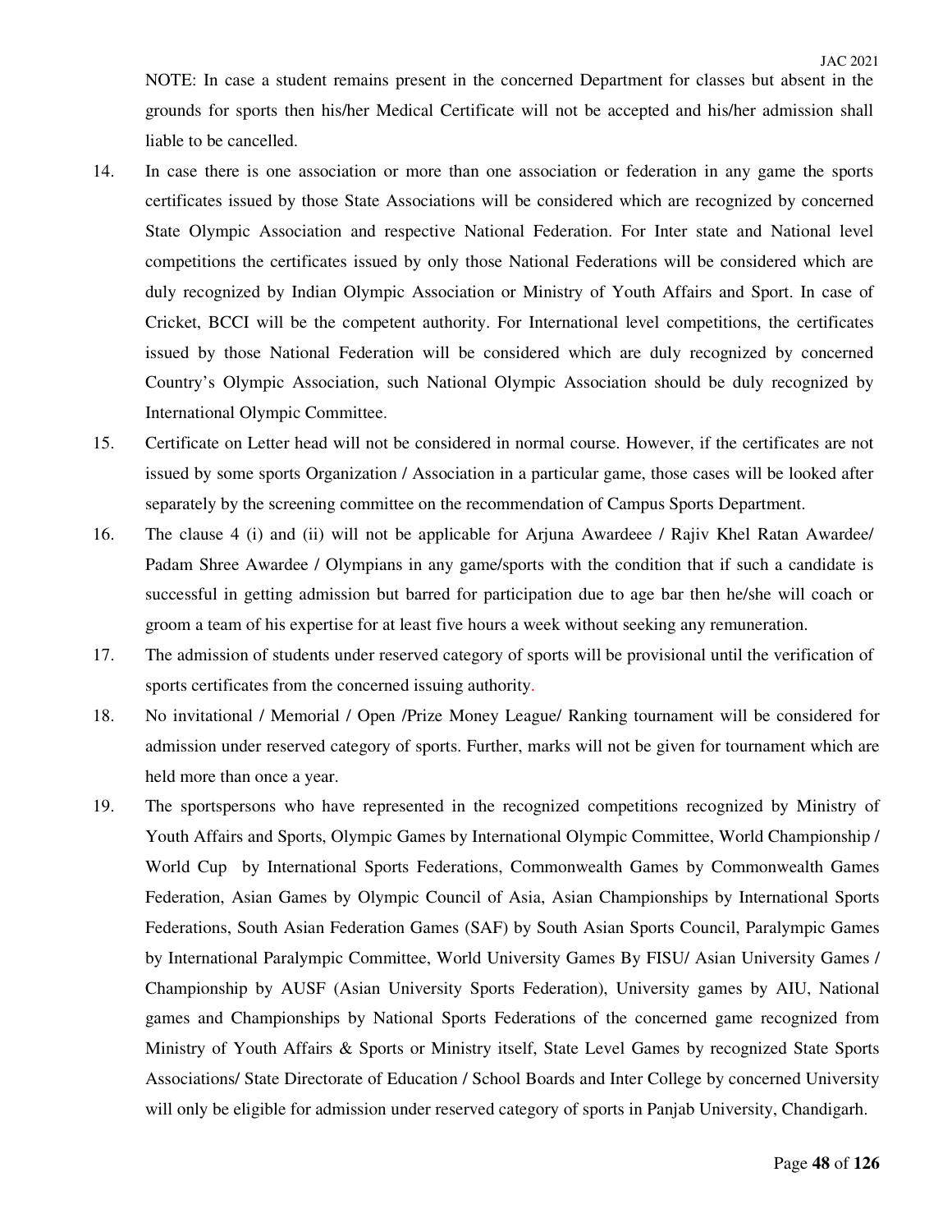NOTE: In case a student remains present in the concerned Department for classes but absent in the grounds for sports then his/her Medical Certificate will not be accepted and his/her admission shall liable to be cancelled.

14. In case there is one association or more than one association or federation in any game the sports certificates issued by those State Associations will be considered which are recognized by concerned State Olympic Association and respective National Federation. For Inter state and National level competitions the certificates issued by only those National Federations will be considered which are duly recognized by Indian Olympic Association or Ministry of Youth Affairs and Sport. In case of Cricket, BCCI will be the competent authority. For International level competitions, the certificates issued by those National Federation will be considered which are duly recognized by concerned Country's Olympic Association, such National Olympic Association should be duly recognized by International Olympic Committee.

15. Certificate on Letter head will not be considered in normal course. However, if the certificates are not issued by some sports Organization / Association in a particular game, those cases will be looked after separately by the screening committee on the recommendation of Campus Sports Department.

16. The clause 4 (i) and (ii) will not be applicable for Arjuna Awardeee / Rajiv Khel Ratan Awardee/ Padam Shree Awardee / Olympians in any game/sports with the condition that if such a candidate is successful in getting admission but barred for participation due to age bar then he/she will coach or groom a team of his expertise for at least five hours a week without seeking any remuneration.

17. The admission of students under reserved category of sports will be provisional until the verification of sports certificates from the concerned issuing authority.

18. No invitational / Memorial / Open /Prize Money League/ Ranking tournament will be considered for admission under reserved category of sports. Further, marks will not be given for tournament which are held more than once a year.

19. The sportspersons who have represented in the recognized competitions recognized by Ministry of Youth Affairs and Sports, Olympic Games by International Olympic Committee, World Championship / World Cup by International Sports Federations, Commonwealth Games by Commonwealth Games Federation, Asian Games by Olympic Council of Asia, Asian Championships by International Sports Federations, South Asian Federation Games (SAF) by South Asian Sports Council, Paralympic Games by International Paralympic Committee, World University Games By FISU/ Asian University Games / Championship by AUSF (Asian University Sports Federation), University games by AIU, National games and Championships by National Sports Federations of the concerned game recognized from Ministry of Youth Affairs & Sports or Ministry itself, State Level Games by recognized State Sports Associations/ State Directorate of Education / School Boards and Inter College by concerned University will only be eligible for admission under reserved category of sports in Panjab University, Chandigarh.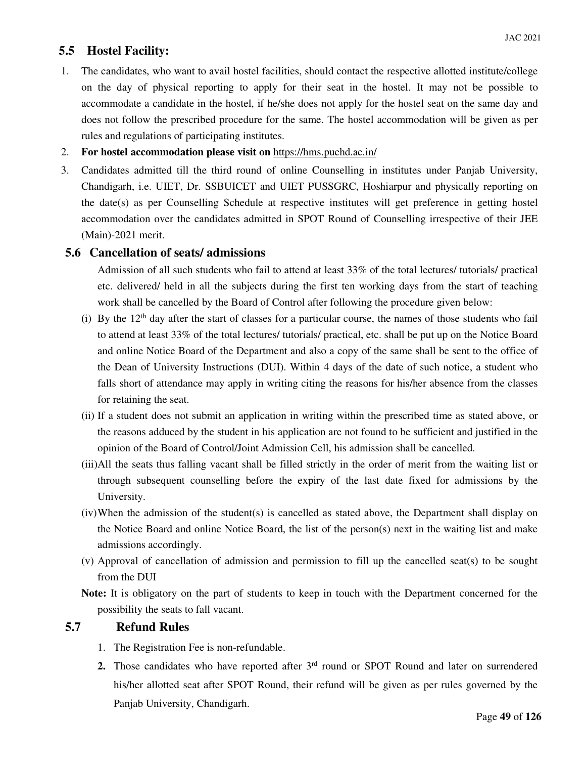## 5.5 Hostel Facility:

1. The candidates, who want to avail hostel facilities, should contact the respective allotted institute/college on the day of physical reporting to apply for their seat in the hostel. It may not be possible to accommodate a candidate in the hostel, if he/she does not apply for the hostel seat on the same day and does not follow the prescribed procedure for the same. The hostel accommodation will be given as per rules and regulations of participating institutes.
2. **For hostel accommodation please visit on** https://hms.puchd.ac.in/
3. Candidates admitted till the third round of online Counselling in institutes under Panjab University, Chandigarh, i.e. UIET, Dr. SSBUICET and UIET PUSSGRC, Hoshiarpur and physically reporting on the date(s) as per Counselling Schedule at respective institutes will get preference in getting hostel accommodation over the candidates admitted in SPOT Round of Counselling irrespective of their JEE (Main)-2021 merit.

## 5.6 Cancellation of seats/ admissions

Admission of all such students who fail to attend at least 33% of the total lectures/ tutorials/ practical etc. delivered/ held in all the subjects during the first ten working days from the start of teaching work shall be cancelled by the Board of Control after following the procedure given below:

(i) By the 12th day after the start of classes for a particular course, the names of those students who fail to attend at least 33% of the total lectures/ tutorials/ practical, etc. shall be put up on the Notice Board and online Notice Board of the Department and also a copy of the same shall be sent to the office of the Dean of University Instructions (DUI). Within 4 days of the date of such notice, a student who falls short of attendance may apply in writing citing the reasons for his/her absence from the classes for retaining the seat.

(ii) If a student does not submit an application in writing within the prescribed time as stated above, or the reasons adduced by the student in his application are not found to be sufficient and justified in the opinion of the Board of Control/Joint Admission Cell, his admission shall be cancelled.

(iii) All the seats thus falling vacant shall be filled strictly in the order of merit from the waiting list or through subsequent counselling before the expiry of the last date fixed for admissions by the University.

(iv) When the admission of the student(s) is cancelled as stated above, the Department shall display on the Notice Board and online Notice Board, the list of the person(s) next in the waiting list and make admissions accordingly.

(v) Approval of cancellation of admission and permission to fill up the cancelled seat(s) to be sought from the DUI

**Note:** It is obligatory on the part of students to keep in touch with the Department concerned for the possibility the seats to fall vacant.

## 5.7 Refund Rules

1. The Registration Fee is non-refundable.
2. Those candidates who have reported after 3rd round or SPOT Round and later on surrendered his/her allotted seat after SPOT Round, their refund will be given as per rules governed by the Panjab University, Chandigarh.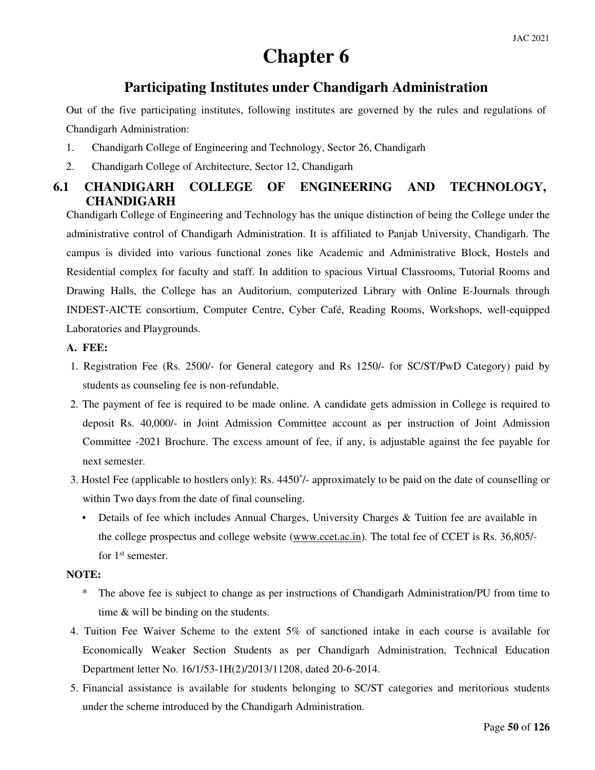# Chapter 6

## Participating Institutes under Chandigarh Administration

Out of the five participating institutes, following institutes are governed by the rules and regulations of Chandigarh Administration:

1. Chandigarh College of Engineering and Technology, Sector 26, Chandigarh
2. Chandigarh College of Architecture, Sector 12, Chandigarh

### 6.1 CHANDIGARH COLLEGE OF ENGINEERING AND TECHNOLOGY, CHANDIGARH

Chandigarh College of Engineering and Technology has the unique distinction of being the College under the administrative control of Chandigarh Administration. It is affiliated to Panjab University, Chandigarh. The campus is divided into various functional zones like Academic and Administrative Block, Hostels and Residential complex for faculty and staff. In addition to spacious Virtual Classrooms, Tutorial Rooms and Drawing Halls, the College has an Auditorium, computerized Library with Online E-Journals through INDEST-AICTE consortium, Computer Centre, Cyber Café, Reading Rooms, Workshops, well-equipped Laboratories and Playgrounds.

**A. FEE:**

1. Registration Fee (Rs. 2500/- for General category and Rs 1250/- for SC/ST/PwD Category) paid by students as counseling fee is non-refundable.
2. The payment of fee is required to be made online. A candidate gets admission in College is required to deposit Rs. 40,000/- in Joint Admission Committee account as per instruction of Joint Admission Committee -2021 Brochure. The excess amount of fee, if any, is adjustable against the fee payable for next semester.
3. Hostel Fee (applicable to hostlers only): Rs. 4450*/- approximately to be paid on the date of counselling or within Two days from the date of final counseling.
   - Details of fee which includes Annual Charges, University Charges & Tuition fee are available in the college prospectus and college website (www.ccet.ac.in). The total fee of CCET is Rs. 36,805/- for 1st semester.

**NOTE:**

\* The above fee is subject to change as per instructions of Chandigarh Administration/PU from time to time & will be binding on the students.

4. Tuition Fee Waiver Scheme to the extent 5% of sanctioned intake in each course is available for Economically Weaker Section Students as per Chandigarh Administration, Technical Education Department letter No. 16/1/53-1H(2)/2013/11208, dated 20-6-2014.
5. Financial assistance is available for students belonging to SC/ST categories and meritorious students under the scheme introduced by the Chandigarh Administration.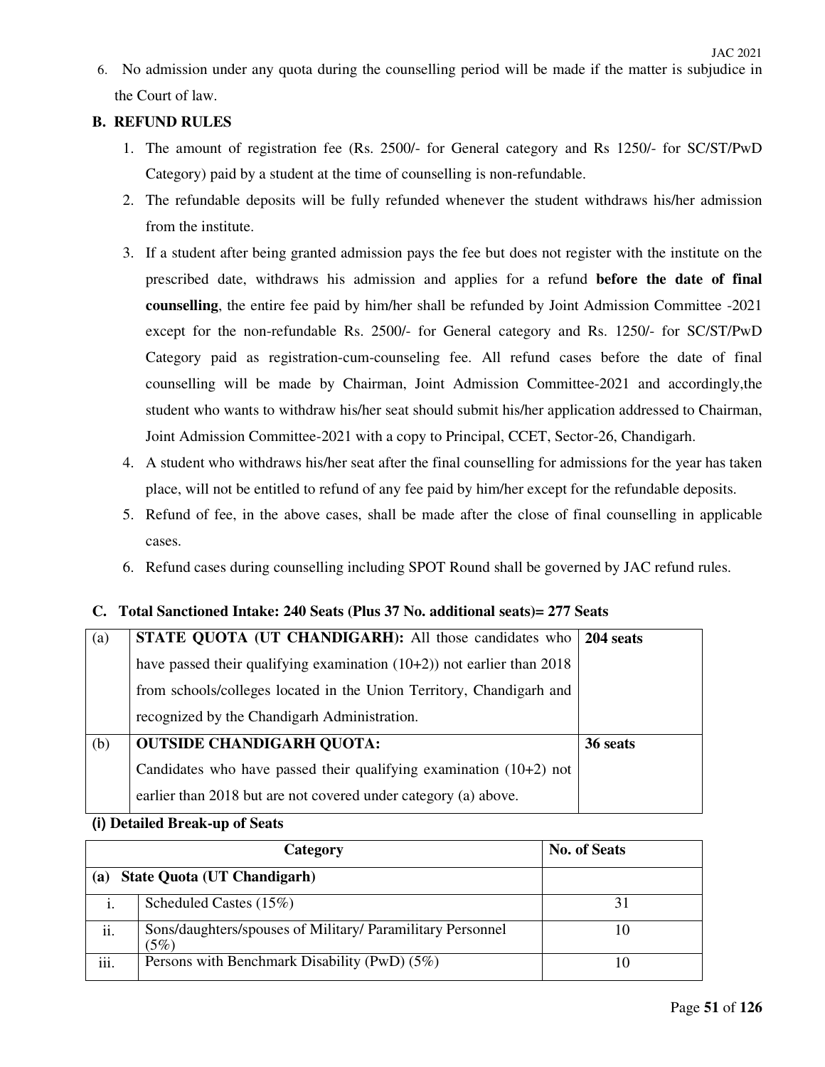6. No admission under any quota during the counselling period will be made if the matter is subjudice in the Court of law.

**B. REFUND RULES**

1. The amount of registration fee (Rs. 2500/- for General category and Rs 1250/- for SC/ST/PwD Category) paid by a student at the time of counselling is non-refundable.
2. The refundable deposits will be fully refunded whenever the student withdraws his/her admission from the institute.
3. If a student after being granted admission pays the fee but does not register with the institute on the prescribed date, withdraws his admission and applies for a refund **before the date of final counselling**, the entire fee paid by him/her shall be refunded by Joint Admission Committee -2021 except for the non-refundable Rs. 2500/- for General category and Rs. 1250/- for SC/ST/PwD Category paid as registration-cum-counseling fee. All refund cases before the date of final counselling will be made by Chairman, Joint Admission Committee-2021 and accordingly,the student who wants to withdraw his/her seat should submit his/her application addressed to Chairman, Joint Admission Committee-2021 with a copy to Principal, CCET, Sector-26, Chandigarh.
4. A student who withdraws his/her seat after the final counselling for admissions for the year has taken place, will not be entitled to refund of any fee paid by him/her except for the refundable deposits.
5. Refund of fee, in the above cases, shall be made after the close of final counselling in applicable cases.
6. Refund cases during counselling including SPOT Round shall be governed by JAC refund rules.

**C. Total Sanctioned Intake: 240 Seats (Plus 37 No. additional seats)= 277 Seats**

| | | |
|---|---|---|
| (a) | **STATE QUOTA (UT CHANDIGARH):** All those candidates who have passed their qualifying examination (10+2)) not earlier than 2018 from schools/colleges located in the Union Territory, Chandigarh and recognized by the Chandigarh Administration. | **204 seats** |
| (b) | **OUTSIDE CHANDIGARH QUOTA:** Candidates who have passed their qualifying examination (10+2) not earlier than 2018 but are not covered under category (a) above. | **36 seats** |

**(i) Detailed Break-up of Seats**

| | Category | No. of Seats |
|---|---|---|
| **(a)** | **State Quota (UT Chandigarh)** | |
| i. | Scheduled Castes (15%) | 31 |
| ii. | Sons/daughters/spouses of Military/ Paramilitary Personnel (5%) | 10 |
| iii. | Persons with Benchmark Disability (PwD) (5%) | 10 |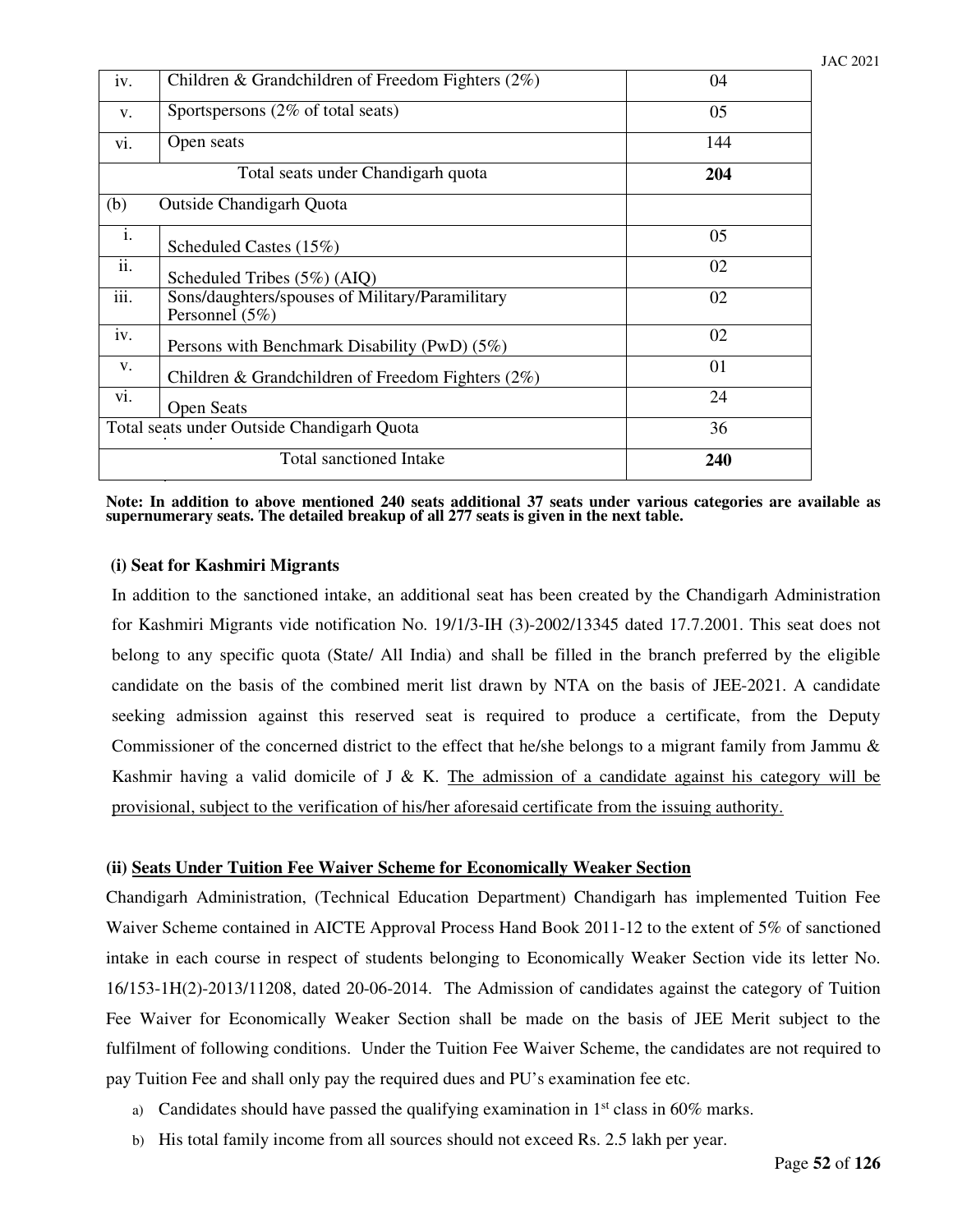| | | |
|---|---|---|
| iv. | Children & Grandchildren of Freedom Fighters (2%) | 04 |
| v. | Sportspersons (2% of total seats) | 05 |
| vi. | Open seats | 144 |
| | Total seats under Chandigarh quota | **204** |
| (b) | Outside Chandigarh Quota | |
| i. | Scheduled Castes (15%) | 05 |
| ii. | Scheduled Tribes (5%) (AIQ) | 02 |
| iii. | Sons/daughters/spouses of Military/Paramilitary Personnel (5%) | 02 |
| iv. | Persons with Benchmark Disability (PwD) (5%) | 02 |
| v. | Children & Grandchildren of Freedom Fighters (2%) | 01 |
| vi. | Open Seats | 24 |
| | Total seats under Outside Chandigarh Quota | 36 |
| | Total sanctioned Intake | **240** |

**Note: In addition to above mentioned 240 seats additional 37 seats under various categories are available as supernumerary seats. The detailed breakup of all 277 seats is given in the next table.**

**(i) Seat for Kashmiri Migrants**

In addition to the sanctioned intake, an additional seat has been created by the Chandigarh Administration for Kashmiri Migrants vide notification No. 19/1/3-IH (3)-2002/13345 dated 17.7.2001. This seat does not belong to any specific quota (State/ All India) and shall be filled in the branch preferred by the eligible candidate on the basis of the combined merit list drawn by NTA on the basis of JEE-2021. A candidate seeking admission against this reserved seat is required to produce a certificate, from the Deputy Commissioner of the concerned district to the effect that he/she belongs to a migrant family from Jammu & Kashmir having a valid domicile of J & K. The admission of a candidate against his category will be provisional, subject to the verification of his/her aforesaid certificate from the issuing authority.

**(ii) Seats Under Tuition Fee Waiver Scheme for Economically Weaker Section**

Chandigarh Administration, (Technical Education Department) Chandigarh has implemented Tuition Fee Waiver Scheme contained in AICTE Approval Process Hand Book 2011-12 to the extent of 5% of sanctioned intake in each course in respect of students belonging to Economically Weaker Section vide its letter No. 16/153-1H(2)-2013/11208, dated 20-06-2014. The Admission of candidates against the category of Tuition Fee Waiver for Economically Weaker Section shall be made on the basis of JEE Merit subject to the fulfilment of following conditions. Under the Tuition Fee Waiver Scheme, the candidates are not required to pay Tuition Fee and shall only pay the required dues and PU's examination fee etc.

a) Candidates should have passed the qualifying examination in 1st class in 60% marks.
b) His total family income from all sources should not exceed Rs. 2.5 lakh per year.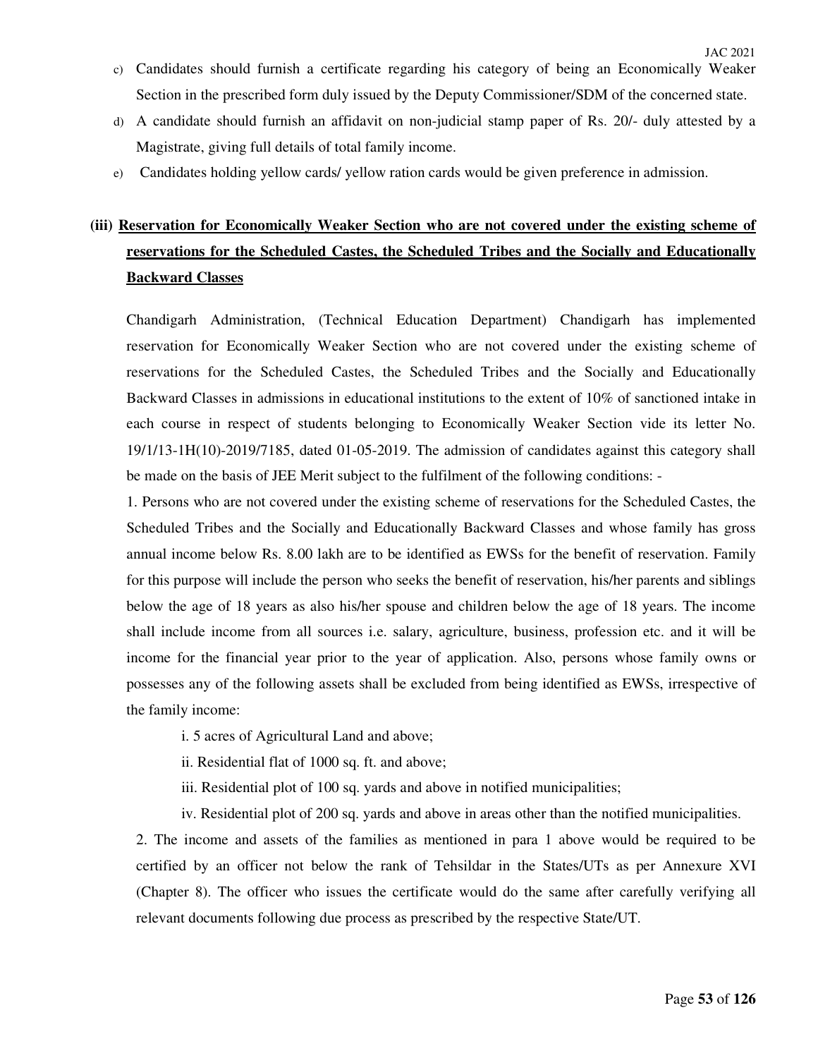c) Candidates should furnish a certificate regarding his category of being an Economically Weaker Section in the prescribed form duly issued by the Deputy Commissioner/SDM of the concerned state.

d) A candidate should furnish an affidavit on non-judicial stamp paper of Rs. 20/- duly attested by a Magistrate, giving full details of total family income.

e) Candidates holding yellow cards/ yellow ration cards would be given preference in admission.

**(iii) Reservation for Economically Weaker Section who are not covered under the existing scheme of reservations for the Scheduled Castes, the Scheduled Tribes and the Socially and Educationally Backward Classes**

Chandigarh Administration, (Technical Education Department) Chandigarh has implemented reservation for Economically Weaker Section who are not covered under the existing scheme of reservations for the Scheduled Castes, the Scheduled Tribes and the Socially and Educationally Backward Classes in admissions in educational institutions to the extent of 10% of sanctioned intake in each course in respect of students belonging to Economically Weaker Section vide its letter No. 19/1/13-1H(10)-2019/7185, dated 01-05-2019. The admission of candidates against this category shall be made on the basis of JEE Merit subject to the fulfilment of the following conditions: -

1. Persons who are not covered under the existing scheme of reservations for the Scheduled Castes, the Scheduled Tribes and the Socially and Educationally Backward Classes and whose family has gross annual income below Rs. 8.00 lakh are to be identified as EWSs for the benefit of reservation. Family for this purpose will include the person who seeks the benefit of reservation, his/her parents and siblings below the age of 18 years as also his/her spouse and children below the age of 18 years. The income shall include income from all sources i.e. salary, agriculture, business, profession etc. and it will be income for the financial year prior to the year of application. Also, persons whose family owns or possesses any of the following assets shall be excluded from being identified as EWSs, irrespective of the family income:

   i. 5 acres of Agricultural Land and above;

   ii. Residential flat of 1000 sq. ft. and above;

   iii. Residential plot of 100 sq. yards and above in notified municipalities;

   iv. Residential plot of 200 sq. yards and above in areas other than the notified municipalities.

2. The income and assets of the families as mentioned in para 1 above would be required to be certified by an officer not below the rank of Tehsildar in the States/UTs as per Annexure XVI (Chapter 8). The officer who issues the certificate would do the same after carefully verifying all relevant documents following due process as prescribed by the respective State/UT.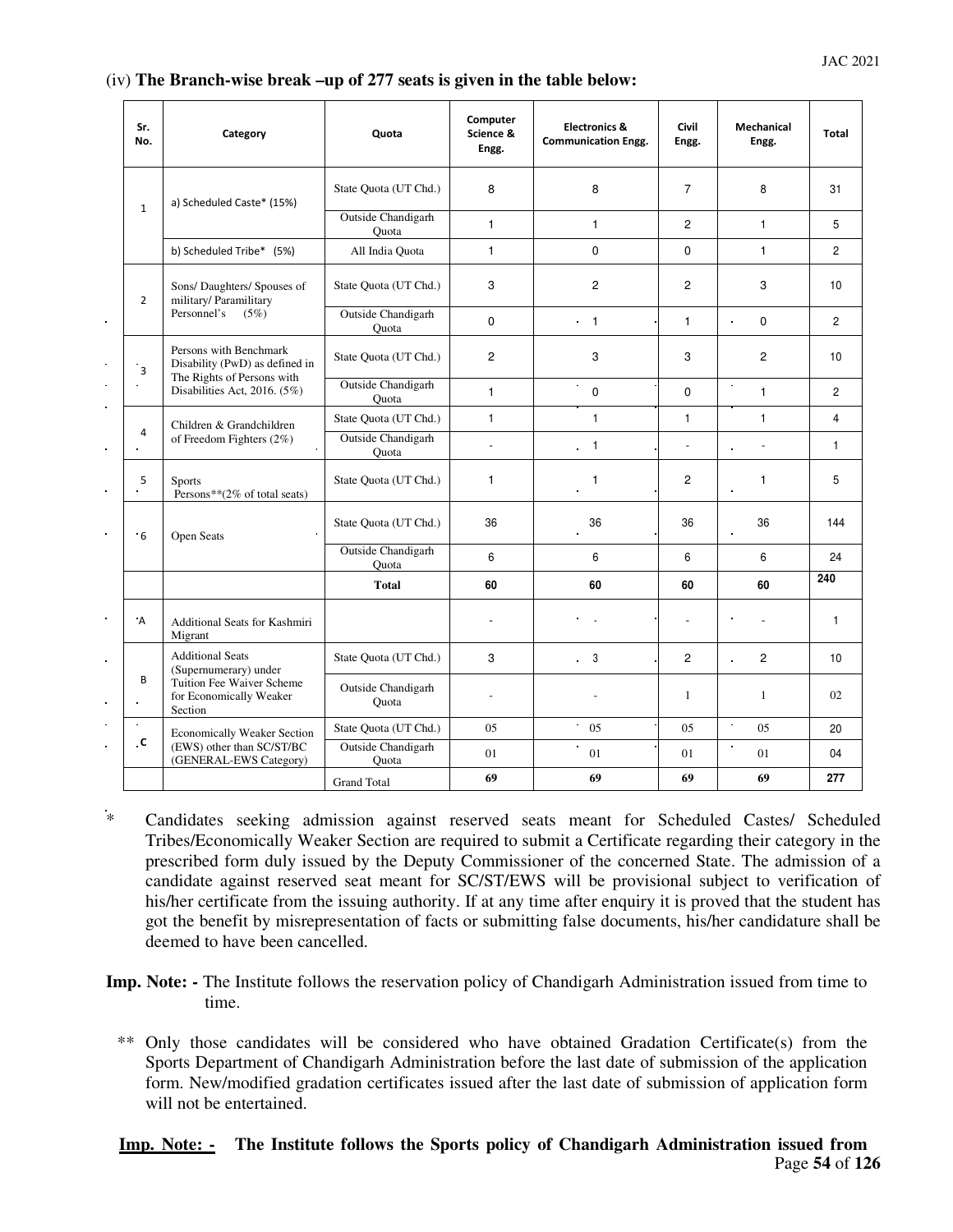(iv) **The Branch-wise break –up of 277 seats is given in the table below:**

| Sr. No. | Category | Quota | Computer Science & Engg. | Electronics & Communication Engg. | Civil Engg. | Mechanical Engg. | Total |
|---|---|---|---|---|---|---|---|
| 1 | a) Scheduled Caste* (15%) | State Quota (UT Chd.) | 8 | 8 | 7 | 8 | 31 |
| | | Outside Chandigarh Quota | 1 | 1 | 2 | 1 | 5 |
| | b) Scheduled Tribe* (5%) | All India Quota | 1 | 0 | 0 | 1 | 2 |
| 2 | Sons/ Daughters/ Spouses of military/ Paramilitary Personnel's (5%) | State Quota (UT Chd.) | 3 | 2 | 2 | 3 | 10 |
| | | Outside Chandigarh Quota | 0 | 1 | 1 | 0 | 2 |
| 3 | Persons with Benchmark Disability (PwD) as defined in The Rights of Persons with Disabilities Act, 2016. (5%) | State Quota (UT Chd.) | 2 | 3 | 3 | 2 | 10 |
| | | Outside Chandigarh Quota | 1 | 0 | 0 | 1 | 2 |
| 4 | Children & Grandchildren of Freedom Fighters (2%) | State Quota (UT Chd.) | 1 | 1 | 1 | 1 | 4 |
| | | Outside Chandigarh Quota | - | 1 | - | - | 1 |
| 5 | Sports Persons**(2% of total seats) | State Quota (UT Chd.) | 1 | 1 | 2 | 1 | 5 |
| 6 | Open Seats | State Quota (UT Chd.) | 36 | 36 | 36 | 36 | 144 |
| | | Outside Chandigarh Quota | 6 | 6 | 6 | 6 | 24 |
| | | **Total** | **60** | **60** | **60** | **60** | **240** |
| A | Additional Seats for Kashmiri Migrant | | - | - | - | - | 1 |
| B | Additional Seats (Supernumerary) under Tuition Fee Waiver Scheme for Economically Weaker Section | State Quota (UT Chd.) | 3 | 3 | 2 | 2 | 10 |
| | | Outside Chandigarh Quota | - | - | 1 | 1 | 02 |
| C | Economically Weaker Section (EWS) other than SC/ST/BC (GENERAL-EWS Category) | State Quota (UT Chd.) | 05 | 05 | 05 | 05 | 20 |
| | | Outside Chandigarh Quota | 01 | 01 | 01 | 01 | 04 |
| | | Grand Total | **69** | **69** | **69** | **69** | **277** |

\* Candidates seeking admission against reserved seats meant for Scheduled Castes/ Scheduled Tribes/Economically Weaker Section are required to submit a Certificate regarding their category in the prescribed form duly issued by the Deputy Commissioner of the concerned State. The admission of a candidate against reserved seat meant for SC/ST/EWS will be provisional subject to verification of his/her certificate from the issuing authority. If at any time after enquiry it is proved that the student has got the benefit by misrepresentation of facts or submitting false documents, his/her candidature shall be deemed to have been cancelled.

**Imp. Note: -** The Institute follows the reservation policy of Chandigarh Administration issued from time to time.

** Only those candidates will be considered who have obtained Gradation Certificate(s) from the Sports Department of Chandigarh Administration before the last date of submission of the application form. New/modified gradation certificates issued after the last date of submission of application form will not be entertained.

**Imp. Note: - The Institute follows the Sports policy of Chandigarh Administration issued from**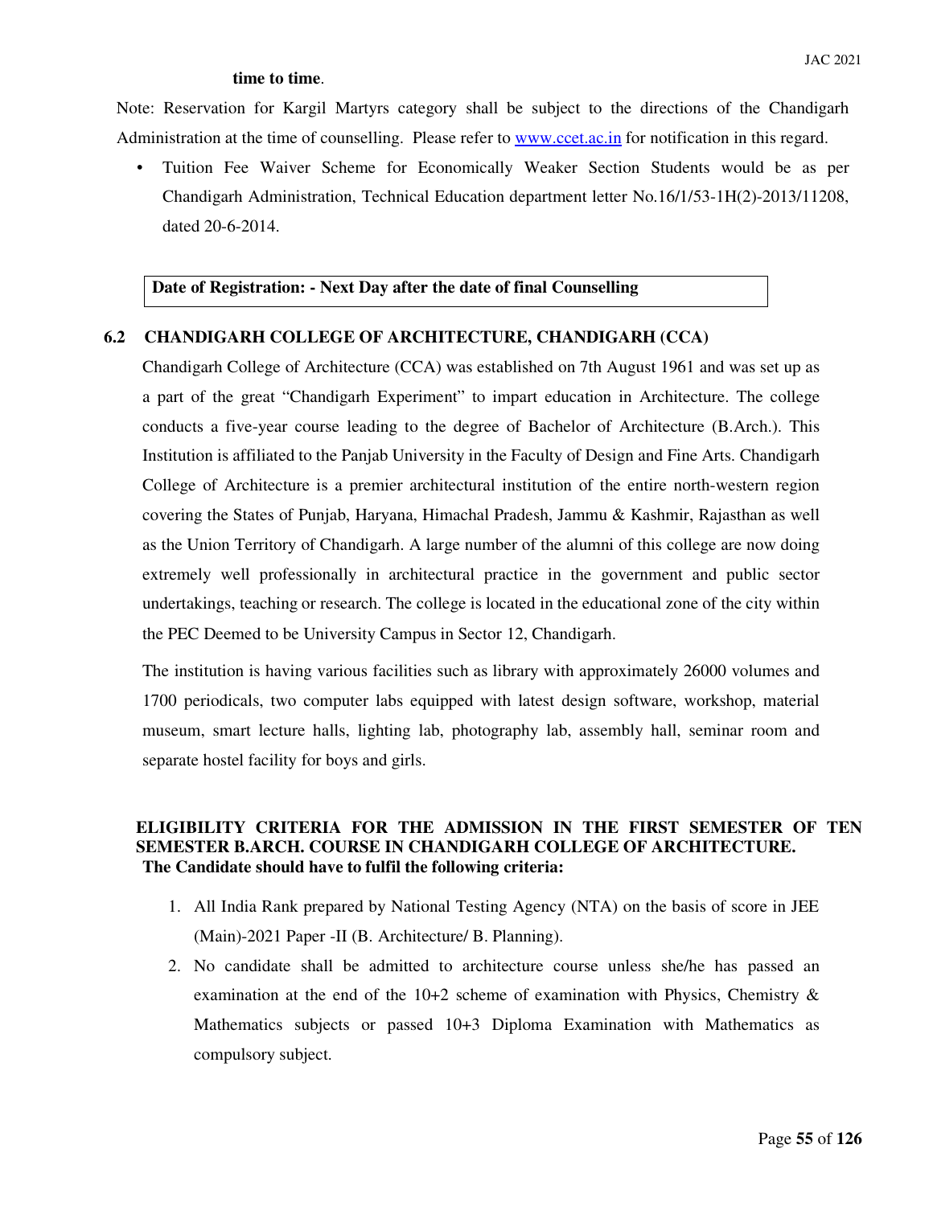**time to time**.

Note: Reservation for Kargil Martyrs category shall be subject to the directions of the Chandigarh Administration at the time of counselling. Please refer to www.ccet.ac.in for notification in this regard.

- Tuition Fee Waiver Scheme for Economically Weaker Section Students would be as per Chandigarh Administration, Technical Education department letter No.16/1/53-1H(2)-2013/11208, dated 20-6-2014.

| **Date of Registration: - Next Day after the date of final Counselling** |
|---|

## 6.2 CHANDIGARH COLLEGE OF ARCHITECTURE, CHANDIGARH (CCA)

Chandigarh College of Architecture (CCA) was established on 7th August 1961 and was set up as a part of the great "Chandigarh Experiment" to impart education in Architecture. The college conducts a five-year course leading to the degree of Bachelor of Architecture (B.Arch.). This Institution is affiliated to the Panjab University in the Faculty of Design and Fine Arts. Chandigarh College of Architecture is a premier architectural institution of the entire north-western region covering the States of Punjab, Haryana, Himachal Pradesh, Jammu & Kashmir, Rajasthan as well as the Union Territory of Chandigarh. A large number of the alumni of this college are now doing extremely well professionally in architectural practice in the government and public sector undertakings, teaching or research. The college is located in the educational zone of the city within the PEC Deemed to be University Campus in Sector 12, Chandigarh.

The institution is having various facilities such as library with approximately 26000 volumes and 1700 periodicals, two computer labs equipped with latest design software, workshop, material museum, smart lecture halls, lighting lab, photography lab, assembly hall, seminar room and separate hostel facility for boys and girls.

**ELIGIBILITY CRITERIA FOR THE ADMISSION IN THE FIRST SEMESTER OF TEN SEMESTER B.ARCH. COURSE IN CHANDIGARH COLLEGE OF ARCHITECTURE.**
**The Candidate should have to fulfil the following criteria:**

1. All India Rank prepared by National Testing Agency (NTA) on the basis of score in JEE (Main)-2021 Paper -II (B. Architecture/ B. Planning).
2. No candidate shall be admitted to architecture course unless she/he has passed an examination at the end of the 10+2 scheme of examination with Physics, Chemistry & Mathematics subjects or passed 10+3 Diploma Examination with Mathematics as compulsory subject.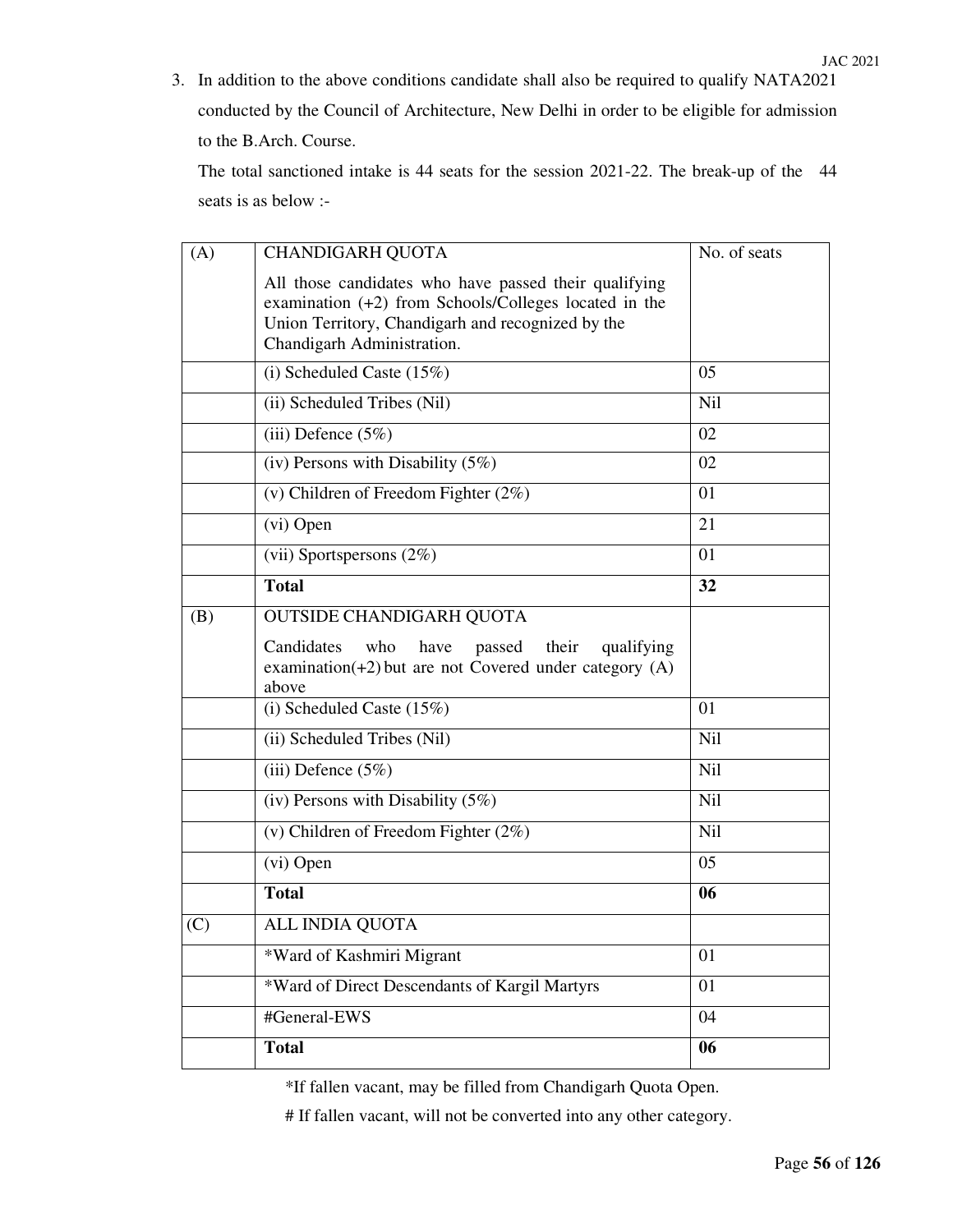3. In addition to the above conditions candidate shall also be required to qualify NATA2021 conducted by the Council of Architecture, New Delhi in order to be eligible for admission to the B.Arch. Course.

   The total sanctioned intake is 44 seats for the session 2021-22. The break-up of the 44 seats is as below :-

| (A) | CHANDIGARH QUOTA<br>All those candidates who have passed their qualifying examination (+2) from Schools/Colleges located in the Union Territory, Chandigarh and recognized by the Chandigarh Administration. | No. of seats |
|---|---|---|
| | (i) Scheduled Caste (15%) | 05 |
| | (ii) Scheduled Tribes (Nil) | Nil |
| | (iii) Defence (5%) | 02 |
| | (iv) Persons with Disability (5%) | 02 |
| | (v) Children of Freedom Fighter (2%) | 01 |
| | (vi) Open | 21 |
| | (vii) Sportspersons (2%) | 01 |
| | **Total** | **32** |
| (B) | OUTSIDE CHANDIGARH QUOTA<br>Candidates who have passed their qualifying examination(+2) but are not Covered under category (A) above | |
| | (i) Scheduled Caste (15%) | 01 |
| | (ii) Scheduled Tribes (Nil) | Nil |
| | (iii) Defence (5%) | Nil |
| | (iv) Persons with Disability (5%) | Nil |
| | (v) Children of Freedom Fighter (2%) | Nil |
| | (vi) Open | 05 |
| | **Total** | **06** |
| (C) | ALL INDIA QUOTA | |
| | *Ward of Kashmiri Migrant | 01 |
| | *Ward of Direct Descendants of Kargil Martyrs | 01 |
| | #General-EWS | 04 |
| | **Total** | **06** |

*If fallen vacant, may be filled from Chandigarh Quota Open.

# If fallen vacant, will not be converted into any other category.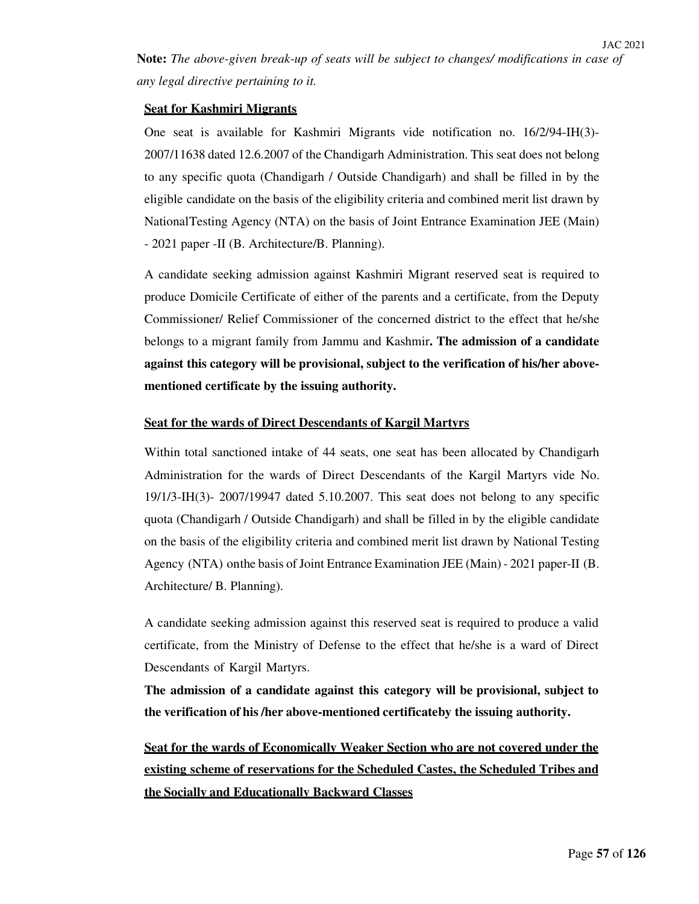**Note:** *The above-given break-up of seats will be subject to changes/ modifications in case of any legal directive pertaining to it.*

**Seat for Kashmiri Migrants**

One seat is available for Kashmiri Migrants vide notification no. 16/2/94-IH(3)-2007/11638 dated 12.6.2007 of the Chandigarh Administration. This seat does not belong to any specific quota (Chandigarh / Outside Chandigarh) and shall be filled in by the eligible candidate on the basis of the eligibility criteria and combined merit list drawn by NationalTesting Agency (NTA) on the basis of Joint Entrance Examination JEE (Main) - 2021 paper -II (B. Architecture/B. Planning).

A candidate seeking admission against Kashmiri Migrant reserved seat is required to produce Domicile Certificate of either of the parents and a certificate, from the Deputy Commissioner/ Relief Commissioner of the concerned district to the effect that he/she belongs to a migrant family from Jammu and Kashmir**. The admission of a candidate against this category will be provisional, subject to the verification of his/her above-mentioned certificate by the issuing authority.**

**Seat for the wards of Direct Descendants of Kargil Martyrs**

Within total sanctioned intake of 44 seats, one seat has been allocated by Chandigarh Administration for the wards of Direct Descendants of the Kargil Martyrs vide No. 19/1/3-IH(3)- 2007/19947 dated 5.10.2007. This seat does not belong to any specific quota (Chandigarh / Outside Chandigarh) and shall be filled in by the eligible candidate on the basis of the eligibility criteria and combined merit list drawn by National Testing Agency (NTA) onthe basis of Joint Entrance Examination JEE (Main) - 2021 paper-II (B. Architecture/ B. Planning).

A candidate seeking admission against this reserved seat is required to produce a valid certificate, from the Ministry of Defense to the effect that he/she is a ward of Direct Descendants of Kargil Martyrs.

**The admission of a candidate against this category will be provisional, subject to the verification of his /her above-mentioned certificateby the issuing authority.**

**Seat for the wards of Economically Weaker Section who are not covered under the existing scheme of reservations for the Scheduled Castes, the Scheduled Tribes and the Socially and Educationally Backward Classes**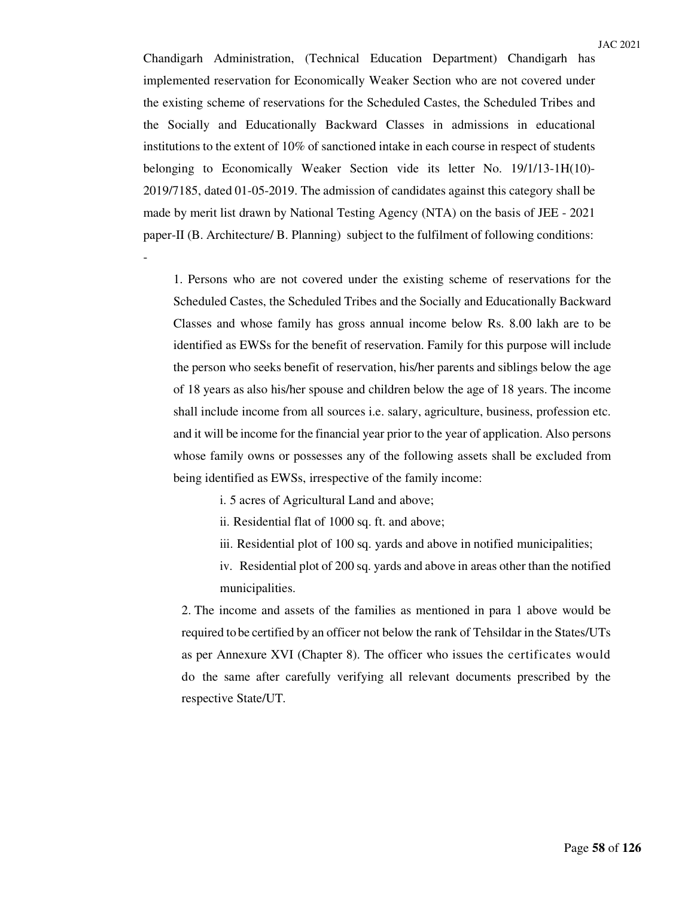Chandigarh Administration, (Technical Education Department) Chandigarh has implemented reservation for Economically Weaker Section who are not covered under the existing scheme of reservations for the Scheduled Castes, the Scheduled Tribes and the Socially and Educationally Backward Classes in admissions in educational institutions to the extent of 10% of sanctioned intake in each course in respect of students belonging to Economically Weaker Section vide its letter No. 19/1/13-1H(10)-2019/7185, dated 01-05-2019. The admission of candidates against this category shall be made by merit list drawn by National Testing Agency (NTA) on the basis of JEE - 2021 paper-II (B. Architecture/ B. Planning) subject to the fulfilment of following conditions:

-

1. Persons who are not covered under the existing scheme of reservations for the Scheduled Castes, the Scheduled Tribes and the Socially and Educationally Backward Classes and whose family has gross annual income below Rs. 8.00 lakh are to be identified as EWSs for the benefit of reservation. Family for this purpose will include the person who seeks benefit of reservation, his/her parents and siblings below the age of 18 years as also his/her spouse and children below the age of 18 years. The income shall include income from all sources i.e. salary, agriculture, business, profession etc. and it will be income for the financial year prior to the year of application. Also persons whose family owns or possesses any of the following assets shall be excluded from being identified as EWSs, irrespective of the family income:

   i. 5 acres of Agricultural Land and above;

   ii. Residential flat of 1000 sq. ft. and above;

   iii. Residential plot of 100 sq. yards and above in notified municipalities;

   iv. Residential plot of 200 sq. yards and above in areas other than the notified municipalities.

2. The income and assets of the families as mentioned in para 1 above would be required to be certified by an officer not below the rank of Tehsildar in the States/UTs as per Annexure XVI (Chapter 8). The officer who issues the certificates would do the same after carefully verifying all relevant documents prescribed by the respective State/UT.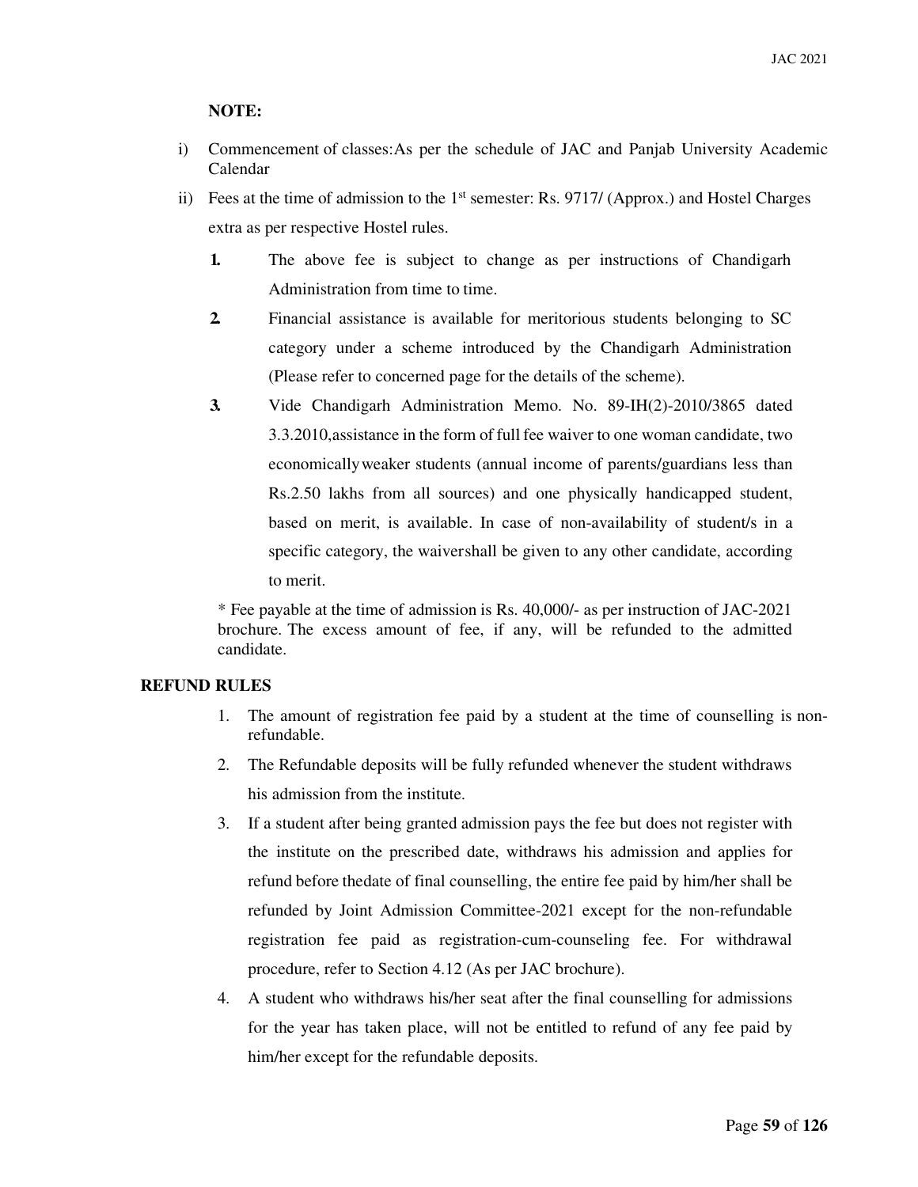**NOTE:**

i) Commencement of classes:As per the schedule of JAC and Panjab University Academic Calendar

ii) Fees at the time of admission to the 1st semester: Rs. 9717/ (Approx.) and Hostel Charges extra as per respective Hostel rules.

1. The above fee is subject to change as per instructions of Chandigarh Administration from time to time.
2. Financial assistance is available for meritorious students belonging to SC category under a scheme introduced by the Chandigarh Administration (Please refer to concerned page for the details of the scheme).
3. Vide Chandigarh Administration Memo. No. 89-IH(2)-2010/3865 dated 3.3.2010,assistance in the form of full fee waiver to one woman candidate, two economicallyweaker students (annual income of parents/guardians less than Rs.2.50 lakhs from all sources) and one physically handicapped student, based on merit, is available. In case of non-availability of student/s in a specific category, the waivershall be given to any other candidate, according to merit.

* Fee payable at the time of admission is Rs. 40,000/- as per instruction of JAC-2021 brochure. The excess amount of fee, if any, will be refunded to the admitted candidate.

**REFUND RULES**

1. The amount of registration fee paid by a student at the time of counselling is non-refundable.
2. The Refundable deposits will be fully refunded whenever the student withdraws his admission from the institute.
3. If a student after being granted admission pays the fee but does not register with the institute on the prescribed date, withdraws his admission and applies for refund before thedate of final counselling, the entire fee paid by him/her shall be refunded by Joint Admission Committee-2021 except for the non-refundable registration fee paid as registration-cum-counseling fee. For withdrawal procedure, refer to Section 4.12 (As per JAC brochure).
4. A student who withdraws his/her seat after the final counselling for admissions for the year has taken place, will not be entitled to refund of any fee paid by him/her except for the refundable deposits.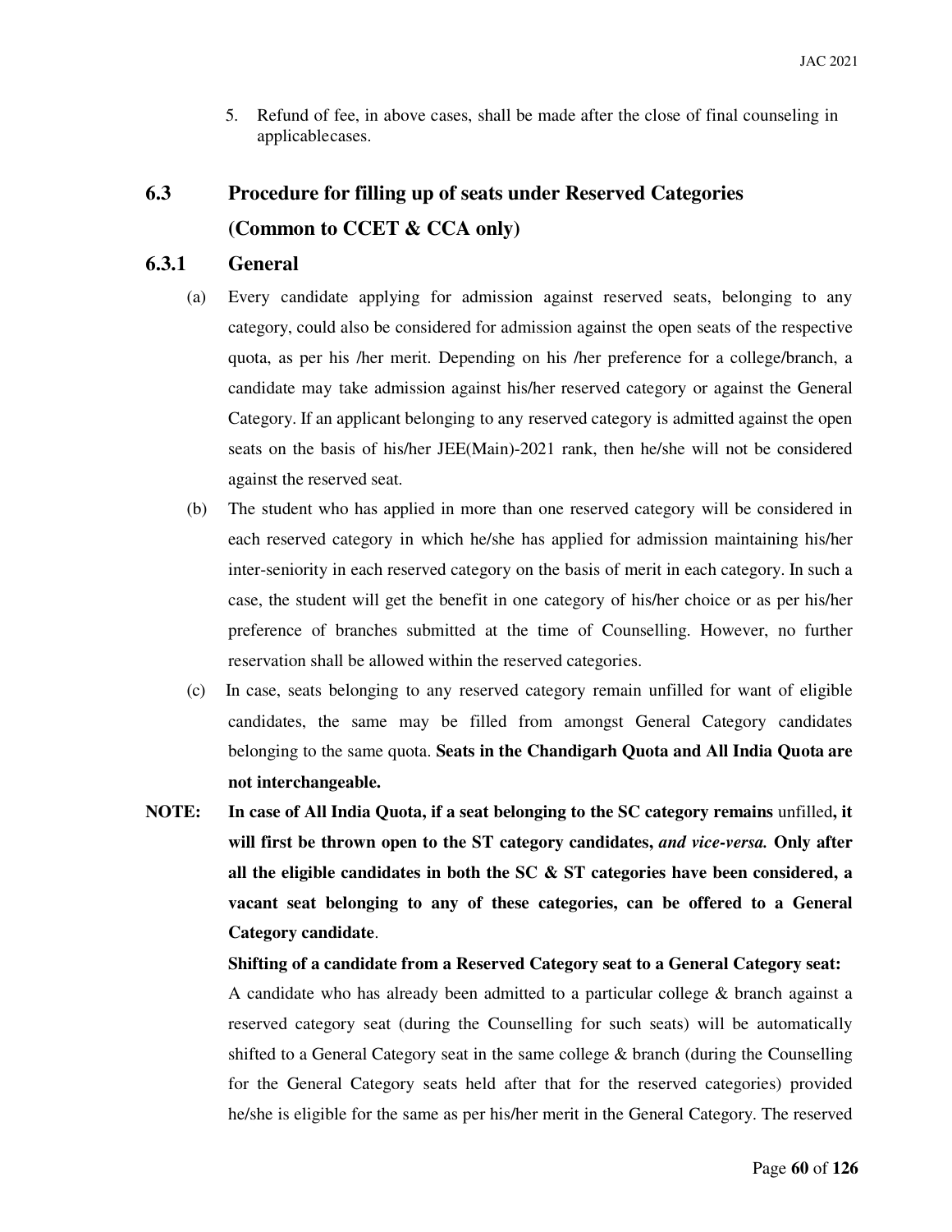5. Refund of fee, in above cases, shall be made after the close of final counseling in applicablecases.

## 6.3 Procedure for filling up of seats under Reserved Categories (Common to CCET & CCA only)

### 6.3.1 General

(a) Every candidate applying for admission against reserved seats, belonging to any category, could also be considered for admission against the open seats of the respective quota, as per his /her merit. Depending on his /her preference for a college/branch, a candidate may take admission against his/her reserved category or against the General Category. If an applicant belonging to any reserved category is admitted against the open seats on the basis of his/her JEE(Main)-2021 rank, then he/she will not be considered against the reserved seat.

(b) The student who has applied in more than one reserved category will be considered in each reserved category in which he/she has applied for admission maintaining his/her inter-seniority in each reserved category on the basis of merit in each category. In such a case, the student will get the benefit in one category of his/her choice or as per his/her preference of branches submitted at the time of Counselling. However, no further reservation shall be allowed within the reserved categories.

(c) In case, seats belonging to any reserved category remain unfilled for want of eligible candidates, the same may be filled from amongst General Category candidates belonging to the same quota. **Seats in the Chandigarh Quota and All India Quota are not interchangeable.**

**NOTE: In case of All India Quota, if a seat belonging to the SC category remains** unfilled**, it will first be thrown open to the ST category candidates, *and vice-versa.* Only after all the eligible candidates in both the SC & ST categories have been considered, a vacant seat belonging to any of these categories, can be offered to a General Category candidate**.

**Shifting of a candidate from a Reserved Category seat to a General Category seat:**

A candidate who has already been admitted to a particular college & branch against a reserved category seat (during the Counselling for such seats) will be automatically shifted to a General Category seat in the same college & branch (during the Counselling for the General Category seats held after that for the reserved categories) provided he/she is eligible for the same as per his/her merit in the General Category. The reserved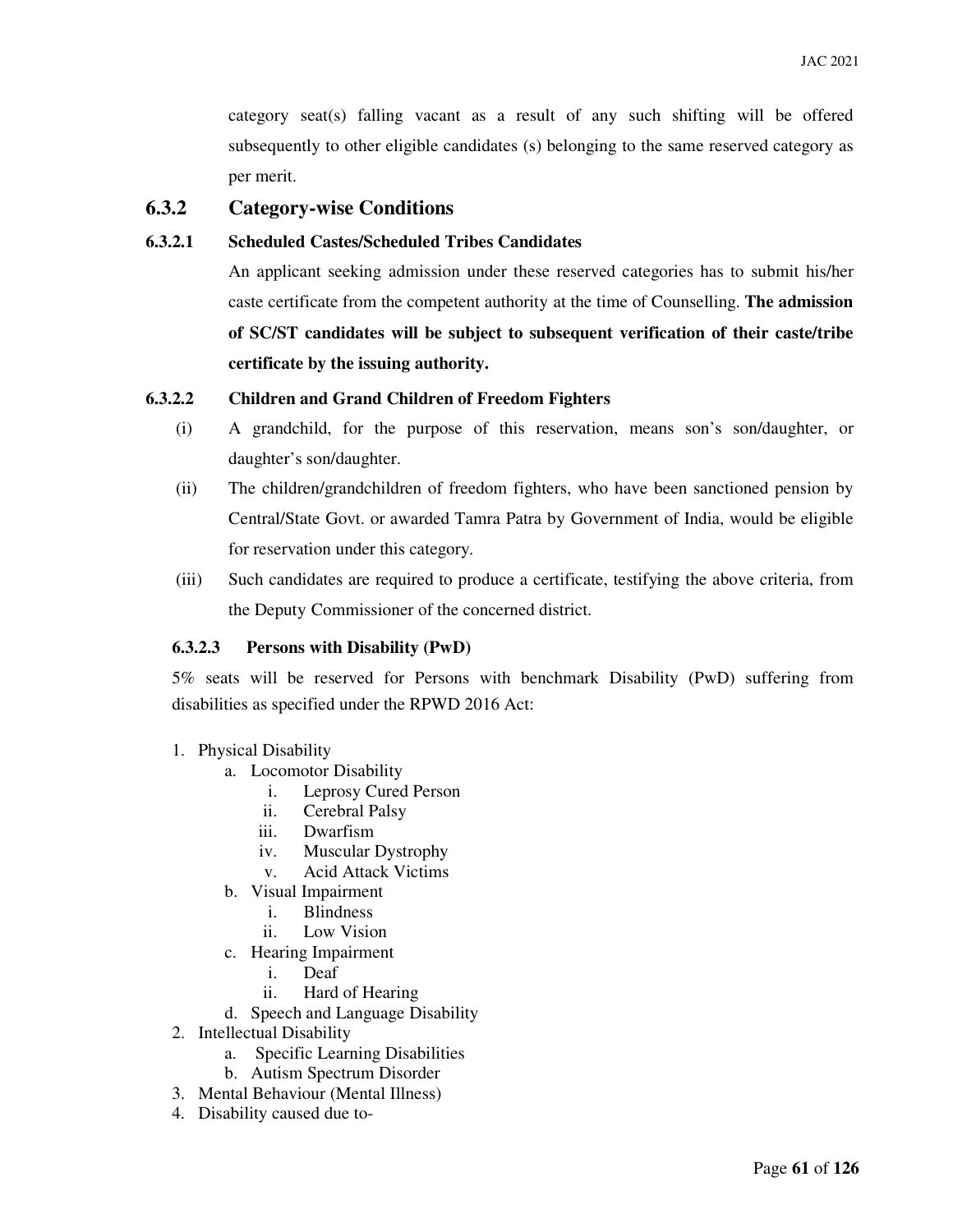category seat(s) falling vacant as a result of any such shifting will be offered subsequently to other eligible candidates (s) belonging to the same reserved category as per merit.

## 6.3.2 Category-wise Conditions

### 6.3.2.1 Scheduled Castes/Scheduled Tribes Candidates

An applicant seeking admission under these reserved categories has to submit his/her caste certificate from the competent authority at the time of Counselling. **The admission of SC/ST candidates will be subject to subsequent verification of their caste/tribe certificate by the issuing authority.**

### 6.3.2.2 Children and Grand Children of Freedom Fighters

(i) A grandchild, for the purpose of this reservation, means son's son/daughter, or daughter's son/daughter.

(ii) The children/grandchildren of freedom fighters, who have been sanctioned pension by Central/State Govt. or awarded Tamra Patra by Government of India, would be eligible for reservation under this category.

(iii) Such candidates are required to produce a certificate, testifying the above criteria, from the Deputy Commissioner of the concerned district.

### 6.3.2.3 Persons with Disability (PwD)

5% seats will be reserved for Persons with benchmark Disability (PwD) suffering from disabilities as specified under the RPWD 2016 Act:

1. Physical Disability
    a. Locomotor Disability
        i. Leprosy Cured Person
        ii. Cerebral Palsy
        iii. Dwarfism
        iv. Muscular Dystrophy
        v. Acid Attack Victims
    b. Visual Impairment
        i. Blindness
        ii. Low Vision
    c. Hearing Impairment
        i. Deaf
        ii. Hard of Hearing
    d. Speech and Language Disability
2. Intellectual Disability
    a. Specific Learning Disabilities
    b. Autism Spectrum Disorder
3. Mental Behaviour (Mental Illness)
4. Disability caused due to-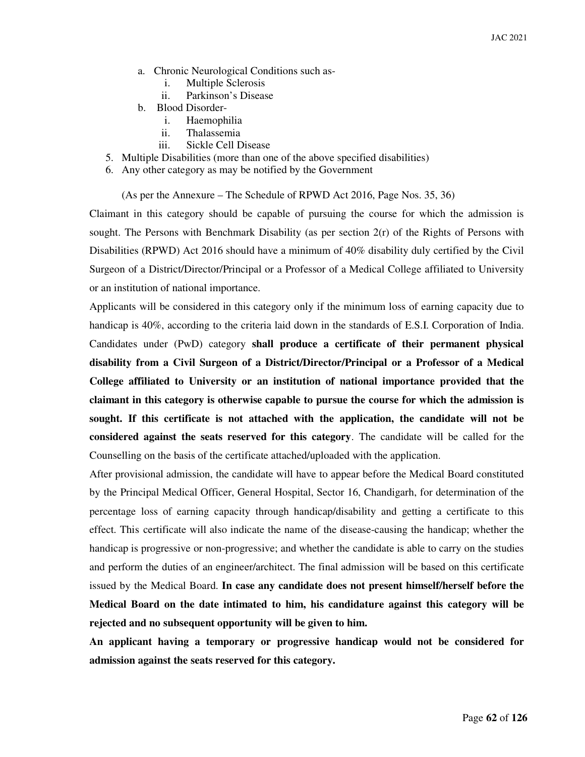a. Chronic Neurological Conditions such as-
      i. Multiple Sclerosis
      ii. Parkinson's Disease
   b. Blood Disorder-
      i. Haemophilia
      ii. Thalassemia
      iii. Sickle Cell Disease
5. Multiple Disabilities (more than one of the above specified disabilities)
6. Any other category as may be notified by the Government

(As per the Annexure – The Schedule of RPWD Act 2016, Page Nos. 35, 36)

Claimant in this category should be capable of pursuing the course for which the admission is sought. The Persons with Benchmark Disability (as per section 2(r) of the Rights of Persons with Disabilities (RPWD) Act 2016 should have a minimum of 40% disability duly certified by the Civil Surgeon of a District/Director/Principal or a Professor of a Medical College affiliated to University or an institution of national importance.

Applicants will be considered in this category only if the minimum loss of earning capacity due to handicap is 40%, according to the criteria laid down in the standards of E.S.I. Corporation of India. Candidates under (PwD) category **shall produce a certificate of their permanent physical disability from a Civil Surgeon of a District/Director/Principal or a Professor of a Medical College affiliated to University or an institution of national importance provided that the claimant in this category is otherwise capable to pursue the course for which the admission is sought. If this certificate is not attached with the application, the candidate will not be considered against the seats reserved for this category**. The candidate will be called for the Counselling on the basis of the certificate attached/uploaded with the application.

After provisional admission, the candidate will have to appear before the Medical Board constituted by the Principal Medical Officer, General Hospital, Sector 16, Chandigarh, for determination of the percentage loss of earning capacity through handicap/disability and getting a certificate to this effect. This certificate will also indicate the name of the disease-causing the handicap; whether the handicap is progressive or non-progressive; and whether the candidate is able to carry on the studies and perform the duties of an engineer/architect. The final admission will be based on this certificate issued by the Medical Board. **In case any candidate does not present himself/herself before the Medical Board on the date intimated to him, his candidature against this category will be rejected and no subsequent opportunity will be given to him.**

**An applicant having a temporary or progressive handicap would not be considered for admission against the seats reserved for this category.**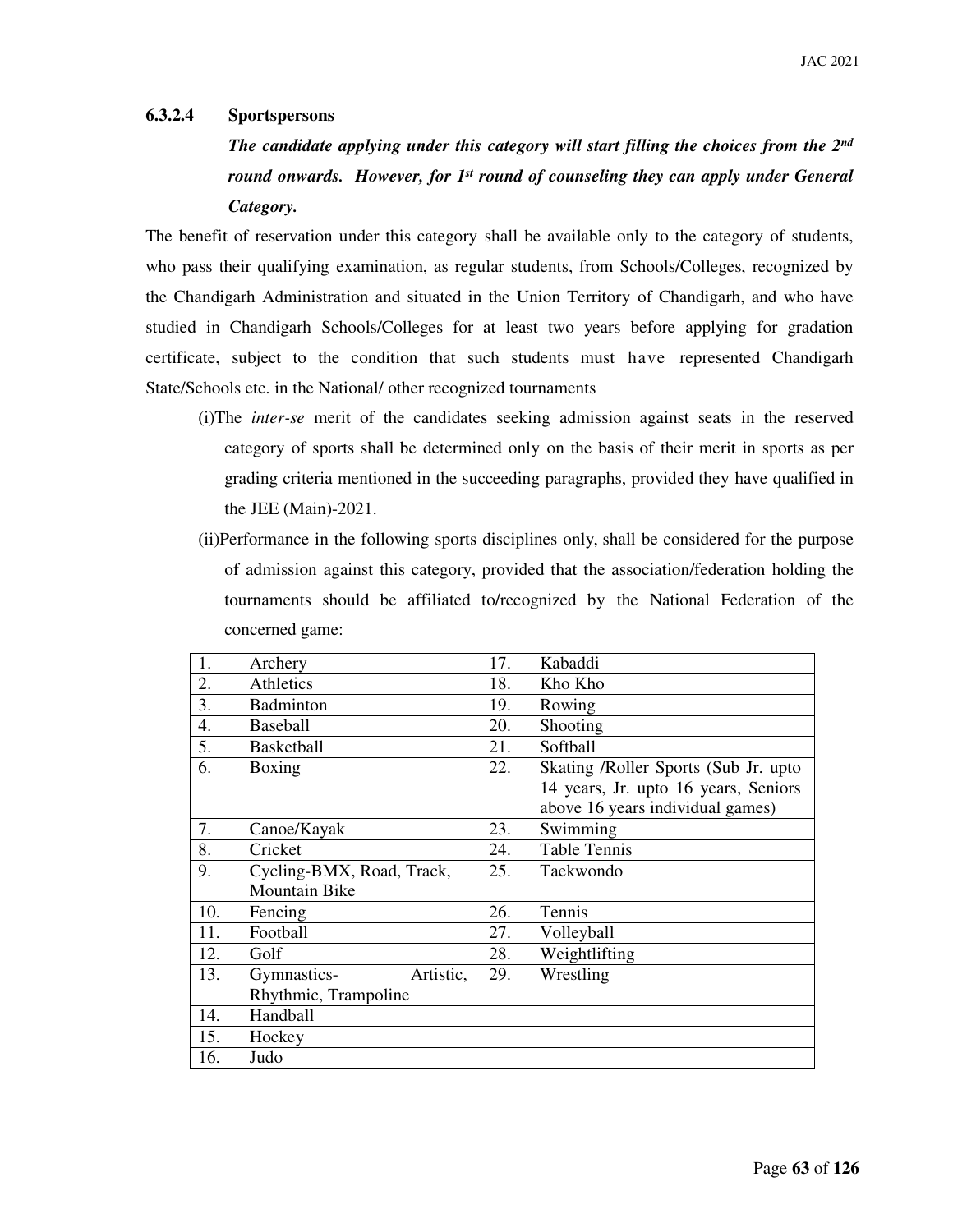### 6.3.2.4 Sportspersons

***The candidate applying under this category will start filling the choices from the 2nd round onwards. However, for 1st round of counseling they can apply under General Category.***

The benefit of reservation under this category shall be available only to the category of students, who pass their qualifying examination, as regular students, from Schools/Colleges, recognized by the Chandigarh Administration and situated in the Union Territory of Chandigarh, and who have studied in Chandigarh Schools/Colleges for at least two years before applying for gradation certificate, subject to the condition that such students must have represented Chandigarh State/Schools etc. in the National/ other recognized tournaments

(i)The *inter-se* merit of the candidates seeking admission against seats in the reserved category of sports shall be determined only on the basis of their merit in sports as per grading criteria mentioned in the succeeding paragraphs, provided they have qualified in the JEE (Main)-2021.

(ii)Performance in the following sports disciplines only, shall be considered for the purpose of admission against this category, provided that the association/federation holding the tournaments should be affiliated to/recognized by the National Federation of the concerned game:

| | | | |
|---|---|---|---|
| 1. | Archery | 17. | Kabaddi |
| 2. | Athletics | 18. | Kho Kho |
| 3. | Badminton | 19. | Rowing |
| 4. | Baseball | 20. | Shooting |
| 5. | Basketball | 21. | Softball |
| 6. | Boxing | 22. | Skating /Roller Sports (Sub Jr. upto 14 years, Jr. upto 16 years, Seniors above 16 years individual games) |
| 7. | Canoe/Kayak | 23. | Swimming |
| 8. | Cricket | 24. | Table Tennis |
| 9. | Cycling-BMX, Road, Track, Mountain Bike | 25. | Taekwondo |
| 10. | Fencing | 26. | Tennis |
| 11. | Football | 27. | Volleyball |
| 12. | Golf | 28. | Weightlifting |
| 13. | Gymnastics- Artistic, Rhythmic, Trampoline | 29. | Wrestling |
| 14. | Handball | | |
| 15. | Hockey | | |
| 16. | Judo | | |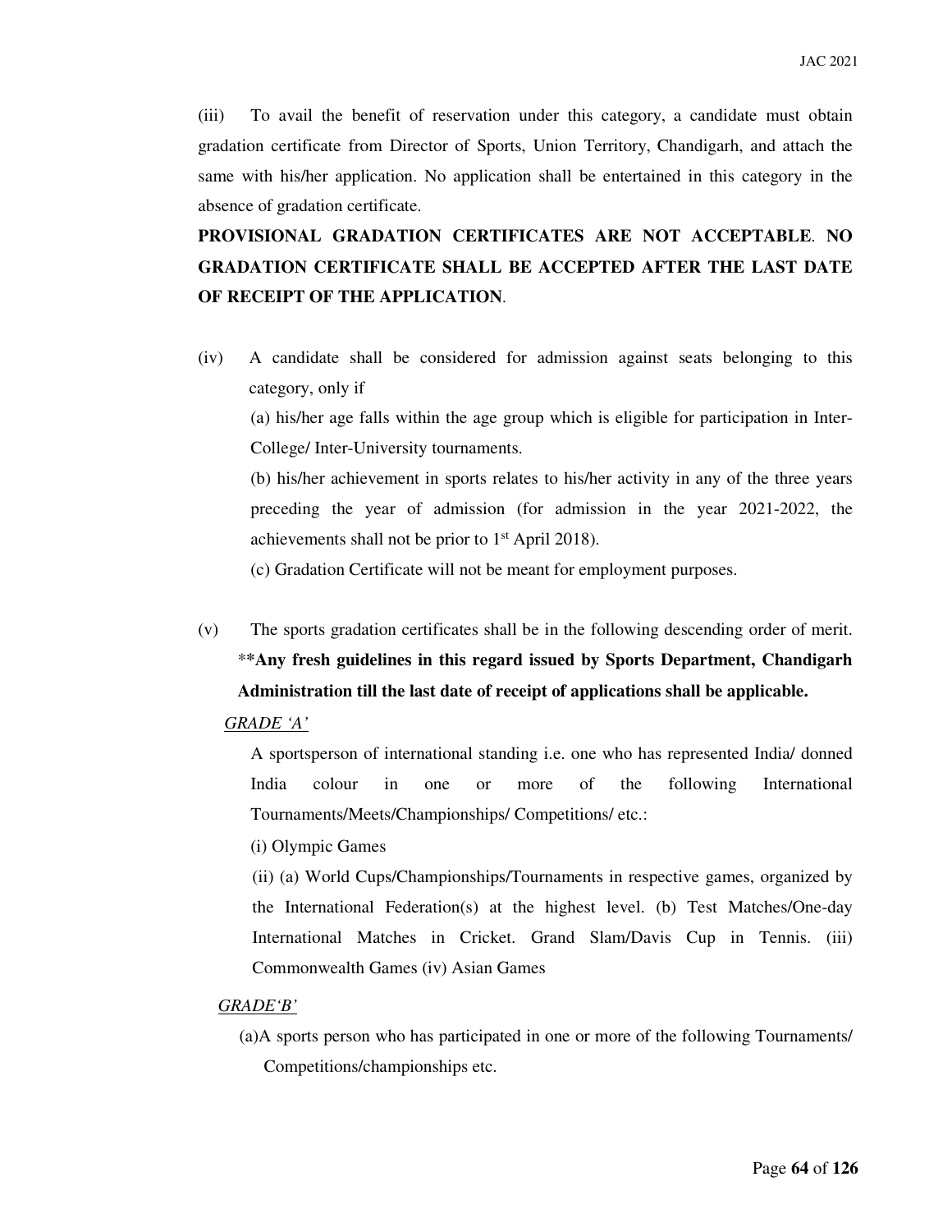(iii) To avail the benefit of reservation under this category, a candidate must obtain gradation certificate from Director of Sports, Union Territory, Chandigarh, and attach the same with his/her application. No application shall be entertained in this category in the absence of gradation certificate.

**PROVISIONAL GRADATION CERTIFICATES ARE NOT ACCEPTABLE**. **NO GRADATION CERTIFICATE SHALL BE ACCEPTED AFTER THE LAST DATE OF RECEIPT OF THE APPLICATION**.

(iv) A candidate shall be considered for admission against seats belonging to this category, only if

(a) his/her age falls within the age group which is eligible for participation in Inter-College/ Inter-University tournaments.

(b) his/her achievement in sports relates to his/her activity in any of the three years preceding the year of admission (for admission in the year 2021-2022, the achievements shall not be prior to 1st April 2018).

(c) Gradation Certificate will not be meant for employment purposes.

(v) The sports gradation certificates shall be in the following descending order of merit. ****Any fresh guidelines in this regard issued by Sports Department, Chandigarh Administration till the last date of receipt of applications shall be applicable.**

*GRADE 'A'*

A sportsperson of international standing i.e. one who has represented India/ donned India colour in one or more of the following International Tournaments/Meets/Championships/ Competitions/ etc.:

(i) Olympic Games

(ii) (a) World Cups/Championships/Tournaments in respective games, organized by the International Federation(s) at the highest level. (b) Test Matches/One-day International Matches in Cricket. Grand Slam/Davis Cup in Tennis. (iii) Commonwealth Games (iv) Asian Games

*GRADE'B'*

(a)A sports person who has participated in one or more of the following Tournaments/ Competitions/championships etc.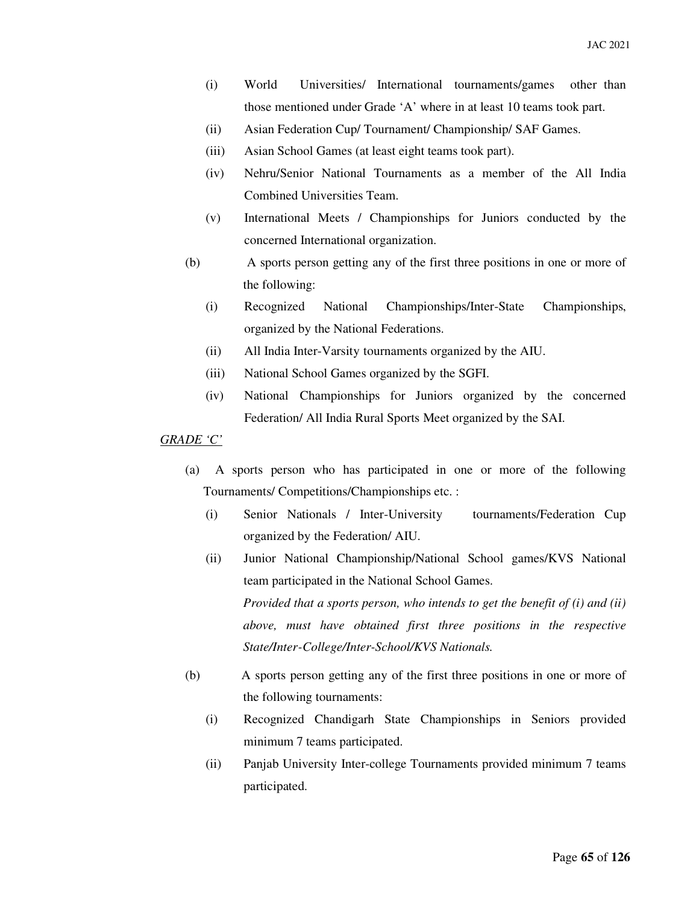(i) World Universities/ International tournaments/games other than those mentioned under Grade 'A' where in at least 10 teams took part.

(ii) Asian Federation Cup/ Tournament/ Championship/ SAF Games.

(iii) Asian School Games (at least eight teams took part).

(iv) Nehru/Senior National Tournaments as a member of the All India Combined Universities Team.

(v) International Meets / Championships for Juniors conducted by the concerned International organization.

(b) A sports person getting any of the first three positions in one or more of the following:

(i) Recognized National Championships/Inter-State Championships, organized by the National Federations.

(ii) All India Inter-Varsity tournaments organized by the AIU.

(iii) National School Games organized by the SGFI.

(iv) National Championships for Juniors organized by the concerned Federation/ All India Rural Sports Meet organized by the SAI.

*GRADE 'C'*

(a) A sports person who has participated in one or more of the following Tournaments/ Competitions/Championships etc. :

(i) Senior Nationals / Inter-University tournaments/Federation Cup organized by the Federation/ AIU.

(ii) Junior National Championship/National School games/KVS National team participated in the National School Games.

*Provided that a sports person, who intends to get the benefit of (i) and (ii) above, must have obtained first three positions in the respective State/Inter-College/Inter-School/KVS Nationals.*

(b) A sports person getting any of the first three positions in one or more of the following tournaments:

(i) Recognized Chandigarh State Championships in Seniors provided minimum 7 teams participated.

(ii) Panjab University Inter-college Tournaments provided minimum 7 teams participated.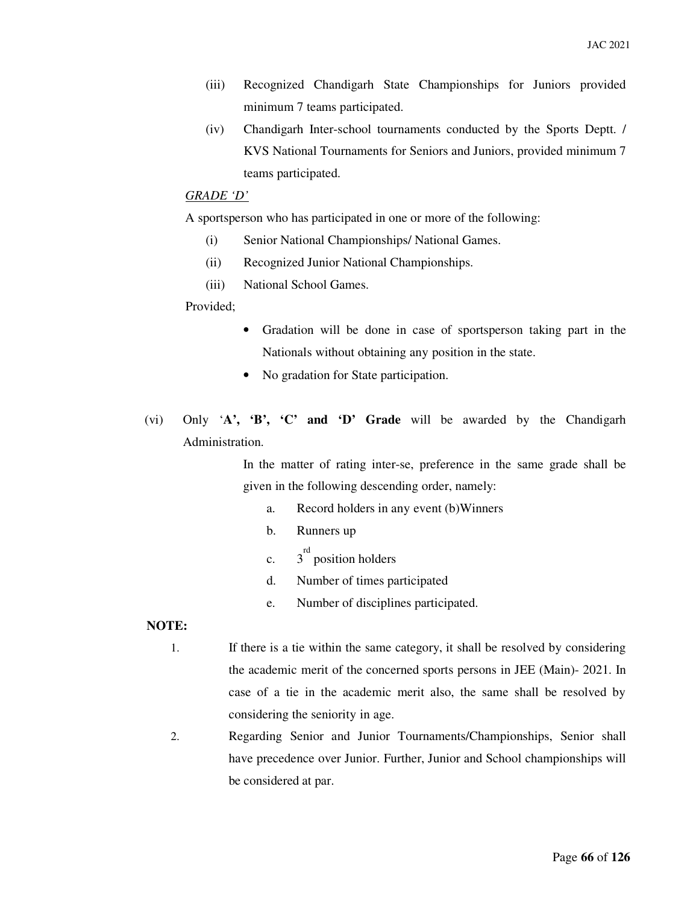(iii) Recognized Chandigarh State Championships for Juniors provided minimum 7 teams participated.

(iv) Chandigarh Inter-school tournaments conducted by the Sports Deptt. / KVS National Tournaments for Seniors and Juniors, provided minimum 7 teams participated.

*GRADE 'D'*

A sportsperson who has participated in one or more of the following:

(i) Senior National Championships/ National Games.

(ii) Recognized Junior National Championships.

(iii) National School Games.

Provided;

- Gradation will be done in case of sportsperson taking part in the Nationals without obtaining any position in the state.
- No gradation for State participation.

(vi) Only '**A', 'B', 'C' and 'D' Grade** will be awarded by the Chandigarh Administration.

In the matter of rating inter-se, preference in the same grade shall be given in the following descending order, namely:

a. Record holders in any event (b)Winners
b. Runners up
c. 3rd position holders
d. Number of times participated
e. Number of disciplines participated.

**NOTE:**

1. If there is a tie within the same category, it shall be resolved by considering the academic merit of the concerned sports persons in JEE (Main)- 2021. In case of a tie in the academic merit also, the same shall be resolved by considering the seniority in age.
2. Regarding Senior and Junior Tournaments/Championships, Senior shall have precedence over Junior. Further, Junior and School championships will be considered at par.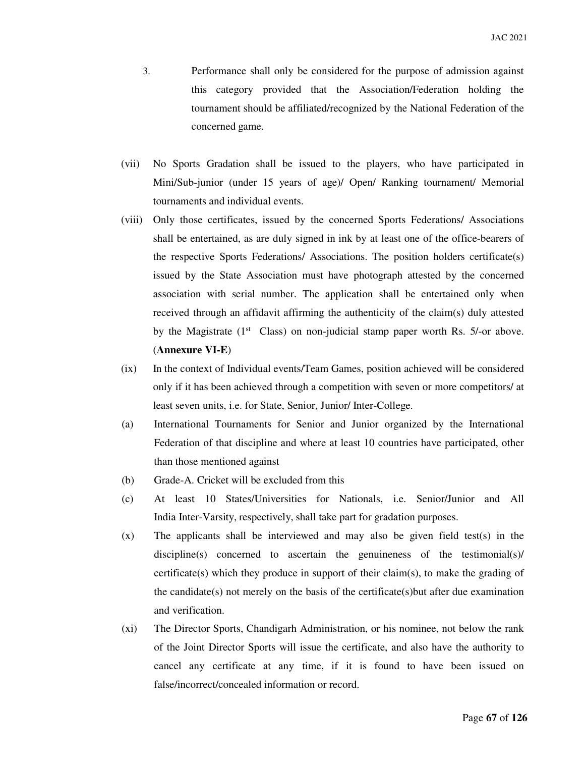3. Performance shall only be considered for the purpose of admission against this category provided that the Association/Federation holding the tournament should be affiliated/recognized by the National Federation of the concerned game.

(vii) No Sports Gradation shall be issued to the players, who have participated in Mini/Sub-junior (under 15 years of age)/ Open/ Ranking tournament/ Memorial tournaments and individual events.

(viii) Only those certificates, issued by the concerned Sports Federations/ Associations shall be entertained, as are duly signed in ink by at least one of the office-bearers of the respective Sports Federations/ Associations. The position holders certificate(s) issued by the State Association must have photograph attested by the concerned association with serial number. The application shall be entertained only when received through an affidavit affirming the authenticity of the claim(s) duly attested by the Magistrate (1st Class) on non-judicial stamp paper worth Rs. 5/-or above. (**Annexure VI-E**)

(ix) In the context of Individual events/Team Games, position achieved will be considered only if it has been achieved through a competition with seven or more competitors/ at least seven units, i.e. for State, Senior, Junior/ Inter-College.

(a) International Tournaments for Senior and Junior organized by the International Federation of that discipline and where at least 10 countries have participated, other than those mentioned against

(b) Grade-A. Cricket will be excluded from this

(c) At least 10 States/Universities for Nationals, i.e. Senior/Junior and All India Inter-Varsity, respectively, shall take part for gradation purposes.

(x) The applicants shall be interviewed and may also be given field test(s) in the discipline(s) concerned to ascertain the genuineness of the testimonial(s)/ certificate(s) which they produce in support of their claim(s), to make the grading of the candidate(s) not merely on the basis of the certificate(s)but after due examination and verification.

(xi) The Director Sports, Chandigarh Administration, or his nominee, not below the rank of the Joint Director Sports will issue the certificate, and also have the authority to cancel any certificate at any time, if it is found to have been issued on false/incorrect/concealed information or record.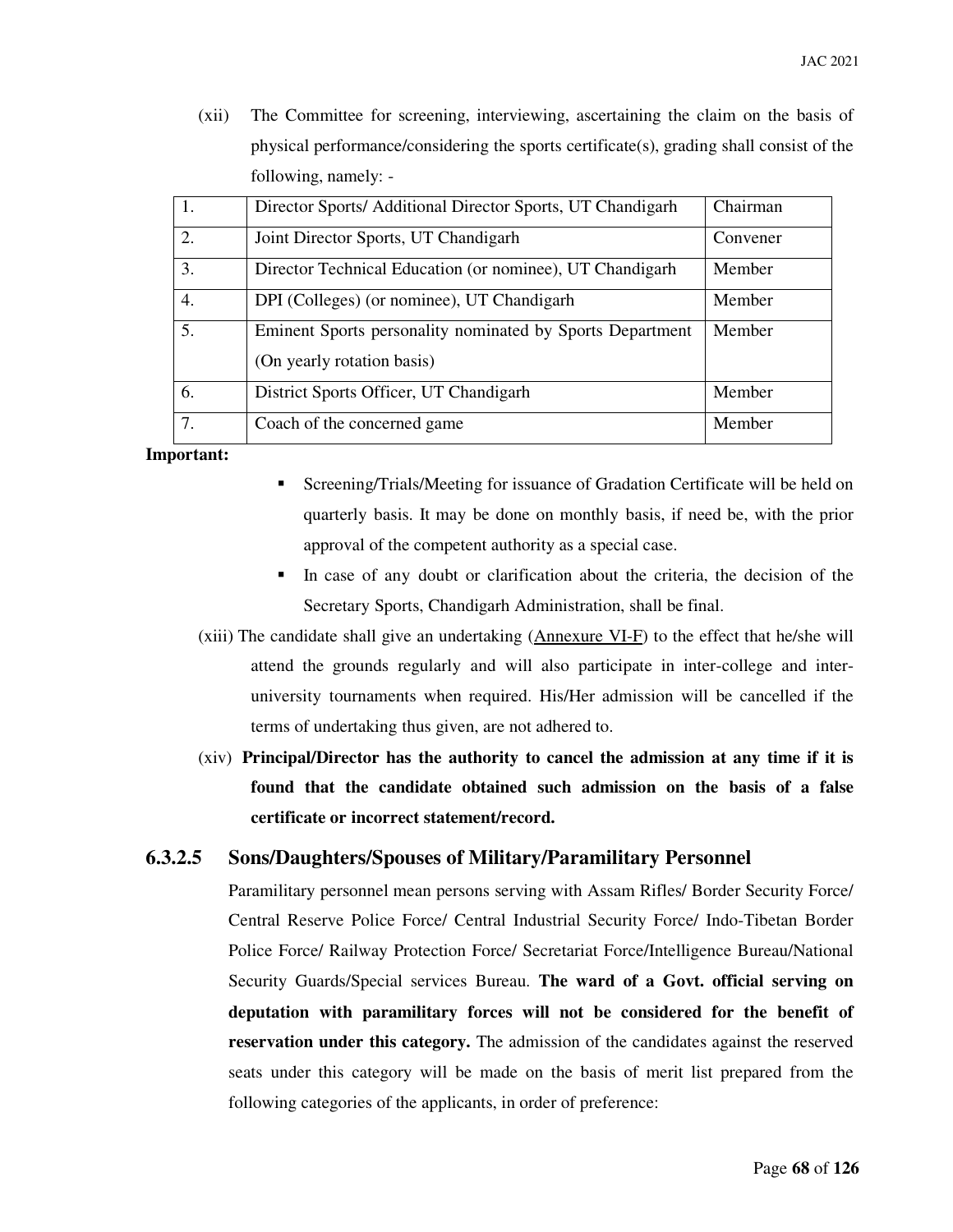(xii) The Committee for screening, interviewing, ascertaining the claim on the basis of physical performance/considering the sports certificate(s), grading shall consist of the following, namely: -

| | | |
|---|---|---|
| 1. | Director Sports/ Additional Director Sports, UT Chandigarh | Chairman |
| 2. | Joint Director Sports, UT Chandigarh | Convener |
| 3. | Director Technical Education (or nominee), UT Chandigarh | Member |
| 4. | DPI (Colleges) (or nominee), UT Chandigarh | Member |
| 5. | Eminent Sports personality nominated by Sports Department (On yearly rotation basis) | Member |
| 6. | District Sports Officer, UT Chandigarh | Member |
| 7. | Coach of the concerned game | Member |

**Important:**

- Screening/Trials/Meeting for issuance of Gradation Certificate will be held on quarterly basis. It may be done on monthly basis, if need be, with the prior approval of the competent authority as a special case.
- In case of any doubt or clarification about the criteria, the decision of the Secretary Sports, Chandigarh Administration, shall be final.

(xiii) The candidate shall give an undertaking (Annexure VI-F) to the effect that he/she will attend the grounds regularly and will also participate in inter-college and inter-university tournaments when required. His/Her admission will be cancelled if the terms of undertaking thus given, are not adhered to.

(xiv) **Principal/Director has the authority to cancel the admission at any time if it is found that the candidate obtained such admission on the basis of a false certificate or incorrect statement/record.**

### 6.3.2.5 Sons/Daughters/Spouses of Military/Paramilitary Personnel

Paramilitary personnel mean persons serving with Assam Rifles/ Border Security Force/ Central Reserve Police Force/ Central Industrial Security Force/ Indo-Tibetan Border Police Force/ Railway Protection Force/ Secretariat Force/Intelligence Bureau/National Security Guards/Special services Bureau. **The ward of a Govt. official serving on deputation with paramilitary forces will not be considered for the benefit of reservation under this category.** The admission of the candidates against the reserved seats under this category will be made on the basis of merit list prepared from the following categories of the applicants, in order of preference: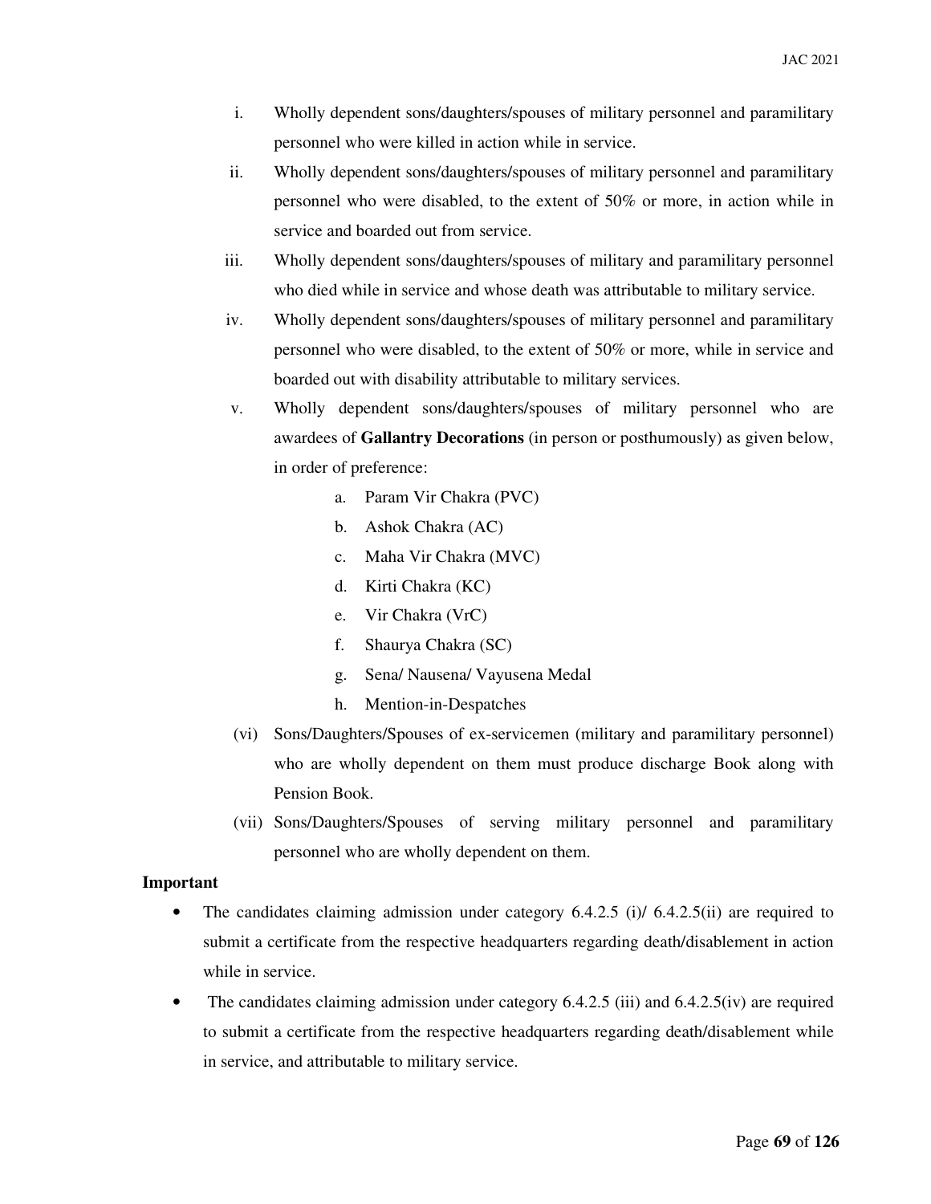i. Wholly dependent sons/daughters/spouses of military personnel and paramilitary personnel who were killed in action while in service.

ii. Wholly dependent sons/daughters/spouses of military personnel and paramilitary personnel who were disabled, to the extent of 50% or more, in action while in service and boarded out from service.

iii. Wholly dependent sons/daughters/spouses of military and paramilitary personnel who died while in service and whose death was attributable to military service.

iv. Wholly dependent sons/daughters/spouses of military personnel and paramilitary personnel who were disabled, to the extent of 50% or more, while in service and boarded out with disability attributable to military services.

v. Wholly dependent sons/daughters/spouses of military personnel who are awardees of **Gallantry Decorations** (in person or posthumously) as given below, in order of preference:

   a. Param Vir Chakra (PVC)
   b. Ashok Chakra (AC)
   c. Maha Vir Chakra (MVC)
   d. Kirti Chakra (KC)
   e. Vir Chakra (VrC)
   f. Shaurya Chakra (SC)
   g. Sena/ Nausena/ Vayusena Medal
   h. Mention-in-Despatches

(vi) Sons/Daughters/Spouses of ex-servicemen (military and paramilitary personnel) who are wholly dependent on them must produce discharge Book along with Pension Book.

(vii) Sons/Daughters/Spouses of serving military personnel and paramilitary personnel who are wholly dependent on them.

**Important**

- The candidates claiming admission under category 6.4.2.5 (i)/ 6.4.2.5(ii) are required to submit a certificate from the respective headquarters regarding death/disablement in action while in service.
- The candidates claiming admission under category 6.4.2.5 (iii) and 6.4.2.5(iv) are required to submit a certificate from the respective headquarters regarding death/disablement while in service, and attributable to military service.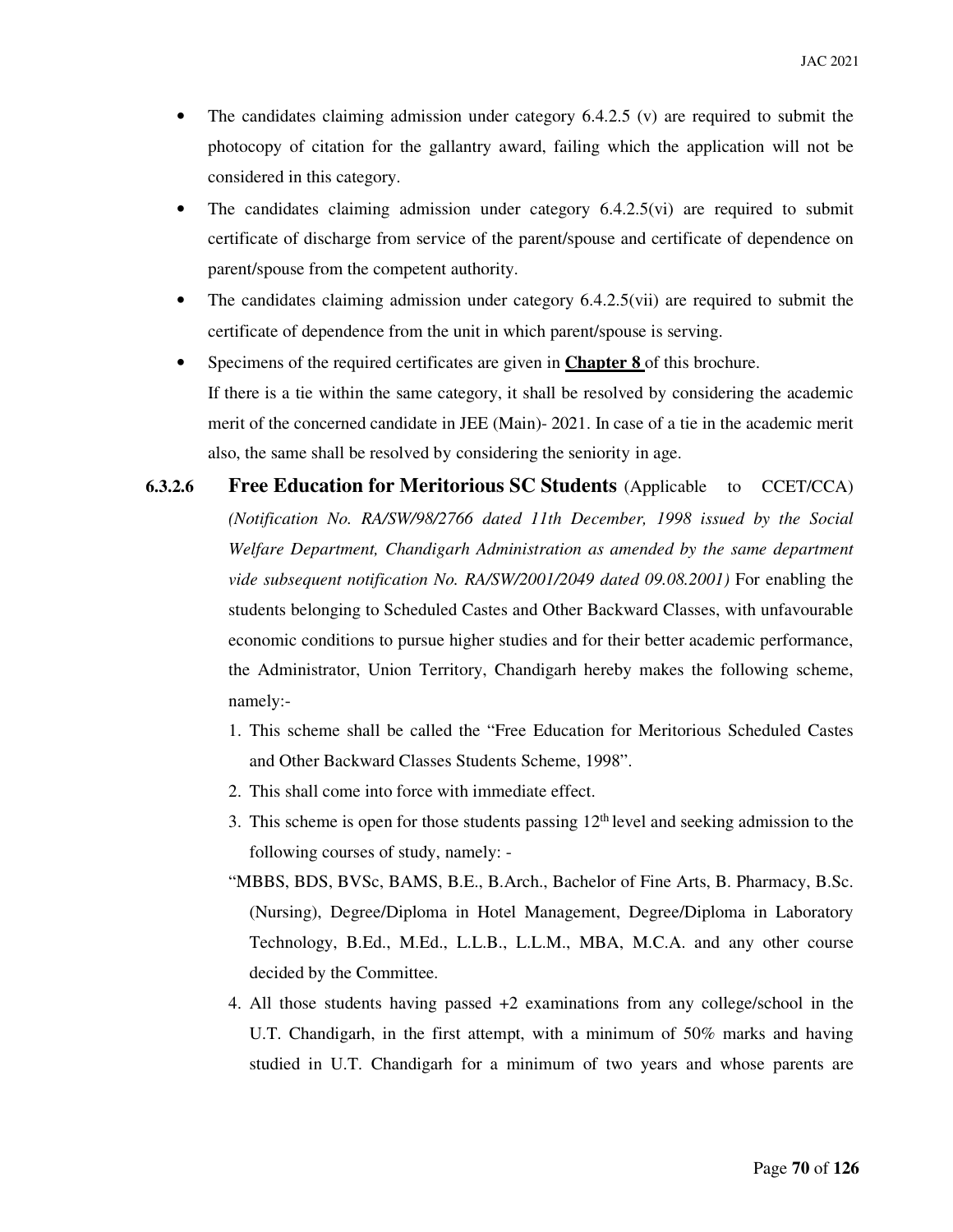- The candidates claiming admission under category 6.4.2.5 (v) are required to submit the photocopy of citation for the gallantry award, failing which the application will not be considered in this category.
- The candidates claiming admission under category 6.4.2.5(vi) are required to submit certificate of discharge from service of the parent/spouse and certificate of dependence on parent/spouse from the competent authority.
- The candidates claiming admission under category 6.4.2.5(vii) are required to submit the certificate of dependence from the unit in which parent/spouse is serving.
- Specimens of the required certificates are given in **Chapter 8** of this brochure.

  If there is a tie within the same category, it shall be resolved by considering the academic merit of the concerned candidate in JEE (Main)- 2021. In case of a tie in the academic merit also, the same shall be resolved by considering the seniority in age.

**6.3.2.6 Free Education for Meritorious SC Students** (Applicable to CCET/CCA) *(Notification No. RA/SW/98/2766 dated 11th December, 1998 issued by the Social Welfare Department, Chandigarh Administration as amended by the same department vide subsequent notification No. RA/SW/2001/2049 dated 09.08.2001)* For enabling the students belonging to Scheduled Castes and Other Backward Classes, with unfavourable economic conditions to pursue higher studies and for their better academic performance, the Administrator, Union Territory, Chandigarh hereby makes the following scheme, namely:-

1. This scheme shall be called the "Free Education for Meritorious Scheduled Castes and Other Backward Classes Students Scheme, 1998".
2. This shall come into force with immediate effect.
3. This scheme is open for those students passing 12th level and seeking admission to the following courses of study, namely: -

   "MBBS, BDS, BVSc, BAMS, B.E., B.Arch., Bachelor of Fine Arts, B. Pharmacy, B.Sc. (Nursing), Degree/Diploma in Hotel Management, Degree/Diploma in Laboratory Technology, B.Ed., M.Ed., L.L.B., L.L.M., MBA, M.C.A. and any other course decided by the Committee.
4. All those students having passed +2 examinations from any college/school in the U.T. Chandigarh, in the first attempt, with a minimum of 50% marks and having studied in U.T. Chandigarh for a minimum of two years and whose parents are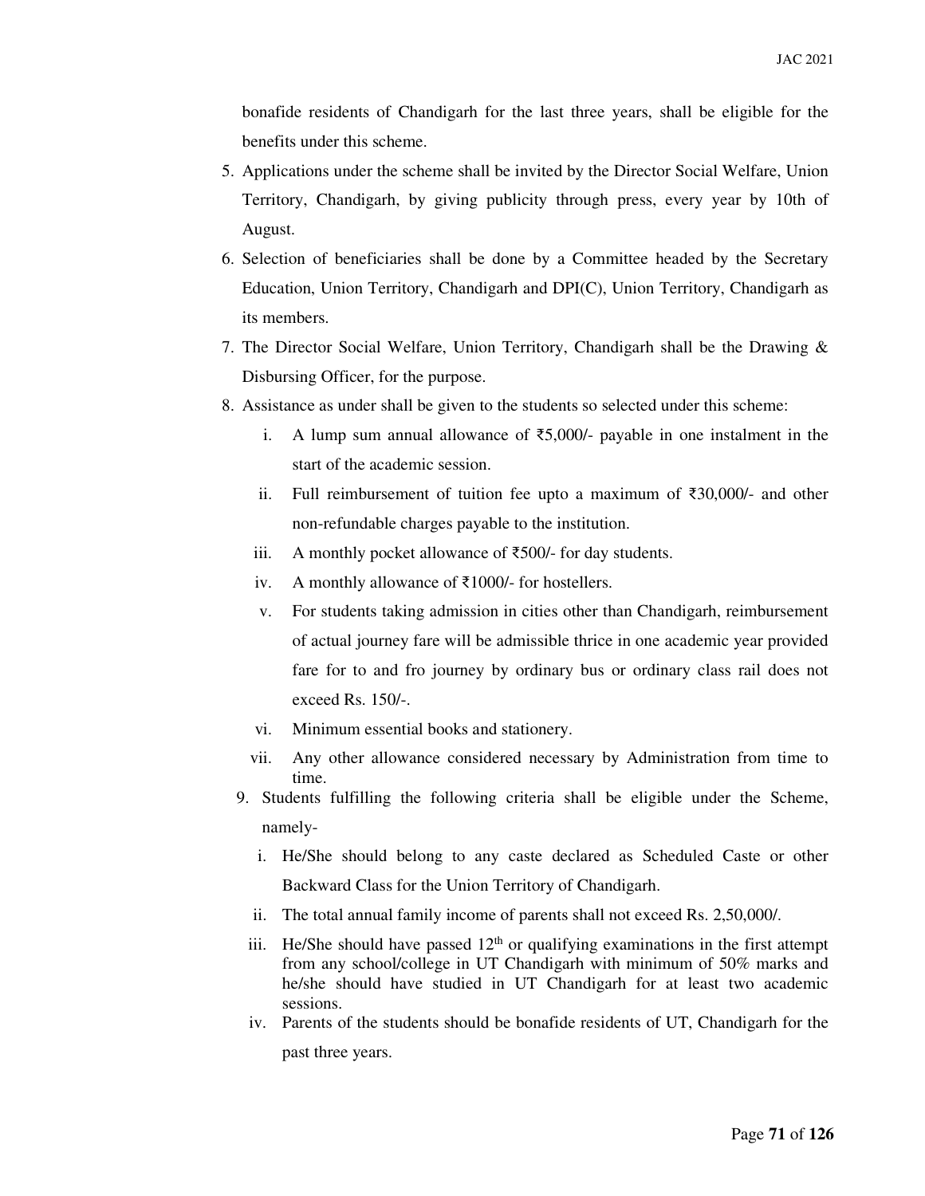bonafide residents of Chandigarh for the last three years, shall be eligible for the benefits under this scheme.

5. Applications under the scheme shall be invited by the Director Social Welfare, Union Territory, Chandigarh, by giving publicity through press, every year by 10th of August.
6. Selection of beneficiaries shall be done by a Committee headed by the Secretary Education, Union Territory, Chandigarh and DPI(C), Union Territory, Chandigarh as its members.
7. The Director Social Welfare, Union Territory, Chandigarh shall be the Drawing & Disbursing Officer, for the purpose.
8. Assistance as under shall be given to the students so selected under this scheme:
   i. A lump sum annual allowance of ₹5,000/- payable in one instalment in the start of the academic session.
   ii. Full reimbursement of tuition fee upto a maximum of ₹30,000/- and other non-refundable charges payable to the institution.
   iii. A monthly pocket allowance of ₹500/- for day students.
   iv. A monthly allowance of ₹1000/- for hostellers.
   v. For students taking admission in cities other than Chandigarh, reimbursement of actual journey fare will be admissible thrice in one academic year provided fare for to and fro journey by ordinary bus or ordinary class rail does not exceed Rs. 150/-.
   vi. Minimum essential books and stationery.
   vii. Any other allowance considered necessary by Administration from time to time.
9. Students fulfilling the following criteria shall be eligible under the Scheme, namely-
   i. He/She should belong to any caste declared as Scheduled Caste or other Backward Class for the Union Territory of Chandigarh.
   ii. The total annual family income of parents shall not exceed Rs. 2,50,000/.
   iii. He/She should have passed 12th or qualifying examinations in the first attempt from any school/college in UT Chandigarh with minimum of 50% marks and he/she should have studied in UT Chandigarh for at least two academic sessions.
   iv. Parents of the students should be bonafide residents of UT, Chandigarh for the past three years.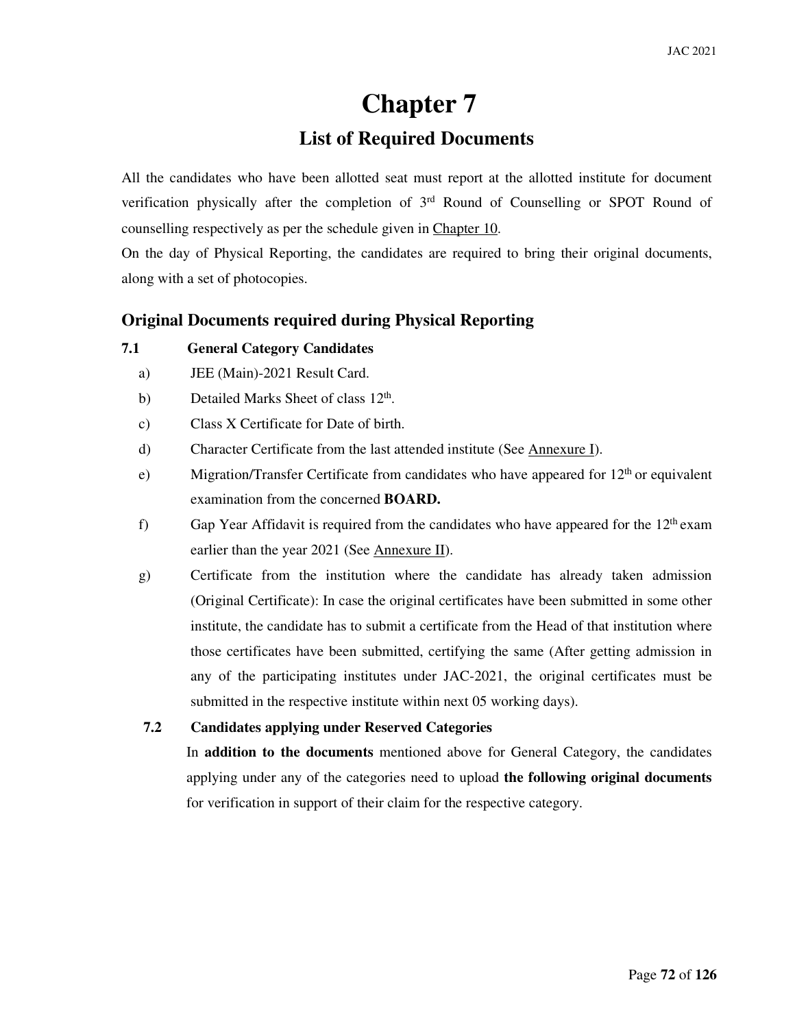# Chapter 7

## List of Required Documents

All the candidates who have been allotted seat must report at the allotted institute for document verification physically after the completion of 3rd Round of Counselling or SPOT Round of counselling respectively as per the schedule given in Chapter 10.

On the day of Physical Reporting, the candidates are required to bring their original documents, along with a set of photocopies.

### Original Documents required during Physical Reporting

**7.1 General Category Candidates**

a) JEE (Main)-2021 Result Card.

b) Detailed Marks Sheet of class 12th.

c) Class X Certificate for Date of birth.

d) Character Certificate from the last attended institute (See Annexure I).

e) Migration/Transfer Certificate from candidates who have appeared for 12th or equivalent examination from the concerned **BOARD.**

f) Gap Year Affidavit is required from the candidates who have appeared for the 12th exam earlier than the year 2021 (See Annexure II).

g) Certificate from the institution where the candidate has already taken admission (Original Certificate): In case the original certificates have been submitted in some other institute, the candidate has to submit a certificate from the Head of that institution where those certificates have been submitted, certifying the same (After getting admission in any of the participating institutes under JAC-2021, the original certificates must be submitted in the respective institute within next 05 working days).

**7.2 Candidates applying under Reserved Categories**

In **addition to the documents** mentioned above for General Category, the candidates applying under any of the categories need to upload **the following original documents** for verification in support of their claim for the respective category.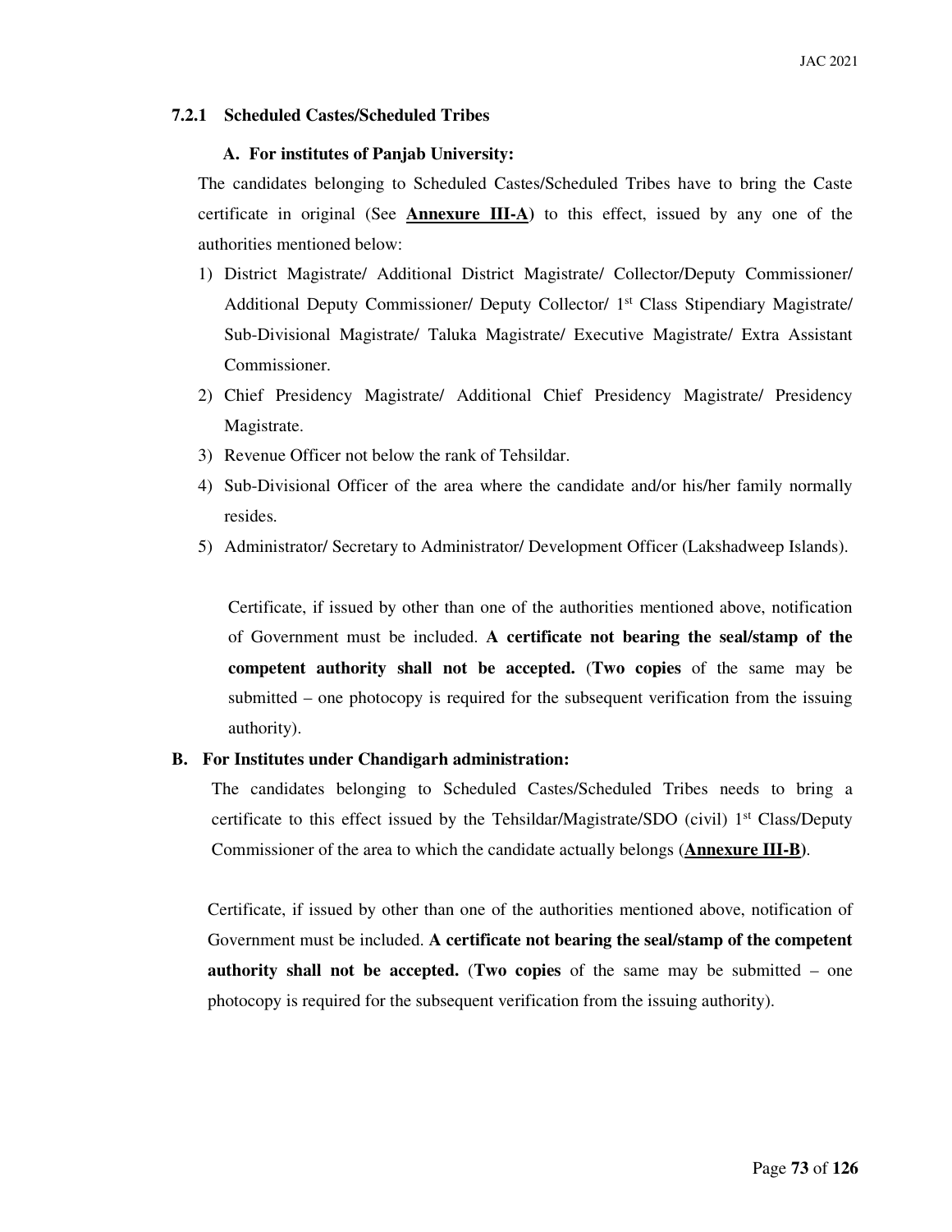### 7.2.1 Scheduled Castes/Scheduled Tribes

#### A. For institutes of Panjab University:

The candidates belonging to Scheduled Castes/Scheduled Tribes have to bring the Caste certificate in original (See **Annexure III-A**) to this effect, issued by any one of the authorities mentioned below:

1) District Magistrate/ Additional District Magistrate/ Collector/Deputy Commissioner/ Additional Deputy Commissioner/ Deputy Collector/ 1st Class Stipendiary Magistrate/ Sub-Divisional Magistrate/ Taluka Magistrate/ Executive Magistrate/ Extra Assistant Commissioner.
2) Chief Presidency Magistrate/ Additional Chief Presidency Magistrate/ Presidency Magistrate.
3) Revenue Officer not below the rank of Tehsildar.
4) Sub-Divisional Officer of the area where the candidate and/or his/her family normally resides.
5) Administrator/ Secretary to Administrator/ Development Officer (Lakshadweep Islands).

Certificate, if issued by other than one of the authorities mentioned above, notification of Government must be included. **A certificate not bearing the seal/stamp of the competent authority shall not be accepted.** (**Two copies** of the same may be submitted – one photocopy is required for the subsequent verification from the issuing authority).

#### B. For Institutes under Chandigarh administration:

The candidates belonging to Scheduled Castes/Scheduled Tribes needs to bring a certificate to this effect issued by the Tehsildar/Magistrate/SDO (civil) 1st Class/Deputy Commissioner of the area to which the candidate actually belongs (**Annexure III-B**).

Certificate, if issued by other than one of the authorities mentioned above, notification of Government must be included. **A certificate not bearing the seal/stamp of the competent authority shall not be accepted.** (**Two copies** of the same may be submitted – one photocopy is required for the subsequent verification from the issuing authority).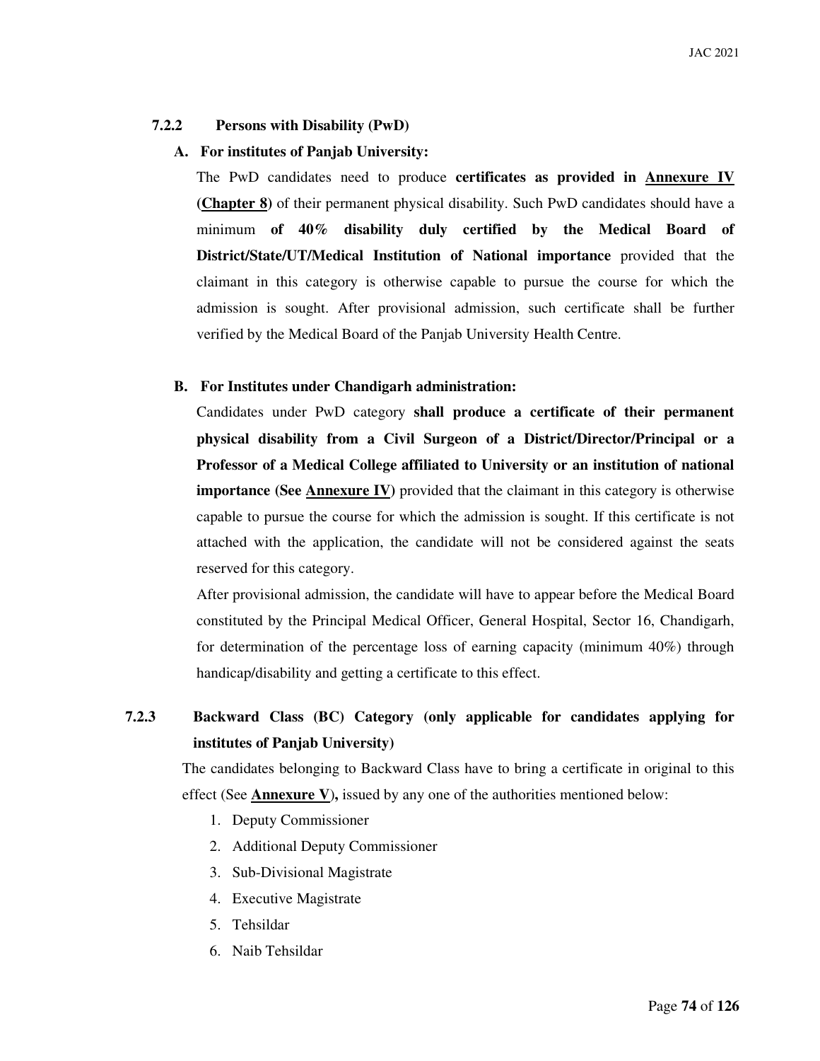### 7.2.2 Persons with Disability (PwD)

**A. For institutes of Panjab University:**

The PwD candidates need to produce **certificates as provided in Annexure IV (Chapter 8)** of their permanent physical disability. Such PwD candidates should have a minimum **of 40% disability duly certified by the Medical Board of District/State/UT/Medical Institution of National importance** provided that the claimant in this category is otherwise capable to pursue the course for which the admission is sought. After provisional admission, such certificate shall be further verified by the Medical Board of the Panjab University Health Centre.

**B. For Institutes under Chandigarh administration:**

Candidates under PwD category **shall produce a certificate of their permanent physical disability from a Civil Surgeon of a District/Director/Principal or a Professor of a Medical College affiliated to University or an institution of national importance (See Annexure IV)** provided that the claimant in this category is otherwise capable to pursue the course for which the admission is sought. If this certificate is not attached with the application, the candidate will not be considered against the seats reserved for this category.

After provisional admission, the candidate will have to appear before the Medical Board constituted by the Principal Medical Officer, General Hospital, Sector 16, Chandigarh, for determination of the percentage loss of earning capacity (minimum 40%) through handicap/disability and getting a certificate to this effect.

### 7.2.3 Backward Class (BC) Category (only applicable for candidates applying for institutes of Panjab University)

The candidates belonging to Backward Class have to bring a certificate in original to this effect (See **Annexure V**)**,** issued by any one of the authorities mentioned below:

1. Deputy Commissioner
2. Additional Deputy Commissioner
3. Sub-Divisional Magistrate
4. Executive Magistrate
5. Tehsildar
6. Naib Tehsildar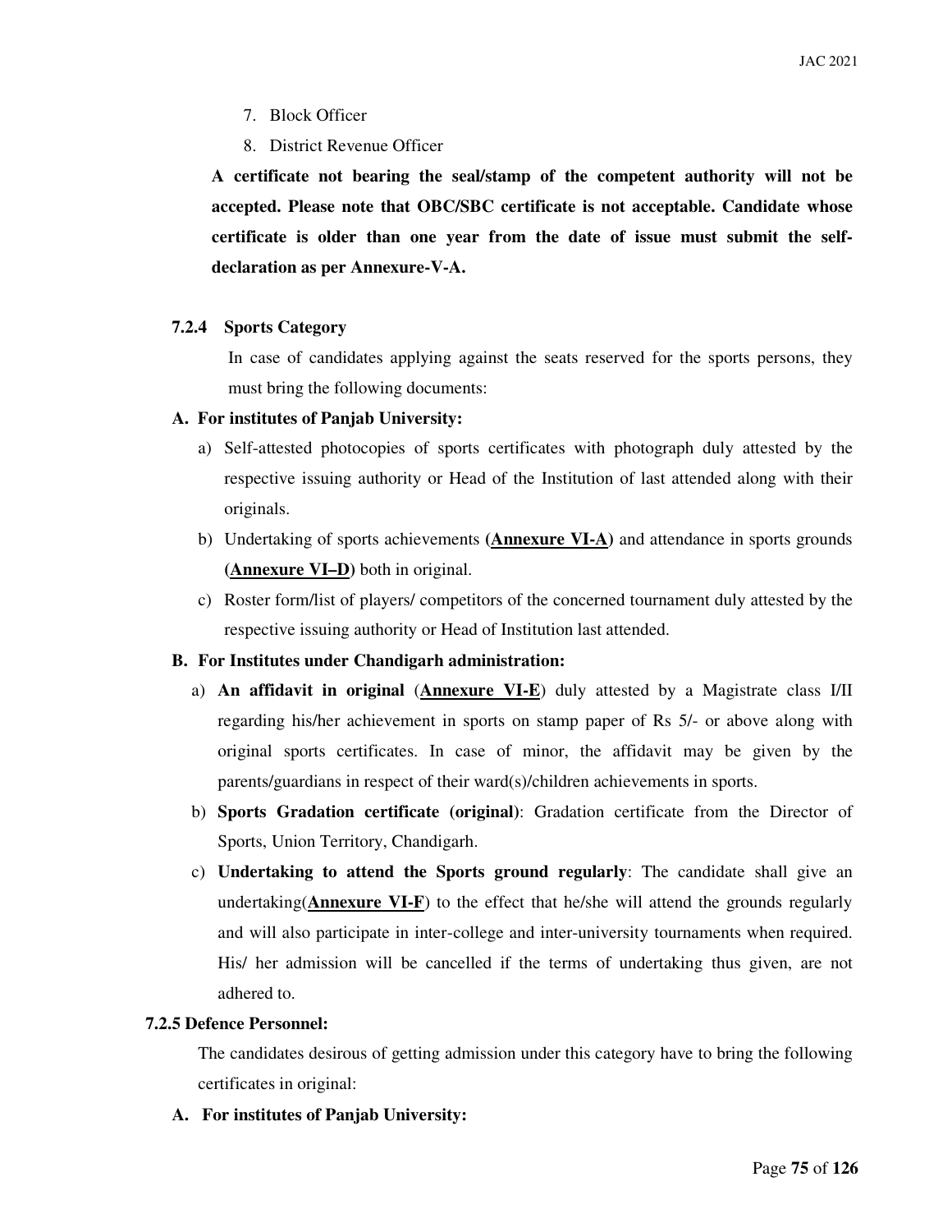7. Block Officer
8. District Revenue Officer

**A certificate not bearing the seal/stamp of the competent authority will not be accepted. Please note that OBC/SBC certificate is not acceptable. Candidate whose certificate is older than one year from the date of issue must submit the self-declaration as per Annexure-V-A.**

#### 7.2.4 Sports Category

In case of candidates applying against the seats reserved for the sports persons, they must bring the following documents:

**A. For institutes of Panjab University:**

a) Self-attested photocopies of sports certificates with photograph duly attested by the respective issuing authority or Head of the Institution of last attended along with their originals.

b) Undertaking of sports achievements **(Annexure VI-A)** and attendance in sports grounds **(Annexure VI–D)** both in original.

c) Roster form/list of players/ competitors of the concerned tournament duly attested by the respective issuing authority or Head of Institution last attended.

**B. For Institutes under Chandigarh administration:**

a) **An affidavit in original** (**Annexure VI-E**) duly attested by a Magistrate class I/II regarding his/her achievement in sports on stamp paper of Rs 5/- or above along with original sports certificates. In case of minor, the affidavit may be given by the parents/guardians in respect of their ward(s)/children achievements in sports.

b) **Sports Gradation certificate (original)**: Gradation certificate from the Director of Sports, Union Territory, Chandigarh.

c) **Undertaking to attend the Sports ground regularly**: The candidate shall give an undertaking(**Annexure VI-F**) to the effect that he/she will attend the grounds regularly and will also participate in inter-college and inter-university tournaments when required. His/ her admission will be cancelled if the terms of undertaking thus given, are not adhered to.

#### 7.2.5 Defence Personnel:

The candidates desirous of getting admission under this category have to bring the following certificates in original:

**A. For institutes of Panjab University:**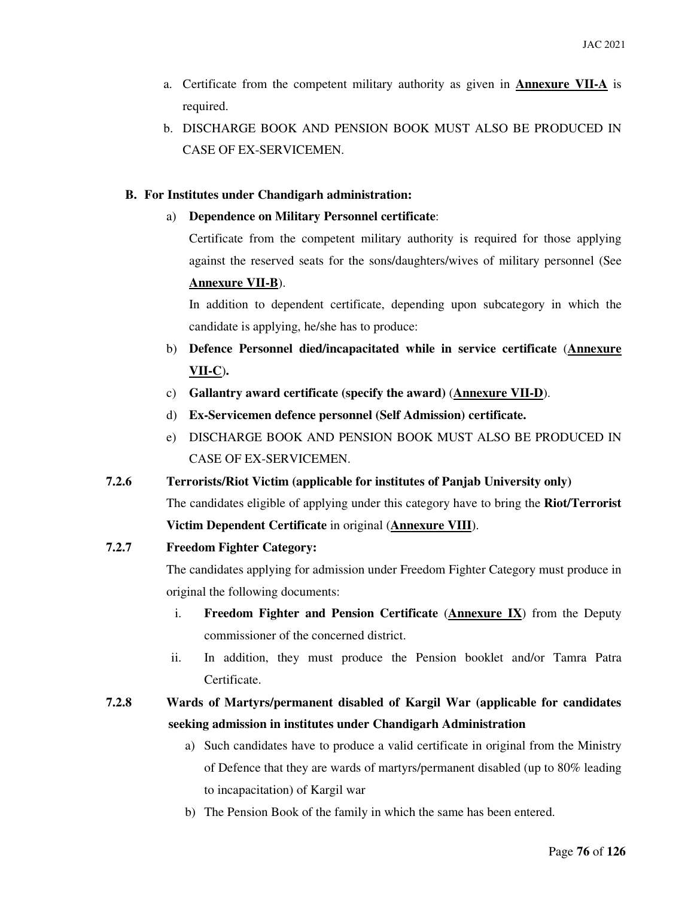a. Certificate from the competent military authority as given in **Annexure VII-A** is required.
b. DISCHARGE BOOK AND PENSION BOOK MUST ALSO BE PRODUCED IN CASE OF EX-SERVICEMEN.

**B. For Institutes under Chandigarh administration:**

a) **Dependence on Military Personnel certificate**:

Certificate from the competent military authority is required for those applying against the reserved seats for the sons/daughters/wives of military personnel (See **Annexure VII-B**).

In addition to dependent certificate, depending upon subcategory in which the candidate is applying, he/she has to produce:

b) **Defence Personnel died/incapacitated while in service certificate** (**Annexure VII-C**)**.**
c) **Gallantry award certificate (specify the award)** (**Annexure VII-D**).
d) **Ex-Servicemen defence personnel (Self Admission) certificate.**
e) DISCHARGE BOOK AND PENSION BOOK MUST ALSO BE PRODUCED IN CASE OF EX-SERVICEMEN.

**7.2.6 Terrorists/Riot Victim (applicable for institutes of Panjab University only)**

The candidates eligible of applying under this category have to bring the **Riot/Terrorist Victim Dependent Certificate** in original (**Annexure VIII**).

**7.2.7 Freedom Fighter Category:**

The candidates applying for admission under Freedom Fighter Category must produce in original the following documents:

i. **Freedom Fighter and Pension Certificate** (**Annexure IX**) from the Deputy commissioner of the concerned district.
ii. In addition, they must produce the Pension booklet and/or Tamra Patra Certificate.

**7.2.8 Wards of Martyrs/permanent disabled of Kargil War (applicable for candidates seeking admission in institutes under Chandigarh Administration**

a) Such candidates have to produce a valid certificate in original from the Ministry of Defence that they are wards of martyrs/permanent disabled (up to 80% leading to incapacitation) of Kargil war
b) The Pension Book of the family in which the same has been entered.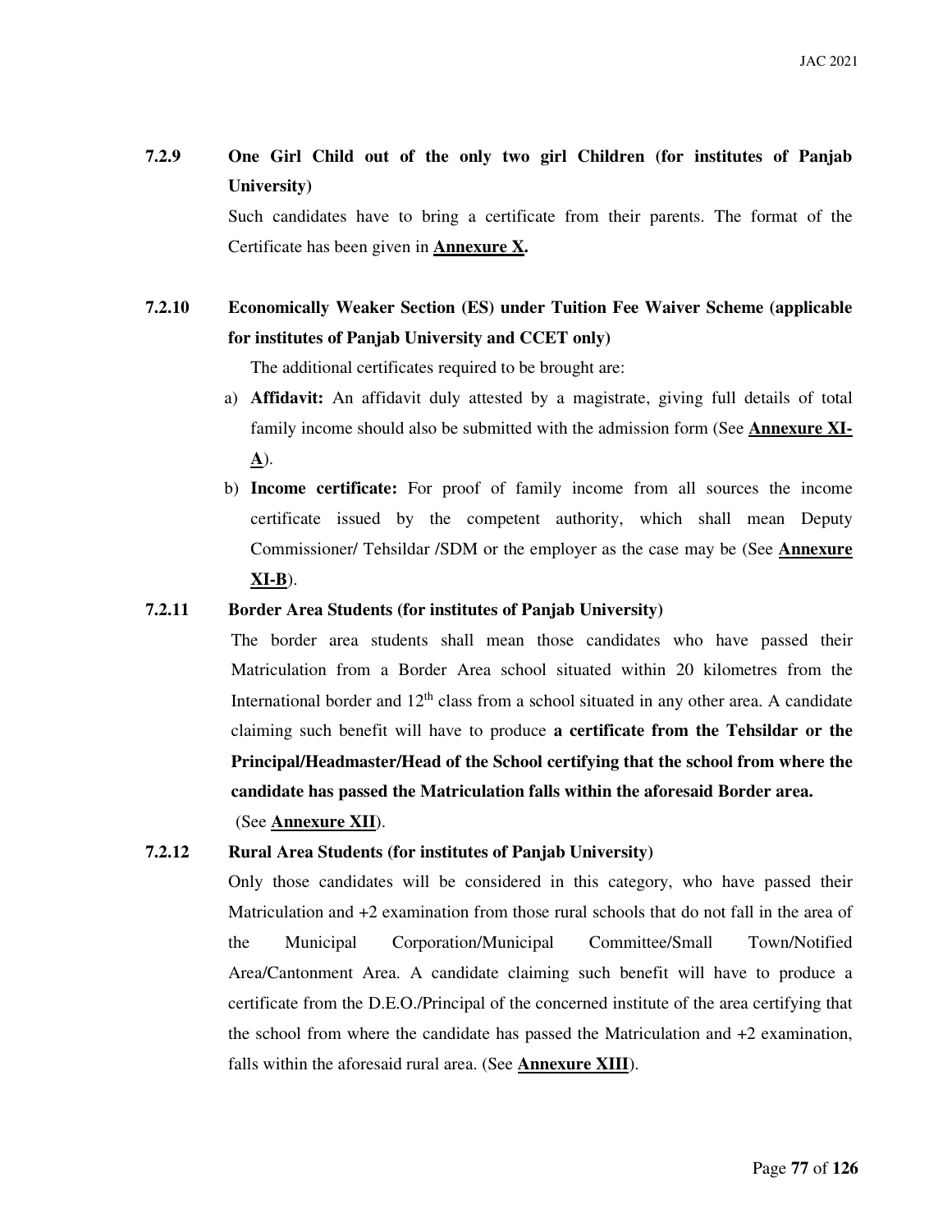**7.2.9 One Girl Child out of the only two girl Children (for institutes of Panjab University)**

Such candidates have to bring a certificate from their parents. The format of the Certificate has been given in **Annexure X.**

**7.2.10 Economically Weaker Section (ES) under Tuition Fee Waiver Scheme (applicable for institutes of Panjab University and CCET only)**

The additional certificates required to be brought are:

a) **Affidavit:** An affidavit duly attested by a magistrate, giving full details of total family income should also be submitted with the admission form (See **Annexure XI-A**).

b) **Income certificate:** For proof of family income from all sources the income certificate issued by the competent authority, which shall mean Deputy Commissioner/ Tehsildar /SDM or the employer as the case may be (See **Annexure XI-B**).

**7.2.11 Border Area Students (for institutes of Panjab University)**

The border area students shall mean those candidates who have passed their Matriculation from a Border Area school situated within 20 kilometres from the International border and 12th class from a school situated in any other area. A candidate claiming such benefit will have to produce **a certificate from the Tehsildar or the Principal/Headmaster/Head of the School certifying that the school from where the candidate has passed the Matriculation falls within the aforesaid Border area.** (See **Annexure XII**).

**7.2.12 Rural Area Students (for institutes of Panjab University)**

Only those candidates will be considered in this category, who have passed their Matriculation and +2 examination from those rural schools that do not fall in the area of the Municipal Corporation/Municipal Committee/Small Town/Notified Area/Cantonment Area. A candidate claiming such benefit will have to produce a certificate from the D.E.O./Principal of the concerned institute of the area certifying that the school from where the candidate has passed the Matriculation and +2 examination, falls within the aforesaid rural area. (See **Annexure XIII**).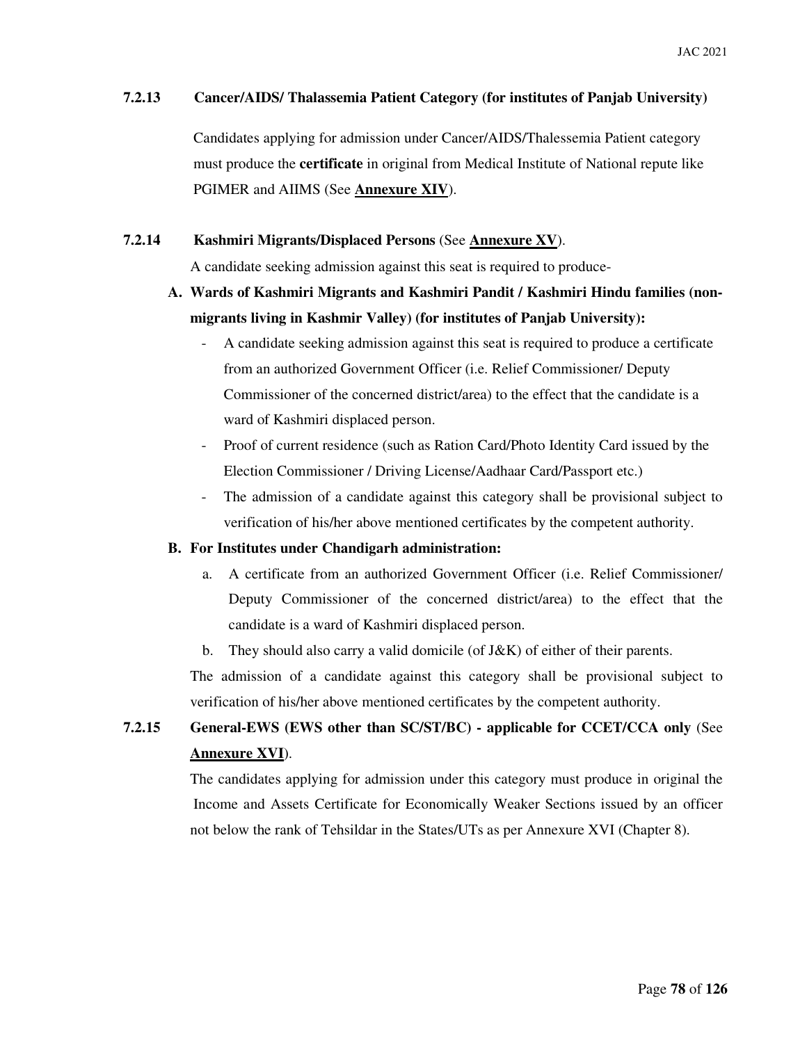### 7.2.13 Cancer/AIDS/ Thalassemia Patient Category (for institutes of Panjab University)

Candidates applying for admission under Cancer/AIDS/Thalessemia Patient category must produce the **certificate** in original from Medical Institute of National repute like PGIMER and AIIMS (See **Annexure XIV**).

### 7.2.14 Kashmiri Migrants/Displaced Persons (See **Annexure XV**).

A candidate seeking admission against this seat is required to produce-

**A. Wards of Kashmiri Migrants and Kashmiri Pandit / Kashmiri Hindu families (non-migrants living in Kashmir Valley) (for institutes of Panjab University):**

- A candidate seeking admission against this seat is required to produce a certificate from an authorized Government Officer (i.e. Relief Commissioner/ Deputy Commissioner of the concerned district/area) to the effect that the candidate is a ward of Kashmiri displaced person.
- Proof of current residence (such as Ration Card/Photo Identity Card issued by the Election Commissioner / Driving License/Aadhaar Card/Passport etc.)
- The admission of a candidate against this category shall be provisional subject to verification of his/her above mentioned certificates by the competent authority.

**B. For Institutes under Chandigarh administration:**

a. A certificate from an authorized Government Officer (i.e. Relief Commissioner/ Deputy Commissioner of the concerned district/area) to the effect that the candidate is a ward of Kashmiri displaced person.

b. They should also carry a valid domicile (of J&K) of either of their parents.

The admission of a candidate against this category shall be provisional subject to verification of his/her above mentioned certificates by the competent authority.

### 7.2.15 General-EWS (EWS other than SC/ST/BC) - applicable for CCET/CCA only (See **Annexure XVI**).

The candidates applying for admission under this category must produce in original the Income and Assets Certificate for Economically Weaker Sections issued by an officer not below the rank of Tehsildar in the States/UTs as per Annexure XVI (Chapter 8).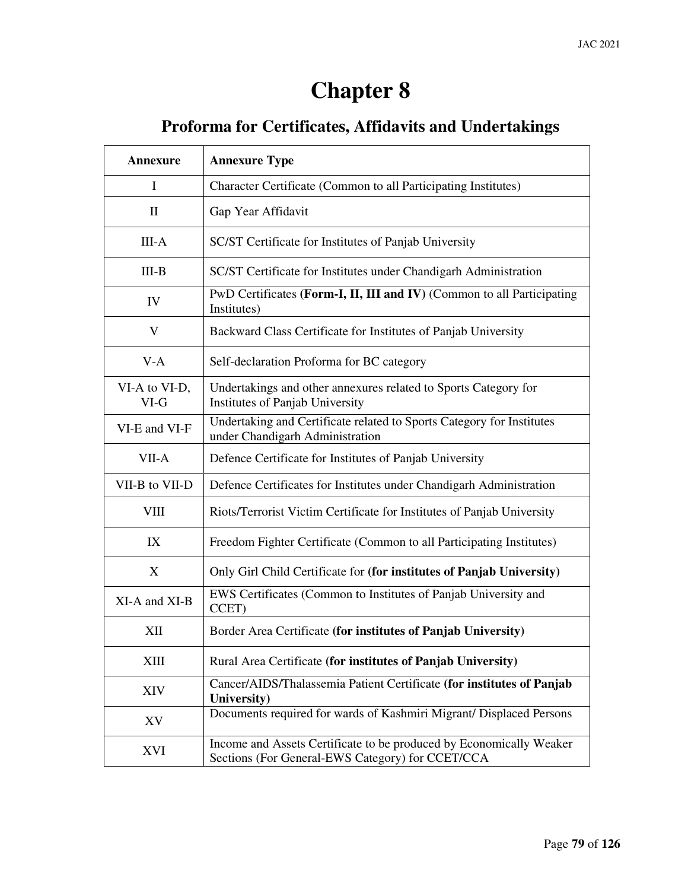# Chapter 8

## Proforma for Certificates, Affidavits and Undertakings

| Annexure | Annexure Type |
|---|---|
| I | Character Certificate (Common to all Participating Institutes) |
| II | Gap Year Affidavit |
| III-A | SC/ST Certificate for Institutes of Panjab University |
| III-B | SC/ST Certificate for Institutes under Chandigarh Administration |
| IV | PwD Certificates **(Form-I, II, III and IV)** (Common to all Participating Institutes) |
| V | Backward Class Certificate for Institutes of Panjab University |
| V-A | Self-declaration Proforma for BC category |
| VI-A to VI-D, VI-G | Undertakings and other annexures related to Sports Category for Institutes of Panjab University |
| VI-E and VI-F | Undertaking and Certificate related to Sports Category for Institutes under Chandigarh Administration |
| VII-A | Defence Certificate for Institutes of Panjab University |
| VII-B to VII-D | Defence Certificates for Institutes under Chandigarh Administration |
| VIII | Riots/Terrorist Victim Certificate for Institutes of Panjab University |
| IX | Freedom Fighter Certificate (Common to all Participating Institutes) |
| X | Only Girl Child Certificate for **(for institutes of Panjab University)** |
| XI-A and XI-B | EWS Certificates (Common to Institutes of Panjab University and CCET) |
| XII | Border Area Certificate **(for institutes of Panjab University)** |
| XIII | Rural Area Certificate **(for institutes of Panjab University)** |
| XIV | Cancer/AIDS/Thalassemia Patient Certificate **(for institutes of Panjab University)** |
| XV | Documents required for wards of Kashmiri Migrant/ Displaced Persons |
| XVI | Income and Assets Certificate to be produced by Economically Weaker Sections (For General-EWS Category) for CCET/CCA |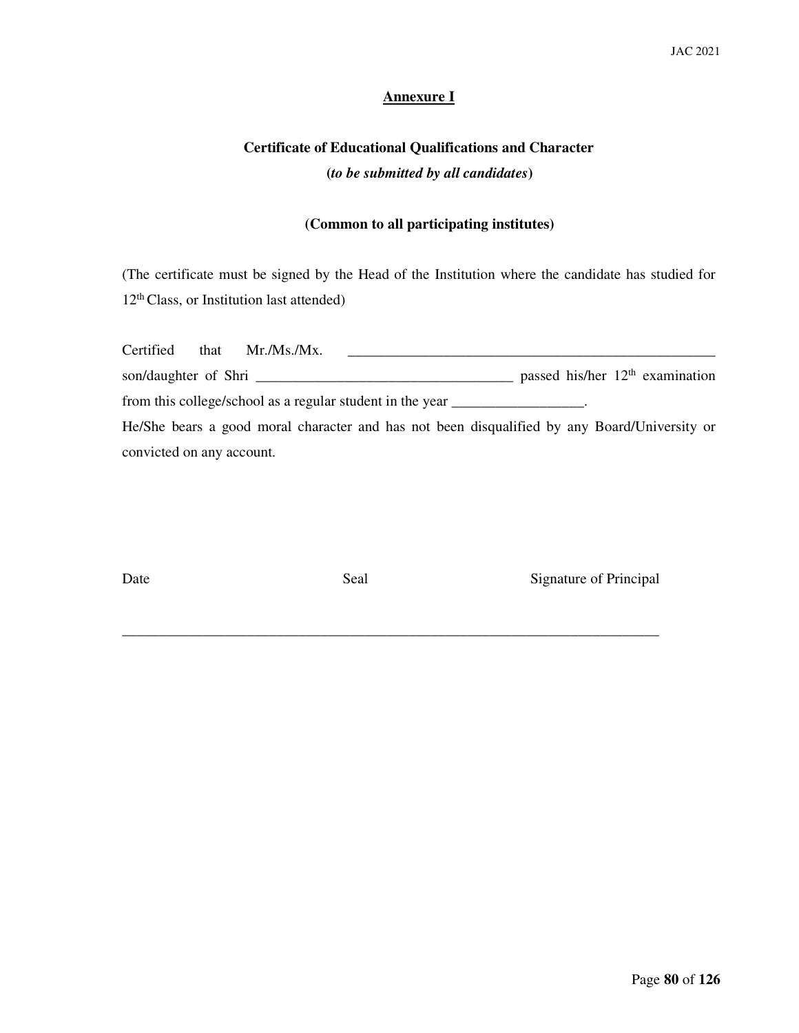## Annexure I

### Certificate of Educational Qualifications and Character

**(*to be submitted by all candidates*)**

**(Common to all participating institutes)**

(The certificate must be signed by the Head of the Institution where the candidate has studied for 12th Class, or Institution last attended)

Certified that Mr./Ms./Mx. ____________________________________________________ son/daughter of Shri ___________________________________ passed his/her 12th examination from this college/school as a regular student in the year __________________.

He/She bears a good moral character and has not been disqualified by any Board/University or convicted on any account.

Date Seal Signature of Principal

___________________________________________________________________________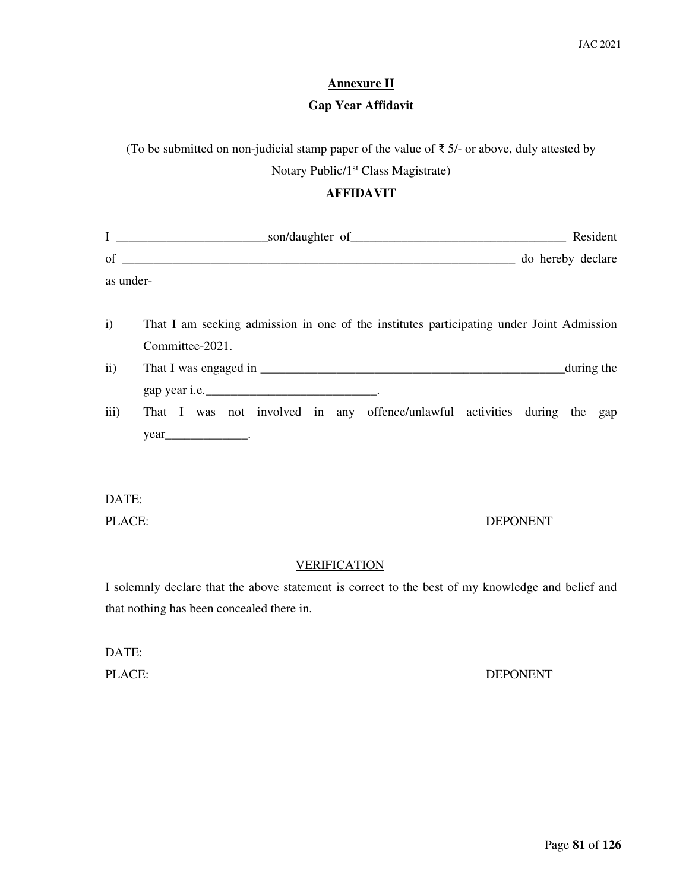## Annexure II

## Gap Year Affidavit

(To be submitted on non-judicial stamp paper of the value of ₹ 5/- or above, duly attested by Notary Public/1st Class Magistrate)

### AFFIDAVIT

I ________________________son/daughter of___________________________________ Resident of _________________________________________________________________ do hereby declare as under-

i) That I am seeking admission in one of the institutes participating under Joint Admission Committee-2021.

ii) That I was engaged in _________________________________________________during the gap year i.e.___________________________.

iii) That I was not involved in any offence/unlawful activities during the gap year_____________.

DATE:

PLACE: DEPONENT

VERIFICATION

I solemnly declare that the above statement is correct to the best of my knowledge and belief and that nothing has been concealed there in.

DATE:

PLACE: DEPONENT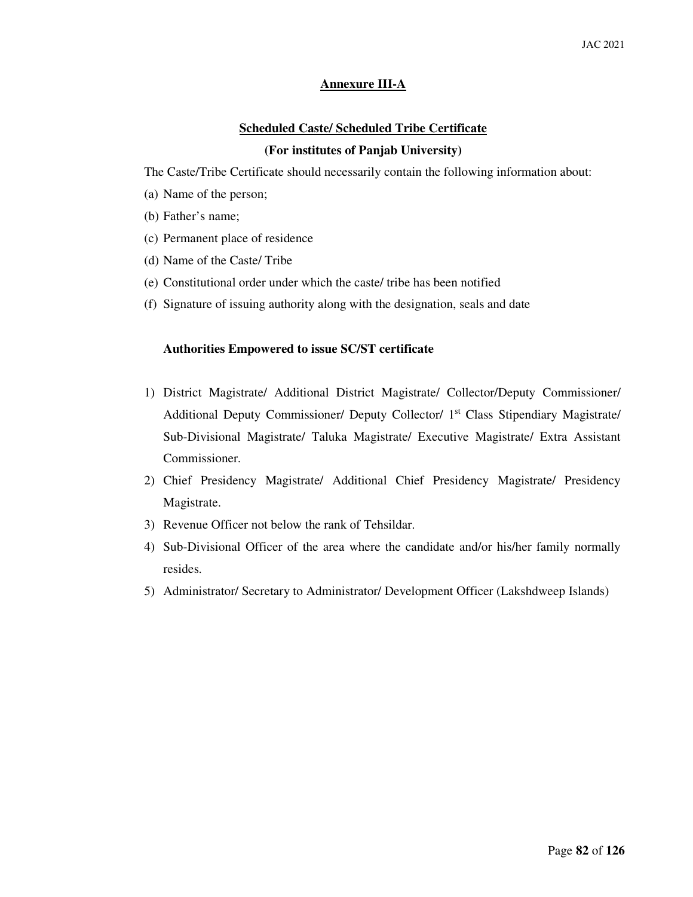## Annexure III-A

### Scheduled Caste/ Scheduled Tribe Certificate

**(For institutes of Panjab University)**

The Caste/Tribe Certificate should necessarily contain the following information about:

(a) Name of the person;

(b) Father's name;

(c) Permanent place of residence

(d) Name of the Caste/ Tribe

(e) Constitutional order under which the caste/ tribe has been notified

(f) Signature of issuing authority along with the designation, seals and date

**Authorities Empowered to issue SC/ST certificate**

1) District Magistrate/ Additional District Magistrate/ Collector/Deputy Commissioner/ Additional Deputy Commissioner/ Deputy Collector/ 1st Class Stipendiary Magistrate/ Sub-Divisional Magistrate/ Taluka Magistrate/ Executive Magistrate/ Extra Assistant Commissioner.
2) Chief Presidency Magistrate/ Additional Chief Presidency Magistrate/ Presidency Magistrate.
3) Revenue Officer not below the rank of Tehsildar.
4) Sub-Divisional Officer of the area where the candidate and/or his/her family normally resides.
5) Administrator/ Secretary to Administrator/ Development Officer (Lakshdweep Islands)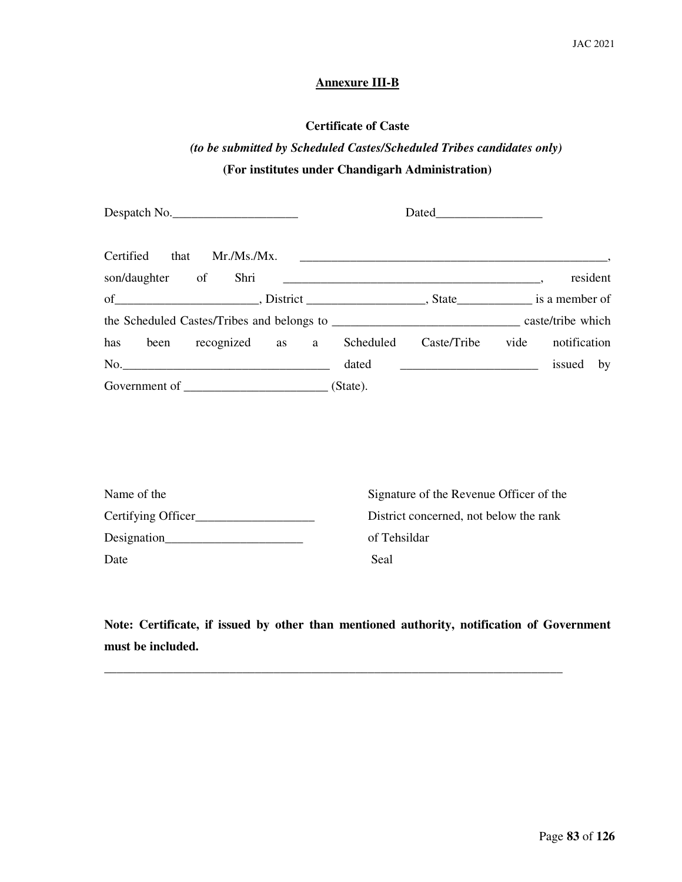**Annexure III-B**

**Certificate of Caste**

***(to be submitted by Scheduled Castes/Scheduled Tribes candidates only)***

**(For institutes under Chandigarh Administration)**

Despatch No.____________________ Dated_________________

Certified that Mr./Ms./Mx. __________________________________________________, son/daughter of Shri __________________________________________, resident of_______________________, District ___________________, State____________ is a member of the Scheduled Castes/Tribes and belongs to ______________________________ caste/tribe which has been recognized as a Scheduled Caste/Tribe vide notification No.________________________________ dated ______________________ issued by Government of _______________________ (State).

Name of the Certifying Officer___________________

Designation______________________

Date

Signature of the Revenue Officer of the District concerned, not below the rank of Tehsildar

Seal

**Note: Certificate, if issued by other than mentioned authority, notification of Government must be included.**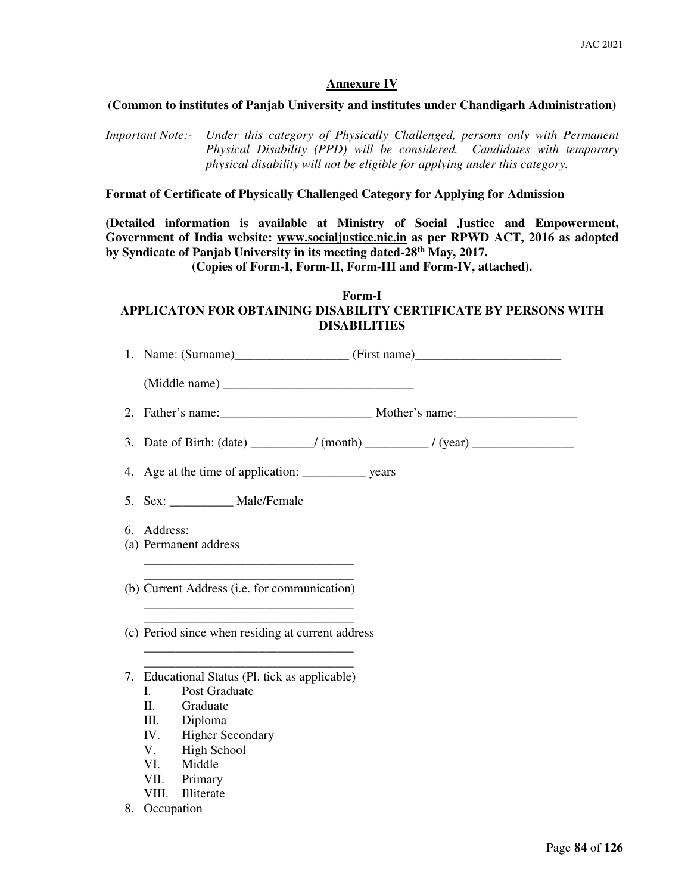## Annexure IV

**(Common to institutes of Panjab University and institutes under Chandigarh Administration)**

*Important Note:- Under this category of Physically Challenged, persons only with Permanent Physical Disability (PPD) will be considered. Candidates with temporary physical disability will not be eligible for applying under this category.*

**Format of Certificate of Physically Challenged Category for Applying for Admission**

**(Detailed information is available at Ministry of Social Justice and Empowerment, Government of India website: www.socialjustice.nic.in as per RPWD ACT, 2016 as adopted by Syndicate of Panjab University in its meeting dated-28th May, 2017. (Copies of Form-I, Form-II, Form-III and Form-IV, attached).**

**Form-I**

**APPLICATON FOR OBTAINING DISABILITY CERTIFICATE BY PERSONS WITH DISABILITIES**

1. Name: (Surname)__________________ (First name)_______________________

   (Middle name) ______________________________

2. Father's name:________________________ Mother's name:___________________

3. Date of Birth: (date) __________/ (month) __________ / (year) ________________

4. Age at the time of application: __________ years

5. Sex: __________ Male/Female

6. Address:

(a) Permanent address

   _________________________________

   _________________________________

(b) Current Address (i.e. for communication)

   _________________________________

   _________________________________

(c) Period since when residing at current address

   _________________________________

   _________________________________

7. Educational Status (Pl. tick as applicable)
   - I. Post Graduate
   - II. Graduate
   - III. Diploma
   - IV. Higher Secondary
   - V. High School
   - VI. Middle
   - VII. Primary
   - VIII. Illiterate
8. Occupation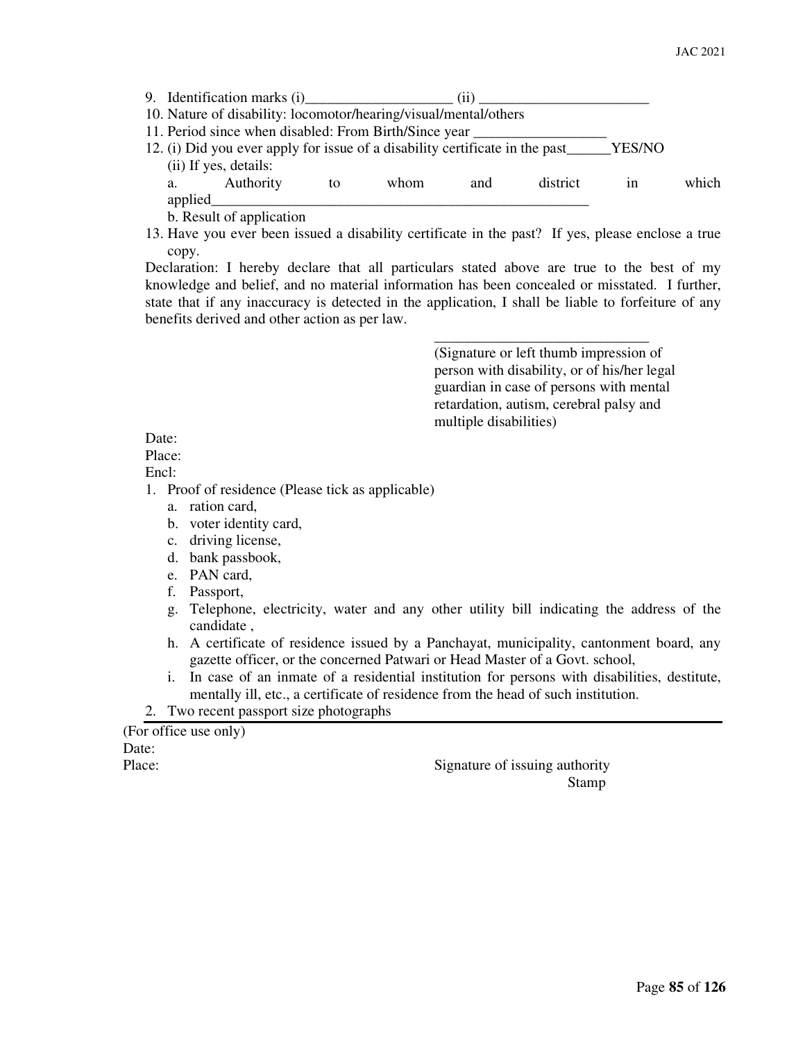9. Identification marks (i)____________________ (ii) ________________________
10. Nature of disability: locomotor/hearing/visual/mental/others
11. Period since when disabled: From Birth/Since year __________________
12. (i) Did you ever apply for issue of a disability certificate in the past______YES/NO

    (ii) If yes, details:

    a. Authority to whom and district in which applied_______________________________________________________

    b. Result of application
13. Have you ever been issued a disability certificate in the past? If yes, please enclose a true copy.

Declaration: I hereby declare that all particulars stated above are true to the best of my knowledge and belief, and no material information has been concealed or misstated. I further, state that if any inaccuracy is detected in the application, I shall be liable to forfeiture of any benefits derived and other action as per law.

_______________________________

(Signature or left thumb impression of person with disability, or of his/her legal guardian in case of persons with mental retardation, autism, cerebral palsy and multiple disabilities)

Date:

Place:

Encl:

1. Proof of residence (Please tick as applicable)
   a. ration card,
   b. voter identity card,
   c. driving license,
   d. bank passbook,
   e. PAN card,
   f. Passport,
   g. Telephone, electricity, water and any other utility bill indicating the address of the candidate ,
   h. A certificate of residence issued by a Panchayat, municipality, cantonment board, any gazette officer, or the concerned Patwari or Head Master of a Govt. school,
   i. In case of an inmate of a residential institution for persons with disabilities, destitute, mentally ill, etc., a certificate of residence from the head of such institution.
2. Two recent passport size photographs

---

(For office use only)

Date:

Place:

Signature of issuing authority

Stamp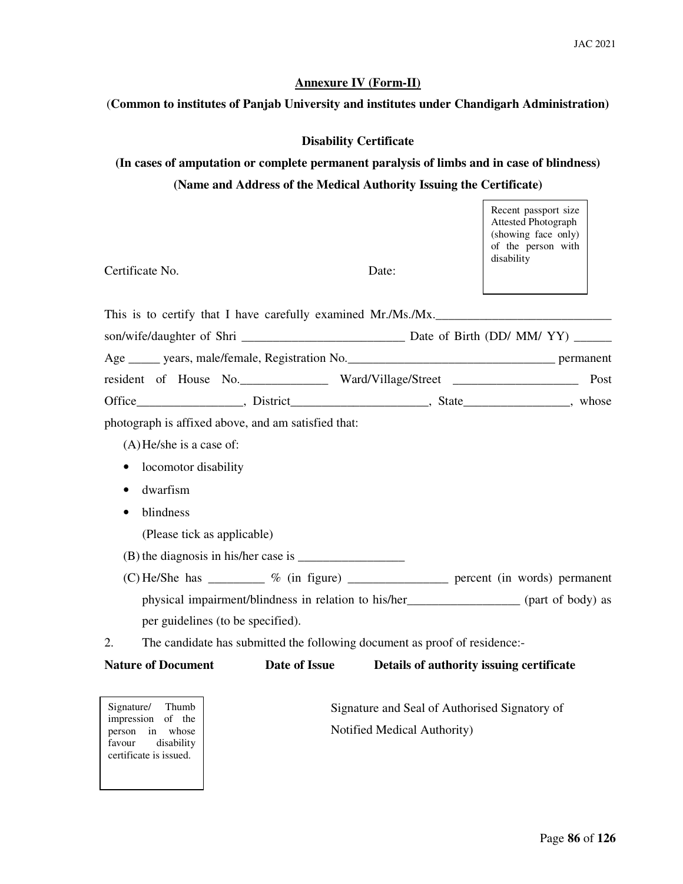**Annexure IV (Form-II)**

(**Common to institutes of Panjab University and institutes under Chandigarh Administration**)

**Disability Certificate**

**(In cases of amputation or complete permanent paralysis of limbs and in case of blindness)**

**(Name and Address of the Medical Authority Issuing the Certificate)**

Recent passport size Attested Photograph (showing face only) of the person with disability

Certificate No. Date:

This is to certify that I have carefully examined Mr./Ms./Mx.____________________________ son/wife/daughter of Shri __________________________ Date of Birth (DD/ MM/ YY) ______ Age _____ years, male/female, Registration No.__________________________________ permanent resident of House No.______________ Ward/Village/Street ____________________ Post Office_________________, District______________________, State_________________, whose photograph is affixed above, and am satisfied that:

(A) He/she is a case of:

- locomotor disability
- dwarfism
- blindness

(Please tick as applicable)

(B) the diagnosis in his/her case is _________________

(C) He/She has _________ % (in figure) ________________ percent (in words) permanent physical impairment/blindness in relation to his/her__________________ (part of body) as per guidelines (to be specified).

2. The candidate has submitted the following document as proof of residence:-

| Nature of Document | Date of Issue | Details of authority issuing certificate |
|---|---|---|

Signature/ Thumb impression of the person in whose favour disability certificate is issued.

Signature and Seal of Authorised Signatory of Notified Medical Authority)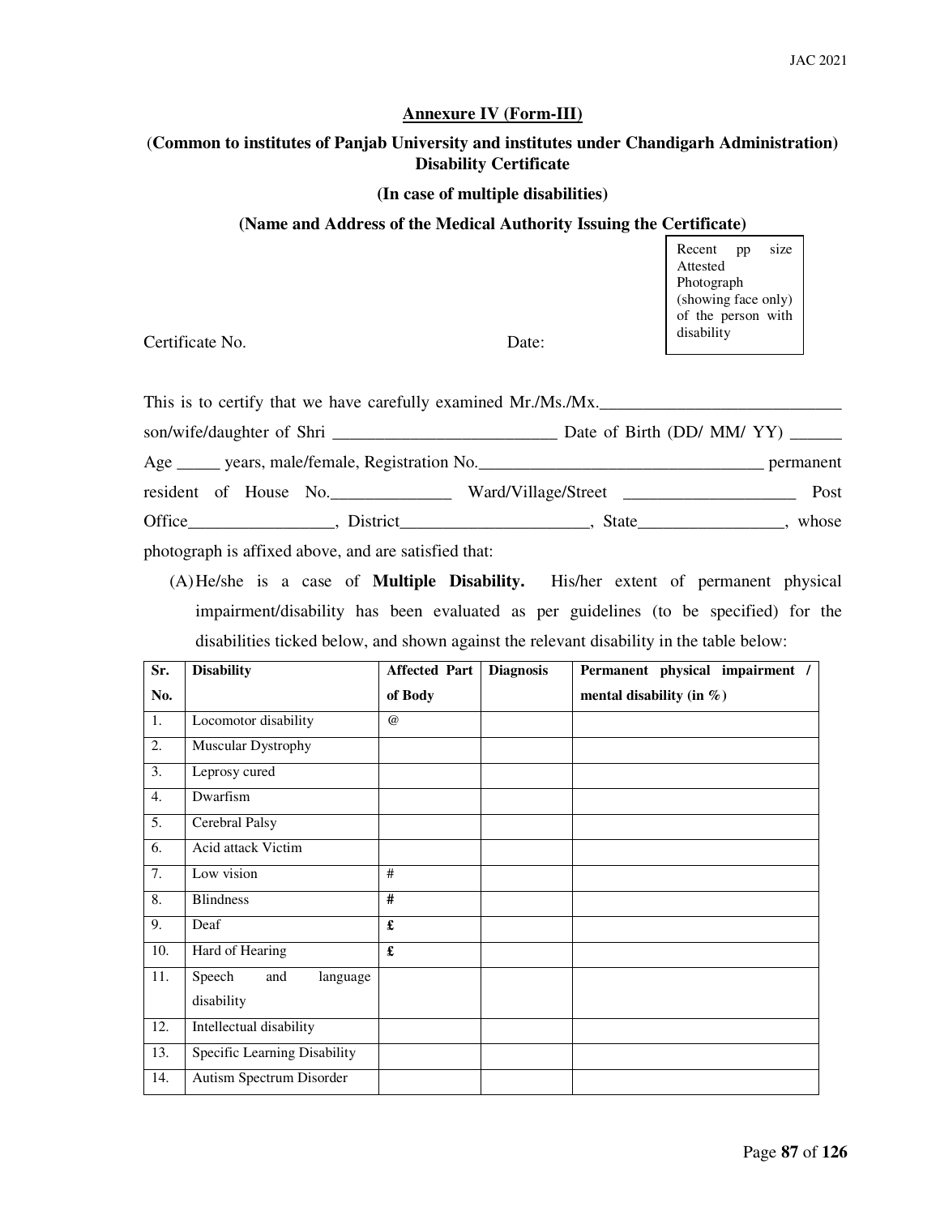## Annexure IV (Form-III)

**(Common to institutes of Panjab University and institutes under Chandigarh Administration) Disability Certificate**

**(In case of multiple disabilities)**

**(Name and Address of the Medical Authority Issuing the Certificate)**

Recent pp size Attested Photograph (showing face only) of the person with disability

Certificate No. Date:

This is to certify that we have carefully examined Mr./Ms./Mx.____________________________ son/wife/daughter of Shri __________________________ Date of Birth (DD/ MM/ YY) ______ Age _____ years, male/female, Registration No._________________________________ permanent resident of House No.______________ Ward/Village/Street ____________________ Post Office_________________, District_____________________, State_________________, whose photograph is affixed above, and are satisfied that:

(A) He/she is a case of **Multiple Disability.** His/her extent of permanent physical impairment/disability has been evaluated as per guidelines (to be specified) for the disabilities ticked below, and shown against the relevant disability in the table below:

| Sr. No. | Disability | Affected Part of Body | Diagnosis | Permanent physical impairment / mental disability (in %) |
|---|---|---|---|---|
| 1. | Locomotor disability | @ | | |
| 2. | Muscular Dystrophy | | | |
| 3. | Leprosy cured | | | |
| 4. | Dwarfism | | | |
| 5. | Cerebral Palsy | | | |
| 6. | Acid attack Victim | | | |
| 7. | Low vision | # | | |
| 8. | Blindness | # | | |
| 9. | Deaf | £ | | |
| 10. | Hard of Hearing | £ | | |
| 11. | Speech and language disability | | | |
| 12. | Intellectual disability | | | |
| 13. | Specific Learning Disability | | | |
| 14. | Autism Spectrum Disorder | | | |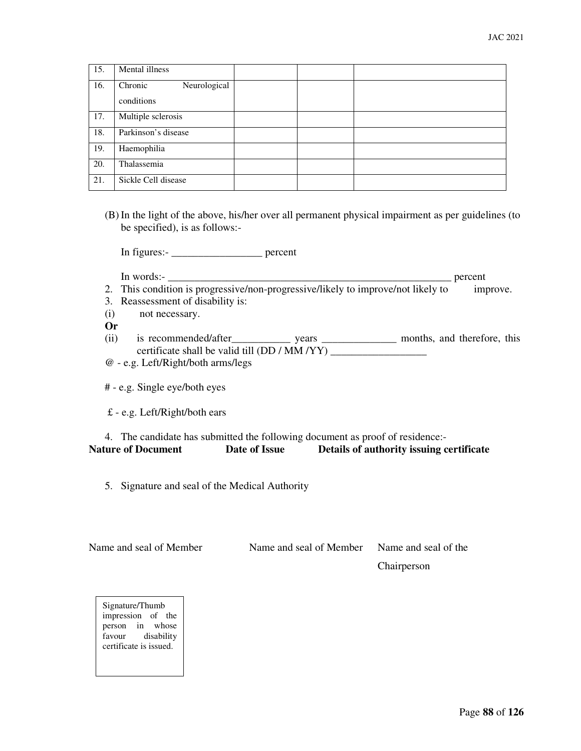| | | | | |
|---|---|---|---|---|
| 15. | Mental illness | | | |
| 16. | Chronic Neurological conditions | | | |
| 17. | Multiple sclerosis | | | |
| 18. | Parkinson's disease | | | |
| 19. | Haemophilia | | | |
| 20. | Thalassemia | | | |
| 21. | Sickle Cell disease | | | |

(B) In the light of the above, his/her over all permanent physical impairment as per guidelines (to be specified), is as follows:-

In figures:- _________________ percent

In words:- _______________________________________________________ percent

2. This condition is progressive/non-progressive/likely to improve/not likely to improve.
3. Reassessment of disability is:

(i) not necessary.

**Or**

(ii) is recommended/after___________ years ______________ months, and therefore, this certificate shall be valid till (DD / MM /YY) __________________

@ - e.g. Left/Right/both arms/legs

# - e.g. Single eye/both eyes

£ - e.g. Left/Right/both ears

4. The candidate has submitted the following document as proof of residence:-

| **Nature of Document** | **Date of Issue** | **Details of authority issuing certificate** |
|---|---|---|
| | | |

5. Signature and seal of the Medical Authority

Name and seal of Member &nbsp;&nbsp;&nbsp;&nbsp; Name and seal of Member &nbsp;&nbsp;&nbsp;&nbsp; Name and seal of the Chairperson

| Signature/Thumb impression of the person in whose favour disability certificate is issued. |
|---|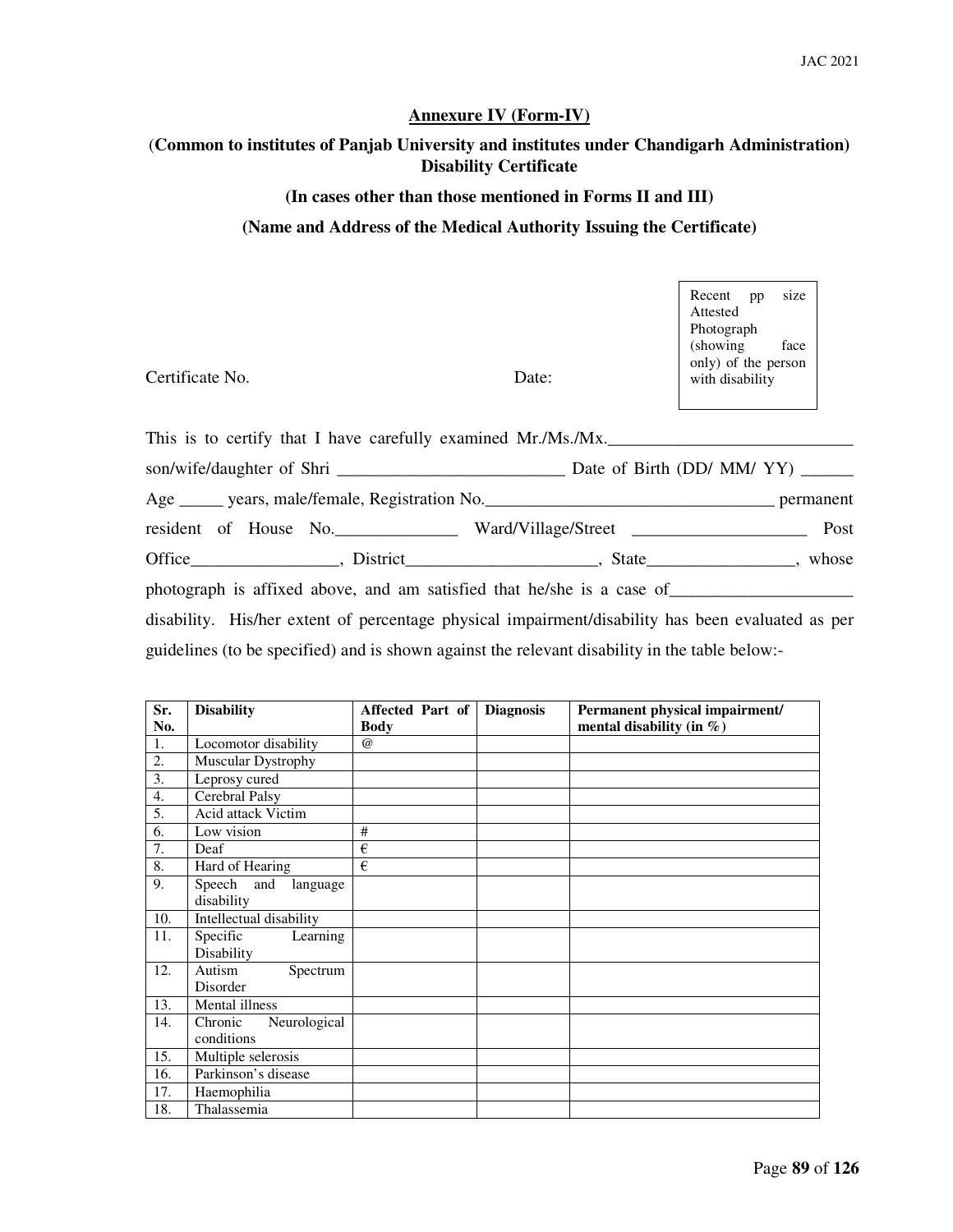## Annexure IV (Form-IV)

**(Common to institutes of Panjab University and institutes under Chandigarh Administration) Disability Certificate**

**(In cases other than those mentioned in Forms II and III)**

**(Name and Address of the Medical Authority Issuing the Certificate)**

Recent pp size Attested Photograph (showing face only) of the person with disability

Certificate No. Date:

This is to certify that I have carefully examined Mr./Ms./Mx.___________________________ son/wife/daughter of Shri _________________________ Date of Birth (DD/ MM/ YY) ______ Age _____ years, male/female, Registration No.________________________________ permanent resident of House No.______________ Ward/Village/Street ___________________ Post Office_________________, District_____________________, State________________, whose photograph is affixed above, and am satisfied that he/she is a case of____________________ disability. His/her extent of percentage physical impairment/disability has been evaluated as per guidelines (to be specified) and is shown against the relevant disability in the table below:-

| Sr. No. | Disability | Affected Part of Body | Diagnosis | Permanent physical impairment/ mental disability (in %) |
|---|---|---|---|---|
| 1. | Locomotor disability | @ | | |
| 2. | Muscular Dystrophy | | | |
| 3. | Leprosy cured | | | |
| 4. | Cerebral Palsy | | | |
| 5. | Acid attack Victim | | | |
| 6. | Low vision | # | | |
| 7. | Deaf | € | | |
| 8. | Hard of Hearing | € | | |
| 9. | Speech and language disability | | | |
| 10. | Intellectual disability | | | |
| 11. | Specific Learning Disability | | | |
| 12. | Autism Spectrum Disorder | | | |
| 13. | Mental illness | | | |
| 14. | Chronic Neurological conditions | | | |
| 15. | Multiple selerosis | | | |
| 16. | Parkinson's disease | | | |
| 17. | Haemophilia | | | |
| 18. | Thalassemia | | | |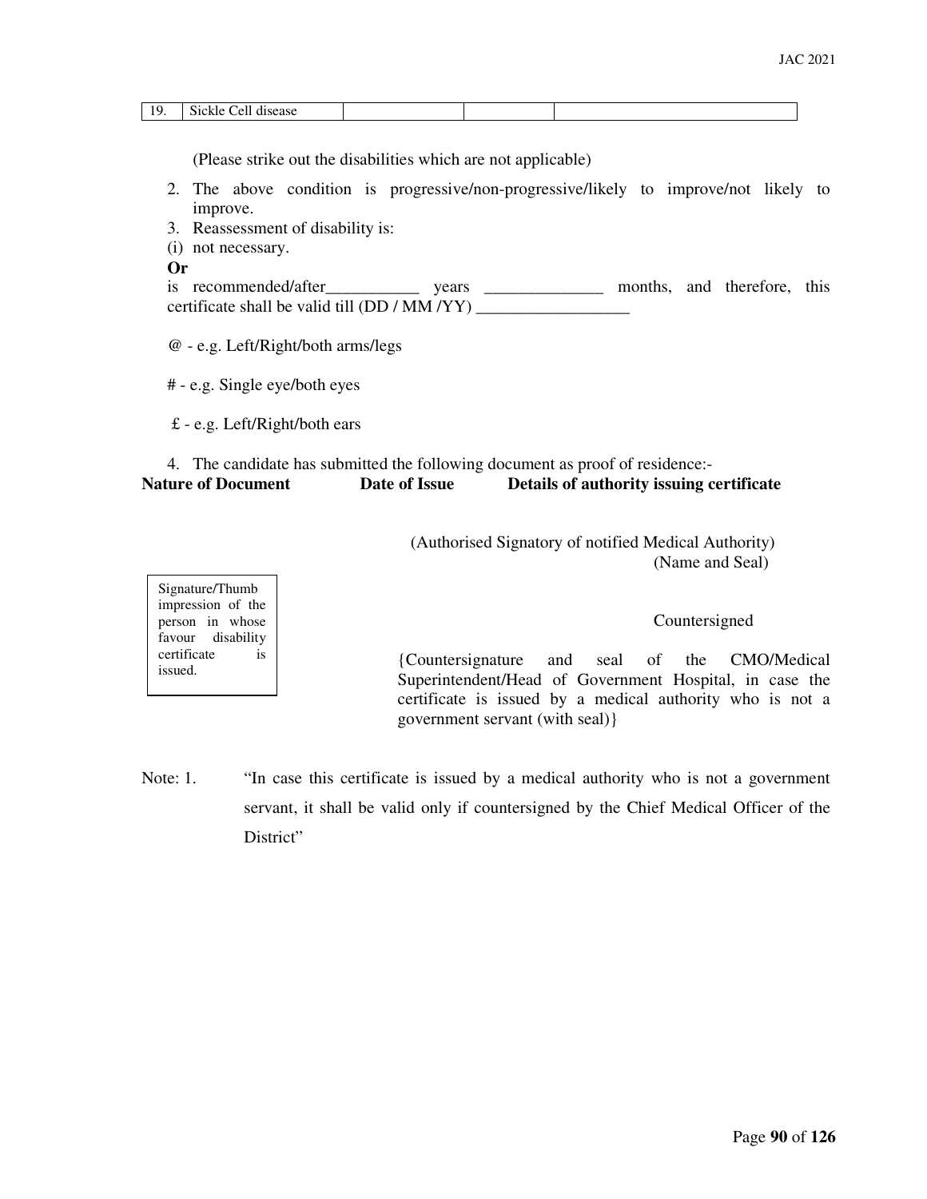| 19. | Sickle Cell disease | | | |
|---|---|---|---|---|

(Please strike out the disabilities which are not applicable)

2. The above condition is progressive/non-progressive/likely to improve/not likely to improve.
3. Reassessment of disability is:

(i) not necessary.

**Or**

is recommended/after___________ years ______________ months, and therefore, this certificate shall be valid till (DD / MM /YY) __________________

@ - e.g. Left/Right/both arms/legs

# - e.g. Single eye/both eyes

£ - e.g. Left/Right/both ears

4. The candidate has submitted the following document as proof of residence:-

| **Nature of Document** | **Date of Issue** | **Details of authority issuing certificate** |
|---|---|---|
| | | |

(Authorised Signatory of notified Medical Authority)
(Name and Seal)

Signature/Thumb impression of the person in whose favour disability certificate is issued.

Countersigned

{Countersignature and seal of the CMO/Medical Superintendent/Head of Government Hospital, in case the certificate is issued by a medical authority who is not a government servant (with seal)}

Note: 1. "In case this certificate is issued by a medical authority who is not a government servant, it shall be valid only if countersigned by the Chief Medical Officer of the District"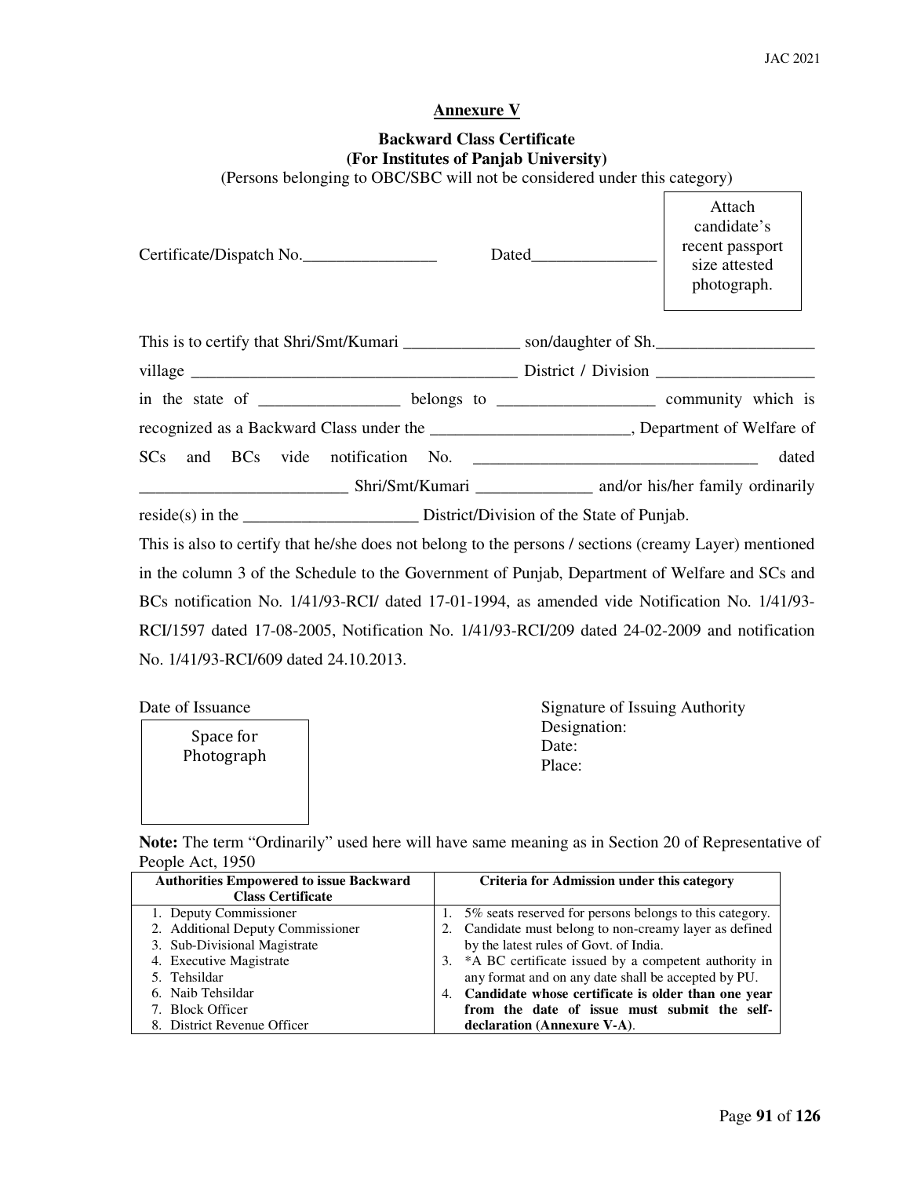## Annexure V

**Backward Class Certificate**
**(For Institutes of Panjab University)**
(Persons belonging to OBC/SBC will not be considered under this category)

Certificate/Dispatch No.________________ Dated_______________

Attach candidate's recent passport size attested photograph.

This is to certify that Shri/Smt/Kumari ______________ son/daughter of Sh.___________________ village _______________________________________ District / Division ___________________ in the state of ________________ belongs to __________________ community which is recognized as a Backward Class under the _______________________, Department of Welfare of SCs and BCs vide notification No. _________________________________ dated ________________________ Shri/Smt/Kumari ______________ and/or his/her family ordinarily reside(s) in the _____________________ District/Division of the State of Punjab.

This is also to certify that he/she does not belong to the persons / sections (creamy Layer) mentioned in the column 3 of the Schedule to the Government of Punjab, Department of Welfare and SCs and BCs notification No. 1/41/93-RCI/ dated 17-01-1994, as amended vide Notification No. 1/41/93-RCI/1597 dated 17-08-2005, Notification No. 1/41/93-RCI/209 dated 24-02-2009 and notification No. 1/41/93-RCI/609 dated 24.10.2013.

Date of Issuance

Space for Photograph

Signature of Issuing Authority
Designation:
Date:
Place:

**Note:** The term "Ordinarily" used here will have same meaning as in Section 20 of Representative of People Act, 1950

| Authorities Empowered to issue Backward Class Certificate | Criteria for Admission under this category |
|---|---|
| 1. Deputy Commissioner<br>2. Additional Deputy Commissioner<br>3. Sub-Divisional Magistrate<br>4. Executive Magistrate<br>5. Tehsildar<br>6. Naib Tehsildar<br>7. Block Officer<br>8. District Revenue Officer | 1. 5% seats reserved for persons belongs to this category.<br>2. Candidate must belong to non-creamy layer as defined by the latest rules of Govt. of India.<br>3. *A BC certificate issued by a competent authority in any format and on any date shall be accepted by PU.<br>4. **Candidate whose certificate is older than one year from the date of issue must submit the self-declaration (Annexure V-A)**. |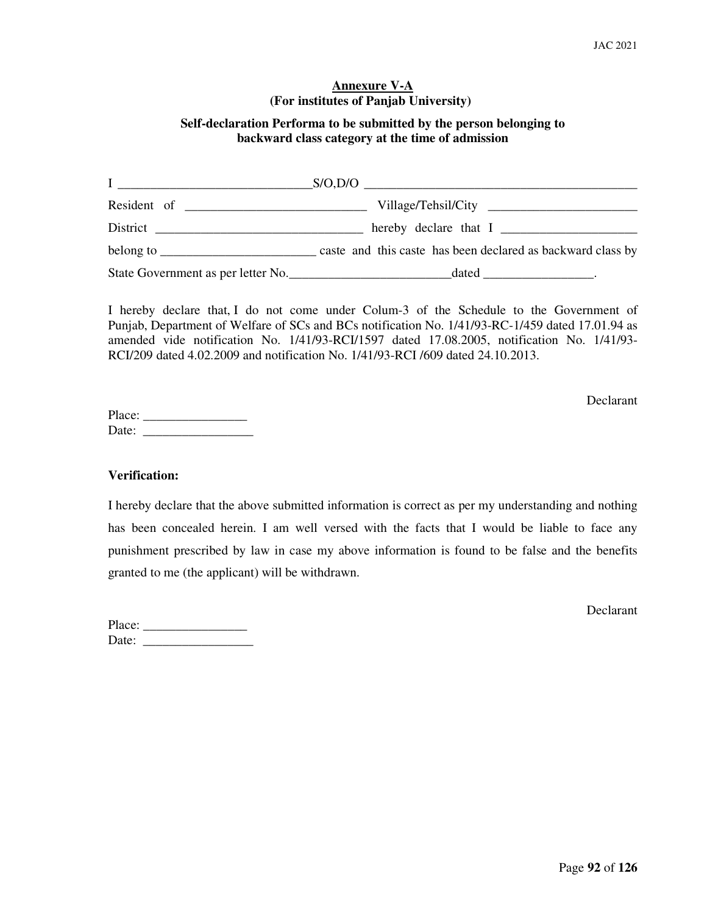**Annexure V-A**
**(For institutes of Panjab University)**

**Self-declaration Performa to be submitted by the person belonging to backward class category at the time of admission**

I ______________________________S/O,D/O ____________________________________________

Resident of ____________________________ Village/Tehsil/City _______________________

District ________________________________ hereby declare that I _____________________

belong to ________________________ caste and this caste has been declared as backward class by

State Government as per letter No._________________________dated _________________.

I hereby declare that, I do not come under Colum-3 of the Schedule to the Government of Punjab, Department of Welfare of SCs and BCs notification No. 1/41/93-RC-1/459 dated 17.01.94 as amended vide notification No. 1/41/93-RCI/1597 dated 17.08.2005, notification No. 1/41/93-RCI/209 dated 4.02.2009 and notification No. 1/41/93-RCI /609 dated 24.10.2013.

Declarant

Place: ________________
Date: _________________

**Verification:**

I hereby declare that the above submitted information is correct as per my understanding and nothing has been concealed herein. I am well versed with the facts that I would be liable to face any punishment prescribed by law in case my above information is found to be false and the benefits granted to me (the applicant) will be withdrawn.

Declarant

Place: ________________
Date: _________________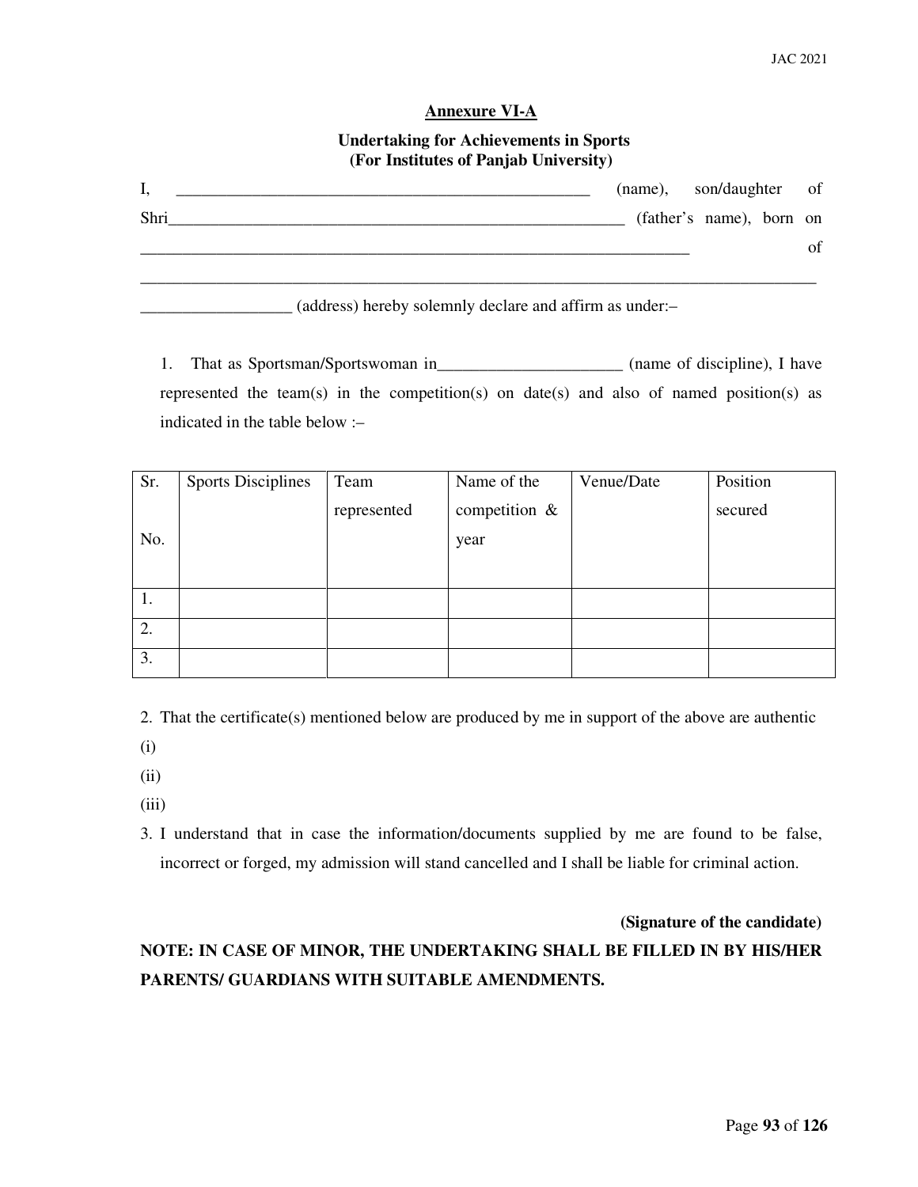## Annexure VI-A

### Undertaking for Achievements in Sports (For Institutes of Panjab University)

I, ____________________________________________________ (name), son/daughter of Shri__________________________________________________________ (father's name), born on ______________________________________________________________________ of _____________________________________________________________________________________ __________________ (address) hereby solemnly declare and affirm as under:–

1. That as Sportsman/Sportswoman in______________________ (name of discipline), I have represented the team(s) in the competition(s) on date(s) and also of named position(s) as indicated in the table below :–

| Sr. No. | Sports Disciplines | Team represented | Name of the competition & year | Venue/Date | Position secured |
|---|---|---|---|---|---|
| 1. | | | | | |
| 2. | | | | | |
| 3. | | | | | |

2. That the certificate(s) mentioned below are produced by me in support of the above are authentic

(i)

(ii)

(iii)

3. I understand that in case the information/documents supplied by me are found to be false, incorrect or forged, my admission will stand cancelled and I shall be liable for criminal action.

**(Signature of the candidate)**

**NOTE: IN CASE OF MINOR, THE UNDERTAKING SHALL BE FILLED IN BY HIS/HER PARENTS/ GUARDIANS WITH SUITABLE AMENDMENTS.**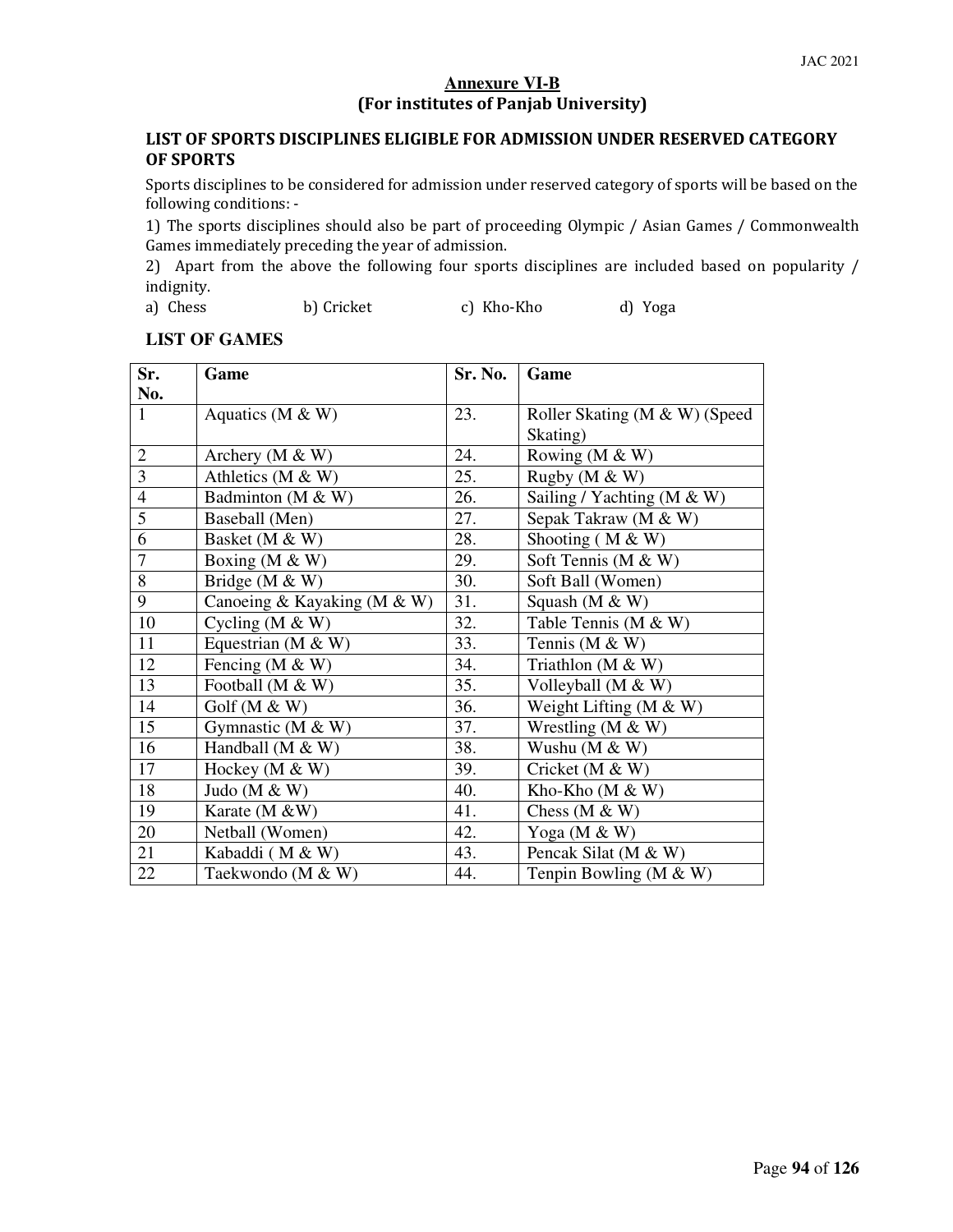## Annexure VI-B
## (For institutes of Panjab University)

### LIST OF SPORTS DISCIPLINES ELIGIBLE FOR ADMISSION UNDER RESERVED CATEGORY OF SPORTS

Sports disciplines to be considered for admission under reserved category of sports will be based on the following conditions: -

1) The sports disciplines should also be part of proceeding Olympic / Asian Games / Commonwealth Games immediately preceding the year of admission.

2) Apart from the above the following four sports disciplines are included based on popularity / indignity.

a) Chess b) Cricket c) Kho-Kho d) Yoga

### LIST OF GAMES

| Sr. No. | Game | Sr. No. | Game |
|---|---|---|---|
| 1 | Aquatics (M & W) | 23. | Roller Skating (M & W) (Speed Skating) |
| 2 | Archery (M & W) | 24. | Rowing (M & W) |
| 3 | Athletics (M & W) | 25. | Rugby (M & W) |
| 4 | Badminton (M & W) | 26. | Sailing / Yachting (M & W) |
| 5 | Baseball (Men) | 27. | Sepak Takraw (M & W) |
| 6 | Basket (M & W) | 28. | Shooting ( M & W) |
| 7 | Boxing (M & W) | 29. | Soft Tennis (M & W) |
| 8 | Bridge (M & W) | 30. | Soft Ball (Women) |
| 9 | Canoeing & Kayaking (M & W) | 31. | Squash (M & W) |
| 10 | Cycling (M & W) | 32. | Table Tennis (M & W) |
| 11 | Equestrian (M & W) | 33. | Tennis (M & W) |
| 12 | Fencing (M & W) | 34. | Triathlon (M & W) |
| 13 | Football (M & W) | 35. | Volleyball (M & W) |
| 14 | Golf (M & W) | 36. | Weight Lifting (M & W) |
| 15 | Gymnastic (M & W) | 37. | Wrestling (M & W) |
| 16 | Handball (M & W) | 38. | Wushu (M & W) |
| 17 | Hockey (M & W) | 39. | Cricket (M & W) |
| 18 | Judo (M & W) | 40. | Kho-Kho (M & W) |
| 19 | Karate (M &W) | 41. | Chess (M & W) |
| 20 | Netball (Women) | 42. | Yoga (M & W) |
| 21 | Kabaddi ( M & W) | 43. | Pencak Silat (M & W) |
| 22 | Taekwondo (M & W) | 44. | Tenpin Bowling (M & W) |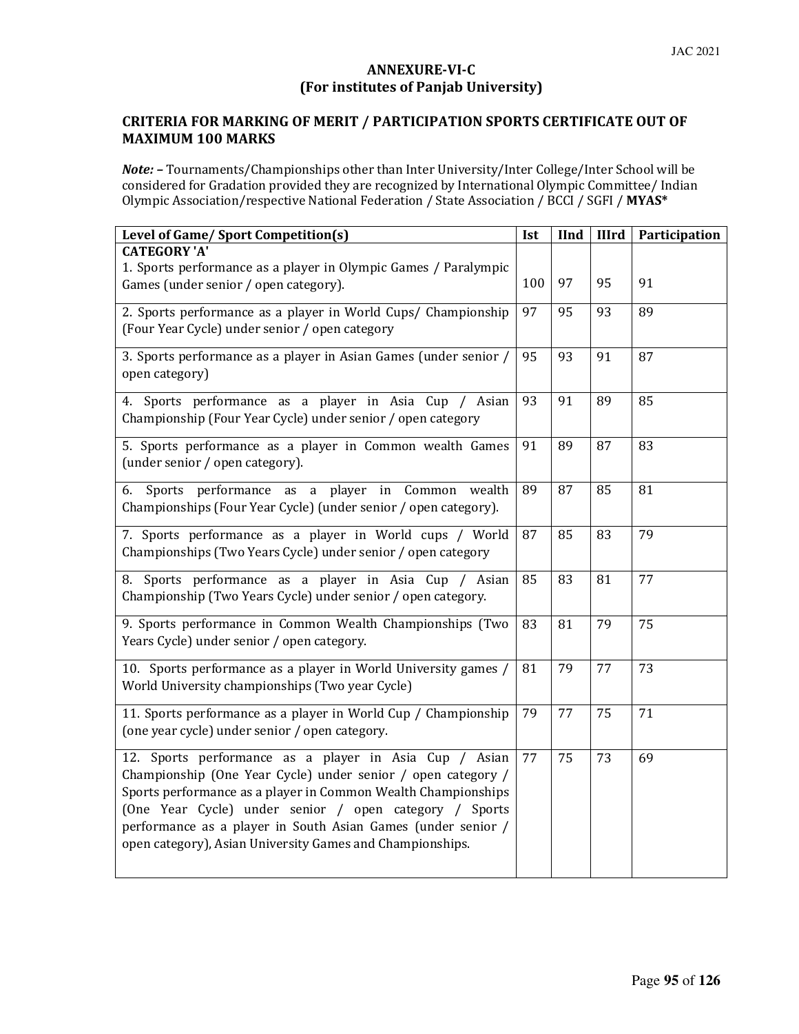## ANNEXURE-VI-C
## (For institutes of Panjab University)

### CRITERIA FOR MARKING OF MERIT / PARTICIPATION SPORTS CERTIFICATE OUT OF MAXIMUM 100 MARKS

***Note:* –** Tournaments/Championships other than Inter University/Inter College/Inter School will be considered for Gradation provided they are recognized by International Olympic Committee/ Indian Olympic Association/respective National Federation / State Association / BCCI / SGFI / **MYAS***

| Level of Game/ Sport Competition(s) | Ist | IInd | IIIrd | Participation |
|---|---|---|---|---|
| **CATEGORY 'A'**<br>1. Sports performance as a player in Olympic Games / Paralympic Games (under senior / open category). | 100 | 97 | 95 | 91 |
| 2. Sports performance as a player in World Cups/ Championship (Four Year Cycle) under senior / open category | 97 | 95 | 93 | 89 |
| 3. Sports performance as a player in Asian Games (under senior / open category) | 95 | 93 | 91 | 87 |
| 4. Sports performance as a player in Asia Cup / Asian Championship (Four Year Cycle) under senior / open category | 93 | 91 | 89 | 85 |
| 5. Sports performance as a player in Common wealth Games (under senior / open category). | 91 | 89 | 87 | 83 |
| 6. Sports performance as a player in Common wealth Championships (Four Year Cycle) (under senior / open category). | 89 | 87 | 85 | 81 |
| 7. Sports performance as a player in World cups / World Championships (Two Years Cycle) under senior / open category | 87 | 85 | 83 | 79 |
| 8. Sports performance as a player in Asia Cup / Asian Championship (Two Years Cycle) under senior / open category. | 85 | 83 | 81 | 77 |
| 9. Sports performance in Common Wealth Championships (Two Years Cycle) under senior / open category. | 83 | 81 | 79 | 75 |
| 10. Sports performance as a player in World University games / World University championships (Two year Cycle) | 81 | 79 | 77 | 73 |
| 11. Sports performance as a player in World Cup / Championship (one year cycle) under senior / open category. | 79 | 77 | 75 | 71 |
| 12. Sports performance as a player in Asia Cup / Asian Championship (One Year Cycle) under senior / open category / Sports performance as a player in Common Wealth Championships (One Year Cycle) under senior / open category / Sports performance as a player in South Asian Games (under senior / open category), Asian University Games and Championships. | 77 | 75 | 73 | 69 |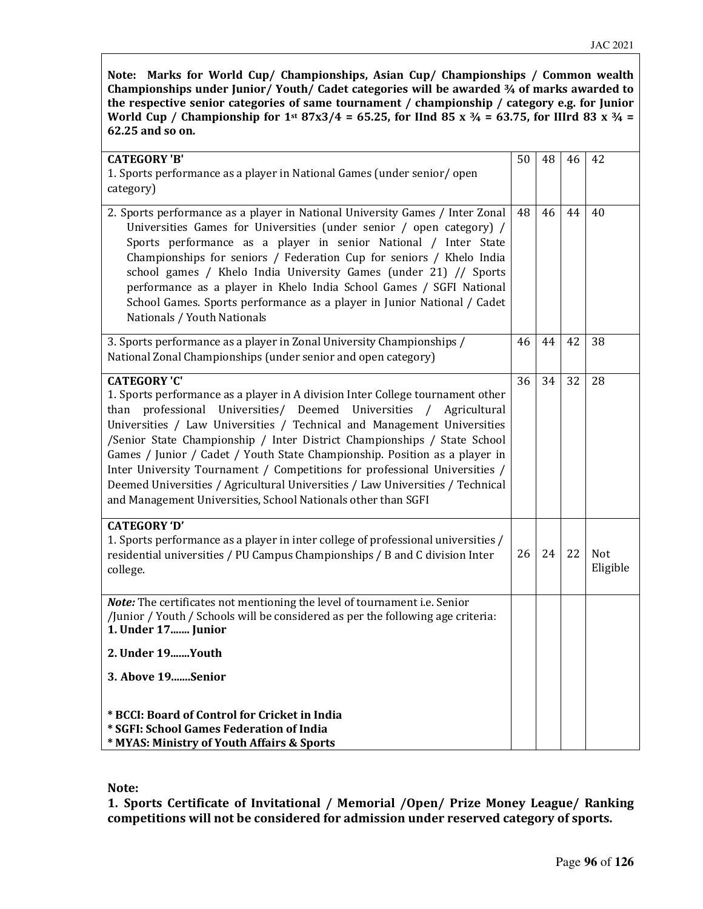**Note: Marks for World Cup/ Championships, Asian Cup/ Championships / Common wealth Championships under Junior/ Youth/ Cadet categories will be awarded ¾ of marks awarded to the respective senior categories of same tournament / championship / category e.g. for Junior World Cup / Championship for 1st 87x3/4 = 65.25, for IInd 85 x ¾ = 63.75, for IIIrd 83 x ¾ = 62.25 and so on.**

| | | | | |
|---|---|---|---|---|
| **CATEGORY 'B'**<br>1. Sports performance as a player in National Games (under senior/ open category) | 50 | 48 | 46 | 42 |
| 2. Sports performance as a player in National University Games / Inter Zonal Universities Games for Universities (under senior / open category) / Sports performance as a player in senior National / Inter State Championships for seniors / Federation Cup for seniors / Khelo India school games / Khelo India University Games (under 21) // Sports performance as a player in Khelo India School Games / SGFI National School Games. Sports performance as a player in Junior National / Cadet Nationals / Youth Nationals | 48 | 46 | 44 | 40 |
| 3. Sports performance as a player in Zonal University Championships / National Zonal Championships (under senior and open category) | 46 | 44 | 42 | 38 |
| **CATEGORY 'C'**<br>1. Sports performance as a player in A division Inter College tournament other than professional Universities/ Deemed Universities / Agricultural Universities / Law Universities / Technical and Management Universities /Senior State Championship / Inter District Championships / State School Games / Junior / Cadet / Youth State Championship. Position as a player in Inter University Tournament / Competitions for professional Universities / Deemed Universities / Agricultural Universities / Law Universities / Technical and Management Universities, School Nationals other than SGFI | 36 | 34 | 32 | 28 |
| **CATEGORY 'D'**<br>1. Sports performance as a player in inter college of professional universities / residential universities / PU Campus Championships / B and C division Inter college. | 26 | 24 | 22 | Not Eligible |
| ***Note:*** The certificates not mentioning the level of tournament i.e. Senior /Junior / Youth / Schools will be considered as per the following age criteria:<br>**1. Under 17....... Junior**<br>**2. Under 19.......Youth**<br>**3. Above 19.......Senior**<br><br>**\* BCCI: Board of Control for Cricket in India**<br>**\* SGFI: School Games Federation of India**<br>**\* MYAS: Ministry of Youth Affairs & Sports** | | | | |

**Note:**

**1. Sports Certificate of Invitational / Memorial /Open/ Prize Money League/ Ranking competitions will not be considered for admission under reserved category of sports.**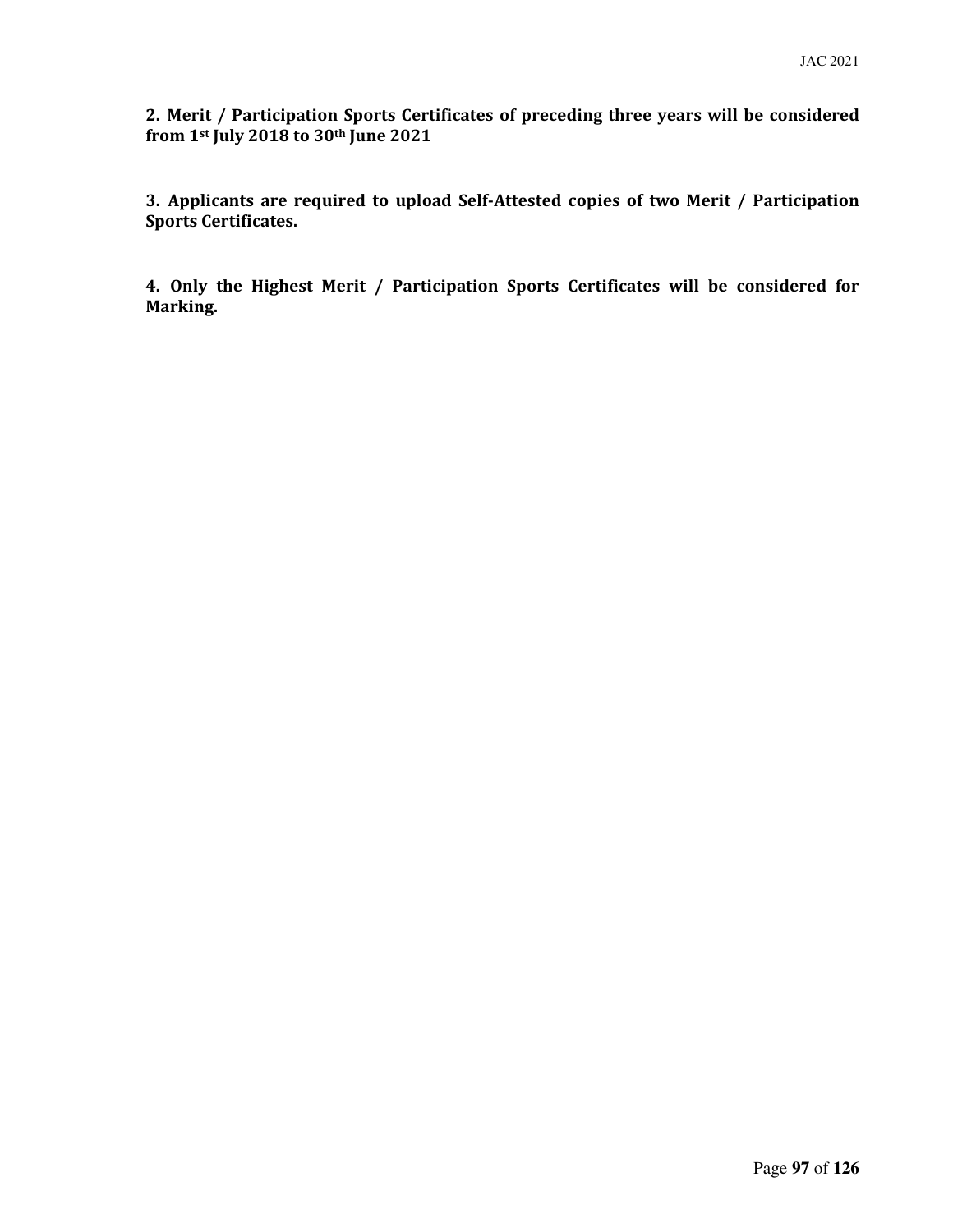**2. Merit / Participation Sports Certificates of preceding three years will be considered from 1st July 2018 to 30th June 2021**

**3. Applicants are required to upload Self-Attested copies of two Merit / Participation Sports Certificates.**

**4. Only the Highest Merit / Participation Sports Certificates will be considered for Marking.**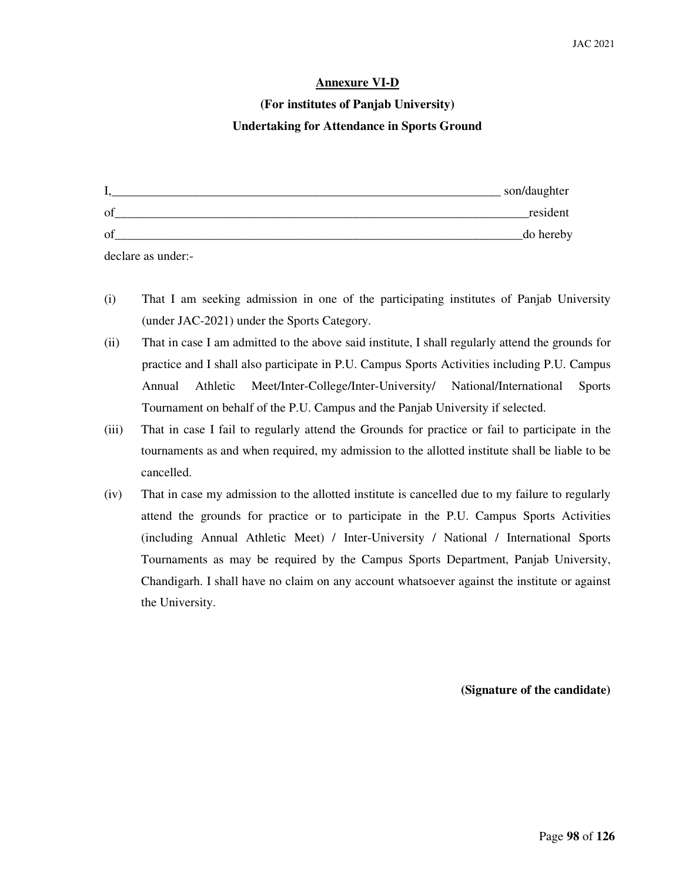**Annexure VI-D**

**(For institutes of Panjab University)**

**Undertaking for Attendance in Sports Ground**

I,_________________________________________________________________ son/daughter of_______________________________________________________________________resident of_______________________________________________________________________do hereby declare as under:-

(i) That I am seeking admission in one of the participating institutes of Panjab University (under JAC-2021) under the Sports Category.

(ii) That in case I am admitted to the above said institute, I shall regularly attend the grounds for practice and I shall also participate in P.U. Campus Sports Activities including P.U. Campus Annual Athletic Meet/Inter-College/Inter-University/ National/International Sports Tournament on behalf of the P.U. Campus and the Panjab University if selected.

(iii) That in case I fail to regularly attend the Grounds for practice or fail to participate in the tournaments as and when required, my admission to the allotted institute shall be liable to be cancelled.

(iv) That in case my admission to the allotted institute is cancelled due to my failure to regularly attend the grounds for practice or to participate in the P.U. Campus Sports Activities (including Annual Athletic Meet) / Inter-University / National / International Sports Tournaments as may be required by the Campus Sports Department, Panjab University, Chandigarh. I shall have no claim on any account whatsoever against the institute or against the University.

**(Signature of the candidate)**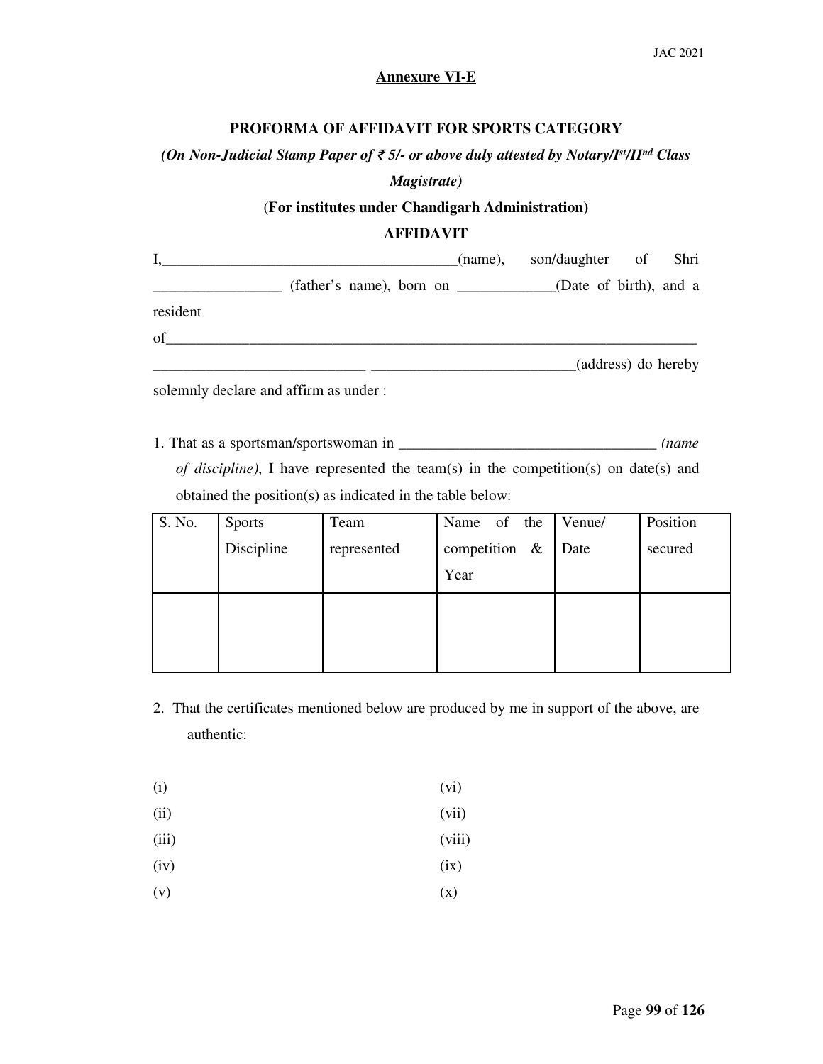**Annexure VI-E**

**PROFORMA OF AFFIDAVIT FOR SPORTS CATEGORY**

***(On Non-Judicial Stamp Paper of ₹ 5/- or above duly attested by Notary/I[st]/II[nd] Class Magistrate)***

**(For institutes under Chandigarh Administration)**

**AFFIDAVIT**

I,_______________________________________(name), son/daughter of Shri _________________ (father's name), born on _____________(Date of birth), and a resident of_________________________________________________________________________ ____________________________ ___________________________(address) do hereby solemnly declare and affirm as under :

1. That as a sportsman/sportswoman in __________________________________ *(name of discipline)*, I have represented the team(s) in the competition(s) on date(s) and obtained the position(s) as indicated in the table below:

| S. No. | Sports Discipline | Team represented | Name of the competition & Year | Venue/ Date | Position secured |
|---|---|---|---|---|---|
| | | | | | |

2. That the certificates mentioned below are produced by me in support of the above, are authentic:

(i)
(ii)
(iii)
(iv)
(v)
(vi)
(vii)
(viii)
(ix)
(x)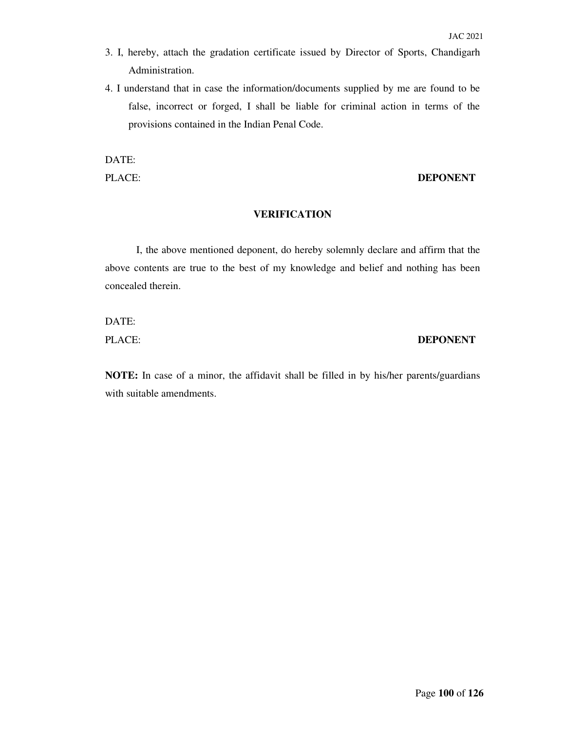3. I, hereby, attach the gradation certificate issued by Director of Sports, Chandigarh Administration.
4. I understand that in case the information/documents supplied by me are found to be false, incorrect or forged, I shall be liable for criminal action in terms of the provisions contained in the Indian Penal Code.

DATE:

PLACE: **DEPONENT**

**VERIFICATION**

I, the above mentioned deponent, do hereby solemnly declare and affirm that the above contents are true to the best of my knowledge and belief and nothing has been concealed therein.

DATE:

PLACE: **DEPONENT**

**NOTE:** In case of a minor, the affidavit shall be filled in by his/her parents/guardians with suitable amendments.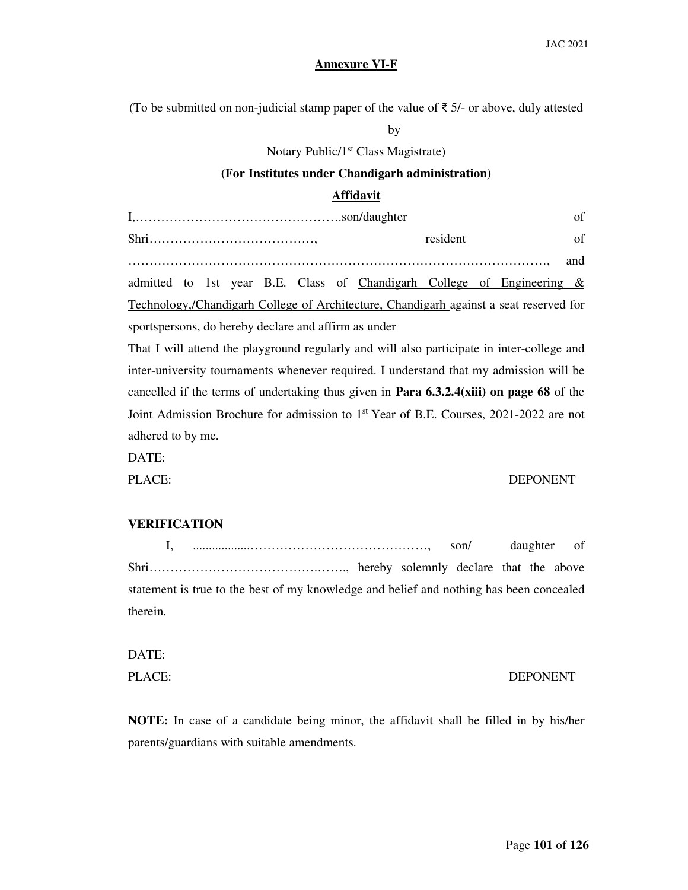## Annexure VI-F

(To be submitted on non-judicial stamp paper of the value of ₹ 5/- or above, duly attested by Notary Public/1st Class Magistrate)

**(For Institutes under Chandigarh administration)**

## Affidavit

I,………………………………………….son/daughter of Shri…………………………………, resident of ……………………………………………………………………………………, and admitted to 1st year B.E. Class of Chandigarh College of Engineering & Technology,/Chandigarh College of Architecture, Chandigarh against a seat reserved for sportspersons, do hereby declare and affirm as under

That I will attend the playground regularly and will also participate in inter-college and inter-university tournaments whenever required. I understand that my admission will be cancelled if the terms of undertaking thus given in **Para 6.3.2.4(xiii) on page 68** of the Joint Admission Brochure for admission to 1st Year of B.E. Courses, 2021-2022 are not adhered to by me.

DATE:

PLACE: DEPONENT

**VERIFICATION**

I, ..................……………………………………, son/ daughter of Shri……………………………….…….., hereby solemnly declare that the above statement is true to the best of my knowledge and belief and nothing has been concealed therein.

DATE:

PLACE: DEPONENT

**NOTE:** In case of a candidate being minor, the affidavit shall be filled in by his/her parents/guardians with suitable amendments.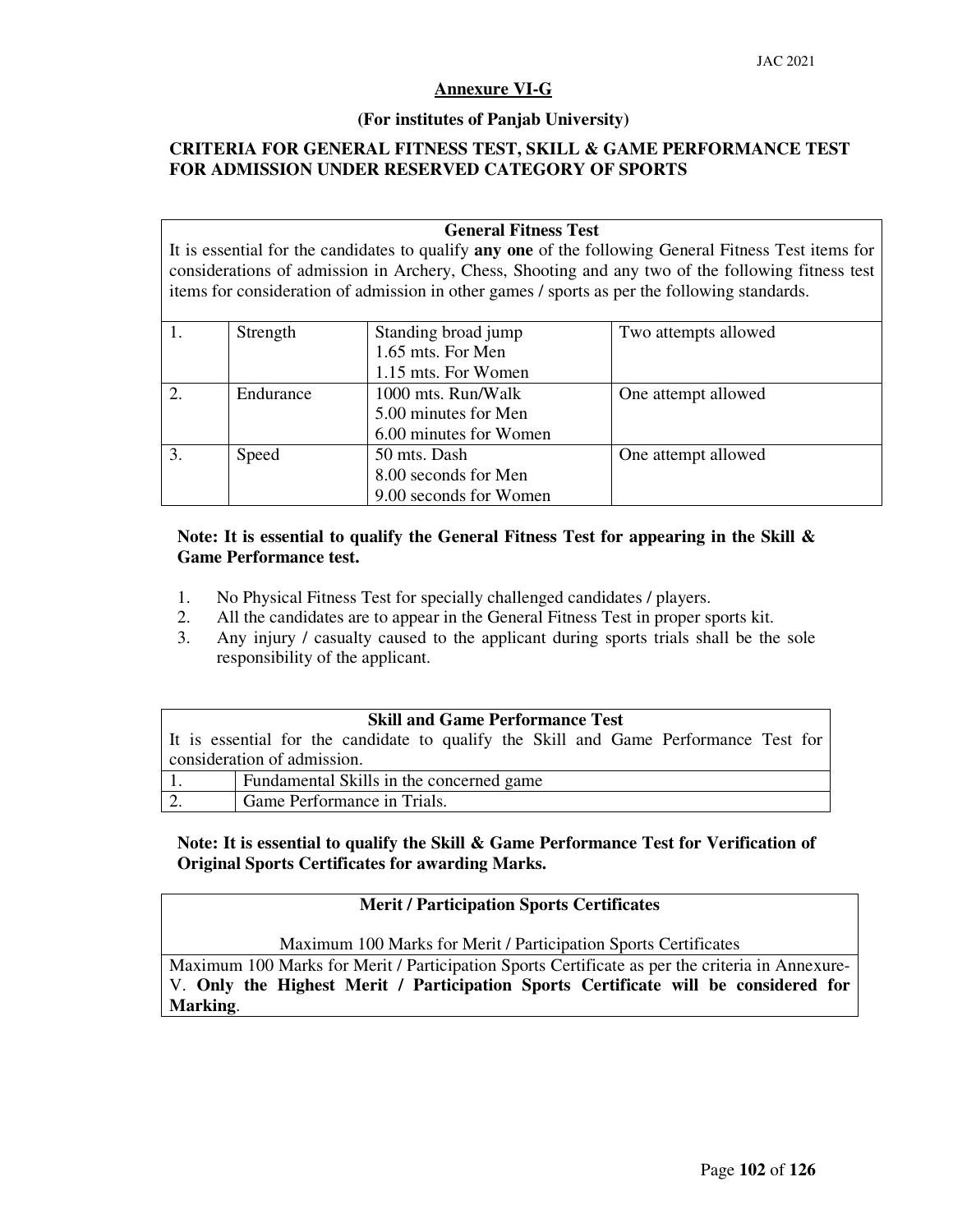## Annexure VI-G

**(For institutes of Panjab University)**

**CRITERIA FOR GENERAL FITNESS TEST, SKILL & GAME PERFORMANCE TEST FOR ADMISSION UNDER RESERVED CATEGORY OF SPORTS**

| **General Fitness Test**<br>It is essential for the candidates to qualify **any one** of the following General Fitness Test items for considerations of admission in Archery, Chess, Shooting and any two of the following fitness test items for consideration of admission in other games / sports as per the following standards. | | | |
|---|---|---|---|
| 1. | Strength | Standing broad jump<br>1.65 mts. For Men<br>1.15 mts. For Women | Two attempts allowed |
| 2. | Endurance | 1000 mts. Run/Walk<br>5.00 minutes for Men<br>6.00 minutes for Women | One attempt allowed |
| 3. | Speed | 50 mts. Dash<br>8.00 seconds for Men<br>9.00 seconds for Women | One attempt allowed |

**Note: It is essential to qualify the General Fitness Test for appearing in the Skill & Game Performance test.**

1. No Physical Fitness Test for specially challenged candidates / players.
2. All the candidates are to appear in the General Fitness Test in proper sports kit.
3. Any injury / casualty caused to the applicant during sports trials shall be the sole responsibility of the applicant.

| **Skill and Game Performance Test**<br>It is essential for the candidate to qualify the Skill and Game Performance Test for consideration of admission. | |
|---|---|
| 1. | Fundamental Skills in the concerned game |
| 2. | Game Performance in Trials. |

**Note: It is essential to qualify the Skill & Game Performance Test for Verification of Original Sports Certificates for awarding Marks.**

| **Merit / Participation Sports Certificates**<br><br>Maximum 100 Marks for Merit / Participation Sports Certificates |
|---|
| Maximum 100 Marks for Merit / Participation Sports Certificate as per the criteria in Annexure-V. **Only the Highest Merit / Participation Sports Certificate will be considered for Marking**. |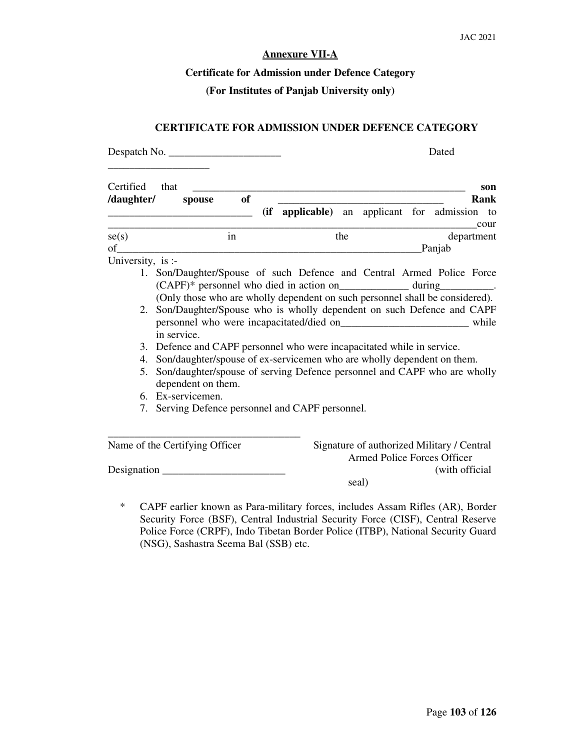**Annexure VII-A**

**Certificate for Admission under Defence Category**

**(For Institutes of Panjab University only)**

**CERTIFICATE FOR ADMISSION UNDER DEFENCE CATEGORY**

Despatch No. _____________________ Dated ___________________

Certified that ______________________________________________________ **son /daughter/ spouse of** ________________________________ **Rank** ___________________________ **(if applicable)** an applicant for admission to ___________________________________________________________________________course(s) in the department of____________________________________________________________Panjab University, is :-

1. Son/Daughter/Spouse of such Defence and Central Armed Police Force (CAPF)* personnel who died in action on_____________ during__________. (Only those who are wholly dependent on such personnel shall be considered).
2. Son/Daughter/Spouse who is wholly dependent on such Defence and CAPF personnel who were incapacitated/died on________________________ while in service.
3. Defence and CAPF personnel who were incapacitated while in service.
4. Son/daughter/spouse of ex-servicemen who are wholly dependent on them.
5. Son/daughter/spouse of serving Defence personnel and CAPF who are wholly dependent on them.
6. Ex-servicemen.
7. Serving Defence personnel and CAPF personnel.

_____________________________________

Name of the Certifying Officer

Designation _______________________

Signature of authorized Military / Central Armed Police Forces Officer (with official seal)

\* CAPF earlier known as Para-military forces, includes Assam Rifles (AR), Border Security Force (BSF), Central Industrial Security Force (CISF), Central Reserve Police Force (CRPF), Indo Tibetan Border Police (ITBP), National Security Guard (NSG), Sashastra Seema Bal (SSB) etc.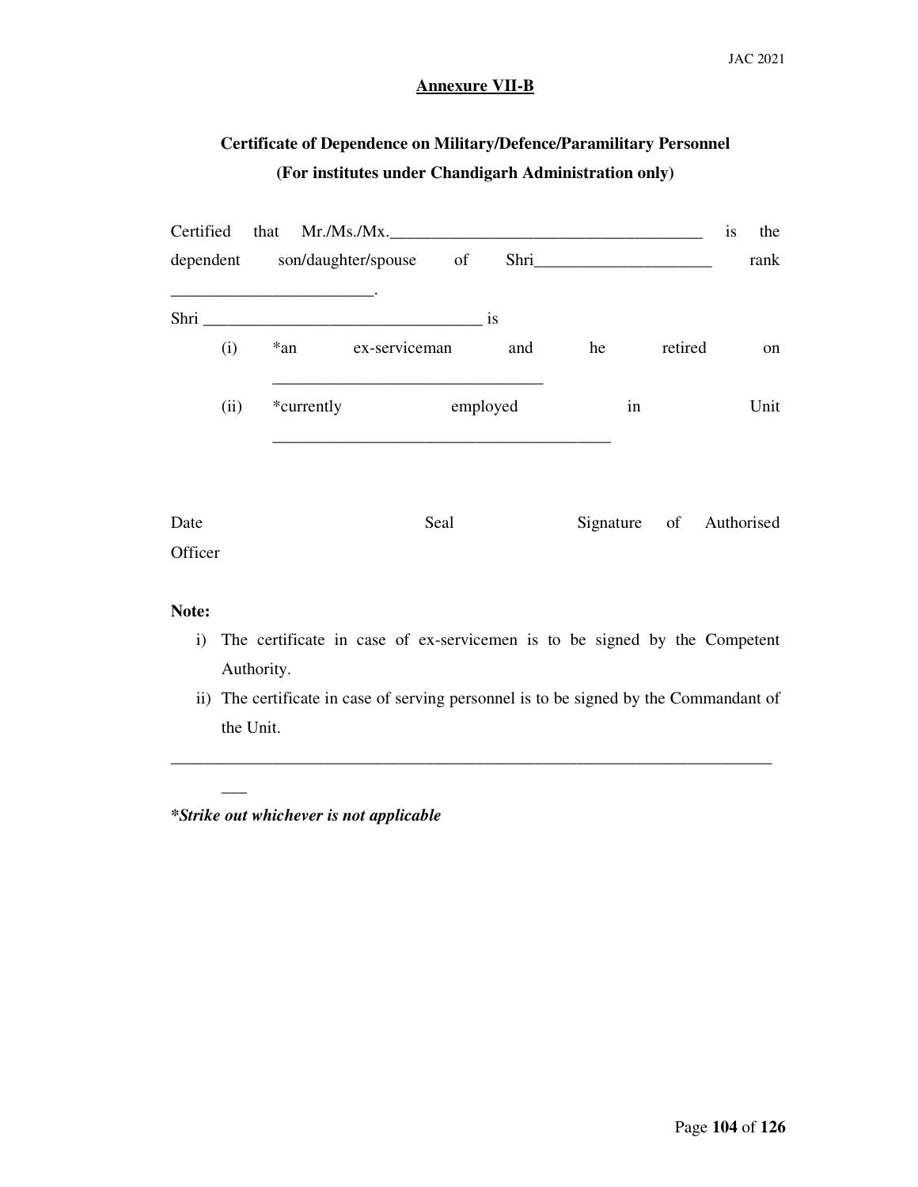## Annexure VII-B

### Certificate of Dependence on Military/Defence/Paramilitary Personnel
### (For institutes under Chandigarh Administration only)

Certified that Mr./Ms./Mx.______________________________________ is the dependent son/daughter/spouse of Shri_____________________ rank ________________________.

Shri _________________________________ is

(i) *an ex-serviceman and he retired on ________________________________

(ii) *currently employed in Unit _________________________________________

Date                Seal                Signature of Authorised Officer

**Note:**

i) The certificate in case of ex-servicemen is to be signed by the Competent Authority.

ii) The certificate in case of serving personnel is to be signed by the Commandant of the Unit.

---

***Strike out whichever is not applicable**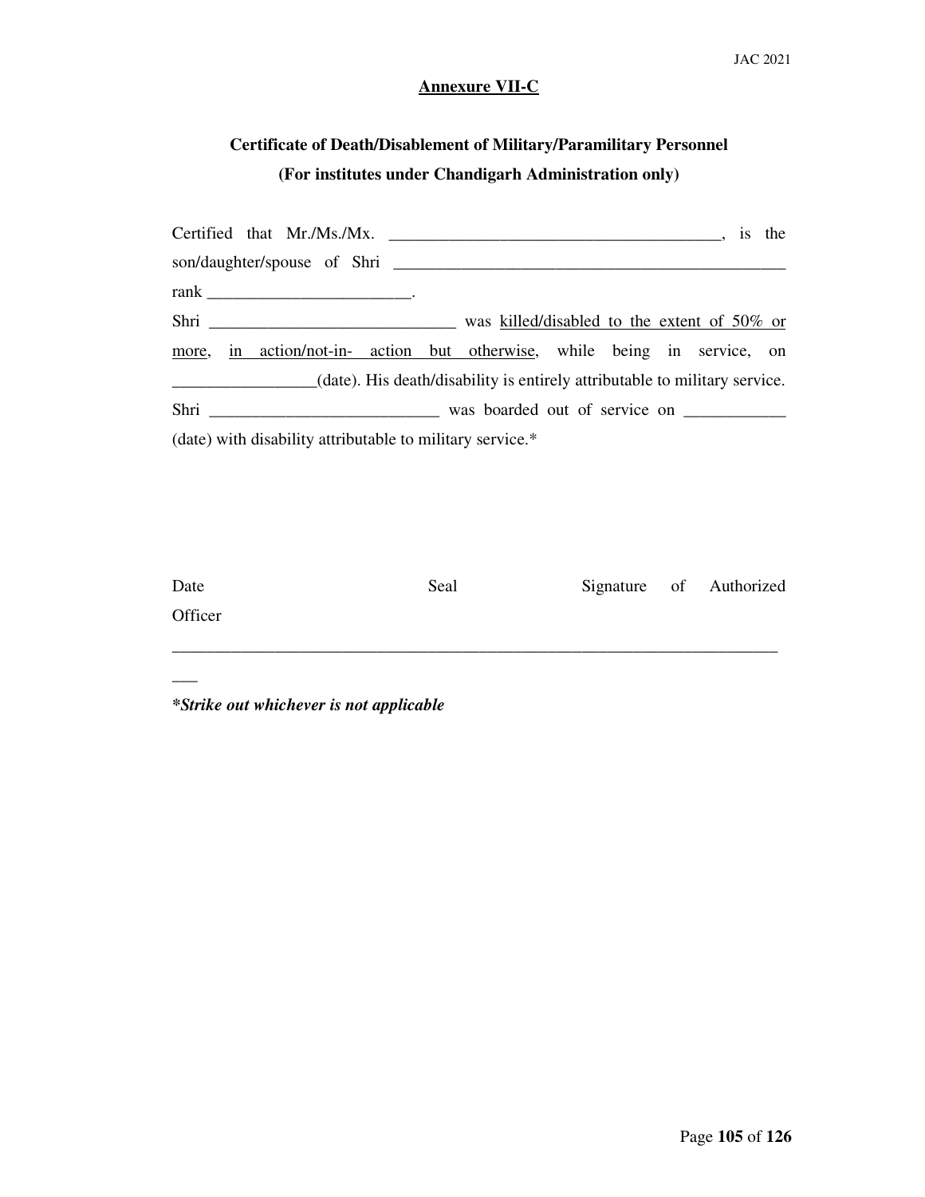## Annexure VII-C

### Certificate of Death/Disablement of Military/Paramilitary Personnel
### (For institutes under Chandigarh Administration only)

Certified that Mr./Ms./Mx. ________________________________________, is the son/daughter/spouse of Shri ________________________________________________ rank ________________________.

Shri _____________________________ was killed/disabled to the extent of 50% or more, in action/not-in- action but otherwise, while being in service, on _________________(date). His death/disability is entirely attributable to military service.

Shri ___________________________ was boarded out of service on ____________ (date) with disability attributable to military service.*

Date                    Seal                    Signature of Authorized Officer

___________________________________________________________________________

***Strike out whichever is not applicable**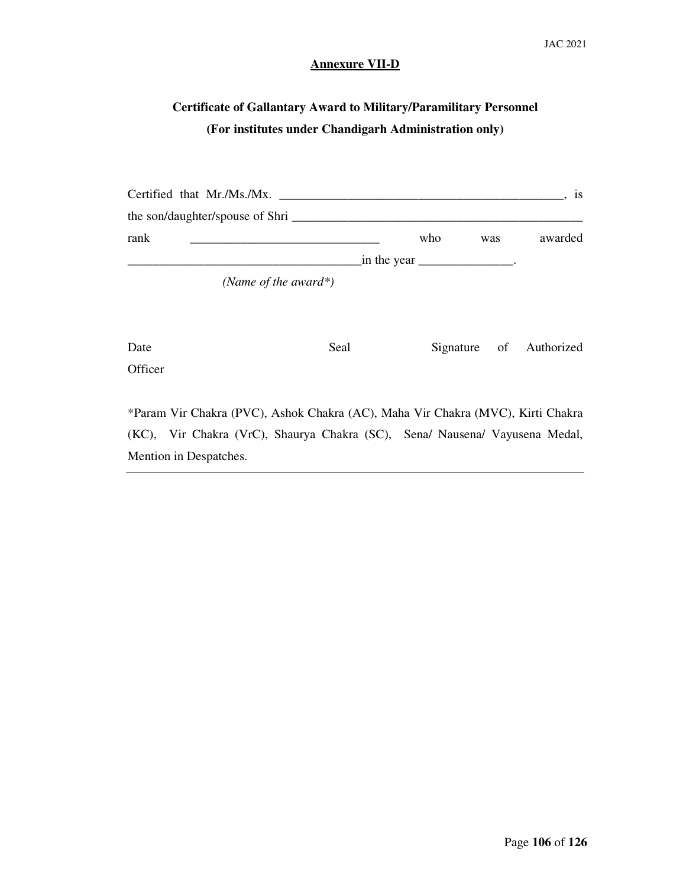**Annexure VII-D**

**Certificate of Gallantary Award to Military/Paramilitary Personnel**
**(For institutes under Chandigarh Administration only)**

Certified that Mr./Ms./Mx. ______________________________________________, is the son/daughter/spouse of Shri _______________________________________________ rank ______________________________ who was awarded ______________________________________in the year _______________.
*(Name of the award\*)*

Date Seal Signature of Authorized Officer

*Param Vir Chakra (PVC), Ashok Chakra (AC), Maha Vir Chakra (MVC), Kirti Chakra (KC), Vir Chakra (VrC), Shaurya Chakra (SC), Sena/ Nausena/ Vayusena Medal, Mention in Despatches.

---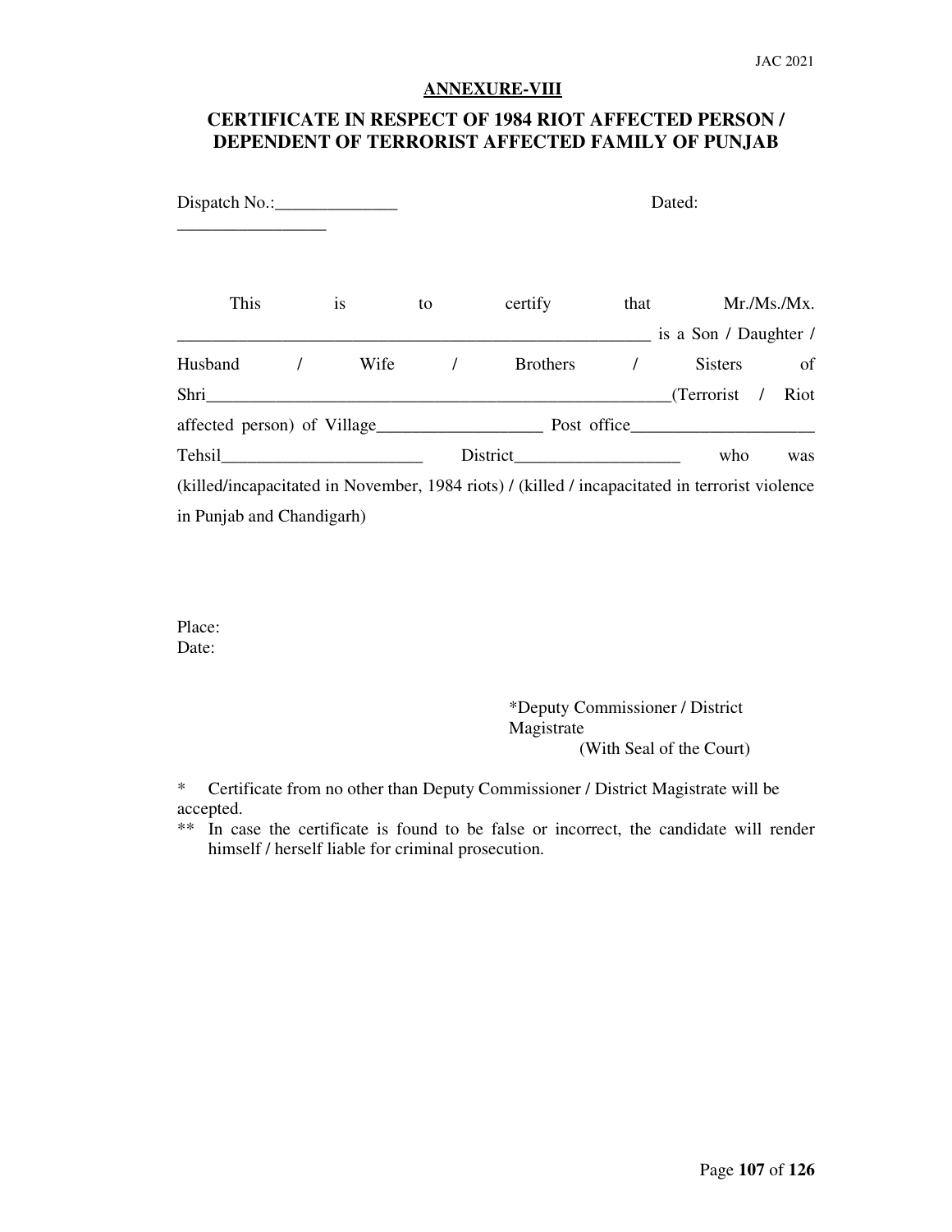## ANNEXURE-VIII

## CERTIFICATE IN RESPECT OF 1984 RIOT AFFECTED PERSON / DEPENDENT OF TERRORIST AFFECTED FAMILY OF PUNJAB

Dispatch No.:______________ Dated: _________________

This is to certify that Mr./Ms./Mx. ________________________________________________________ is a Son / Daughter / Husband / Wife / Brothers / Sisters of Shri_______________________________________________________(Terrorist / Riot affected person) of Village___________________ Post office_____________________ Tehsil_______________________ District___________________ who was (killed/incapacitated in November, 1984 riots) / (killed / incapacitated in terrorist violence in Punjab and Chandigarh)

Place:
Date:

*Deputy Commissioner / District Magistrate
(With Seal of the Court)

\* Certificate from no other than Deputy Commissioner / District Magistrate will be accepted.

\*\* In case the certificate is found to be false or incorrect, the candidate will render himself / herself liable for criminal prosecution.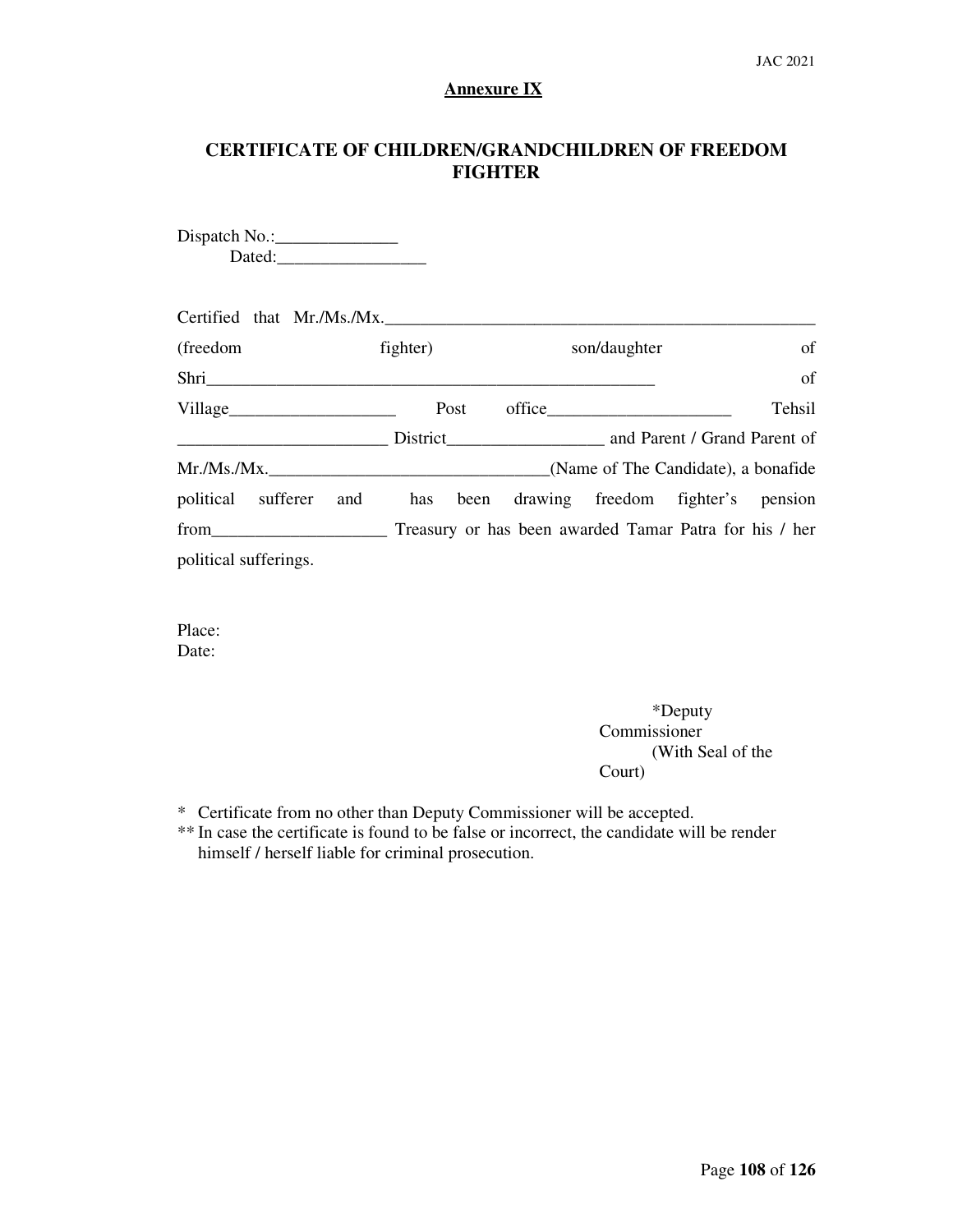**Annexure IX**

## CERTIFICATE OF CHILDREN/GRANDCHILDREN OF FREEDOM FIGHTER

Dispatch No.:______________
Dated:_________________

Certified that Mr./Ms./Mx.___________________________________________________ (freedom fighter) son/daughter of Shri____________________________________________________ of Village___________________ Post office_____________________ Tehsil ________________________ District__________________ and Parent / Grand Parent of Mr./Ms./Mx.________________________________(Name of The Candidate), a bonafide political sufferer and has been drawing freedom fighter's pension from____________________ Treasury or has been awarded Tamar Patra for his / her political sufferings.

Place:
Date:

*Deputy Commissioner
(With Seal of the Court)

* Certificate from no other than Deputy Commissioner will be accepted.
** In case the certificate is found to be false or incorrect, the candidate will be render himself / herself liable for criminal prosecution.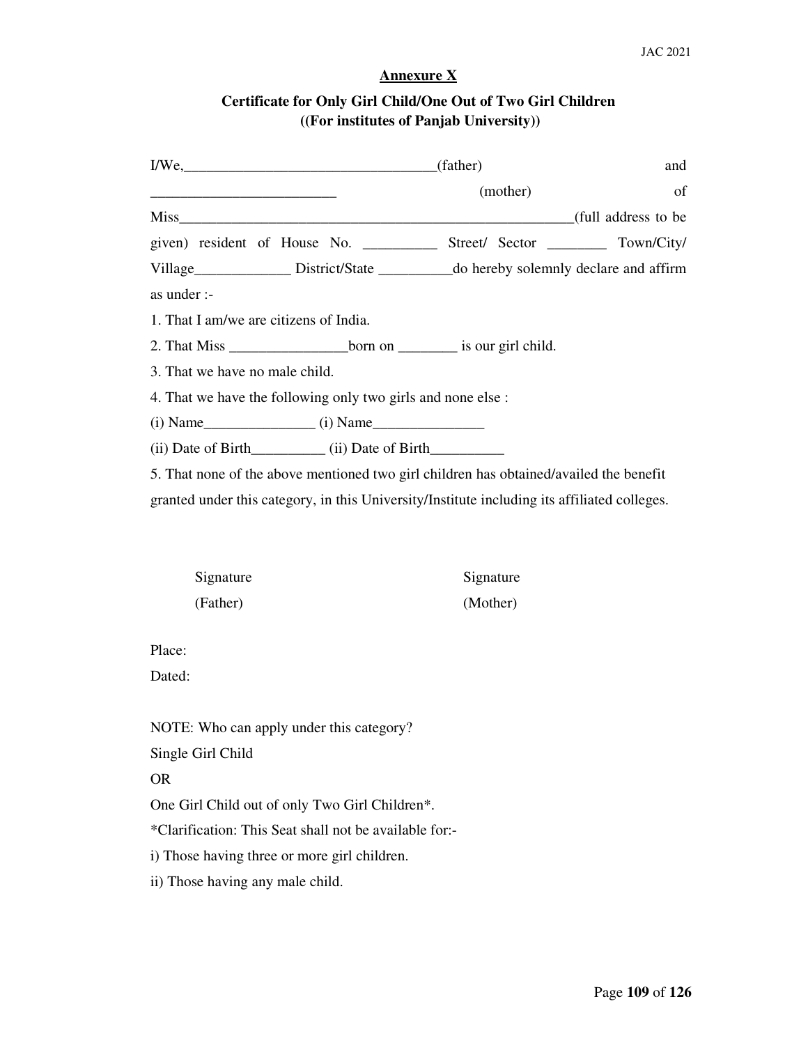## Annexure X

### Certificate for Only Girl Child/One Out of Two Girl Children ((For institutes of Panjab University))

I/We,__________________________________(father) and _________________________ (mother) of Miss_______________________________________________________(full address to be given) resident of House No. __________ Street/ Sector ________ Town/City/ Village_____________ District/State __________do hereby solemnly declare and affirm as under :-

1. That I am/we are citizens of India.
2. That Miss ________________born on ________ is our girl child.
3. That we have no male child.
4. That we have the following only two girls and none else :

(i) Name_______________ (i) Name_______________

(ii) Date of Birth__________ (ii) Date of Birth__________

5. That none of the above mentioned two girl children has obtained/availed the benefit granted under this category, in this University/Institute including its affiliated colleges.

Signature (Father)                Signature (Mother)

Place:

Dated:

NOTE: Who can apply under this category?

Single Girl Child

OR

One Girl Child out of only Two Girl Children*.

*Clarification: This Seat shall not be available for:-

i) Those having three or more girl children.

ii) Those having any male child.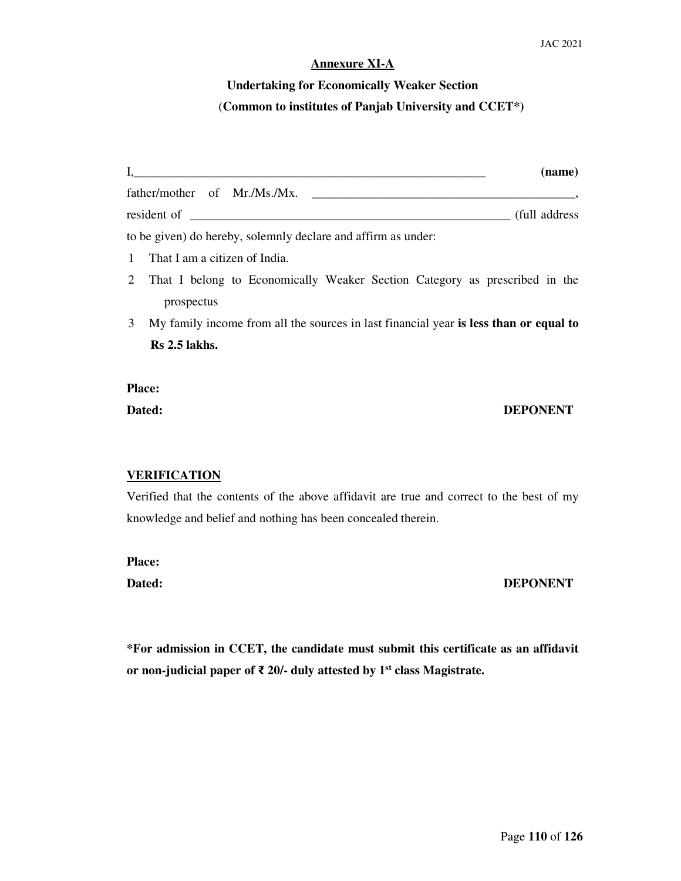## Annexure XI-A

### Undertaking for Economically Weaker Section

### (Common to institutes of Panjab University and CCET*)

I,____________________________________________________________ **(name)**
father/mother of Mr./Ms./Mx. _____________________________________________,
resident of _____________________________________________________ (full address to be given) do hereby, solemnly declare and affirm as under:

1. That I am a citizen of India.
2. That I belong to Economically Weaker Section Category as prescribed in the prospectus
3. My family income from all the sources in last financial year **is less than or equal to Rs 2.5 lakhs.**

**Place:**

**Dated:** **DEPONENT**

**VERIFICATION**

Verified that the contents of the above affidavit are true and correct to the best of my knowledge and belief and nothing has been concealed therein.

**Place:**

**Dated:** **DEPONENT**

***For admission in CCET, the candidate must submit this certificate as an affidavit or non-judicial paper of ₹ 20/- duly attested by 1st class Magistrate.**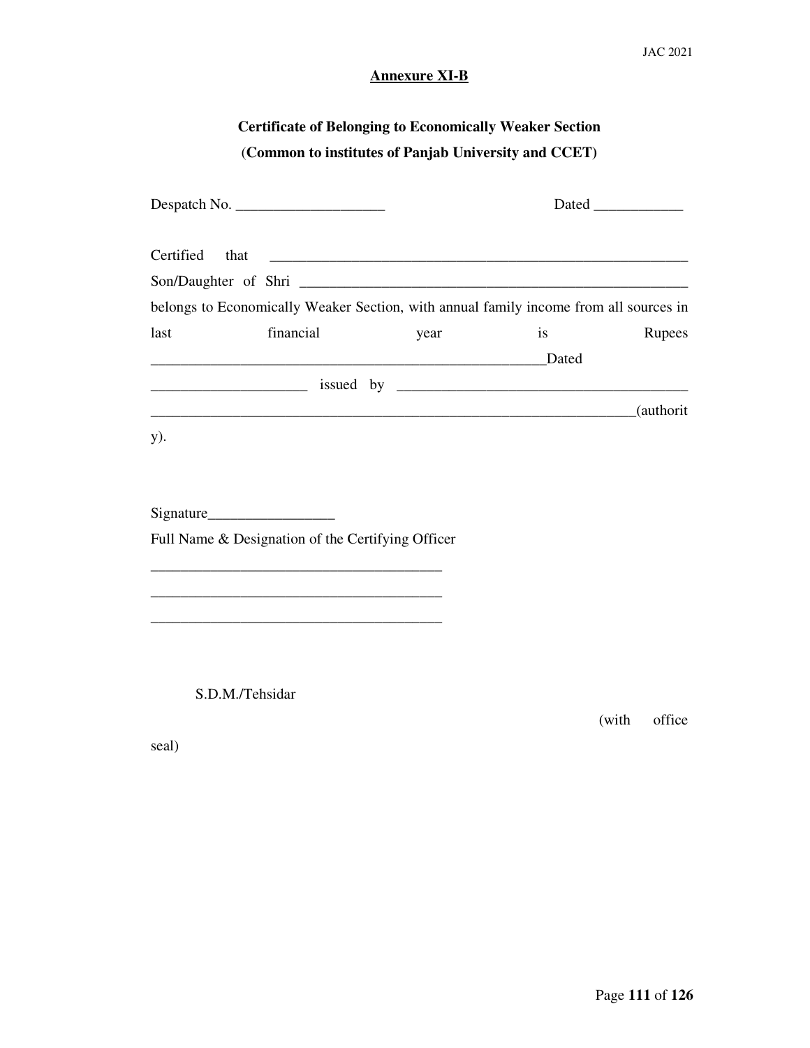**Annexure XI-B**

**Certificate of Belonging to Economically Weaker Section**
**(Common to institutes of Panjab University and CCET)**

Despact No. ____________________ Dated ____________

Certified that ___________________________________________________________
Son/Daughter of Shri ______________________________________________________
belongs to Economically Weaker Section, with annual family income from all sources in last financial year is Rupees _______________________________________________Dated _____________________ issued by ________________________________________ _____________________________________________________________________(authority).

Signature_________________
Full Name & Designation of the Certifying Officer
________________________________________
________________________________________
________________________________________

S.D.M./Tehsidar

(with office seal)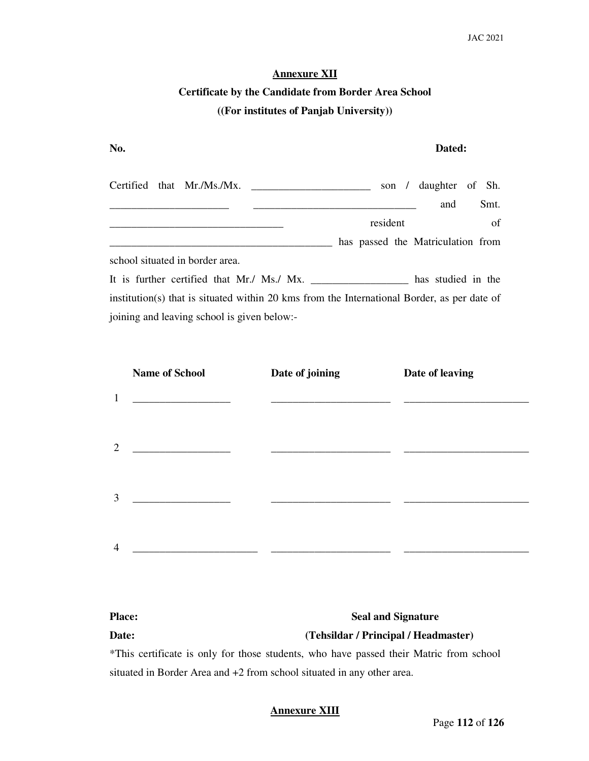**Annexure XII**

**Certificate by the Candidate from Border Area School**

**((For institutes of Panjab University))**

**No.** **Dated:**

Certified that Mr./Ms./Mx. _____________________ son / daughter of Sh. _____________________ _____________________________ and Smt. _______________________________ resident of ________________________________________ has passed the Matriculation from school situated in border area.

It is further certified that Mr./ Ms./ Mx. _________________ has studied in the institution(s) that is situated within 20 kms from the International Border, as per date of joining and leaving school is given below:-

| | Name of School | Date of joining | Date of leaving |
|---|---|---|---|
| 1 | _________________ | _____________________ | ______________________ |
| 2 | _________________ | _____________________ | ______________________ |
| 3 | _________________ | _____________________ | ______________________ |
| 4 | ______________________ | _____________________ | ______________________ |

**Place:** **Seal and Signature**

**Date:** **(Tehsildar / Principal / Headmaster)**

*This certificate is only for those students, who have passed their Matric from school situated in Border Area and +2 from school situated in any other area.

**Annexure XIII**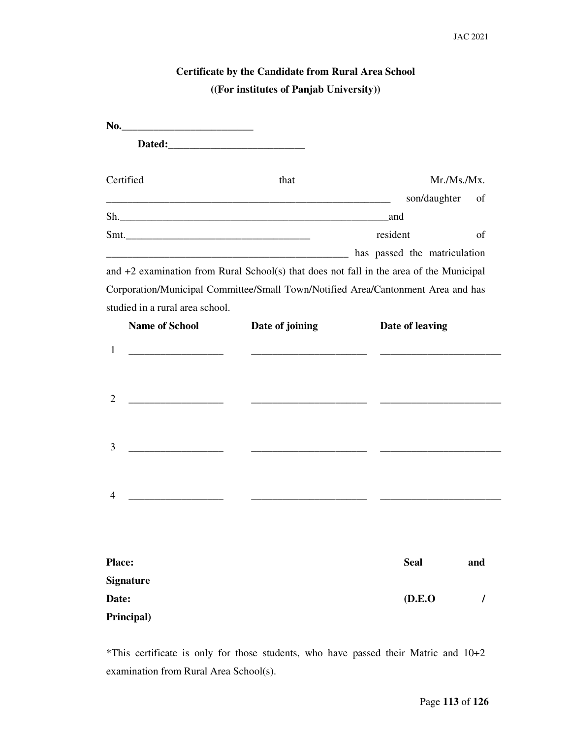# Certificate by the Candidate from Rural Area School

## ((For institutes of Panjab University))

**No.________________________**

**Dated:_________________________**

Certified that Mr./Ms./Mx. _____________________________________________________ son/daughter of Sh.___________________________________________________and Smt.__________________________________ resident of _____________________________________________ has passed the matriculation and +2 examination from Rural School(s) that does not fall in the area of the Municipal Corporation/Municipal Committee/Small Town/Notified Area/Cantonment Area and has studied in a rural area school.

| | Name of School | Date of joining | Date of leaving |
|---|---|---|---|
| 1 | _________________ | _____________________ | ______________________ |
| 2 | _________________ | _____________________ | ______________________ |
| 3 | _________________ | _____________________ | ______________________ |
| 4 | _________________ | _____________________ | ______________________ |

**Place:** **Seal and Signature**

**Date:** **(D.E.O / Principal)**

*This certificate is only for those students, who have passed their Matric and 10+2 examination from Rural Area School(s).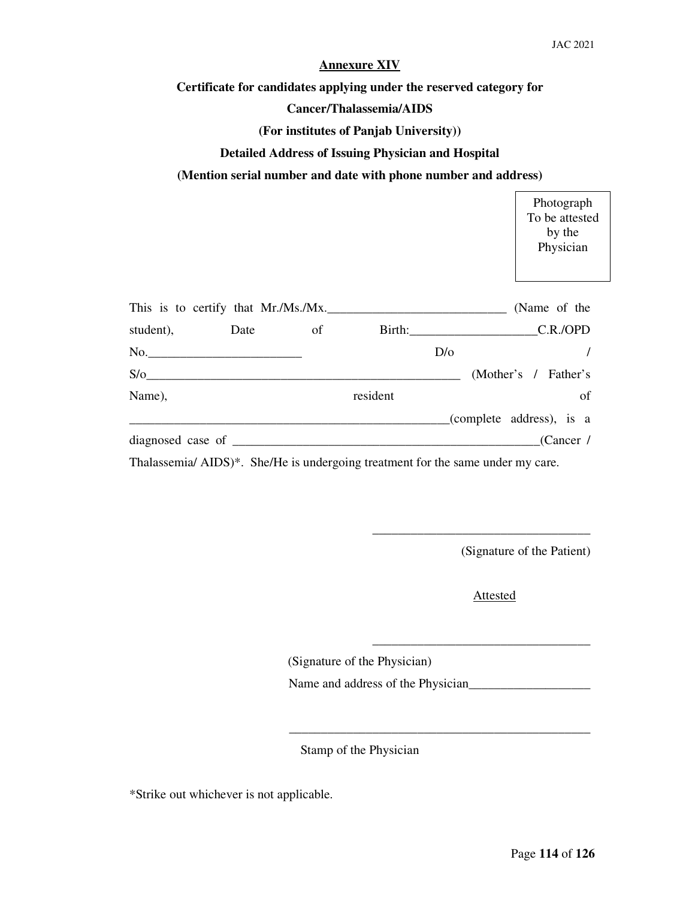## Annexure XIV

**Certificate for candidates applying under the reserved category for Cancer/Thalassemia/AIDS**

**(For institutes of Panjab University))**

**Detailed Address of Issuing Physician and Hospital**

**(Mention serial number and date with phone number and address)**

Photograph To be attested by the Physician

This is to certify that Mr./Ms./Mx.____________________________ (Name of the student), Date of Birth:____________________C.R./OPD No.________________________ D/o / S/o__________________________________________________ (Mother's / Father's Name), resident of __________________________________________________(complete address), is a diagnosed case of ________________________________________________(Cancer / Thalassemia/ AIDS)*. She/He is undergoing treatment for the same under my care.

__________________________________

(Signature of the Patient)

Attested

__________________________________

(Signature of the Physician)

Name and address of the Physician___________________

________________________________________________

Stamp of the Physician

*Strike out whichever is not applicable.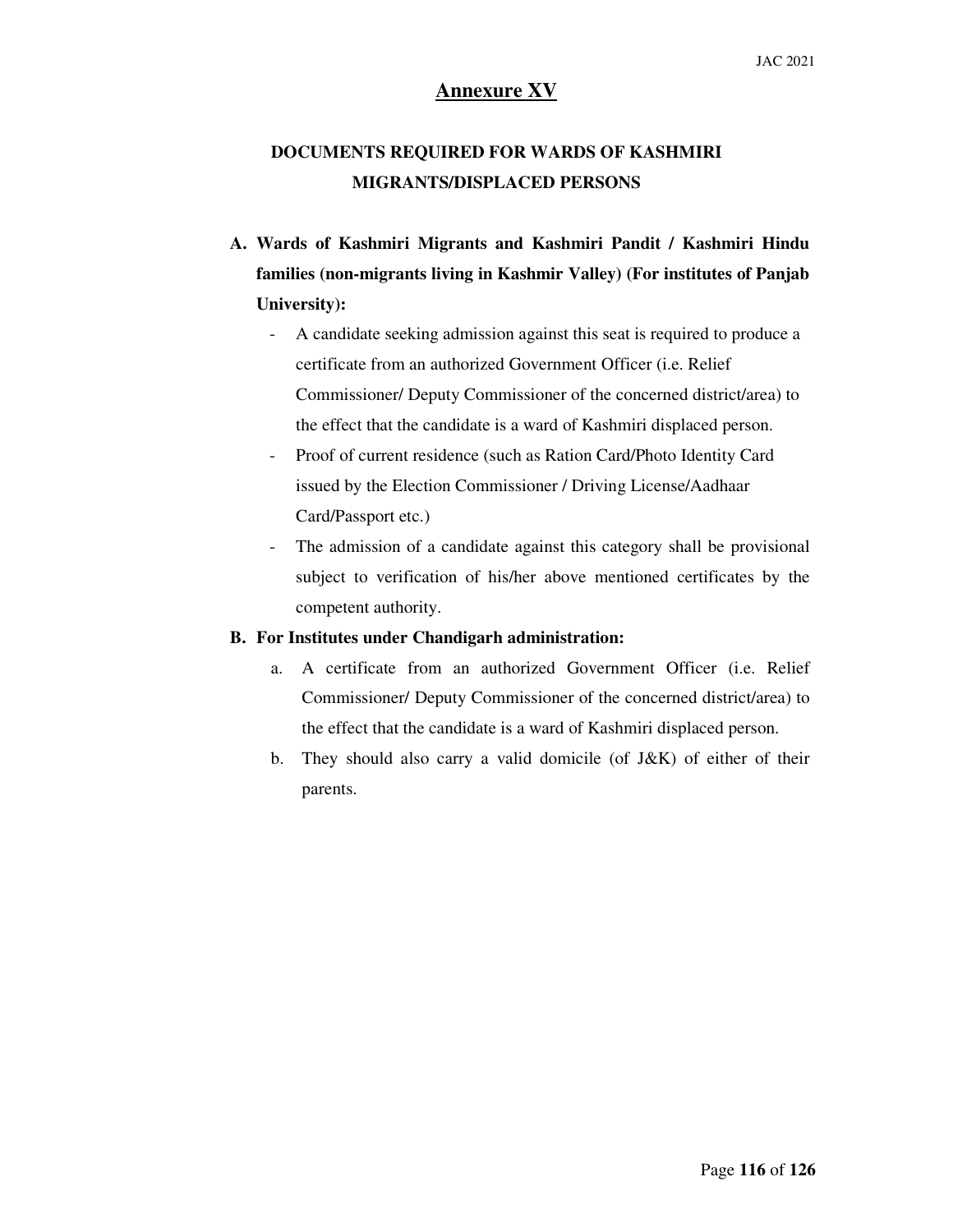# Annexure XV

## DOCUMENTS REQUIRED FOR WARDS OF KASHMIRI MIGRANTS/DISPLACED PERSONS

**A. Wards of Kashmiri Migrants and Kashmiri Pandit / Kashmiri Hindu families (non-migrants living in Kashmir Valley) (For institutes of Panjab University):**

- A candidate seeking admission against this seat is required to produce a certificate from an authorized Government Officer (i.e. Relief Commissioner/ Deputy Commissioner of the concerned district/area) to the effect that the candidate is a ward of Kashmiri displaced person.
- Proof of current residence (such as Ration Card/Photo Identity Card issued by the Election Commissioner / Driving License/Aadhaar Card/Passport etc.)
- The admission of a candidate against this category shall be provisional subject to verification of his/her above mentioned certificates by the competent authority.

**B. For Institutes under Chandigarh administration:**

a. A certificate from an authorized Government Officer (i.e. Relief Commissioner/ Deputy Commissioner of the concerned district/area) to the effect that the candidate is a ward of Kashmiri displaced person.

b. They should also carry a valid domicile (of J&K) of either of their parents.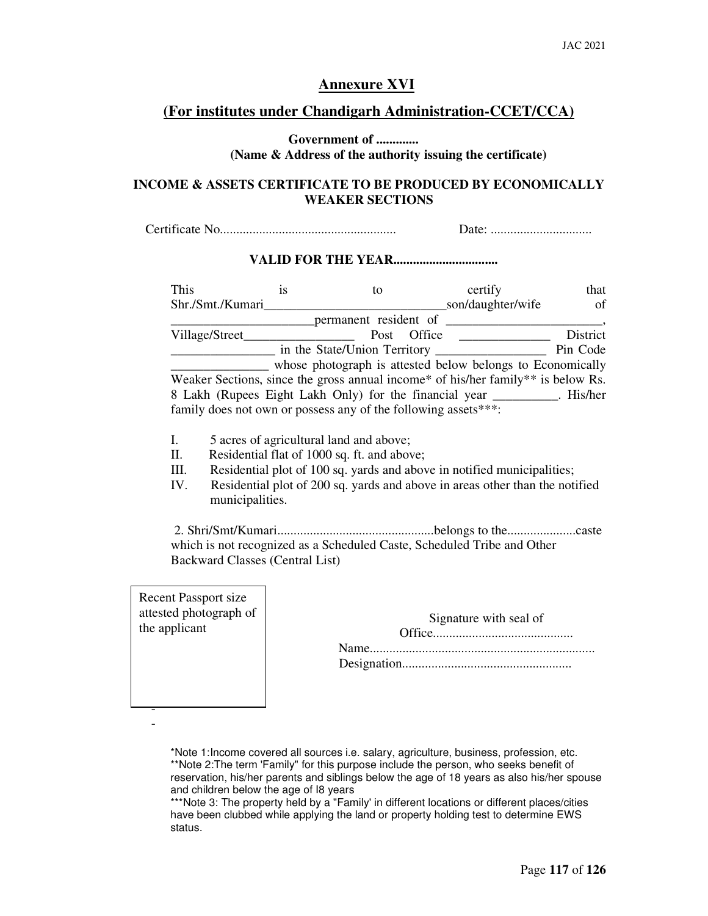# Annexure XVI

## (For institutes under Chandigarh Administration-CCET/CCA)

**Government of .............**
**(Name & Address of the authority issuing the certificate)**

**INCOME & ASSETS CERTIFICATE TO BE PRODUCED BY ECONOMICALLY WEAKER SECTIONS**

Certificate No...................................................... Date: ...............................

**VALID FOR THE YEAR...............................**

This is to certify that Shr./Smt./Kumari____________________________son/daughter/wife of ______________________permanent resident of ________________________, Village/Street_________________ Post Office ______________ District ________________ in the State/Union Territory _________________ Pin Code _______________ whose photograph is attested below belongs to Economically Weaker Sections, since the gross annual income* of his/her family** is below Rs. 8 Lakh (Rupees Eight Lakh Only) for the financial year __________. His/her family does not own or possess any of the following assets***:

I. 5 acres of agricultural land and above;
II. Residential flat of 1000 sq. ft. and above;
III. Residential plot of 100 sq. yards and above in notified municipalities;
IV. Residential plot of 200 sq. yards and above in areas other than the notified municipalities.

2. Shri/Smt/Kumari................................................belongs to the.....................caste which is not recognized as a Scheduled Caste, Scheduled Tribe and Other Backward Classes (Central List)

Recent Passport size attested photograph of the applicant

Signature with seal of
Office...........................................
Name....................................................................
Designation....................................................

*Note 1:Income covered all sources i.e. salary, agriculture, business, profession, etc.
**Note 2:The term 'Family" for this purpose include the person, who seeks benefit of reservation, his/her parents and siblings below the age of 18 years as also his/her spouse and children below the age of I8 years
***Note 3: The property held by a "Family' in different locations or different places/cities have been clubbed while applying the land or property holding test to determine EWS status.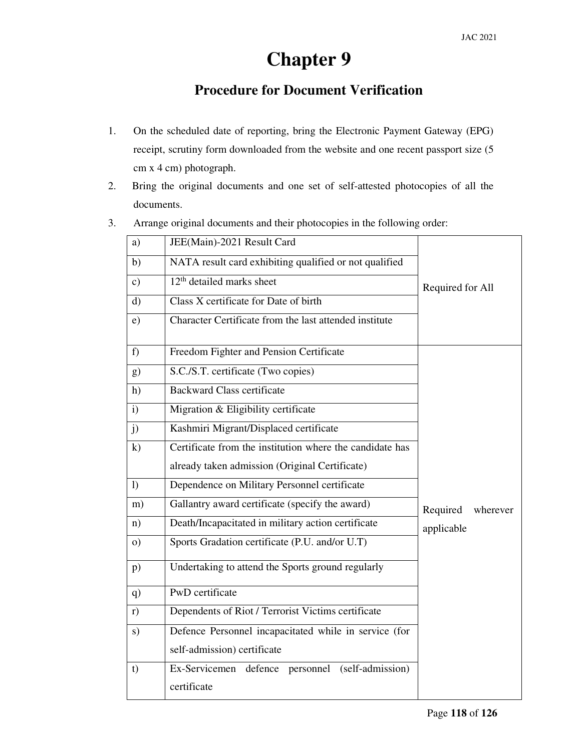# Chapter 9

## Procedure for Document Verification

1. On the scheduled date of reporting, bring the Electronic Payment Gateway (EPG) receipt, scrutiny form downloaded from the website and one recent passport size (5 cm x 4 cm) photograph.
2. Bring the original documents and one set of self-attested photocopies of all the documents.
3. Arrange original documents and their photocopies in the following order:

| | | |
|---|---|---|
| a) | JEE(Main)-2021 Result Card | Required for All |
| b) | NATA result card exhibiting qualified or not qualified | |
| c) | 12th detailed marks sheet | |
| d) | Class X certificate for Date of birth | |
| e) | Character Certificate from the last attended institute | |
| f) | Freedom Fighter and Pension Certificate | Required wherever applicable |
| g) | S.C./S.T. certificate (Two copies) | |
| h) | Backward Class certificate | |
| i) | Migration & Eligibility certificate | |
| j) | Kashmiri Migrant/Displaced certificate | |
| k) | Certificate from the institution where the candidate has already taken admission (Original Certificate) | |
| l) | Dependence on Military Personnel certificate | |
| m) | Gallantry award certificate (specify the award) | |
| n) | Death/Incapacitated in military action certificate | |
| o) | Sports Gradation certificate (P.U. and/or U.T) | |
| p) | Undertaking to attend the Sports ground regularly | |
| q) | PwD certificate | |
| r) | Dependents of Riot / Terrorist Victims certificate | |
| s) | Defence Personnel incapacitated while in service (for self-admission) certificate | |
| t) | Ex-Servicemen defence personnel (self-admission) certificate | |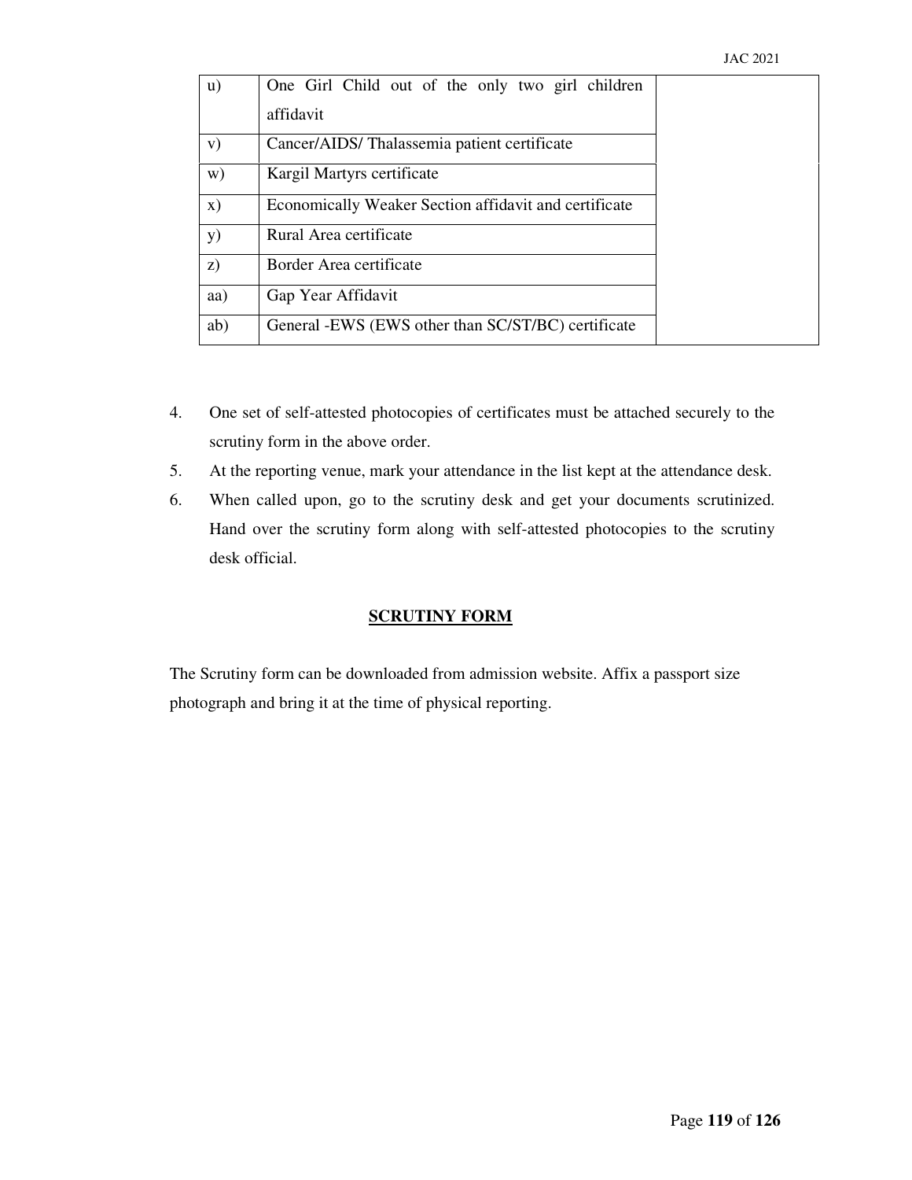| | | |
|---|---|---|
| u) | One Girl Child out of the only two girl children affidavit | |
| v) | Cancer/AIDS/ Thalassemia patient certificate | |
| w) | Kargil Martyrs certificate | |
| x) | Economically Weaker Section affidavit and certificate | |
| y) | Rural Area certificate | |
| z) | Border Area certificate | |
| aa) | Gap Year Affidavit | |
| ab) | General -EWS (EWS other than SC/ST/BC) certificate | |

4. One set of self-attested photocopies of certificates must be attached securely to the scrutiny form in the above order.
5. At the reporting venue, mark your attendance in the list kept at the attendance desk.
6. When called upon, go to the scrutiny desk and get your documents scrutinized. Hand over the scrutiny form along with self-attested photocopies to the scrutiny desk official.

## SCRUTINY FORM

The Scrutiny form can be downloaded from admission website. Affix a passport size photograph and bring it at the time of physical reporting.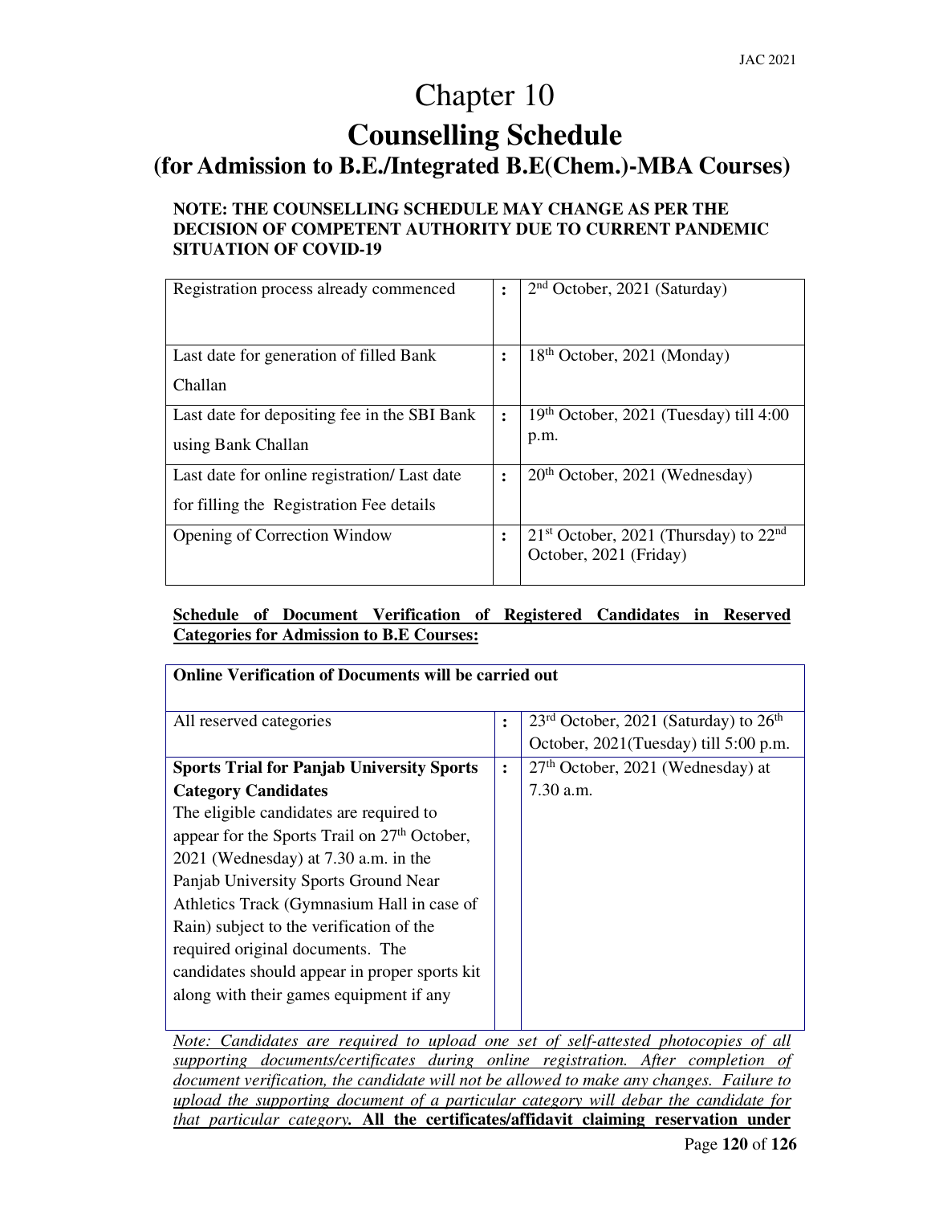# Chapter 10

# Counselling Schedule

## (for Admission to B.E./Integrated B.E(Chem.)-MBA Courses)

**NOTE: THE COUNSELLING SCHEDULE MAY CHANGE AS PER THE DECISION OF COMPETENT AUTHORITY DUE TO CURRENT PANDEMIC SITUATION OF COVID-19**

| | | |
|---|---|---|
| Registration process already commenced | : | 2nd October, 2021 (Saturday) |
| Last date for generation of filled Bank Challan | : | 18th October, 2021 (Monday) |
| Last date for depositing fee in the SBI Bank using Bank Challan | : | 19th October, 2021 (Tuesday) till 4:00 p.m. |
| Last date for online registration/ Last date for filling the Registration Fee details | : | 20th October, 2021 (Wednesday) |
| Opening of Correction Window | : | 21st October, 2021 (Thursday) to 22nd October, 2021 (Friday) |

**<u>Schedule of Document Verification of Registered Candidates in Reserved Categories for Admission to B.E Courses:</u>**

| **Online Verification of Documents will be carried out** | | |
|---|---|---|
| All reserved categories | : | 23rd October, 2021 (Saturday) to 26th October, 2021(Tuesday) till 5:00 p.m. |
| **Sports Trial for Panjab University Sports Category Candidates** The eligible candidates are required to appear for the Sports Trail on 27th October, 2021 (Wednesday) at 7.30 a.m. in the Panjab University Sports Ground Near Athletics Track (Gymnasium Hall in case of Rain) subject to the verification of the required original documents. The candidates should appear in proper sports kit along with their games equipment if any | : | 27th October, 2021 (Wednesday) at 7.30 a.m. |

<u>*Note: Candidates are required to upload one set of self-attested photocopies of all supporting documents/certificates during online registration. After completion of document verification, the candidate will not be allowed to make any changes. Failure to upload the supporting document of a particular category will debar the candidate for that particular category*</u>. **<u>All the certificates/affidavit claiming reservation under</u>**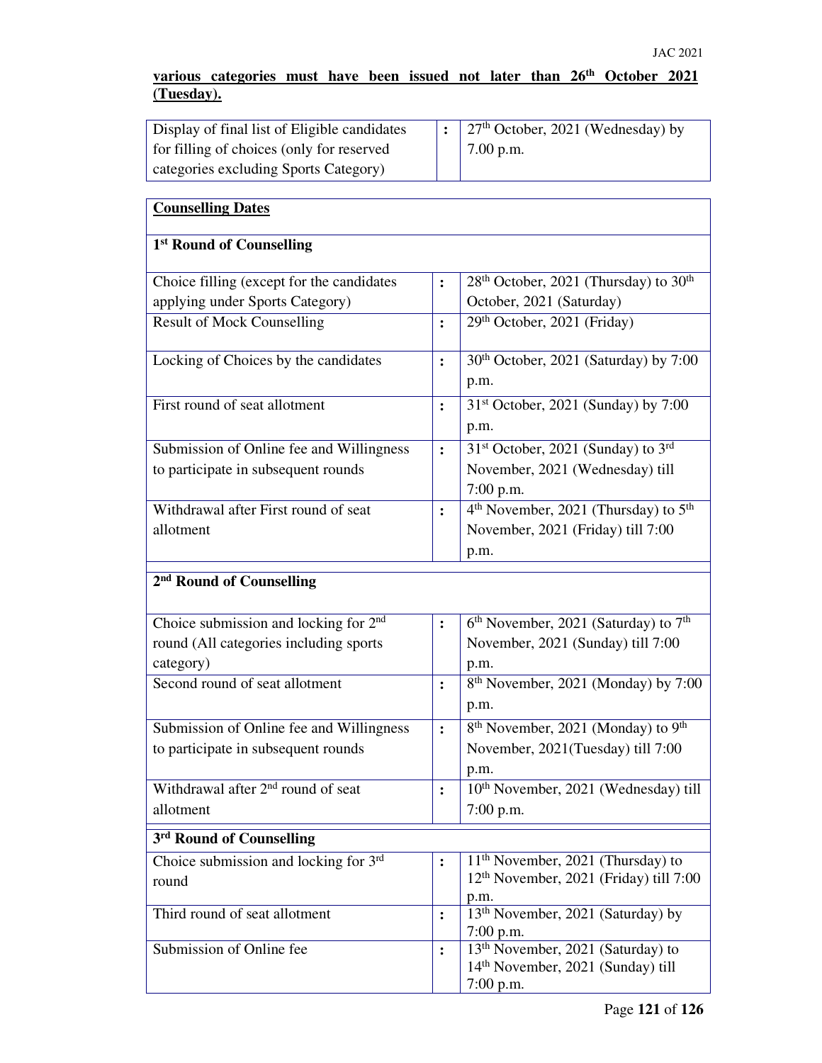**various categories must have been issued not later than 26th October 2021 (Tuesday).**

| Display of final list of Eligible candidates for filling of choices (only for reserved categories excluding Sports Category) | : | 27th October, 2021 (Wednesday) by 7.00 p.m. |
|---|---|---|

| **Counselling Dates** | | |
|---|---|---|
| **1st Round of Counselling** | | |
| Choice filling (except for the candidates applying under Sports Category) | : | 28th October, 2021 (Thursday) to 30th October, 2021 (Saturday) |
| Result of Mock Counselling | : | 29th October, 2021 (Friday) |
| Locking of Choices by the candidates | : | 30th October, 2021 (Saturday) by 7:00 p.m. |
| First round of seat allotment | : | 31st October, 2021 (Sunday) by 7:00 p.m. |
| Submission of Online fee and Willingness to participate in subsequent rounds | : | 31st October, 2021 (Sunday) to 3rd November, 2021 (Wednesday) till 7:00 p.m. |
| Withdrawal after First round of seat allotment | : | 4th November, 2021 (Thursday) to 5th November, 2021 (Friday) till 7:00 p.m. |
| **2nd Round of Counselling** | | |
| Choice submission and locking for 2nd round (All categories including sports category) | : | 6th November, 2021 (Saturday) to 7th November, 2021 (Sunday) till 7:00 p.m. |
| Second round of seat allotment | : | 8th November, 2021 (Monday) by 7:00 p.m. |
| Submission of Online fee and Willingness to participate in subsequent rounds | : | 8th November, 2021 (Monday) to 9th November, 2021(Tuesday) till 7:00 p.m. |
| Withdrawal after 2nd round of seat allotment | : | 10th November, 2021 (Wednesday) till 7:00 p.m. |
| **3rd Round of Counselling** | | |
| Choice submission and locking for 3rd round | : | 11th November, 2021 (Thursday) to 12th November, 2021 (Friday) till 7:00 p.m. |
| Third round of seat allotment | : | 13th November, 2021 (Saturday) by 7:00 p.m. |
| Submission of Online fee | : | 13th November, 2021 (Saturday) to 14th November, 2021 (Sunday) till 7:00 p.m. |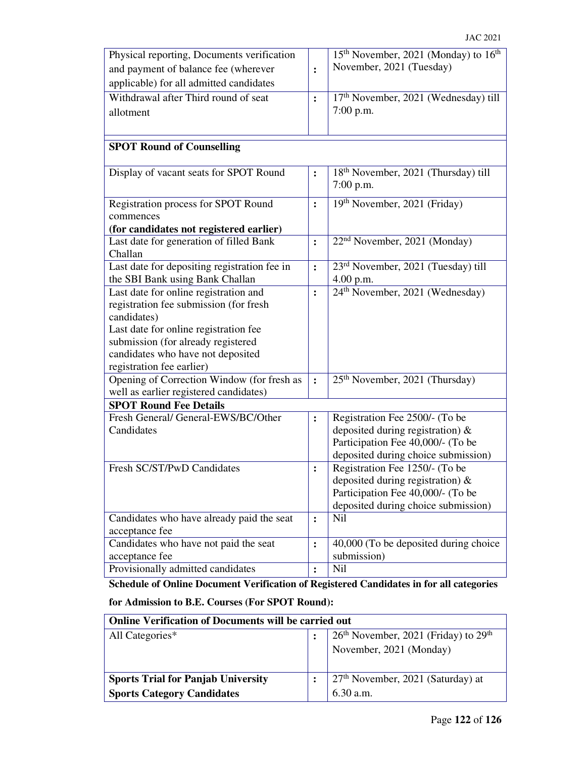| | | |
|---|---|---|
| Physical reporting, Documents verification and payment of balance fee (wherever applicable) for all admitted candidates | : | 15th November, 2021 (Monday) to 16th November, 2021 (Tuesday) |
| Withdrawal after Third round of seat allotment | : | 17th November, 2021 (Wednesday) till 7:00 p.m. |

| **SPOT Round of Counselling** | | |
|---|---|---|
| Display of vacant seats for SPOT Round | : | 18th November, 2021 (Thursday) till 7:00 p.m. |
| Registration process for SPOT Round commences **(for candidates not registered earlier)** | : | 19th November, 2021 (Friday) |
| Last date for generation of filled Bank Challan | : | 22nd November, 2021 (Monday) |
| Last date for depositing registration fee in the SBI Bank using Bank Challan | : | 23rd November, 2021 (Tuesday) till 4.00 p.m. |
| Last date for online registration and registration fee submission (for fresh candidates) Last date for online registration fee submission (for already registered candidates who have not deposited registration fee earlier) | : | 24th November, 2021 (Wednesday) |
| Opening of Correction Window (for fresh as well as earlier registered candidates) | : | 25th November, 2021 (Thursday) |
| **SPOT Round Fee Details** | | |
| Fresh General/ General-EWS/BC/Other Candidates | : | Registration Fee 2500/- (To be deposited during registration) & Participation Fee 40,000/- (To be deposited during choice submission) |
| Fresh SC/ST/PwD Candidates | : | Registration Fee 1250/- (To be deposited during registration) & Participation Fee 40,000/- (To be deposited during choice submission) |
| Candidates who have already paid the seat acceptance fee | : | Nil |
| Candidates who have not paid the seat acceptance fee | : | 40,000 (To be deposited during choice submission) |
| Provisionally admitted candidates | : | Nil |

**Schedule of Online Document Verification of Registered Candidates in for all categories for Admission to B.E. Courses (For SPOT Round):**

| **Online Verification of Documents will be carried out** | | |
|---|---|---|
| All Categories* | : | 26th November, 2021 (Friday) to 29th November, 2021 (Monday) |
| **Sports Trial for Panjab University Sports Category Candidates** | : | 27th November, 2021 (Saturday) at 6.30 a.m. |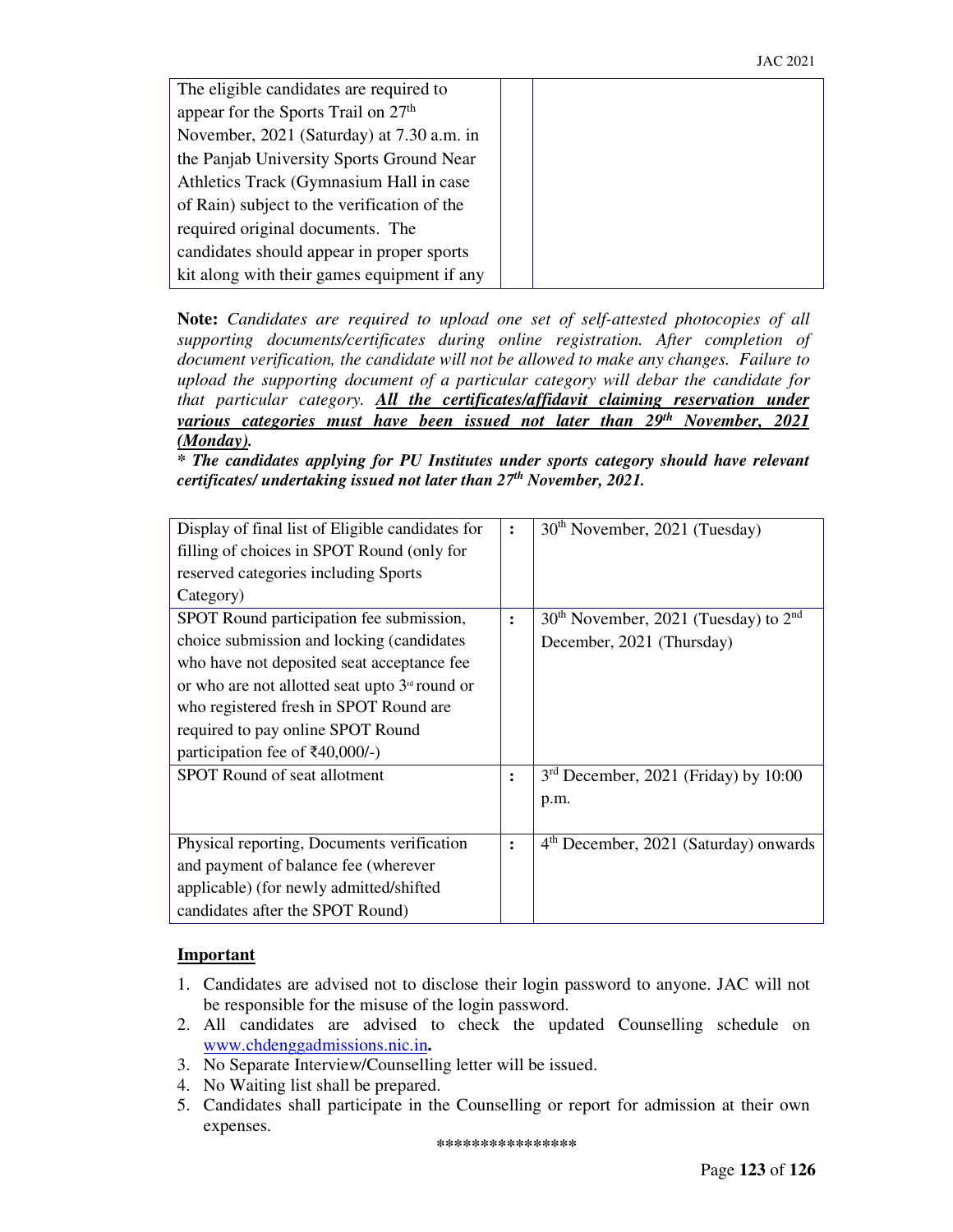| | | |
|---|---|---|
| The eligible candidates are required to appear for the Sports Trail on 27th November, 2021 (Saturday) at 7.30 a.m. in the Panjab University Sports Ground Near Athletics Track (Gymnasium Hall in case of Rain) subject to the verification of the required original documents. The candidates should appear in proper sports kit along with their games equipment if any | | |

**Note:** *Candidates are required to upload one set of self-attested photocopies of all supporting documents/certificates during online registration. After completion of document verification, the candidate will not be allowed to make any changes. Failure to upload the supporting document of a particular category will debar the candidate for that particular category.* ***All the certificates/affidavit claiming reservation under various categories must have been issued not later than 29th November, 2021 (Monday).***

***\* The candidates applying for PU Institutes under sports category should have relevant certificates/ undertaking issued not later than 27th November, 2021.***

| | | |
|---|---|---|
| Display of final list of Eligible candidates for filling of choices in SPOT Round (only for reserved categories including Sports Category) | : | 30th November, 2021 (Tuesday) |
| SPOT Round participation fee submission, choice submission and locking (candidates who have not deposited seat acceptance fee or who are not allotted seat upto 3rd round or who registered fresh in SPOT Round are required to pay online SPOT Round participation fee of ₹40,000/-) | : | 30th November, 2021 (Tuesday) to 2nd December, 2021 (Thursday) |
| SPOT Round of seat allotment | : | 3rd December, 2021 (Friday) by 10:00 p.m. |
| Physical reporting, Documents verification and payment of balance fee (wherever applicable) (for newly admitted/shifted candidates after the SPOT Round) | : | 4th December, 2021 (Saturday) onwards |

**Important**

1. Candidates are advised not to disclose their login password to anyone. JAC will not be responsible for the misuse of the login password.
2. All candidates are advised to check the updated Counselling schedule on www.chdenggadmissions.nic.in.
3. No Separate Interview/Counselling letter will be issued.
4. No Waiting list shall be prepared.
5. Candidates shall participate in the Counselling or report for admission at their own expenses.

***************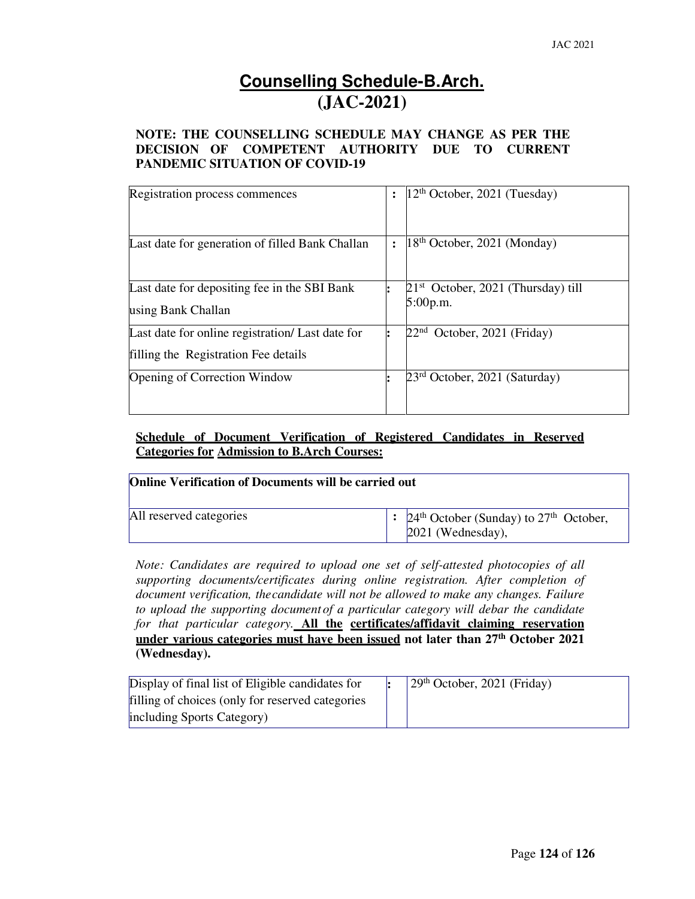# Counselling Schedule-B.Arch.
# (JAC-2021)

**NOTE: THE COUNSELLING SCHEDULE MAY CHANGE AS PER THE DECISION OF COMPETENT AUTHORITY DUE TO CURRENT PANDEMIC SITUATION OF COVID-19**

| | | |
|---|---|---|
| Registration process commences | : | 12th October, 2021 (Tuesday) |
| Last date for generation of filled Bank Challan | : | 18th October, 2021 (Monday) |
| Last date for depositing fee in the SBI Bank using Bank Challan | : | 21st October, 2021 (Thursday) till 5:00p.m. |
| Last date for online registration/ Last date for filling the Registration Fee details | : | 22nd October, 2021 (Friday) |
| Opening of Correction Window | : | 23rd October, 2021 (Saturday) |

**Schedule of Document Verification of Registered Candidates in Reserved Categories for Admission to B.Arch Courses:**

| **Online Verification of Documents will be carried out** | | |
|---|---|---|
| All reserved categories | : | 24th October (Sunday) to 27th October, 2021 (Wednesday), |

*Note: Candidates are required to upload one set of self-attested photocopies of all supporting documents/certificates during online registration. After completion of document verification, the candidate will not be allowed to make any changes. Failure to upload the supporting document of a particular category will debar the candidate for that particular category.* **All the certificates/affidavit claiming reservation under various categories must have been issued not later than 27th October 2021 (Wednesday).**

| | | |
|---|---|---|
| Display of final list of Eligible candidates for filling of choices (only for reserved categories including Sports Category) | : | 29th October, 2021 (Friday) |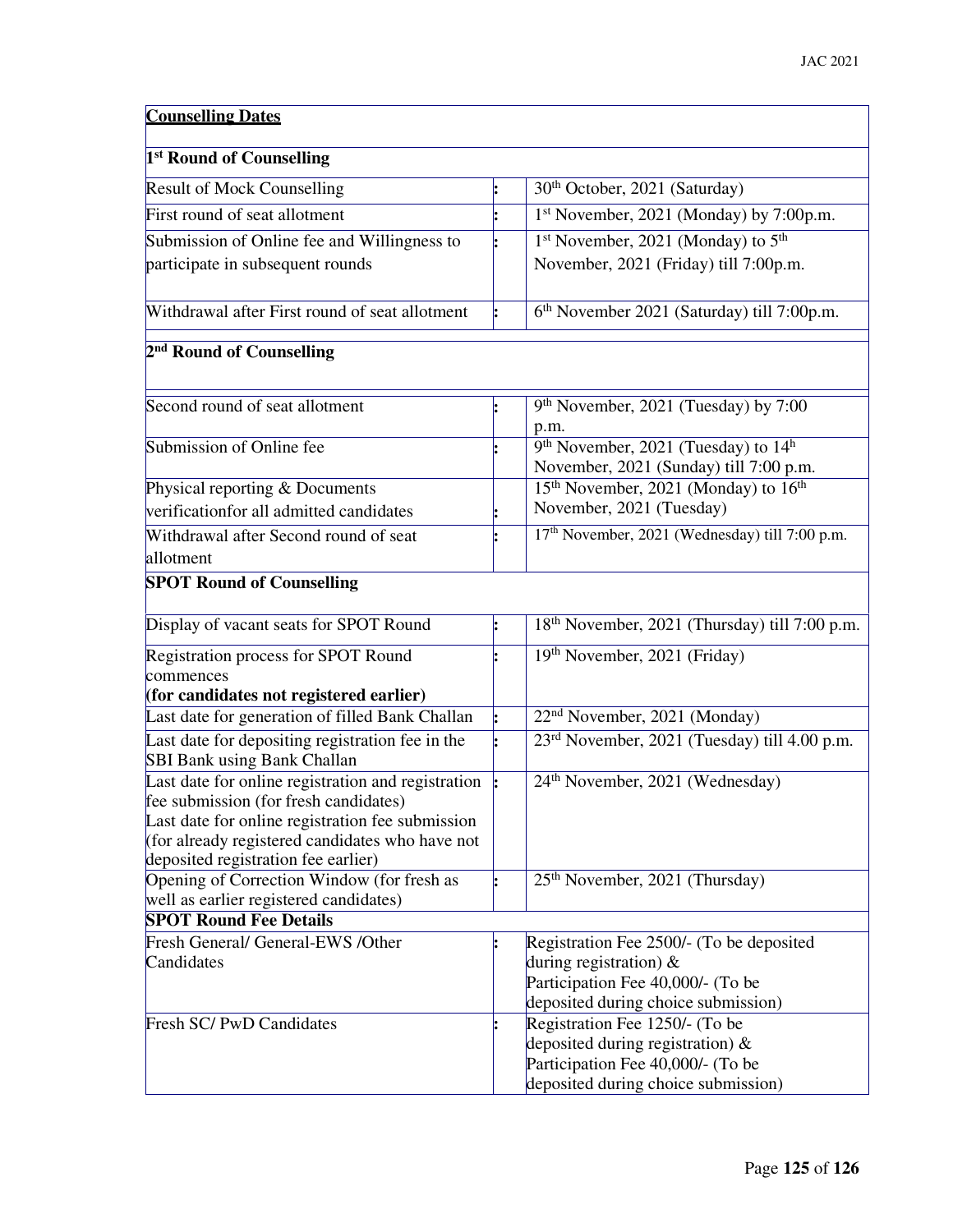| Counselling Dates | | |
|---|---|---|
| **1st Round of Counselling** | | |
| Result of Mock Counselling | : | 30th October, 2021 (Saturday) |
| First round of seat allotment | : | 1st November, 2021 (Monday) by 7:00p.m. |
| Submission of Online fee and Willingness to participate in subsequent rounds | : | 1st November, 2021 (Monday) to 5th November, 2021 (Friday) till 7:00p.m. |
| Withdrawal after First round of seat allotment | : | 6th November 2021 (Saturday) till 7:00p.m. |
| **2nd Round of Counselling** | | |
| Second round of seat allotment | : | 9th November, 2021 (Tuesday) by 7:00 p.m. |
| Submission of Online fee | : | 9th November, 2021 (Tuesday) to 14h November, 2021 (Sunday) till 7:00 p.m. |
| Physical reporting & Documents verificationfor all admitted candidates | : | 15th November, 2021 (Monday) to 16th November, 2021 (Tuesday) |
| Withdrawal after Second round of seat allotment | : | 17th November, 2021 (Wednesday) till 7:00 p.m. |
| **SPOT Round of Counselling** | | |
| Display of vacant seats for SPOT Round | : | 18th November, 2021 (Thursday) till 7:00 p.m. |
| Registration process for SPOT Round commences **(for candidates not registered earlier)** | : | 19th November, 2021 (Friday) |
| Last date for generation of filled Bank Challan | : | 22nd November, 2021 (Monday) |
| Last date for depositing registration fee in the SBI Bank using Bank Challan | : | 23rd November, 2021 (Tuesday) till 4.00 p.m. |
| Last date for online registration and registration fee submission (for fresh candidates) Last date for online registration fee submission (for already registered candidates who have not deposited registration fee earlier) | : | 24th November, 2021 (Wednesday) |
| Opening of Correction Window (for fresh as well as earlier registered candidates) | : | 25th November, 2021 (Thursday) |
| **SPOT Round Fee Details** | | |
| Fresh General/ General-EWS /Other Candidates | : | Registration Fee 2500/- (To be deposited during registration) & Participation Fee 40,000/- (To be deposited during choice submission) |
| Fresh SC/ PwD Candidates | : | Registration Fee 1250/- (To be deposited during registration) & Participation Fee 40,000/- (To be deposited during choice submission) |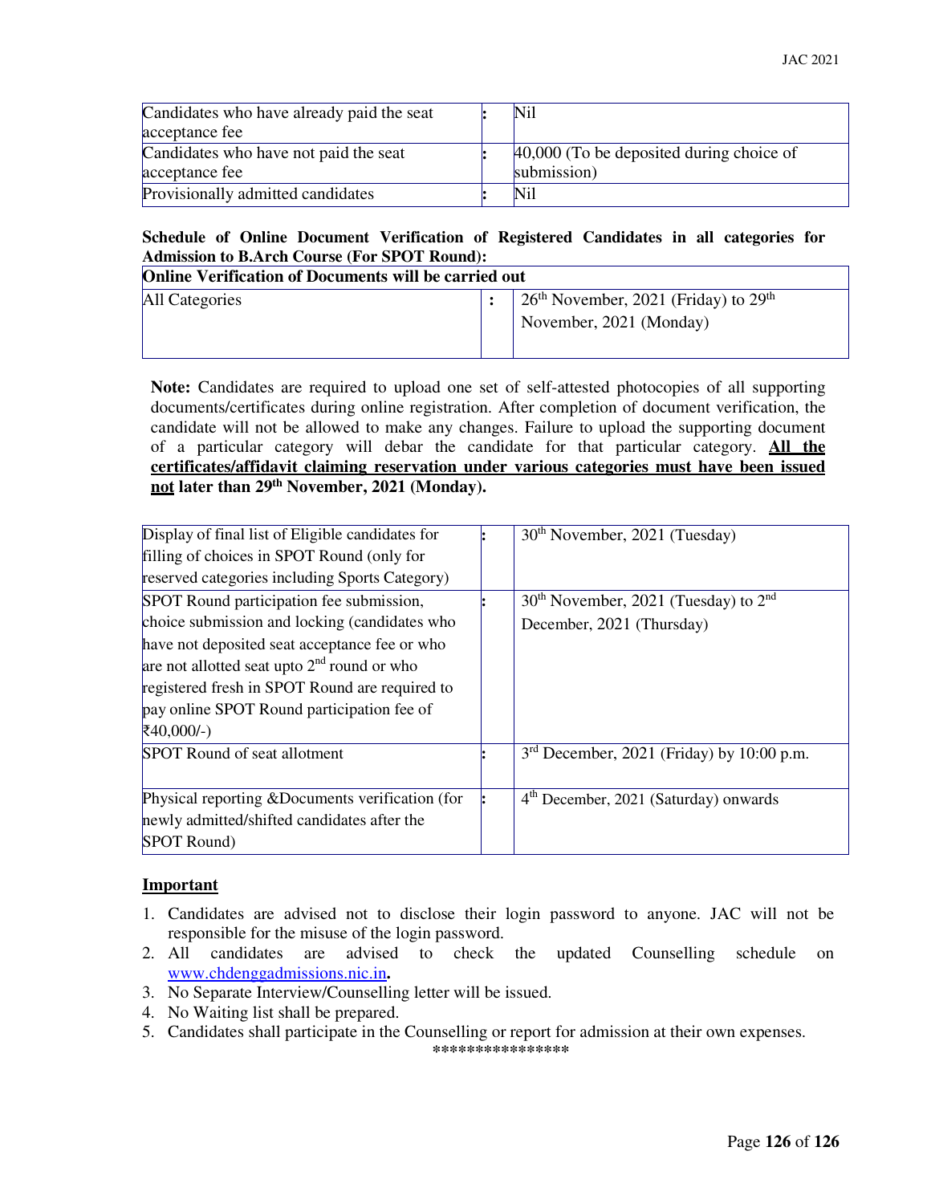| | | |
|---|---|---|
| Candidates who have already paid the seat acceptance fee | : | Nil |
| Candidates who have not paid the seat acceptance fee | : | 40,000 (To be deposited during choice of submission) |
| Provisionally admitted candidates | : | Nil |

**Schedule of Online Document Verification of Registered Candidates in all categories for Admission to B.Arch Course (For SPOT Round):**

| **Online Verification of Documents will be carried out** | | |
|---|---|---|
| All Categories | : | 26th November, 2021 (Friday) to 29th November, 2021 (Monday) |

**Note:** Candidates are required to upload one set of self-attested photocopies of all supporting documents/certificates during online registration. After completion of document verification, the candidate will not be allowed to make any changes. Failure to upload the supporting document of a particular category will debar the candidate for that particular category. **<u>All the certificates/affidavit claiming reservation under various categories must have been issued not</u> later than 29th November, 2021 (Monday).**

| | | |
|---|---|---|
| Display of final list of Eligible candidates for filling of choices in SPOT Round (only for reserved categories including Sports Category) | : | 30th November, 2021 (Tuesday) |
| SPOT Round participation fee submission, choice submission and locking (candidates who have not deposited seat acceptance fee or who are not allotted seat upto 2nd round or who registered fresh in SPOT Round are required to pay online SPOT Round participation fee of ₹40,000/-) | : | 30th November, 2021 (Tuesday) to 2nd December, 2021 (Thursday) |
| SPOT Round of seat allotment | : | 3rd December, 2021 (Friday) by 10:00 p.m. |
| Physical reporting &Documents verification (for newly admitted/shifted candidates after the SPOT Round) | : | 4th December, 2021 (Saturday) onwards |

**<u>Important</u>**

1. Candidates are advised not to disclose their login password to anyone. JAC will not be responsible for the misuse of the login password.
2. All candidates are advised to check the updated Counselling schedule on www.chdenggadmissions.nic.in**.**
3. No Separate Interview/Counselling letter will be issued.
4. No Waiting list shall be prepared.
5. Candidates shall participate in the Counselling or report for admission at their own expenses.

****************